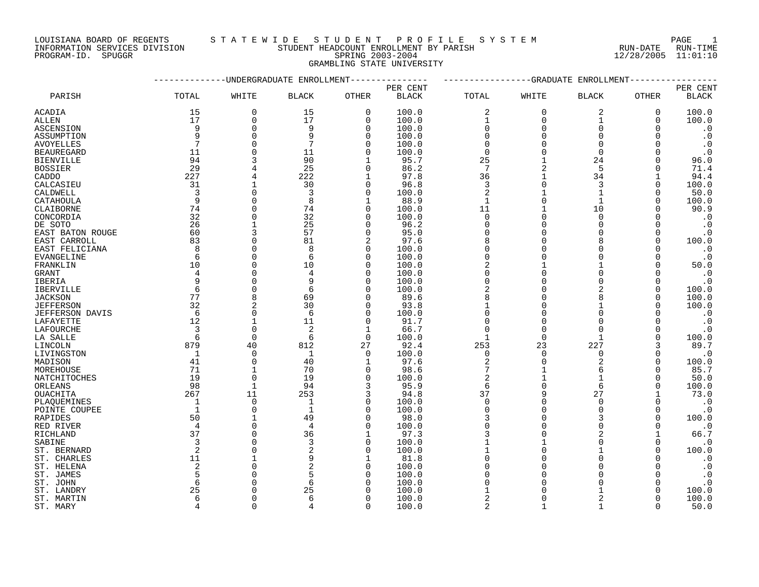LOUISIANA BOARD OF REGENTS — S T A T E W I D E   S T U D E N T   P R O F I L E   S Y S T E M

INFORMATION SERVICES DIVISION — STUDENT HEADCOUNT ENROLLMENT BY PARISH — RUN-DATE 12/28/2005 RUN-TIME 11:01:10

PROGRAM-ID. SPUGGR — SPRING 2003-2004

GRAMBLING STATE UNIVERSITY

| PARISH | UNDERGRADUATE ENROLLMENT TOTAL | WHITE | BLACK | OTHER | PER CENT BLACK | GRADUATE ENROLLMENT TOTAL | WHITE | BLACK | OTHER | PER CENT BLACK |
|---|---|---|---|---|---|---|---|---|---|---|
| ACADIA | 15 | 0 | 15 | 0 | 100.0 | 2 | 0 | 2 | 0 | 100.0 |
| ALLEN | 17 | 0 | 17 | 0 | 100.0 | 1 | 0 | 1 | 0 | 100.0 |
| ASCENSION | 9 | 0 | 9 | 0 | 100.0 | 0 | 0 | 0 | 0 | .0 |
| ASSUMPTION | 9 | 0 | 9 | 0 | 100.0 | 0 | 0 | 0 | 0 | .0 |
| AVOYELLES | 7 | 0 | 7 | 0 | 100.0 | 0 | 0 | 0 | 0 | .0 |
| BEAUREGARD | 11 | 0 | 11 | 0 | 100.0 | 0 | 0 | 0 | 0 | .0 |
| BIENVILLE | 94 | 3 | 90 | 1 | 95.7 | 25 | 1 | 24 | 0 | 96.0 |
| BOSSIER | 29 | 4 | 25 | 0 | 86.2 | 7 | 2 | 5 | 0 | 71.4 |
| CADDO | 227 | 4 | 222 | 1 | 97.8 | 36 | 1 | 34 | 1 | 94.4 |
| CALCASIEU | 31 | 1 | 30 | 0 | 96.8 | 3 | 0 | 3 | 0 | 100.0 |
| CALDWELL | 3 | 0 | 3 | 0 | 100.0 | 2 | 1 | 1 | 0 | 50.0 |
| CATAHOULA | 9 | 0 | 8 | 1 | 88.9 | 1 | 0 | 1 | 0 | 100.0 |
| CLAIBORNE | 74 | 0 | 74 | 0 | 100.0 | 11 | 1 | 10 | 0 | 90.9 |
| CONCORDIA | 32 | 0 | 32 | 0 | 100.0 | 0 | 0 | 0 | 0 | .0 |
| DE SOTO | 26 | 1 | 25 | 0 | 96.2 | 0 | 0 | 0 | 0 | .0 |
| EAST BATON ROUGE | 60 | 3 | 57 | 0 | 95.0 | 0 | 0 | 0 | 0 | .0 |
| EAST CARROLL | 83 | 0 | 81 | 2 | 97.6 | 8 | 0 | 8 | 0 | 100.0 |
| EAST FELICIANA | 8 | 0 | 8 | 0 | 100.0 | 0 | 0 | 0 | 0 | .0 |
| EVANGELINE | 6 | 0 | 6 | 0 | 100.0 | 0 | 0 | 0 | 0 | .0 |
| FRANKLIN | 10 | 0 | 10 | 0 | 100.0 | 2 | 1 | 1 | 0 | 50.0 |
| GRANT | 4 | 0 | 4 | 0 | 100.0 | 0 | 0 | 0 | 0 | .0 |
| IBERIA | 9 | 0 | 9 | 0 | 100.0 | 0 | 0 | 0 | 0 | .0 |
| IBERVILLE | 6 | 0 | 6 | 0 | 100.0 | 2 | 0 | 2 | 0 | 100.0 |
| JACKSON | 77 | 8 | 69 | 0 | 89.6 | 8 | 0 | 8 | 0 | 100.0 |
| JEFFERSON | 32 | 2 | 30 | 0 | 93.8 | 1 | 0 | 1 | 0 | 100.0 |
| JEFFERSON DAVIS | 6 | 0 | 6 | 0 | 100.0 | 0 | 0 | 0 | 0 | .0 |
| LAFAYETTE | 12 | 1 | 11 | 0 | 91.7 | 0 | 0 | 0 | 0 | .0 |
| LAFOURCHE | 3 | 0 | 2 | 1 | 66.7 | 0 | 0 | 0 | 0 | .0 |
| LA SALLE | 6 | 0 | 6 | 0 | 100.0 | 1 | 0 | 1 | 0 | 100.0 |
| LINCOLN | 879 | 40 | 812 | 27 | 92.4 | 253 | 23 | 227 | 3 | 89.7 |
| LIVINGSTON | 1 | 0 | 1 | 0 | 100.0 | 0 | 0 | 0 | 0 | .0 |
| MADISON | 41 | 0 | 40 | 1 | 97.6 | 2 | 0 | 2 | 0 | 100.0 |
| MOREHOUSE | 71 | 1 | 70 | 0 | 98.6 | 7 | 1 | 6 | 0 | 85.7 |
| NATCHITOCHES | 19 | 0 | 19 | 0 | 100.0 | 2 | 1 | 1 | 0 | 50.0 |
| ORLEANS | 98 | 1 | 94 | 3 | 95.9 | 6 | 0 | 6 | 0 | 100.0 |
| OUACHITA | 267 | 11 | 253 | 3 | 94.8 | 37 | 9 | 27 | 1 | 73.0 |
| PLAQUEMINES | 1 | 0 | 1 | 0 | 100.0 | 0 | 0 | 0 | 0 | .0 |
| POINTE COUPEE | 1 | 0 | 1 | 0 | 100.0 | 0 | 0 | 0 | 0 | .0 |
| RAPIDES | 50 | 1 | 49 | 0 | 98.0 | 3 | 0 | 3 | 0 | 100.0 |
| RED RIVER | 4 | 0 | 4 | 0 | 100.0 | 0 | 0 | 0 | 0 | .0 |
| RICHLAND | 37 | 0 | 36 | 1 | 97.3 | 3 | 0 | 2 | 1 | 66.7 |
| SABINE | 3 | 0 | 3 | 0 | 100.0 | 1 | 1 | 0 | 0 | .0 |
| ST. BERNARD | 2 | 0 | 2 | 0 | 100.0 | 1 | 0 | 1 | 0 | 100.0 |
| ST. CHARLES | 11 | 1 | 9 | 1 | 81.8 | 0 | 0 | 0 | 0 | .0 |
| ST. HELENA | 2 | 0 | 2 | 0 | 100.0 | 0 | 0 | 0 | 0 | .0 |
| ST. JAMES | 5 | 0 | 5 | 0 | 100.0 | 0 | 0 | 0 | 0 | .0 |
| ST. JOHN | 6 | 0 | 6 | 0 | 100.0 | 0 | 0 | 0 | 0 | .0 |
| ST. LANDRY | 25 | 0 | 25 | 0 | 100.0 | 1 | 0 | 1 | 0 | 100.0 |
| ST. MARTIN | 6 | 0 | 6 | 0 | 100.0 | 2 | 0 | 2 | 0 | 100.0 |
| ST. MARY | 4 | 0 | 4 | 0 | 100.0 | 2 | 1 | 1 | 0 | 50.0 |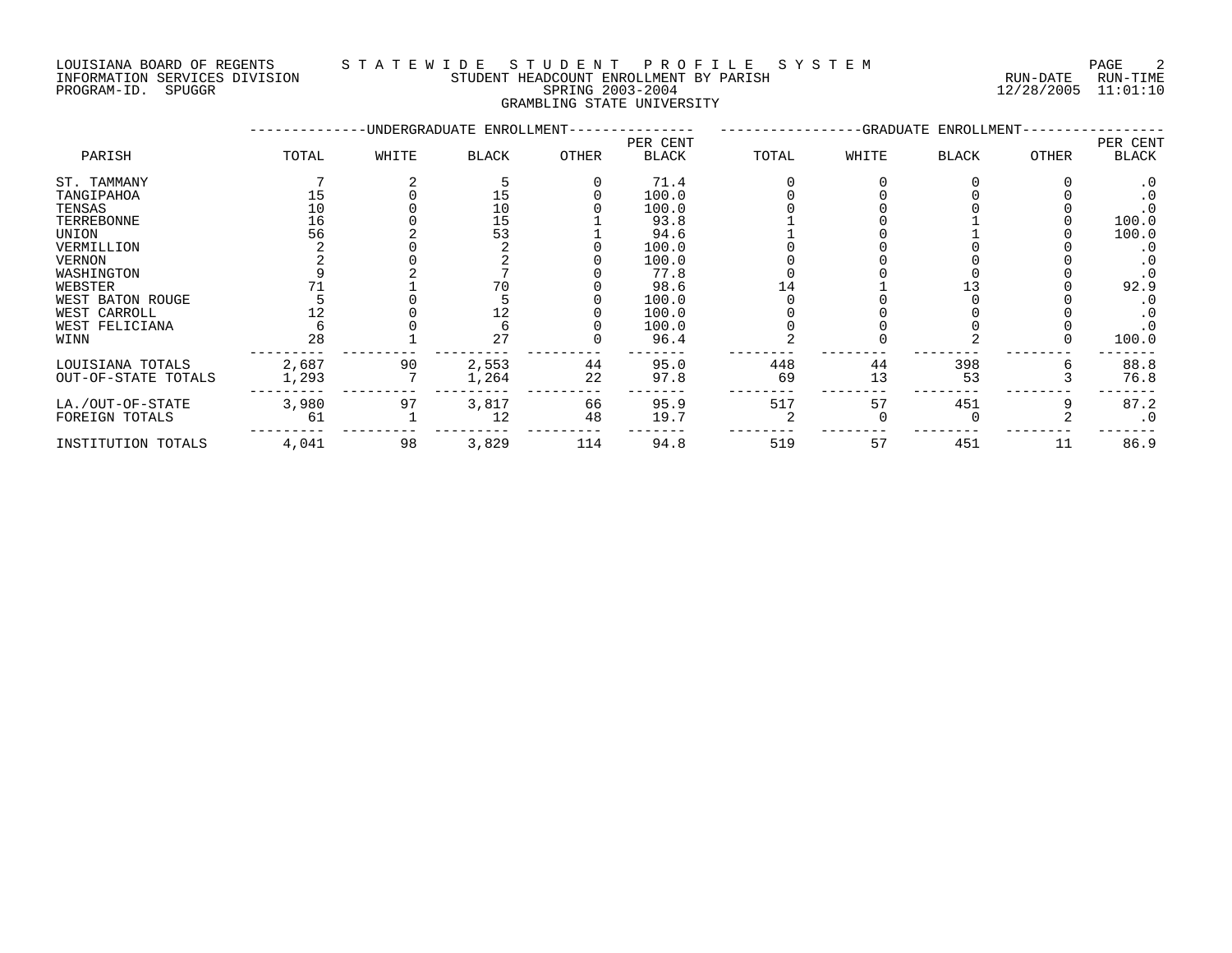LOUISIANA BOARD OF REGENTS — STATEWIDE STUDENT PROFILE SYSTEM
INFORMATION SERVICES DIVISION — STUDENT HEADCOUNT ENROLLMENT BY PARISH — RUN-DATE 12/28/2005 RUN-TIME 11:01:10
PROGRAM-ID. SPUGGR — SPRING 2003-2004

GRAMBLING STATE UNIVERSITY

| PARISH | UNDERGRADUATE ENROLLMENT TOTAL | WHITE | BLACK | OTHER | PER CENT BLACK | GRADUATE ENROLLMENT TOTAL | WHITE | BLACK | OTHER | PER CENT BLACK |
|---|---|---|---|---|---|---|---|---|---|---|
| ST. TAMMANY | 7 | 2 | 5 | 0 | 71.4 | 0 | 0 | 0 | 0 | .0 |
| TANGIPAHOA | 15 | 0 | 15 | 0 | 100.0 | 0 | 0 | 0 | 0 | .0 |
| TENSAS | 10 | 0 | 10 | 0 | 100.0 | 0 | 0 | 0 | 0 | .0 |
| TERREBONNE | 16 | 0 | 15 | 1 | 93.8 | 1 | 0 | 1 | 0 | 100.0 |
| UNION | 56 | 2 | 53 | 1 | 94.6 | 1 | 0 | 1 | 0 | 100.0 |
| VERMILLION | 2 | 0 | 2 | 0 | 100.0 | 0 | 0 | 0 | 0 | .0 |
| VERNON | 2 | 0 | 2 | 0 | 100.0 | 0 | 0 | 0 | 0 | .0 |
| WASHINGTON | 9 | 2 | 7 | 0 | 77.8 | 0 | 0 | 0 | 0 | .0 |
| WEBSTER | 71 | 1 | 70 | 0 | 98.6 | 14 | 1 | 13 | 0 | 92.9 |
| WEST BATON ROUGE | 5 | 0 | 5 | 0 | 100.0 | 0 | 0 | 0 | 0 | .0 |
| WEST CARROLL | 12 | 0 | 12 | 0 | 100.0 | 0 | 0 | 0 | 0 | .0 |
| WEST FELICIANA | 6 | 0 | 6 | 0 | 100.0 | 0 | 0 | 0 | 0 | .0 |
| WINN | 28 | 1 | 27 | 0 | 96.4 | 2 | 0 | 2 | 0 | 100.0 |
| LOUISIANA TOTALS | 2,687 | 90 | 2,553 | 44 | 95.0 | 448 | 44 | 398 | 6 | 88.8 |
| OUT-OF-STATE TOTALS | 1,293 | 7 | 1,264 | 22 | 97.8 | 69 | 13 | 53 | 3 | 76.8 |
| LA./OUT-OF-STATE | 3,980 | 97 | 3,817 | 66 | 95.9 | 517 | 57 | 451 | 9 | 87.2 |
| FOREIGN TOTALS | 61 | 1 | 12 | 48 | 19.7 | 2 | 0 | 0 | 2 | .0 |
| INSTITUTION TOTALS | 4,041 | 98 | 3,829 | 114 | 94.8 | 519 | 57 | 451 | 11 | 86.9 |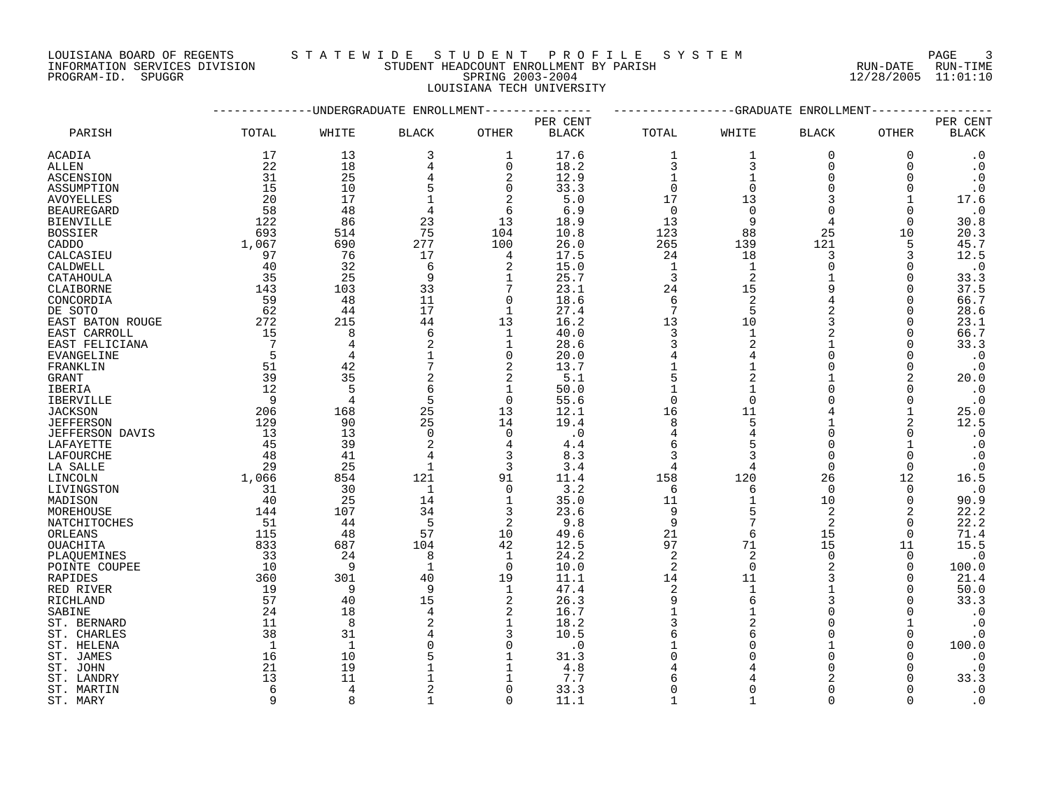LOUISIANA BOARD OF REGENTS — STATEWIDE STUDENT PROFILE SYSTEM
INFORMATION SERVICES DIVISION — STUDENT HEADCOUNT ENROLLMENT BY PARISH
PROGRAM-ID. SPUGGR — SPRING 2003-2004
LOUISIANA TECH UNIVERSITY

RUN-DATE 12/28/2005 RUN-TIME 11:01:10

| PARISH | UNDERGRADUATE ENROLLMENT TOTAL | WHITE | BLACK | OTHER | PER CENT BLACK | GRADUATE ENROLLMENT TOTAL | WHITE | BLACK | OTHER | PER CENT BLACK |
|---|---|---|---|---|---|---|---|---|---|---|
| ACADIA | 17 | 13 | 3 | 1 | 17.6 | 1 | 1 | 0 | 0 | .0 |
| ALLEN | 22 | 18 | 4 | 0 | 18.2 | 3 | 3 | 0 | 0 | .0 |
| ASCENSION | 31 | 25 | 4 | 2 | 12.9 | 1 | 1 | 0 | 0 | .0 |
| ASSUMPTION | 15 | 10 | 5 | 0 | 33.3 | 0 | 0 | 0 | 0 | .0 |
| AVOYELLES | 20 | 17 | 1 | 2 | 5.0 | 17 | 13 | 3 | 1 | 17.6 |
| BEAUREGARD | 58 | 48 | 4 | 6 | 6.9 | 0 | 0 | 0 | 0 | .0 |
| BIENVILLE | 122 | 86 | 23 | 13 | 18.9 | 13 | 9 | 4 | 0 | 30.8 |
| BOSSIER | 693 | 514 | 75 | 104 | 10.8 | 123 | 88 | 25 | 10 | 20.3 |
| CADDO | 1,067 | 690 | 277 | 100 | 26.0 | 265 | 139 | 121 | 5 | 45.7 |
| CALCASIEU | 97 | 76 | 17 | 4 | 17.5 | 24 | 18 | 3 | 3 | 12.5 |
| CALDWELL | 40 | 32 | 6 | 2 | 15.0 | 1 | 1 | 0 | 0 | .0 |
| CATAHOULA | 35 | 25 | 9 | 1 | 25.7 | 3 | 2 | 1 | 0 | 33.3 |
| CLAIBORNE | 143 | 103 | 33 | 7 | 23.1 | 24 | 15 | 9 | 0 | 37.5 |
| CONCORDIA | 59 | 48 | 11 | 0 | 18.6 | 6 | 2 | 4 | 0 | 66.7 |
| DE SOTO | 62 | 44 | 17 | 1 | 27.4 | 7 | 5 | 2 | 0 | 28.6 |
| EAST BATON ROUGE | 272 | 215 | 44 | 13 | 16.2 | 13 | 10 | 3 | 0 | 23.1 |
| EAST CARROLL | 15 | 8 | 6 | 1 | 40.0 | 3 | 1 | 2 | 0 | 66.7 |
| EAST FELICIANA | 7 | 4 | 2 | 1 | 28.6 | 3 | 2 | 1 | 0 | 33.3 |
| EVANGELINE | 5 | 4 | 1 | 0 | 20.0 | 4 | 4 | 0 | 0 | .0 |
| FRANKLIN | 51 | 42 | 7 | 2 | 13.7 | 1 | 1 | 0 | 0 | .0 |
| GRANT | 39 | 35 | 2 | 2 | 5.1 | 5 | 2 | 1 | 2 | 20.0 |
| IBERIA | 12 | 5 | 6 | 1 | 50.0 | 1 | 1 | 0 | 0 | .0 |
| IBERVILLE | 9 | 4 | 5 | 0 | 55.6 | 0 | 0 | 0 | 0 | .0 |
| JACKSON | 206 | 168 | 25 | 13 | 12.1 | 16 | 11 | 4 | 1 | 25.0 |
| JEFFERSON | 129 | 90 | 25 | 14 | 19.4 | 8 | 5 | 1 | 2 | 12.5 |
| JEFFERSON DAVIS | 13 | 13 | 0 | 0 | .0 | 4 | 4 | 0 | 0 | .0 |
| LAFAYETTE | 45 | 39 | 2 | 4 | 4.4 | 6 | 5 | 0 | 1 | .0 |
| LAFOURCHE | 48 | 41 | 4 | 3 | 8.3 | 3 | 3 | 0 | 0 | .0 |
| LA SALLE | 29 | 25 | 1 | 3 | 3.4 | 4 | 4 | 0 | 0 | .0 |
| LINCOLN | 1,066 | 854 | 121 | 91 | 11.4 | 158 | 120 | 26 | 12 | 16.5 |
| LIVINGSTON | 31 | 30 | 1 | 0 | 3.2 | 6 | 6 | 0 | 0 | .0 |
| MADISON | 40 | 25 | 14 | 1 | 35.0 | 11 | 1 | 10 | 0 | 90.9 |
| MOREHOUSE | 144 | 107 | 34 | 3 | 23.6 | 9 | 5 | 2 | 2 | 22.2 |
| NATCHITOCHES | 51 | 44 | 5 | 2 | 9.8 | 9 | 7 | 2 | 0 | 22.2 |
| ORLEANS | 115 | 48 | 57 | 10 | 49.6 | 21 | 6 | 15 | 0 | 71.4 |
| OUACHITA | 833 | 687 | 104 | 42 | 12.5 | 97 | 71 | 15 | 11 | 15.5 |
| PLAQUEMINES | 33 | 24 | 8 | 1 | 24.2 | 2 | 2 | 0 | 0 | .0 |
| POINTE COUPEE | 10 | 9 | 1 | 0 | 10.0 | 2 | 0 | 2 | 0 | 100.0 |
| RAPIDES | 360 | 301 | 40 | 19 | 11.1 | 14 | 11 | 3 | 0 | 21.4 |
| RED RIVER | 19 | 9 | 9 | 1 | 47.4 | 2 | 1 | 1 | 0 | 50.0 |
| RICHLAND | 57 | 40 | 15 | 2 | 26.3 | 9 | 6 | 3 | 0 | 33.3 |
| SABINE | 24 | 18 | 4 | 2 | 16.7 | 1 | 1 | 0 | 0 | .0 |
| ST. BERNARD | 11 | 8 | 2 | 1 | 18.2 | 3 | 2 | 0 | 1 | .0 |
| ST. CHARLES | 38 | 31 | 4 | 3 | 10.5 | 6 | 6 | 0 | 0 | .0 |
| ST. HELENA | 1 | 1 | 0 | 0 | .0 | 1 | 0 | 1 | 0 | 100.0 |
| ST. JAMES | 16 | 10 | 5 | 1 | 31.3 | 0 | 0 | 0 | 0 | .0 |
| ST. JOHN | 21 | 19 | 1 | 1 | 4.8 | 4 | 4 | 0 | 0 | .0 |
| ST. LANDRY | 13 | 11 | 1 | 1 | 7.7 | 6 | 4 | 2 | 0 | 33.3 |
| ST. MARTIN | 6 | 4 | 2 | 0 | 33.3 | 0 | 0 | 0 | 0 | .0 |
| ST. MARY | 9 | 8 | 1 | 0 | 11.1 | 1 | 1 | 0 | 0 | .0 |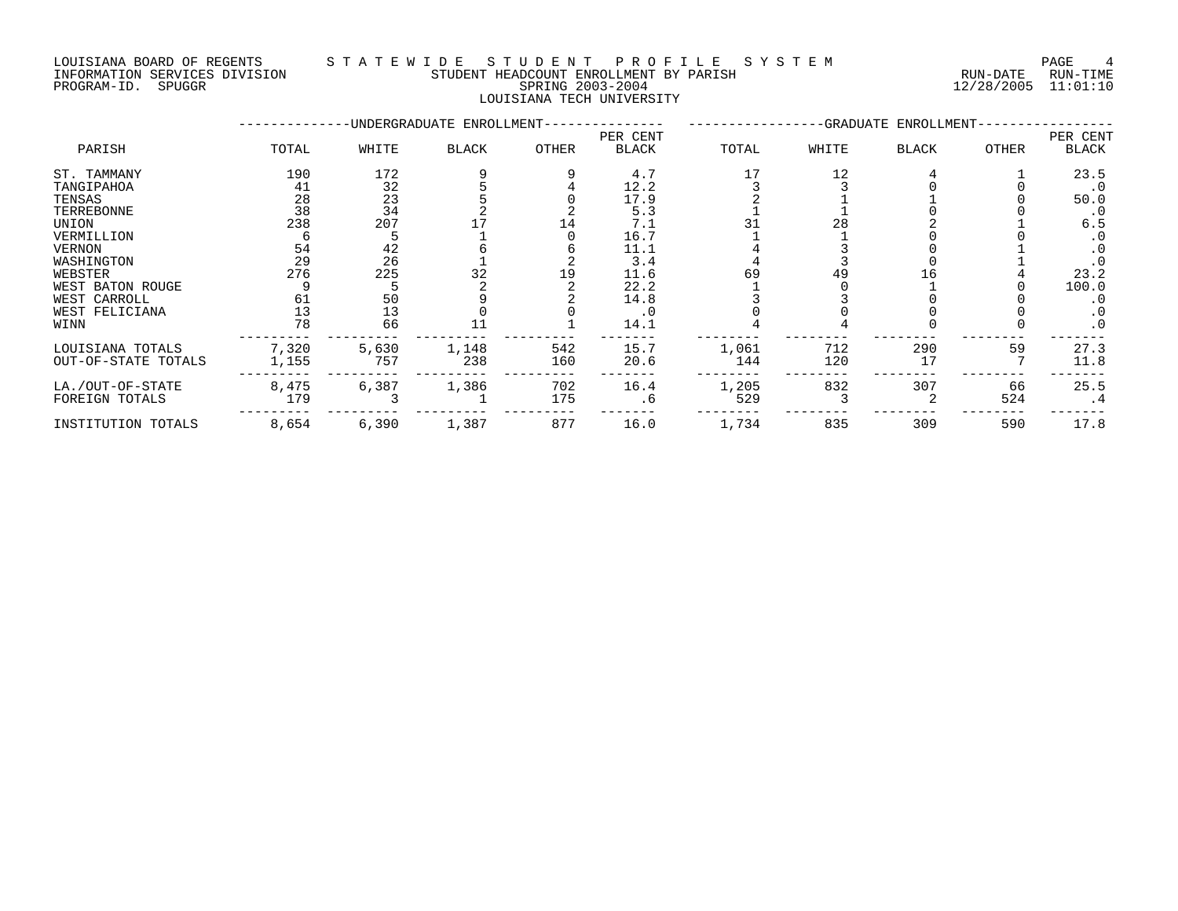LOUISIANA BOARD OF REGENTS — STATEWIDE STUDENT PROFILE SYSTEM
INFORMATION SERVICES DIVISION — STUDENT HEADCOUNT ENROLLMENT BY PARISH — RUN-DATE 12/28/2005 RUN-TIME 11:01:10
PROGRAM-ID. SPUGGR — SPRING 2003-2004

## LOUISIANA TECH UNIVERSITY

| PARISH | UNDERGRADUATE ENROLLMENT TOTAL | WHITE | BLACK | OTHER | PER CENT BLACK | GRADUATE ENROLLMENT TOTAL | WHITE | BLACK | OTHER | PER CENT BLACK |
|---|---|---|---|---|---|---|---|---|---|---|
| ST. TAMMANY | 190 | 172 | 9 | 9 | 4.7 | 17 | 12 | 4 | 1 | 23.5 |
| TANGIPAHOA | 41 | 32 | 5 | 4 | 12.2 | 3 | 3 | 0 | 0 | .0 |
| TENSAS | 28 | 23 | 5 | 0 | 17.9 | 2 | 1 | 1 | 0 | 50.0 |
| TERREBONNE | 38 | 34 | 2 | 2 | 5.3 | 1 | 1 | 0 | 0 | .0 |
| UNION | 238 | 207 | 17 | 14 | 7.1 | 31 | 28 | 2 | 1 | 6.5 |
| VERMILLION | 6 | 5 | 1 | 0 | 16.7 | 1 | 1 | 0 | 0 | .0 |
| VERNON | 54 | 42 | 6 | 6 | 11.1 | 4 | 3 | 0 | 1 | .0 |
| WASHINGTON | 29 | 26 | 1 | 2 | 3.4 | 4 | 3 | 0 | 1 | .0 |
| WEBSTER | 276 | 225 | 32 | 19 | 11.6 | 69 | 49 | 16 | 4 | 23.2 |
| WEST BATON ROUGE | 9 | 5 | 2 | 2 | 22.2 | 1 | 0 | 1 | 0 | 100.0 |
| WEST CARROLL | 61 | 50 | 9 | 2 | 14.8 | 3 | 3 | 0 | 0 | .0 |
| WEST FELICIANA | 13 | 13 | 0 | 0 | .0 | 0 | 0 | 0 | 0 | .0 |
| WINN | 78 | 66 | 11 | 1 | 14.1 | 4 | 4 | 0 | 0 | .0 |
| LOUISIANA TOTALS | 7,320 | 5,630 | 1,148 | 542 | 15.7 | 1,061 | 712 | 290 | 59 | 27.3 |
| OUT-OF-STATE TOTALS | 1,155 | 757 | 238 | 160 | 20.6 | 144 | 120 | 17 | 7 | 11.8 |
| LA./OUT-OF-STATE | 8,475 | 6,387 | 1,386 | 702 | 16.4 | 1,205 | 832 | 307 | 66 | 25.5 |
| FOREIGN TOTALS | 179 | 3 | 1 | 175 | .6 | 529 | 3 | 2 | 524 | .4 |
| INSTITUTION TOTALS | 8,654 | 6,390 | 1,387 | 877 | 16.0 | 1,734 | 835 | 309 | 590 | 17.8 |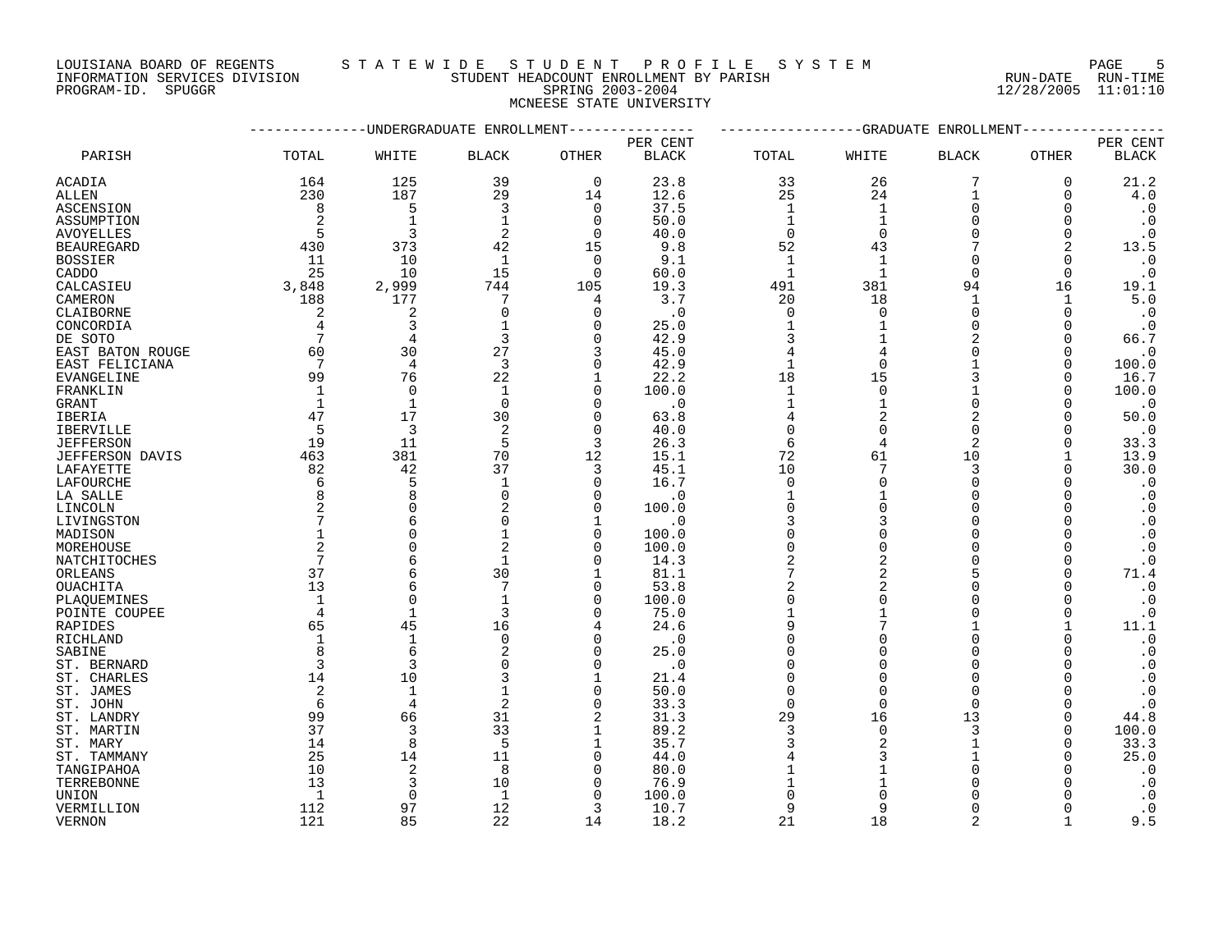LOUISIANA BOARD OF REGENTS — STATEWIDE STUDENT PROFILE SYSTEM
INFORMATION SERVICES DIVISION — STUDENT HEADCOUNT ENROLLMENT BY PARISH — RUN-DATE 12/28/2005 RUN-TIME 11:01:10
PROGRAM-ID. SPUGGR — SPRING 2003-2004

MCNEESE STATE UNIVERSITY

| PARISH | UNDERGRADUATE ENROLLMENT TOTAL | WHITE | BLACK | OTHER | PER CENT BLACK | GRADUATE ENROLLMENT TOTAL | WHITE | BLACK | OTHER | PER CENT BLACK |
|---|---|---|---|---|---|---|---|---|---|---|
| ACADIA | 164 | 125 | 39 | 0 | 23.8 | 33 | 26 | 7 | 0 | 21.2 |
| ALLEN | 230 | 187 | 29 | 14 | 12.6 | 25 | 24 | 1 | 0 | 4.0 |
| ASCENSION | 8 | 5 | 3 | 0 | 37.5 | 1 | 1 | 0 | 0 | .0 |
| ASSUMPTION | 2 | 1 | 1 | 0 | 50.0 | 1 | 1 | 0 | 0 | .0 |
| AVOYELLES | 5 | 3 | 2 | 0 | 40.0 | 0 | 0 | 0 | 0 | .0 |
| BEAUREGARD | 430 | 373 | 42 | 15 | 9.8 | 52 | 43 | 7 | 2 | 13.5 |
| BOSSIER | 11 | 10 | 1 | 0 | 9.1 | 1 | 1 | 0 | 0 | .0 |
| CADDO | 25 | 10 | 15 | 0 | 60.0 | 1 | 1 | 0 | 0 | .0 |
| CALCASIEU | 3,848 | 2,999 | 744 | 105 | 19.3 | 491 | 381 | 94 | 16 | 19.1 |
| CAMERON | 188 | 177 | 7 | 4 | 3.7 | 20 | 18 | 1 | 1 | 5.0 |
| CLAIBORNE | 2 | 2 | 0 | 0 | .0 | 0 | 0 | 0 | 0 | .0 |
| CONCORDIA | 4 | 3 | 1 | 0 | 25.0 | 1 | 1 | 0 | 0 | .0 |
| DE SOTO | 7 | 4 | 3 | 0 | 42.9 | 3 | 1 | 2 | 0 | 66.7 |
| EAST BATON ROUGE | 60 | 30 | 27 | 3 | 45.0 | 4 | 4 | 0 | 0 | .0 |
| EAST FELICIANA | 7 | 4 | 3 | 0 | 42.9 | 1 | 0 | 1 | 0 | 100.0 |
| EVANGELINE | 99 | 76 | 22 | 1 | 22.2 | 18 | 15 | 3 | 0 | 16.7 |
| FRANKLIN | 1 | 0 | 1 | 0 | 100.0 | 1 | 0 | 1 | 0 | 100.0 |
| GRANT | 1 | 1 | 0 | 0 | .0 | 1 | 1 | 0 | 0 | .0 |
| IBERIA | 47 | 17 | 30 | 0 | 63.8 | 4 | 2 | 2 | 0 | 50.0 |
| IBERVILLE | 5 | 3 | 2 | 0 | 40.0 | 0 | 0 | 0 | 0 | .0 |
| JEFFERSON | 19 | 11 | 5 | 3 | 26.3 | 6 | 4 | 2 | 0 | 33.3 |
| JEFFERSON DAVIS | 463 | 381 | 70 | 12 | 15.1 | 72 | 61 | 10 | 1 | 13.9 |
| LAFAYETTE | 82 | 42 | 37 | 3 | 45.1 | 10 | 7 | 3 | 0 | 30.0 |
| LAFOURCHE | 6 | 5 | 1 | 0 | 16.7 | 0 | 0 | 0 | 0 | .0 |
| LA SALLE | 8 | 8 | 0 | 0 | .0 | 1 | 1 | 0 | 0 | .0 |
| LINCOLN | 2 | 0 | 2 | 0 | 100.0 | 0 | 0 | 0 | 0 | .0 |
| LIVINGSTON | 7 | 6 | 0 | 1 | .0 | 3 | 3 | 0 | 0 | .0 |
| MADISON | 1 | 0 | 1 | 0 | 100.0 | 0 | 0 | 0 | 0 | .0 |
| MOREHOUSE | 2 | 0 | 2 | 0 | 100.0 | 0 | 0 | 0 | 0 | .0 |
| NATCHITOCHES | 7 | 6 | 1 | 0 | 14.3 | 2 | 2 | 0 | 0 | .0 |
| ORLEANS | 37 | 6 | 30 | 1 | 81.1 | 7 | 2 | 5 | 0 | 71.4 |
| OUACHITA | 13 | 6 | 7 | 0 | 53.8 | 2 | 2 | 0 | 0 | .0 |
| PLAQUEMINES | 1 | 0 | 1 | 0 | 100.0 | 0 | 0 | 0 | 0 | .0 |
| POINTE COUPEE | 4 | 1 | 3 | 0 | 75.0 | 1 | 1 | 0 | 0 | .0 |
| RAPIDES | 65 | 45 | 16 | 4 | 24.6 | 9 | 7 | 1 | 1 | 11.1 |
| RICHLAND | 1 | 1 | 0 | 0 | .0 | 0 | 0 | 0 | 0 | .0 |
| SABINE | 8 | 6 | 2 | 0 | 25.0 | 0 | 0 | 0 | 0 | .0 |
| ST. BERNARD | 3 | 3 | 0 | 0 | .0 | 0 | 0 | 0 | 0 | .0 |
| ST. CHARLES | 14 | 10 | 3 | 1 | 21.4 | 0 | 0 | 0 | 0 | .0 |
| ST. JAMES | 2 | 1 | 1 | 0 | 50.0 | 0 | 0 | 0 | 0 | .0 |
| ST. JOHN | 6 | 4 | 2 | 0 | 33.3 | 0 | 0 | 0 | 0 | .0 |
| ST. LANDRY | 99 | 66 | 31 | 2 | 31.3 | 29 | 16 | 13 | 0 | 44.8 |
| ST. MARTIN | 37 | 3 | 33 | 1 | 89.2 | 3 | 0 | 3 | 0 | 100.0 |
| ST. MARY | 14 | 8 | 5 | 1 | 35.7 | 3 | 2 | 1 | 0 | 33.3 |
| ST. TAMMANY | 25 | 14 | 11 | 0 | 44.0 | 4 | 3 | 1 | 0 | 25.0 |
| TANGIPAHOA | 10 | 2 | 8 | 0 | 80.0 | 1 | 1 | 0 | 0 | .0 |
| TERREBONNE | 13 | 3 | 10 | 0 | 76.9 | 1 | 1 | 0 | 0 | .0 |
| UNION | 1 | 0 | 1 | 0 | 100.0 | 0 | 0 | 0 | 0 | .0 |
| VERMILLION | 112 | 97 | 12 | 3 | 10.7 | 9 | 9 | 0 | 0 | .0 |
| VERNON | 121 | 85 | 22 | 14 | 18.2 | 21 | 18 | 2 | 1 | 9.5 |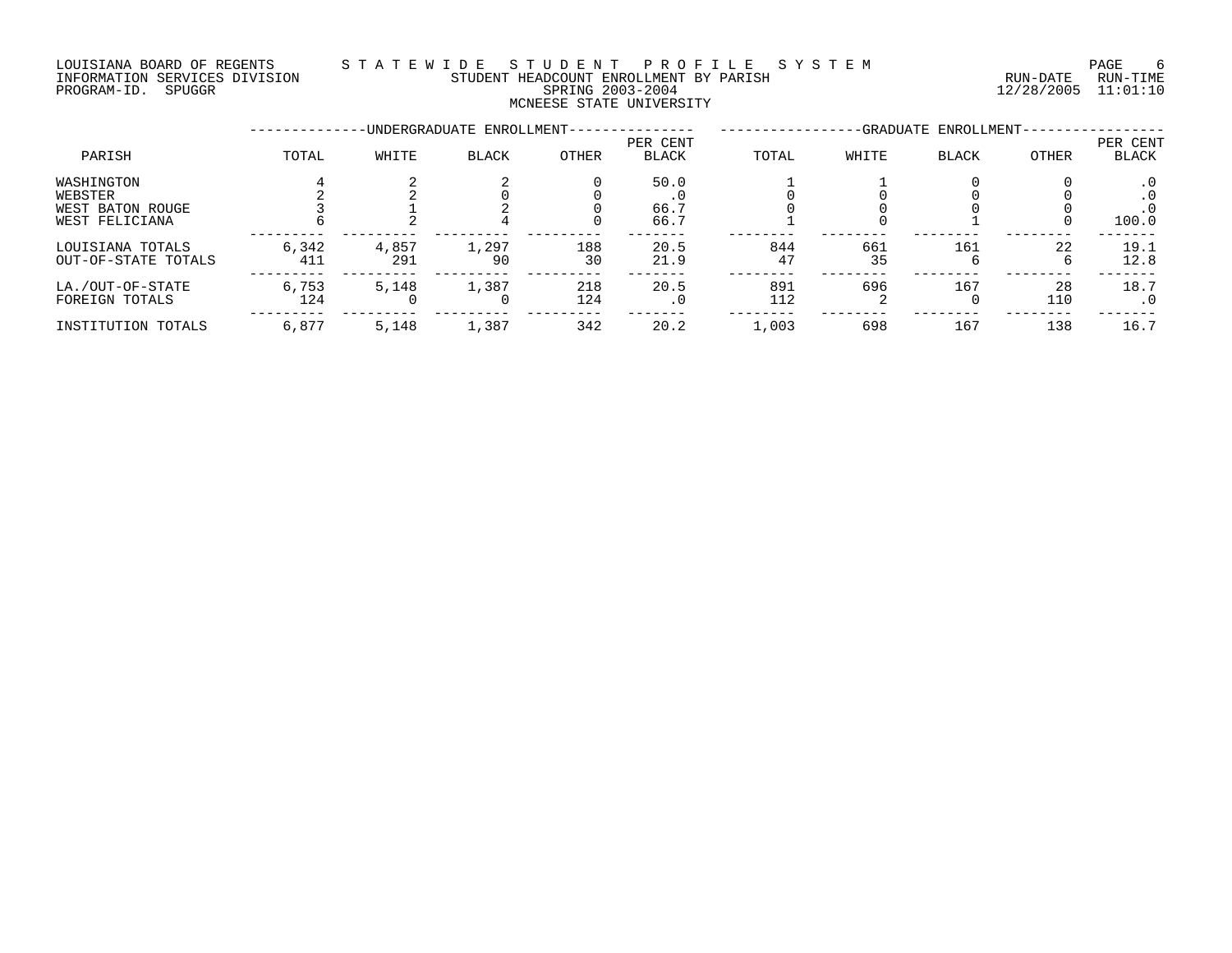LOUISIANA BOARD OF REGENTS — STATEWIDE STUDENT PROFILE SYSTEM
INFORMATION SERVICES DIVISION — STUDENT HEADCOUNT ENROLLMENT BY PARISH — RUN-DATE 12/28/2005 RUN-TIME 11:01:10
PROGRAM-ID. SPUGGR — SPRING 2003-2004

# MCNEESE STATE UNIVERSITY

| PARISH | UNDERGRADUATE ENROLLMENT | | | | | GRADUATE ENROLLMENT | | | | |
|---|---|---|---|---|---|---|---|---|---|---|
| | TOTAL | WHITE | BLACK | OTHER | PER CENT BLACK | TOTAL | WHITE | BLACK | OTHER | PER CENT BLACK |
| WASHINGTON | 4 | 2 | 2 | 0 | 50.0 | 1 | 1 | 0 | 0 | .0 |
| WEBSTER | 2 | 2 | 0 | 0 | .0 | 0 | 0 | 0 | 0 | .0 |
| WEST BATON ROUGE | 3 | 1 | 2 | 0 | 66.7 | 0 | 0 | 0 | 0 | .0 |
| WEST FELICIANA | 6 | 2 | 4 | 0 | 66.7 | 1 | 0 | 1 | 0 | 100.0 |
| LOUISIANA TOTALS | 6,342 | 4,857 | 1,297 | 188 | 20.5 | 844 | 661 | 161 | 22 | 19.1 |
| OUT-OF-STATE TOTALS | 411 | 291 | 90 | 30 | 21.9 | 47 | 35 | 6 | 6 | 12.8 |
| LA./OUT-OF-STATE | 6,753 | 5,148 | 1,387 | 218 | 20.5 | 891 | 696 | 167 | 28 | 18.7 |
| FOREIGN TOTALS | 124 | 0 | 0 | 124 | .0 | 112 | 2 | 0 | 110 | .0 |
| INSTITUTION TOTALS | 6,877 | 5,148 | 1,387 | 342 | 20.2 | 1,003 | 698 | 167 | 138 | 16.7 |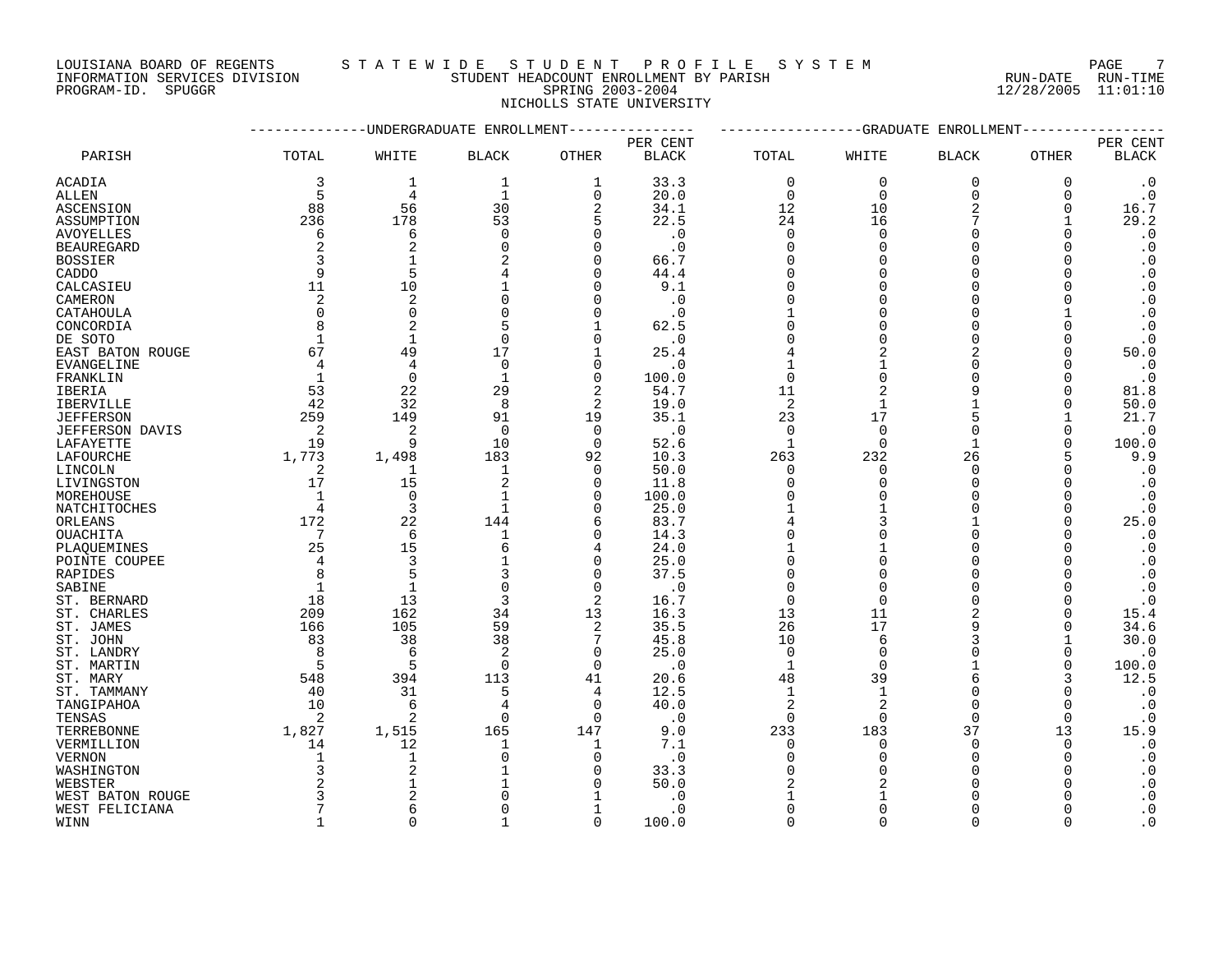LOUISIANA BOARD OF REGENTS — STATEWIDE STUDENT PROFILE SYSTEM
INFORMATION SERVICES DIVISION — STUDENT HEADCOUNT ENROLLMENT BY PARISH — RUN-DATE 12/28/2005 RUN-TIME 11:01:10
PROGRAM-ID. SPUGGR — SPRING 2003-2004

NICHOLLS STATE UNIVERSITY

| PARISH | UNDERGRADUATE ENROLLMENT | | | | | GRADUATE ENROLLMENT | | | | |
|---|---|---|---|---|---|---|---|---|---|---|
| | TOTAL | WHITE | BLACK | OTHER | PER CENT BLACK | TOTAL | WHITE | BLACK | OTHER | PER CENT BLACK |
| ACADIA | 3 | 1 | 1 | 1 | 33.3 | 0 | 0 | 0 | 0 | .0 |
| ALLEN | 5 | 4 | 1 | 0 | 20.0 | 0 | 0 | 0 | 0 | .0 |
| ASCENSION | 88 | 56 | 30 | 2 | 34.1 | 12 | 10 | 2 | 0 | 16.7 |
| ASSUMPTION | 236 | 178 | 53 | 5 | 22.5 | 24 | 16 | 7 | 1 | 29.2 |
| AVOYELLES | 6 | 6 | 0 | 0 | .0 | 0 | 0 | 0 | 0 | .0 |
| BEAUREGARD | 2 | 2 | 0 | 0 | .0 | 0 | 0 | 0 | 0 | .0 |
| BOSSIER | 3 | 1 | 2 | 0 | 66.7 | 0 | 0 | 0 | 0 | .0 |
| CADDO | 9 | 5 | 4 | 0 | 44.4 | 0 | 0 | 0 | 0 | .0 |
| CALCASIEU | 11 | 10 | 1 | 0 | 9.1 | 0 | 0 | 0 | 0 | .0 |
| CAMERON | 2 | 2 | 0 | 0 | .0 | 0 | 0 | 0 | 0 | .0 |
| CATAHOULA | 0 | 0 | 0 | 0 | .0 | 1 | 0 | 0 | 1 | .0 |
| CONCORDIA | 8 | 2 | 5 | 1 | 62.5 | 0 | 0 | 0 | 0 | .0 |
| DE SOTO | 1 | 1 | 0 | 0 | .0 | 0 | 0 | 0 | 0 | .0 |
| EAST BATON ROUGE | 67 | 49 | 17 | 1 | 25.4 | 4 | 2 | 2 | 0 | 50.0 |
| EVANGELINE | 4 | 4 | 0 | 0 | .0 | 1 | 1 | 0 | 0 | .0 |
| FRANKLIN | 1 | 0 | 1 | 0 | 100.0 | 0 | 0 | 0 | 0 | .0 |
| IBERIA | 53 | 22 | 29 | 2 | 54.7 | 11 | 2 | 9 | 0 | 81.8 |
| IBERVILLE | 42 | 32 | 8 | 2 | 19.0 | 2 | 1 | 1 | 0 | 50.0 |
| JEFFERSON | 259 | 149 | 91 | 19 | 35.1 | 23 | 17 | 5 | 1 | 21.7 |
| JEFFERSON DAVIS | 2 | 2 | 0 | 0 | .0 | 0 | 0 | 0 | 0 | .0 |
| LAFAYETTE | 19 | 9 | 10 | 0 | 52.6 | 1 | 0 | 1 | 0 | 100.0 |
| LAFOURCHE | 1,773 | 1,498 | 183 | 92 | 10.3 | 263 | 232 | 26 | 5 | 9.9 |
| LINCOLN | 2 | 1 | 1 | 0 | 50.0 | 0 | 0 | 0 | 0 | .0 |
| LIVINGSTON | 17 | 15 | 2 | 0 | 11.8 | 0 | 0 | 0 | 0 | .0 |
| MOREHOUSE | 1 | 0 | 1 | 0 | 100.0 | 0 | 0 | 0 | 0 | .0 |
| NATCHITOCHES | 4 | 3 | 1 | 0 | 25.0 | 1 | 1 | 0 | 0 | .0 |
| ORLEANS | 172 | 22 | 144 | 6 | 83.7 | 4 | 3 | 1 | 0 | 25.0 |
| OUACHITA | 7 | 6 | 1 | 0 | 14.3 | 0 | 0 | 0 | 0 | .0 |
| PLAQUEMINES | 25 | 15 | 6 | 4 | 24.0 | 1 | 1 | 0 | 0 | .0 |
| POINTE COUPEE | 4 | 3 | 1 | 0 | 25.0 | 0 | 0 | 0 | 0 | .0 |
| RAPIDES | 8 | 5 | 3 | 0 | 37.5 | 0 | 0 | 0 | 0 | .0 |
| SABINE | 1 | 1 | 0 | 0 | .0 | 0 | 0 | 0 | 0 | .0 |
| ST. BERNARD | 18 | 13 | 3 | 2 | 16.7 | 0 | 0 | 0 | 0 | .0 |
| ST. CHARLES | 209 | 162 | 34 | 13 | 16.3 | 13 | 11 | 2 | 0 | 15.4 |
| ST. JAMES | 166 | 105 | 59 | 2 | 35.5 | 26 | 17 | 9 | 0 | 34.6 |
| ST. JOHN | 83 | 38 | 38 | 7 | 45.8 | 10 | 6 | 3 | 1 | 30.0 |
| ST. LANDRY | 8 | 6 | 2 | 0 | 25.0 | 0 | 0 | 0 | 0 | .0 |
| ST. MARTIN | 5 | 5 | 0 | 0 | .0 | 1 | 0 | 1 | 0 | 100.0 |
| ST. MARY | 548 | 394 | 113 | 41 | 20.6 | 48 | 39 | 6 | 3 | 12.5 |
| ST. TAMMANY | 40 | 31 | 5 | 4 | 12.5 | 1 | 1 | 0 | 0 | .0 |
| TANGIPAHOA | 10 | 6 | 4 | 0 | 40.0 | 2 | 2 | 0 | 0 | .0 |
| TENSAS | 2 | 2 | 0 | 0 | .0 | 0 | 0 | 0 | 0 | .0 |
| TERREBONNE | 1,827 | 1,515 | 165 | 147 | 9.0 | 233 | 183 | 37 | 13 | 15.9 |
| VERMILLION | 14 | 12 | 1 | 1 | 7.1 | 0 | 0 | 0 | 0 | .0 |
| VERNON | 1 | 1 | 0 | 0 | .0 | 0 | 0 | 0 | 0 | .0 |
| WASHINGTON | 3 | 2 | 1 | 0 | 33.3 | 0 | 0 | 0 | 0 | .0 |
| WEBSTER | 2 | 1 | 1 | 0 | 50.0 | 2 | 2 | 0 | 0 | .0 |
| WEST BATON ROUGE | 3 | 2 | 0 | 1 | .0 | 1 | 1 | 0 | 0 | .0 |
| WEST FELICIANA | 7 | 6 | 0 | 1 | .0 | 0 | 0 | 0 | 0 | .0 |
| WINN | 1 | 0 | 1 | 0 | 100.0 | 0 | 0 | 0 | 0 | .0 |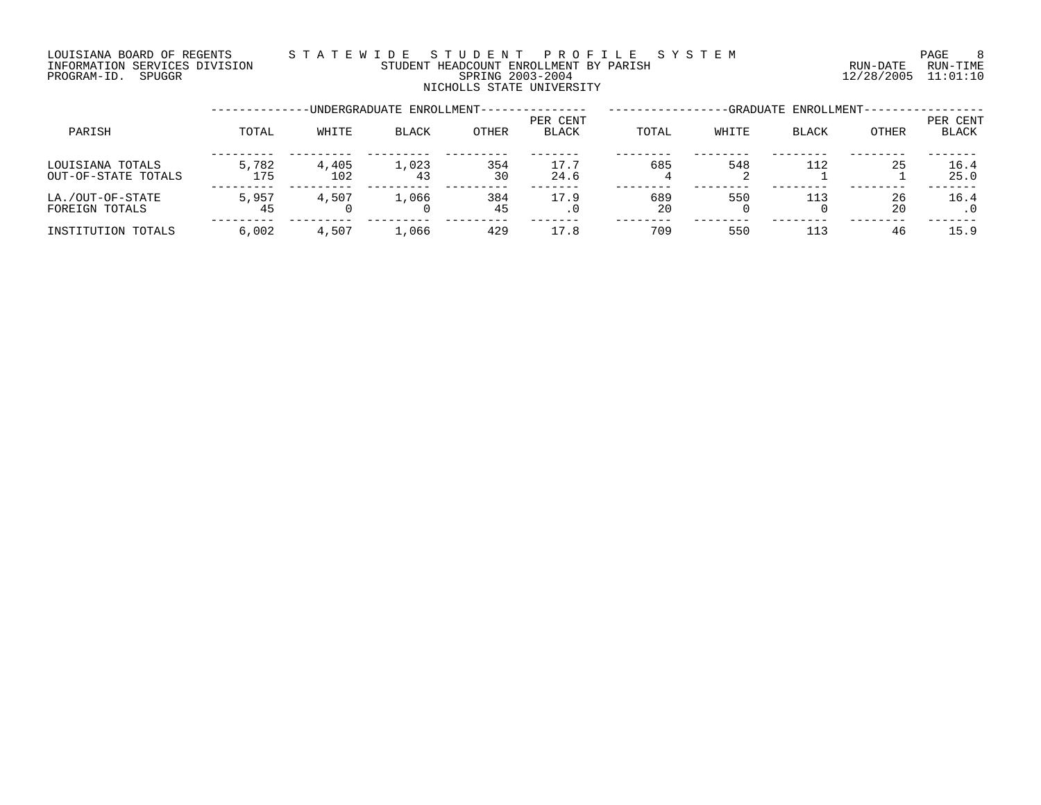LOUISIANA BOARD OF REGENTS — STATEWIDE STUDENT PROFILE SYSTEM
INFORMATION SERVICES DIVISION — STUDENT HEADCOUNT ENROLLMENT BY PARISH
PROGRAM-ID. SPUGGR — SPRING 2003-2004

RUN-DATE 12/28/2005 RUN-TIME 11:01:10

NICHOLLS STATE UNIVERSITY

| PARISH | UNDERGRADUATE ENROLLMENT TOTAL | WHITE | BLACK | OTHER | PER CENT BLACK | GRADUATE ENROLLMENT TOTAL | WHITE | BLACK | OTHER | PER CENT BLACK |
|---|---|---|---|---|---|---|---|---|---|---|
| LOUISIANA TOTALS | 5,782 | 4,405 | 1,023 | 354 | 17.7 | 685 | 548 | 112 | 25 | 16.4 |
| OUT-OF-STATE TOTALS | 175 | 102 | 43 | 30 | 24.6 | 4 | 2 | 1 | 1 | 25.0 |
| LA./OUT-OF-STATE | 5,957 | 4,507 | 1,066 | 384 | 17.9 | 689 | 550 | 113 | 26 | 16.4 |
| FOREIGN TOTALS | 45 | 0 | 0 | 45 | .0 | 20 | 0 | 0 | 20 | .0 |
| INSTITUTION TOTALS | 6,002 | 4,507 | 1,066 | 429 | 17.8 | 709 | 550 | 113 | 46 | 15.9 |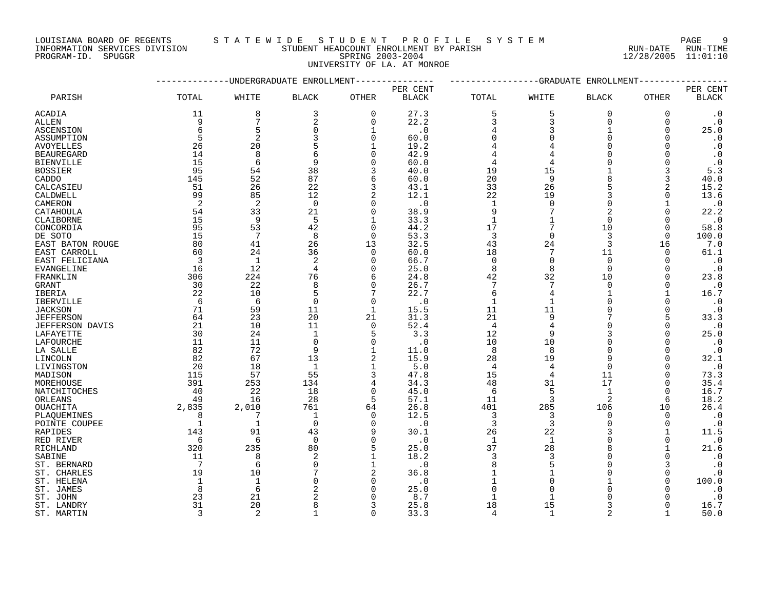LOUISIANA BOARD OF REGENTS
INFORMATION SERVICES DIVISION
PROGRAM-ID. SPUGGR

S T A T E W I D E   S T U D E N T   P R O F I L E   S Y S T E M
STUDENT HEADCOUNT ENROLLMENT BY PARISH
SPRING 2003-2004
UNIVERSITY OF LA. AT MONROE

RUN-DATE 12/28/2005 RUN-TIME 11:01:10

| PARISH | UNDERGRADUATE ENROLLMENT | | | | | GRADUATE ENROLLMENT | | | | |
|---|---|---|---|---|---|---|---|---|---|---|
| | TOTAL | WHITE | BLACK | OTHER | PER CENT BLACK | TOTAL | WHITE | BLACK | OTHER | PER CENT BLACK |
| ACADIA | 11 | 8 | 3 | 0 | 27.3 | 5 | 5 | 0 | 0 | .0 |
| ALLEN | 9 | 7 | 2 | 0 | 22.2 | 3 | 3 | 0 | 0 | .0 |
| ASCENSION | 6 | 5 | 0 | 1 | .0 | 4 | 3 | 1 | 0 | 25.0 |
| ASSUMPTION | 5 | 2 | 3 | 0 | 60.0 | 0 | 0 | 0 | 0 | .0 |
| AVOYELLES | 26 | 20 | 5 | 1 | 19.2 | 4 | 4 | 0 | 0 | .0 |
| BEAUREGARD | 14 | 8 | 6 | 0 | 42.9 | 4 | 4 | 0 | 0 | .0 |
| BIENVILLE | 15 | 6 | 9 | 0 | 60.0 | 4 | 4 | 0 | 0 | .0 |
| BOSSIER | 95 | 54 | 38 | 3 | 40.0 | 19 | 15 | 1 | 3 | 5.3 |
| CADDO | 145 | 52 | 87 | 6 | 60.0 | 20 | 9 | 8 | 3 | 40.0 |
| CALCASIEU | 51 | 26 | 22 | 3 | 43.1 | 33 | 26 | 5 | 2 | 15.2 |
| CALDWELL | 99 | 85 | 12 | 2 | 12.1 | 22 | 19 | 3 | 0 | 13.6 |
| CAMERON | 2 | 2 | 0 | 0 | .0 | 1 | 0 | 0 | 1 | .0 |
| CATAHOULA | 54 | 33 | 21 | 0 | 38.9 | 9 | 7 | 2 | 0 | 22.2 |
| CLAIBORNE | 15 | 9 | 5 | 1 | 33.3 | 1 | 1 | 0 | 0 | .0 |
| CONCORDIA | 95 | 53 | 42 | 0 | 44.2 | 17 | 7 | 10 | 0 | 58.8 |
| DE SOTO | 15 | 7 | 8 | 0 | 53.3 | 3 | 0 | 3 | 0 | 100.0 |
| EAST BATON ROUGE | 80 | 41 | 26 | 13 | 32.5 | 43 | 24 | 3 | 16 | 7.0 |
| EAST CARROLL | 60 | 24 | 36 | 0 | 60.0 | 18 | 7 | 11 | 0 | 61.1 |
| EAST FELICIANA | 3 | 1 | 2 | 0 | 66.7 | 0 | 0 | 0 | 0 | .0 |
| EVANGELINE | 16 | 12 | 4 | 0 | 25.0 | 8 | 8 | 0 | 0 | .0 |
| FRANKLIN | 306 | 224 | 76 | 6 | 24.8 | 42 | 32 | 10 | 0 | 23.8 |
| GRANT | 30 | 22 | 8 | 0 | 26.7 | 7 | 7 | 0 | 0 | .0 |
| IBERIA | 22 | 10 | 5 | 7 | 22.7 | 6 | 4 | 1 | 1 | 16.7 |
| IBERVILLE | 6 | 6 | 0 | 0 | .0 | 1 | 1 | 0 | 0 | .0 |
| JACKSON | 71 | 59 | 11 | 1 | 15.5 | 11 | 11 | 0 | 0 | .0 |
| JEFFERSON | 64 | 23 | 20 | 21 | 31.3 | 21 | 9 | 7 | 5 | 33.3 |
| JEFFERSON DAVIS | 21 | 10 | 11 | 0 | 52.4 | 4 | 4 | 0 | 0 | .0 |
| LAFAYETTE | 30 | 24 | 1 | 5 | 3.3 | 12 | 9 | 3 | 0 | 25.0 |
| LAFOURCHE | 11 | 11 | 0 | 0 | .0 | 10 | 10 | 0 | 0 | .0 |
| LA SALLE | 82 | 72 | 9 | 1 | 11.0 | 8 | 8 | 0 | 0 | .0 |
| LINCOLN | 82 | 67 | 13 | 2 | 15.9 | 28 | 19 | 9 | 0 | 32.1 |
| LIVINGSTON | 20 | 18 | 1 | 1 | 5.0 | 4 | 4 | 0 | 0 | .0 |
| MADISON | 115 | 57 | 55 | 3 | 47.8 | 15 | 4 | 11 | 0 | 73.3 |
| MOREHOUSE | 391 | 253 | 134 | 4 | 34.3 | 48 | 31 | 17 | 0 | 35.4 |
| NATCHITOCHES | 40 | 22 | 18 | 0 | 45.0 | 6 | 5 | 1 | 0 | 16.7 |
| ORLEANS | 49 | 16 | 28 | 5 | 57.1 | 11 | 3 | 2 | 6 | 18.2 |
| OUACHITA | 2,835 | 2,010 | 761 | 64 | 26.8 | 401 | 285 | 106 | 10 | 26.4 |
| PLAQUEMINES | 8 | 7 | 1 | 0 | 12.5 | 3 | 3 | 0 | 0 | .0 |
| POINTE COUPEE | 1 | 1 | 0 | 0 | .0 | 3 | 3 | 0 | 0 | .0 |
| RAPIDES | 143 | 91 | 43 | 9 | 30.1 | 26 | 22 | 3 | 1 | 11.5 |
| RED RIVER | 6 | 6 | 0 | 0 | .0 | 1 | 1 | 0 | 0 | .0 |
| RICHLAND | 320 | 235 | 80 | 5 | 25.0 | 37 | 28 | 8 | 1 | 21.6 |
| SABINE | 11 | 8 | 2 | 1 | 18.2 | 3 | 3 | 0 | 0 | .0 |
| ST. BERNARD | 7 | 6 | 0 | 1 | .0 | 8 | 5 | 0 | 3 | .0 |
| ST. CHARLES | 19 | 10 | 7 | 2 | 36.8 | 1 | 1 | 0 | 0 | .0 |
| ST. HELENA | 1 | 1 | 0 | 0 | .0 | 1 | 0 | 1 | 0 | 100.0 |
| ST. JAMES | 8 | 6 | 2 | 0 | 25.0 | 0 | 0 | 0 | 0 | .0 |
| ST. JOHN | 23 | 21 | 2 | 0 | 8.7 | 1 | 1 | 0 | 0 | .0 |
| ST. LANDRY | 31 | 20 | 8 | 3 | 25.8 | 18 | 15 | 3 | 0 | 16.7 |
| ST. MARTIN | 3 | 2 | 1 | 0 | 33.3 | 4 | 1 | 2 | 1 | 50.0 |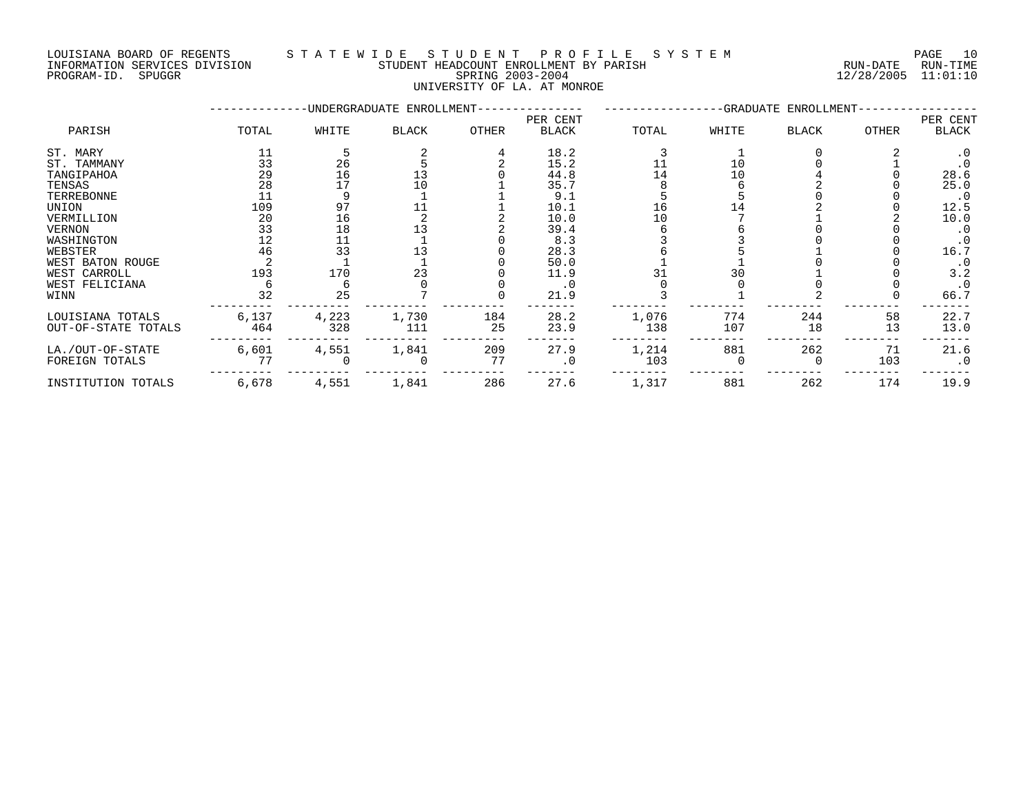LOUISIANA BOARD OF REGENTS — STATEWIDE STUDENT PROFILE SYSTEM
INFORMATION SERVICES DIVISION — STUDENT HEADCOUNT ENROLLMENT BY PARISH — RUN-DATE 12/28/2005 RUN-TIME 11:01:10
PROGRAM-ID. SPUGGR — SPRING 2003-2004

UNIVERSITY OF LA. AT MONROE

| PARISH | UNDERGRADUATE ENROLLMENT TOTAL | WHITE | BLACK | OTHER | PER CENT BLACK | GRADUATE ENROLLMENT TOTAL | WHITE | BLACK | OTHER | PER CENT BLACK |
|---|---|---|---|---|---|---|---|---|---|---|
| ST. MARY | 11 | 5 | 2 | 4 | 18.2 | 3 | 1 | 0 | 2 | .0 |
| ST. TAMMANY | 33 | 26 | 5 | 2 | 15.2 | 11 | 10 | 0 | 1 | .0 |
| TANGIPAHOA | 29 | 16 | 13 | 0 | 44.8 | 14 | 10 | 4 | 0 | 28.6 |
| TENSAS | 28 | 17 | 10 | 1 | 35.7 | 8 | 6 | 2 | 0 | 25.0 |
| TERREBONNE | 11 | 9 | 1 | 1 | 9.1 | 5 | 5 | 0 | 0 | .0 |
| UNION | 109 | 97 | 11 | 1 | 10.1 | 16 | 14 | 2 | 0 | 12.5 |
| VERMILLION | 20 | 16 | 2 | 2 | 10.0 | 10 | 7 | 1 | 2 | 10.0 |
| VERNON | 33 | 18 | 13 | 2 | 39.4 | 6 | 6 | 0 | 0 | .0 |
| WASHINGTON | 12 | 11 | 1 | 0 | 8.3 | 3 | 3 | 0 | 0 | .0 |
| WEBSTER | 46 | 33 | 13 | 0 | 28.3 | 6 | 5 | 1 | 0 | 16.7 |
| WEST BATON ROUGE | 2 | 1 | 1 | 0 | 50.0 | 1 | 1 | 0 | 0 | .0 |
| WEST CARROLL | 193 | 170 | 23 | 0 | 11.9 | 31 | 30 | 1 | 0 | 3.2 |
| WEST FELICIANA | 6 | 6 | 0 | 0 | .0 | 0 | 0 | 0 | 0 | .0 |
| WINN | 32 | 25 | 7 | 0 | 21.9 | 3 | 1 | 2 | 0 | 66.7 |
| LOUISIANA TOTALS | 6,137 | 4,223 | 1,730 | 184 | 28.2 | 1,076 | 774 | 244 | 58 | 22.7 |
| OUT-OF-STATE TOTALS | 464 | 328 | 111 | 25 | 23.9 | 138 | 107 | 18 | 13 | 13.0 |
| LA./OUT-OF-STATE | 6,601 | 4,551 | 1,841 | 209 | 27.9 | 1,214 | 881 | 262 | 71 | 21.6 |
| FOREIGN TOTALS | 77 | 0 | 0 | 77 | .0 | 103 | 0 | 0 | 103 | .0 |
| INSTITUTION TOTALS | 6,678 | 4,551 | 1,841 | 286 | 27.6 | 1,317 | 881 | 262 | 174 | 19.9 |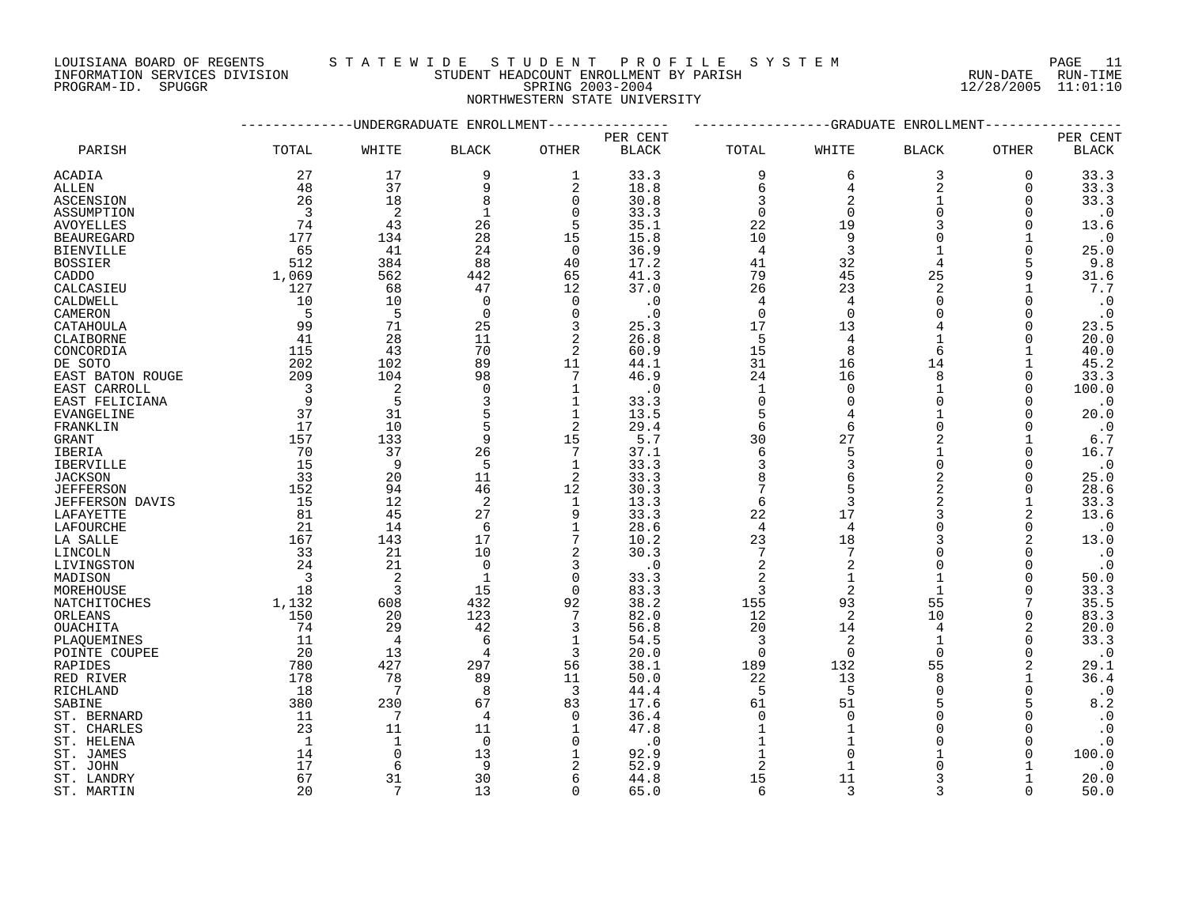LOUISIANA BOARD OF REGENTS — STATEWIDE STUDENT PROFILE SYSTEM
INFORMATION SERVICES DIVISION — STUDENT HEADCOUNT ENROLLMENT BY PARISH — RUN-DATE 12/28/2005 RUN-TIME 11:01:10
PROGRAM-ID. SPUGGR — SPRING 2003-2004

NORTHWESTERN STATE UNIVERSITY

| PARISH | UNDERGRADUATE ENROLLMENT TOTAL | WHITE | BLACK | OTHER | PER CENT BLACK | GRADUATE ENROLLMENT TOTAL | WHITE | BLACK | OTHER | PER CENT BLACK |
|---|---|---|---|---|---|---|---|---|---|---|
| ACADIA | 27 | 17 | 9 | 1 | 33.3 | 9 | 6 | 3 | 0 | 33.3 |
| ALLEN | 48 | 37 | 9 | 2 | 18.8 | 6 | 4 | 2 | 0 | 33.3 |
| ASCENSION | 26 | 18 | 8 | 0 | 30.8 | 3 | 2 | 1 | 0 | 33.3 |
| ASSUMPTION | 3 | 2 | 1 | 0 | 33.3 | 0 | 0 | 0 | 0 | .0 |
| AVOYELLES | 74 | 43 | 26 | 5 | 35.1 | 22 | 19 | 3 | 0 | 13.6 |
| BEAUREGARD | 177 | 134 | 28 | 15 | 15.8 | 10 | 9 | 0 | 1 | .0 |
| BIENVILLE | 65 | 41 | 24 | 0 | 36.9 | 4 | 3 | 1 | 0 | 25.0 |
| BOSSIER | 512 | 384 | 88 | 40 | 17.2 | 41 | 32 | 4 | 5 | 9.8 |
| CADDO | 1,069 | 562 | 442 | 65 | 41.3 | 79 | 45 | 25 | 9 | 31.6 |
| CALCASIEU | 127 | 68 | 47 | 12 | 37.0 | 26 | 23 | 2 | 1 | 7.7 |
| CALDWELL | 10 | 10 | 0 | 0 | .0 | 4 | 4 | 0 | 0 | .0 |
| CAMERON | 5 | 5 | 0 | 0 | .0 | 0 | 0 | 0 | 0 | .0 |
| CATAHOULA | 99 | 71 | 25 | 3 | 25.3 | 17 | 13 | 4 | 0 | 23.5 |
| CLAIBORNE | 41 | 28 | 11 | 2 | 26.8 | 5 | 4 | 1 | 0 | 20.0 |
| CONCORDIA | 115 | 43 | 70 | 2 | 60.9 | 15 | 8 | 6 | 1 | 40.0 |
| DE SOTO | 202 | 102 | 89 | 11 | 44.1 | 31 | 16 | 14 | 1 | 45.2 |
| EAST BATON ROUGE | 209 | 104 | 98 | 7 | 46.9 | 24 | 16 | 8 | 0 | 33.3 |
| EAST CARROLL | 3 | 2 | 0 | 1 | .0 | 1 | 0 | 1 | 0 | 100.0 |
| EAST FELICIANA | 9 | 5 | 3 | 1 | 33.3 | 0 | 0 | 0 | 0 | .0 |
| EVANGELINE | 37 | 31 | 5 | 1 | 13.5 | 5 | 4 | 1 | 0 | 20.0 |
| FRANKLIN | 17 | 10 | 5 | 2 | 29.4 | 6 | 6 | 0 | 0 | .0 |
| GRANT | 157 | 133 | 9 | 15 | 5.7 | 30 | 27 | 2 | 1 | 6.7 |
| IBERIA | 70 | 37 | 26 | 7 | 37.1 | 6 | 5 | 1 | 0 | 16.7 |
| IBERVILLE | 15 | 9 | 5 | 1 | 33.3 | 3 | 3 | 0 | 0 | .0 |
| JACKSON | 33 | 20 | 11 | 2 | 33.3 | 8 | 6 | 2 | 0 | 25.0 |
| JEFFERSON | 152 | 94 | 46 | 12 | 30.3 | 7 | 5 | 2 | 0 | 28.6 |
| JEFFERSON DAVIS | 15 | 12 | 2 | 1 | 13.3 | 6 | 3 | 2 | 1 | 33.3 |
| LAFAYETTE | 81 | 45 | 27 | 9 | 33.3 | 22 | 17 | 3 | 2 | 13.6 |
| LAFOURCHE | 21 | 14 | 6 | 1 | 28.6 | 4 | 4 | 0 | 0 | .0 |
| LA SALLE | 167 | 143 | 17 | 7 | 10.2 | 23 | 18 | 3 | 2 | 13.0 |
| LINCOLN | 33 | 21 | 10 | 2 | 30.3 | 7 | 7 | 0 | 0 | .0 |
| LIVINGSTON | 24 | 21 | 0 | 3 | .0 | 2 | 2 | 0 | 0 | .0 |
| MADISON | 3 | 2 | 1 | 0 | 33.3 | 2 | 1 | 1 | 0 | 50.0 |
| MOREHOUSE | 18 | 3 | 15 | 0 | 83.3 | 3 | 2 | 1 | 0 | 33.3 |
| NATCHITOCHES | 1,132 | 608 | 432 | 92 | 38.2 | 155 | 93 | 55 | 7 | 35.5 |
| ORLEANS | 150 | 20 | 123 | 7 | 82.0 | 12 | 2 | 10 | 0 | 83.3 |
| OUACHITA | 74 | 29 | 42 | 3 | 56.8 | 20 | 14 | 4 | 2 | 20.0 |
| PLAQUEMINES | 11 | 4 | 6 | 1 | 54.5 | 3 | 2 | 1 | 0 | 33.3 |
| POINTE COUPEE | 20 | 13 | 4 | 3 | 20.0 | 0 | 0 | 0 | 0 | .0 |
| RAPIDES | 780 | 427 | 297 | 56 | 38.1 | 189 | 132 | 55 | 2 | 29.1 |
| RED RIVER | 178 | 78 | 89 | 11 | 50.0 | 22 | 13 | 8 | 1 | 36.4 |
| RICHLAND | 18 | 7 | 8 | 3 | 44.4 | 5 | 5 | 0 | 0 | .0 |
| SABINE | 380 | 230 | 67 | 83 | 17.6 | 61 | 51 | 5 | 5 | 8.2 |
| ST. BERNARD | 11 | 7 | 4 | 0 | 36.4 | 0 | 0 | 0 | 0 | .0 |
| ST. CHARLES | 23 | 11 | 11 | 1 | 47.8 | 1 | 1 | 0 | 0 | .0 |
| ST. HELENA | 1 | 1 | 0 | 0 | .0 | 1 | 1 | 0 | 0 | .0 |
| ST. JAMES | 14 | 0 | 13 | 1 | 92.9 | 1 | 0 | 1 | 0 | 100.0 |
| ST. JOHN | 17 | 6 | 9 | 2 | 52.9 | 2 | 1 | 0 | 1 | .0 |
| ST. LANDRY | 67 | 31 | 30 | 6 | 44.8 | 15 | 11 | 3 | 1 | 20.0 |
| ST. MARTIN | 20 | 7 | 13 | 0 | 65.0 | 6 | 3 | 3 | 0 | 50.0 |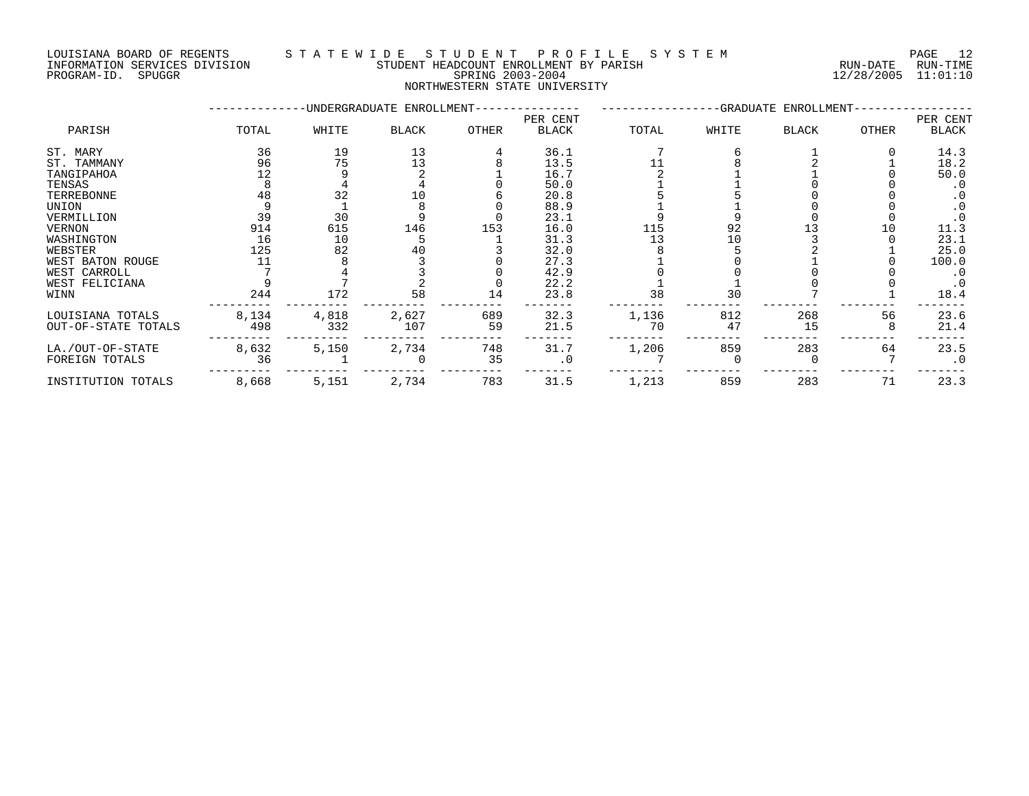LOUISIANA BOARD OF REGENTS — S T A T E W I D E   S T U D E N T   P R O F I L E   S Y S T E M
INFORMATION SERVICES DIVISION — STUDENT HEADCOUNT ENROLLMENT BY PARISH — RUN-DATE 12/28/2005 RUN-TIME 11:01:10
PROGRAM-ID. SPUGGR — SPRING 2003-2004

NORTHWESTERN STATE UNIVERSITY

| | UNDERGRADUATE ENROLLMENT | | | | | GRADUATE ENROLLMENT | | | | |
|---|---|---|---|---|---|---|---|---|---|---|
| PARISH | TOTAL | WHITE | BLACK | OTHER | PER CENT BLACK | TOTAL | WHITE | BLACK | OTHER | PER CENT BLACK |
| ST. MARY | 36 | 19 | 13 | 4 | 36.1 | 7 | 6 | 1 | 0 | 14.3 |
| ST. TAMMANY | 96 | 75 | 13 | 8 | 13.5 | 11 | 8 | 2 | 1 | 18.2 |
| TANGIPAHOA | 12 | 9 | 2 | 1 | 16.7 | 2 | 1 | 1 | 0 | 50.0 |
| TENSAS | 8 | 4 | 4 | 0 | 50.0 | 1 | 1 | 0 | 0 | .0 |
| TERREBONNE | 48 | 32 | 10 | 6 | 20.8 | 5 | 5 | 0 | 0 | .0 |
| UNION | 9 | 1 | 8 | 0 | 88.9 | 1 | 1 | 0 | 0 | .0 |
| VERMILLION | 39 | 30 | 9 | 0 | 23.1 | 9 | 9 | 0 | 0 | .0 |
| VERNON | 914 | 615 | 146 | 153 | 16.0 | 115 | 92 | 13 | 10 | 11.3 |
| WASHINGTON | 16 | 10 | 5 | 1 | 31.3 | 13 | 10 | 3 | 0 | 23.1 |
| WEBSTER | 125 | 82 | 40 | 3 | 32.0 | 8 | 5 | 2 | 1 | 25.0 |
| WEST BATON ROUGE | 11 | 8 | 3 | 0 | 27.3 | 1 | 0 | 1 | 0 | 100.0 |
| WEST CARROLL | 7 | 4 | 3 | 0 | 42.9 | 0 | 0 | 0 | 0 | .0 |
| WEST FELICIANA | 9 | 7 | 2 | 0 | 22.2 | 1 | 1 | 0 | 0 | .0 |
| WINN | 244 | 172 | 58 | 14 | 23.8 | 38 | 30 | 7 | 1 | 18.4 |
| LOUISIANA TOTALS | 8,134 | 4,818 | 2,627 | 689 | 32.3 | 1,136 | 812 | 268 | 56 | 23.6 |
| OUT-OF-STATE TOTALS | 498 | 332 | 107 | 59 | 21.5 | 70 | 47 | 15 | 8 | 21.4 |
| LA./OUT-OF-STATE | 8,632 | 5,150 | 2,734 | 748 | 31.7 | 1,206 | 859 | 283 | 64 | 23.5 |
| FOREIGN TOTALS | 36 | 1 | 0 | 35 | .0 | 7 | 0 | 0 | 7 | .0 |
| INSTITUTION TOTALS | 8,668 | 5,151 | 2,734 | 783 | 31.5 | 1,213 | 859 | 283 | 71 | 23.3 |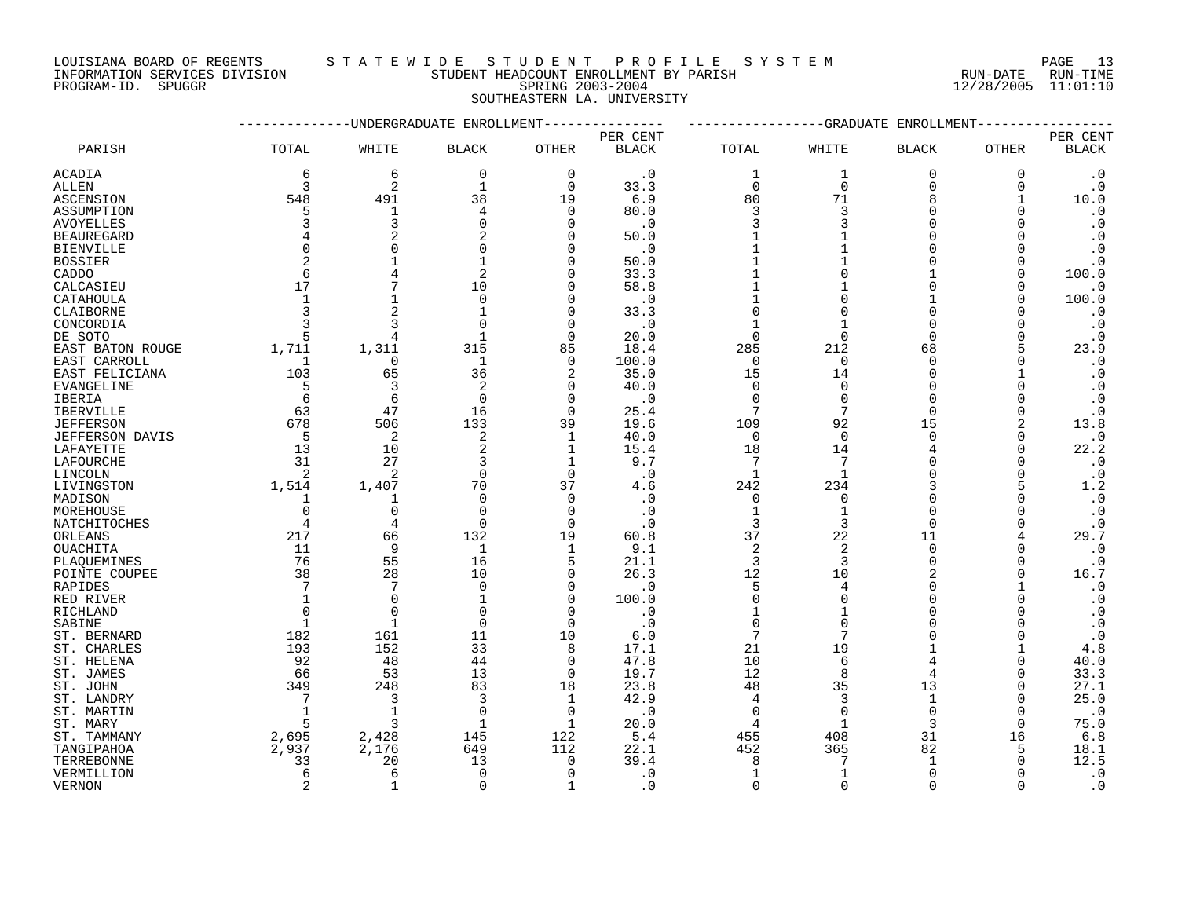LOUISIANA BOARD OF REGENTS — S T A T E W I D E   S T U D E N T   P R O F I L E   S Y S T E M

INFORMATION SERVICES DIVISION — STUDENT HEADCOUNT ENROLLMENT BY PARISH — RUN-DATE 12/28/2005 RUN-TIME 11:01:10

PROGRAM-ID. SPUGGR — SPRING 2003-2004

SOUTHEASTERN LA. UNIVERSITY

| PARISH | UNDERGRADUATE ENROLLMENT TOTAL | WHITE | BLACK | OTHER | PER CENT BLACK | GRADUATE ENROLLMENT TOTAL | WHITE | BLACK | OTHER | PER CENT BLACK |
|---|---|---|---|---|---|---|---|---|---|---|
| ACADIA | 6 | 6 | 0 | 0 | .0 | 1 | 1 | 0 | 0 | .0 |
| ALLEN | 3 | 2 | 1 | 0 | 33.3 | 0 | 0 | 0 | 0 | .0 |
| ASCENSION | 548 | 491 | 38 | 19 | 6.9 | 80 | 71 | 8 | 1 | 10.0 |
| ASSUMPTION | 5 | 1 | 4 | 0 | 80.0 | 3 | 3 | 0 | 0 | .0 |
| AVOYELLES | 3 | 3 | 0 | 0 | .0 | 3 | 3 | 0 | 0 | .0 |
| BEAUREGARD | 4 | 2 | 2 | 0 | 50.0 | 1 | 1 | 0 | 0 | .0 |
| BIENVILLE | 0 | 0 | 0 | 0 | .0 | 1 | 1 | 0 | 0 | .0 |
| BOSSIER | 2 | 1 | 1 | 0 | 50.0 | 1 | 1 | 0 | 0 | .0 |
| CADDO | 6 | 4 | 2 | 0 | 33.3 | 1 | 0 | 1 | 0 | 100.0 |
| CALCASIEU | 17 | 7 | 10 | 0 | 58.8 | 1 | 1 | 0 | 0 | .0 |
| CATAHOULA | 1 | 1 | 0 | 0 | .0 | 1 | 0 | 1 | 0 | 100.0 |
| CLAIBORNE | 3 | 2 | 1 | 0 | 33.3 | 0 | 0 | 0 | 0 | .0 |
| CONCORDIA | 3 | 3 | 0 | 0 | .0 | 1 | 1 | 0 | 0 | .0 |
| DE SOTO | 5 | 4 | 1 | 0 | 20.0 | 0 | 0 | 0 | 0 | .0 |
| EAST BATON ROUGE | 1,711 | 1,311 | 315 | 85 | 18.4 | 285 | 212 | 68 | 5 | 23.9 |
| EAST CARROLL | 1 | 0 | 1 | 0 | 100.0 | 0 | 0 | 0 | 0 | .0 |
| EAST FELICIANA | 103 | 65 | 36 | 2 | 35.0 | 15 | 14 | 0 | 1 | .0 |
| EVANGELINE | 5 | 3 | 2 | 0 | 40.0 | 0 | 0 | 0 | 0 | .0 |
| IBERIA | 6 | 6 | 0 | 0 | .0 | 0 | 0 | 0 | 0 | .0 |
| IBERVILLE | 63 | 47 | 16 | 0 | 25.4 | 7 | 7 | 0 | 0 | .0 |
| JEFFERSON | 678 | 506 | 133 | 39 | 19.6 | 109 | 92 | 15 | 2 | 13.8 |
| JEFFERSON DAVIS | 5 | 2 | 2 | 1 | 40.0 | 0 | 0 | 0 | 0 | .0 |
| LAFAYETTE | 13 | 10 | 2 | 1 | 15.4 | 18 | 14 | 4 | 0 | 22.2 |
| LAFOURCHE | 31 | 27 | 3 | 1 | 9.7 | 7 | 7 | 0 | 0 | .0 |
| LINCOLN | 2 | 2 | 0 | 0 | .0 | 1 | 1 | 0 | 0 | .0 |
| LIVINGSTON | 1,514 | 1,407 | 70 | 37 | 4.6 | 242 | 234 | 3 | 5 | 1.2 |
| MADISON | 1 | 1 | 0 | 0 | .0 | 0 | 0 | 0 | 0 | .0 |
| MOREHOUSE | 0 | 0 | 0 | 0 | .0 | 1 | 1 | 0 | 0 | .0 |
| NATCHITOCHES | 4 | 4 | 0 | 0 | .0 | 3 | 3 | 0 | 0 | .0 |
| ORLEANS | 217 | 66 | 132 | 19 | 60.8 | 37 | 22 | 11 | 4 | 29.7 |
| OUACHITA | 11 | 9 | 1 | 1 | 9.1 | 2 | 2 | 0 | 0 | .0 |
| PLAQUEMINES | 76 | 55 | 16 | 5 | 21.1 | 3 | 3 | 0 | 0 | .0 |
| POINTE COUPEE | 38 | 28 | 10 | 0 | 26.3 | 12 | 10 | 2 | 0 | 16.7 |
| RAPIDES | 7 | 7 | 0 | 0 | .0 | 5 | 4 | 0 | 1 | .0 |
| RED RIVER | 1 | 0 | 1 | 0 | 100.0 | 0 | 0 | 0 | 0 | .0 |
| RICHLAND | 0 | 0 | 0 | 0 | .0 | 1 | 1 | 0 | 0 | .0 |
| SABINE | 1 | 1 | 0 | 0 | .0 | 0 | 0 | 0 | 0 | .0 |
| ST. BERNARD | 182 | 161 | 11 | 10 | 6.0 | 7 | 7 | 0 | 0 | .0 |
| ST. CHARLES | 193 | 152 | 33 | 8 | 17.1 | 21 | 19 | 1 | 1 | 4.8 |
| ST. HELENA | 92 | 48 | 44 | 0 | 47.8 | 10 | 6 | 4 | 0 | 40.0 |
| ST. JAMES | 66 | 53 | 13 | 0 | 19.7 | 12 | 8 | 4 | 0 | 33.3 |
| ST. JOHN | 349 | 248 | 83 | 18 | 23.8 | 48 | 35 | 13 | 0 | 27.1 |
| ST. LANDRY | 7 | 3 | 3 | 1 | 42.9 | 4 | 3 | 1 | 0 | 25.0 |
| ST. MARTIN | 1 | 1 | 0 | 0 | .0 | 0 | 0 | 0 | 0 | .0 |
| ST. MARY | 5 | 3 | 1 | 1 | 20.0 | 4 | 1 | 3 | 0 | 75.0 |
| ST. TAMMANY | 2,695 | 2,428 | 145 | 122 | 5.4 | 455 | 408 | 31 | 16 | 6.8 |
| TANGIPAHOA | 2,937 | 2,176 | 649 | 112 | 22.1 | 452 | 365 | 82 | 5 | 18.1 |
| TERREBONNE | 33 | 20 | 13 | 0 | 39.4 | 8 | 7 | 1 | 0 | 12.5 |
| VERMILLION | 6 | 6 | 0 | 0 | .0 | 1 | 1 | 0 | 0 | .0 |
| VERNON | 2 | 1 | 0 | 1 | .0 | 0 | 0 | 0 | 0 | .0 |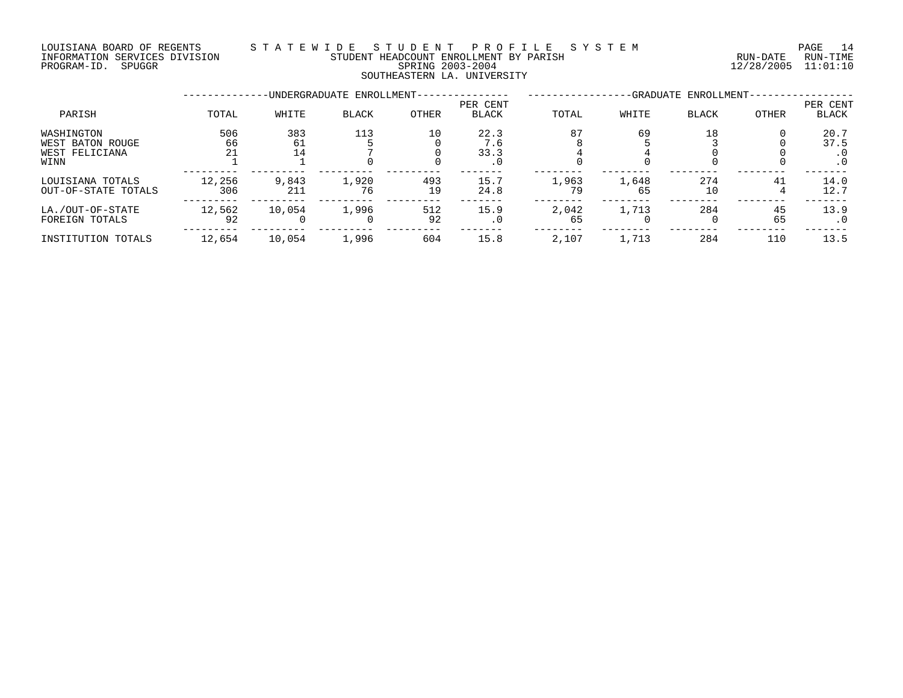LOUISIANA BOARD OF REGENTS — STATEWIDE STUDENT PROFILE SYSTEM
INFORMATION SERVICES DIVISION — STUDENT HEADCOUNT ENROLLMENT BY PARISH
PROGRAM-ID. SPUGGR — SPRING 2003-2004 — RUN-DATE 12/28/2005 RUN-TIME 11:01:10

SOUTHEASTERN LA. UNIVERSITY

| PARISH | UNDERGRADUATE ENROLLMENT TOTAL | WHITE | BLACK | OTHER | PER CENT BLACK | GRADUATE ENROLLMENT TOTAL | WHITE | BLACK | OTHER | PER CENT BLACK |
|---|---|---|---|---|---|---|---|---|---|---|
| WASHINGTON | 506 | 383 | 113 | 10 | 22.3 | 87 | 69 | 18 | 0 | 20.7 |
| WEST BATON ROUGE | 66 | 61 | 5 | 0 | 7.6 | 8 | 5 | 3 | 0 | 37.5 |
| WEST FELICIANA | 21 | 14 | 7 | 0 | 33.3 | 4 | 4 | 0 | 0 | .0 |
| WINN | 1 | 1 | 0 | 0 | .0 | 0 | 0 | 0 | 0 | .0 |
| LOUISIANA TOTALS | 12,256 | 9,843 | 1,920 | 493 | 15.7 | 1,963 | 1,648 | 274 | 41 | 14.0 |
| OUT-OF-STATE TOTALS | 306 | 211 | 76 | 19 | 24.8 | 79 | 65 | 10 | 4 | 12.7 |
| LA./OUT-OF-STATE | 12,562 | 10,054 | 1,996 | 512 | 15.9 | 2,042 | 1,713 | 284 | 45 | 13.9 |
| FOREIGN TOTALS | 92 | 0 | 0 | 92 | .0 | 65 | 0 | 0 | 65 | .0 |
| INSTITUTION TOTALS | 12,654 | 10,054 | 1,996 | 604 | 15.8 | 2,107 | 1,713 | 284 | 110 | 13.5 |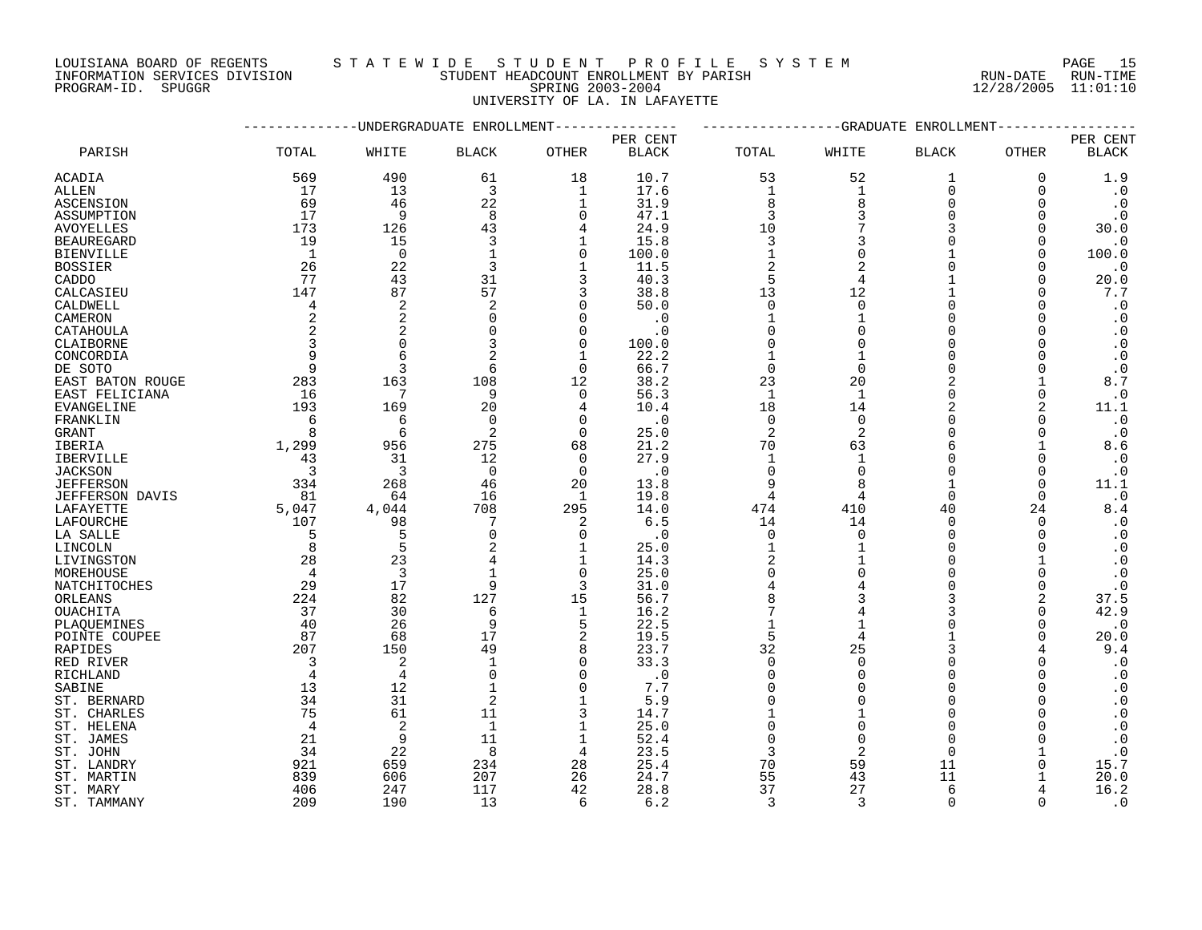LOUISIANA BOARD OF REGENTS — STATEWIDE STUDENT PROFILE SYSTEM
INFORMATION SERVICES DIVISION — STUDENT HEADCOUNT ENROLLMENT BY PARISH
PROGRAM-ID. SPUGGR — SPRING 2003-2004 — RUN-DATE 12/28/2005 RUN-TIME 11:01:10

UNIVERSITY OF LA. IN LAFAYETTE

| PARISH | UNDERGRADUATE ENROLLMENT | | | | | GRADUATE ENROLLMENT | | | | |
|---|---|---|---|---|---|---|---|---|---|---|
| | TOTAL | WHITE | BLACK | OTHER | PER CENT BLACK | TOTAL | WHITE | BLACK | OTHER | PER CENT BLACK |
| ACADIA | 569 | 490 | 61 | 18 | 10.7 | 53 | 52 | 1 | 0 | 1.9 |
| ALLEN | 17 | 13 | 3 | 1 | 17.6 | 1 | 1 | 0 | 0 | .0 |
| ASCENSION | 69 | 46 | 22 | 1 | 31.9 | 8 | 8 | 0 | 0 | .0 |
| ASSUMPTION | 17 | 9 | 8 | 0 | 47.1 | 3 | 3 | 0 | 0 | .0 |
| AVOYELLES | 173 | 126 | 43 | 4 | 24.9 | 10 | 7 | 3 | 0 | 30.0 |
| BEAUREGARD | 19 | 15 | 3 | 1 | 15.8 | 3 | 3 | 0 | 0 | .0 |
| BIENVILLE | 1 | 0 | 1 | 0 | 100.0 | 1 | 0 | 1 | 0 | 100.0 |
| BOSSIER | 26 | 22 | 3 | 1 | 11.5 | 2 | 2 | 0 | 0 | .0 |
| CADDO | 77 | 43 | 31 | 3 | 40.3 | 5 | 4 | 1 | 0 | 20.0 |
| CALCASIEU | 147 | 87 | 57 | 3 | 38.8 | 13 | 12 | 1 | 0 | 7.7 |
| CALDWELL | 4 | 2 | 2 | 0 | 50.0 | 0 | 0 | 0 | 0 | .0 |
| CAMERON | 2 | 2 | 0 | 0 | .0 | 1 | 1 | 0 | 0 | .0 |
| CATAHOULA | 2 | 2 | 0 | 0 | .0 | 0 | 0 | 0 | 0 | .0 |
| CLAIBORNE | 3 | 0 | 3 | 0 | 100.0 | 0 | 0 | 0 | 0 | .0 |
| CONCORDIA | 9 | 6 | 2 | 1 | 22.2 | 1 | 1 | 0 | 0 | .0 |
| DE SOTO | 9 | 3 | 6 | 0 | 66.7 | 0 | 0 | 0 | 0 | .0 |
| EAST BATON ROUGE | 283 | 163 | 108 | 12 | 38.2 | 23 | 20 | 2 | 1 | 8.7 |
| EAST FELICIANA | 16 | 7 | 9 | 0 | 56.3 | 1 | 1 | 0 | 0 | .0 |
| EVANGELINE | 193 | 169 | 20 | 4 | 10.4 | 18 | 14 | 2 | 2 | 11.1 |
| FRANKLIN | 6 | 6 | 0 | 0 | .0 | 0 | 0 | 0 | 0 | .0 |
| GRANT | 8 | 6 | 2 | 0 | 25.0 | 2 | 2 | 0 | 0 | .0 |
| IBERIA | 1,299 | 956 | 275 | 68 | 21.2 | 70 | 63 | 6 | 1 | 8.6 |
| IBERVILLE | 43 | 31 | 12 | 0 | 27.9 | 1 | 1 | 0 | 0 | .0 |
| JACKSON | 3 | 3 | 0 | 0 | .0 | 0 | 0 | 0 | 0 | .0 |
| JEFFERSON | 334 | 268 | 46 | 20 | 13.8 | 9 | 8 | 1 | 0 | 11.1 |
| JEFFERSON DAVIS | 81 | 64 | 16 | 1 | 19.8 | 4 | 4 | 0 | 0 | .0 |
| LAFAYETTE | 5,047 | 4,044 | 708 | 295 | 14.0 | 474 | 410 | 40 | 24 | 8.4 |
| LAFOURCHE | 107 | 98 | 7 | 2 | 6.5 | 14 | 14 | 0 | 0 | .0 |
| LA SALLE | 5 | 5 | 0 | 0 | .0 | 0 | 0 | 0 | 0 | .0 |
| LINCOLN | 8 | 5 | 2 | 1 | 25.0 | 1 | 1 | 0 | 0 | .0 |
| LIVINGSTON | 28 | 23 | 4 | 1 | 14.3 | 2 | 1 | 0 | 1 | .0 |
| MOREHOUSE | 4 | 3 | 1 | 0 | 25.0 | 0 | 0 | 0 | 0 | .0 |
| NATCHITOCHES | 29 | 17 | 9 | 3 | 31.0 | 4 | 4 | 0 | 0 | .0 |
| ORLEANS | 224 | 82 | 127 | 15 | 56.7 | 8 | 3 | 3 | 2 | 37.5 |
| OUACHITA | 37 | 30 | 6 | 1 | 16.2 | 7 | 4 | 3 | 0 | 42.9 |
| PLAQUEMINES | 40 | 26 | 9 | 5 | 22.5 | 1 | 1 | 0 | 0 | .0 |
| POINTE COUPEE | 87 | 68 | 17 | 2 | 19.5 | 5 | 4 | 1 | 0 | 20.0 |
| RAPIDES | 207 | 150 | 49 | 8 | 23.7 | 32 | 25 | 3 | 4 | 9.4 |
| RED RIVER | 3 | 2 | 1 | 0 | 33.3 | 0 | 0 | 0 | 0 | .0 |
| RICHLAND | 4 | 4 | 0 | 0 | .0 | 0 | 0 | 0 | 0 | .0 |
| SABINE | 13 | 12 | 1 | 0 | 7.7 | 0 | 0 | 0 | 0 | .0 |
| ST. BERNARD | 34 | 31 | 2 | 1 | 5.9 | 0 | 0 | 0 | 0 | .0 |
| ST. CHARLES | 75 | 61 | 11 | 3 | 14.7 | 1 | 1 | 0 | 0 | .0 |
| ST. HELENA | 4 | 2 | 1 | 1 | 25.0 | 0 | 0 | 0 | 0 | .0 |
| ST. JAMES | 21 | 9 | 11 | 1 | 52.4 | 0 | 0 | 0 | 0 | .0 |
| ST. JOHN | 34 | 22 | 8 | 4 | 23.5 | 3 | 2 | 0 | 1 | .0 |
| ST. LANDRY | 921 | 659 | 234 | 28 | 25.4 | 70 | 59 | 11 | 0 | 15.7 |
| ST. MARTIN | 839 | 606 | 207 | 26 | 24.7 | 55 | 43 | 11 | 1 | 20.0 |
| ST. MARY | 406 | 247 | 117 | 42 | 28.8 | 37 | 27 | 6 | 4 | 16.2 |
| ST. TAMMANY | 209 | 190 | 13 | 6 | 6.2 | 3 | 3 | 0 | 0 | .0 |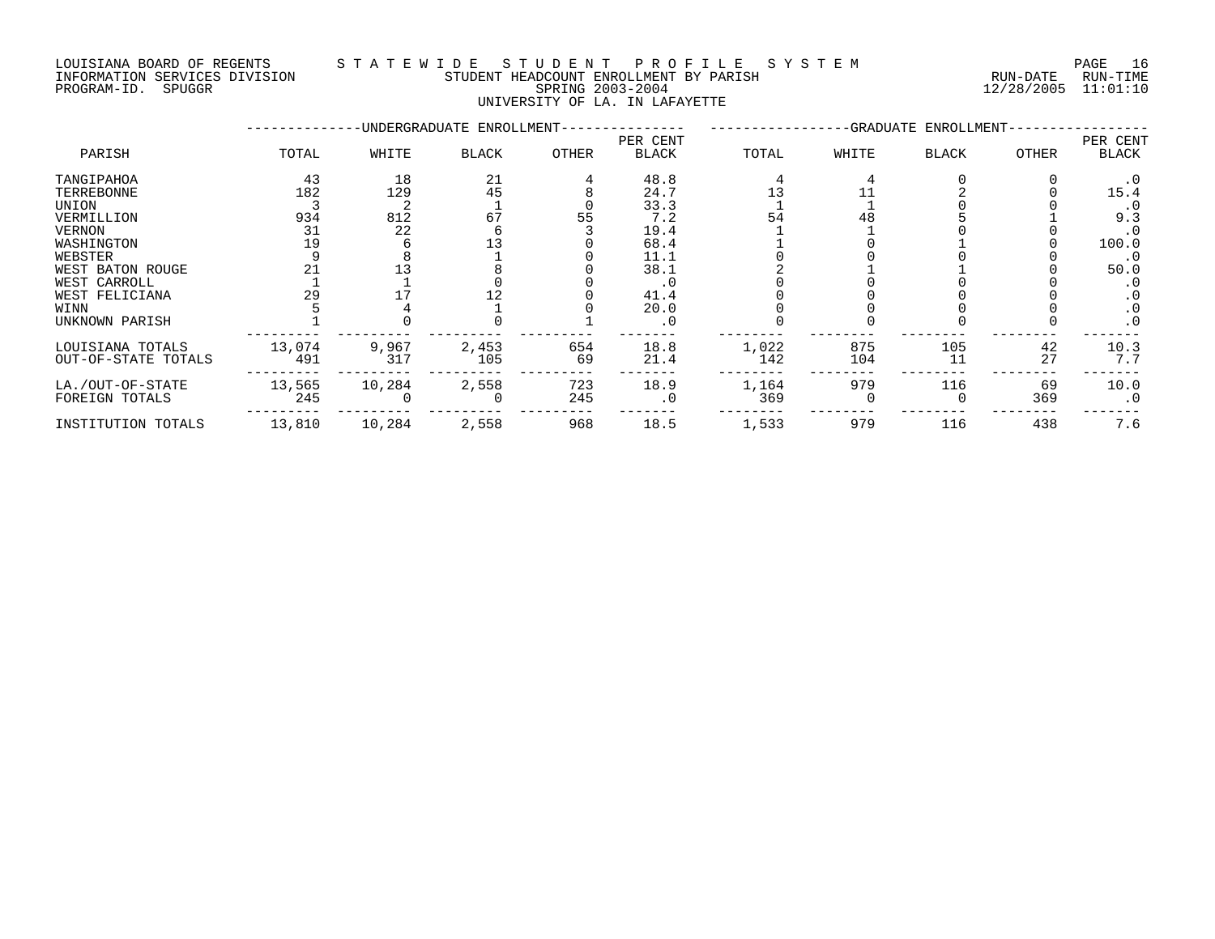LOUISIANA BOARD OF REGENTS — STATEWIDE STUDENT PROFILE SYSTEM
INFORMATION SERVICES DIVISION — STUDENT HEADCOUNT ENROLLMENT BY PARISH — RUN-DATE 12/28/2005 RUN-TIME 11:01:10
PROGRAM-ID. SPUGGR — SPRING 2003-2004

UNIVERSITY OF LA. IN LAFAYETTE

| PARISH | UNDERGRADUATE ENROLLMENT | | | | | GRADUATE ENROLLMENT | | | | |
|---|---|---|---|---|---|---|---|---|---|---|
| | TOTAL | WHITE | BLACK | OTHER | PER CENT BLACK | TOTAL | WHITE | BLACK | OTHER | PER CENT BLACK |
| TANGIPAHOA | 43 | 18 | 21 | 4 | 48.8 | 4 | 4 | 0 | 0 | .0 |
| TERREBONNE | 182 | 129 | 45 | 8 | 24.7 | 13 | 11 | 2 | 0 | 15.4 |
| UNION | 3 | 2 | 1 | 0 | 33.3 | 1 | 1 | 0 | 0 | .0 |
| VERMILLION | 934 | 812 | 67 | 55 | 7.2 | 54 | 48 | 5 | 1 | 9.3 |
| VERNON | 31 | 22 | 6 | 3 | 19.4 | 1 | 1 | 0 | 0 | .0 |
| WASHINGTON | 19 | 6 | 13 | 0 | 68.4 | 1 | 0 | 1 | 0 | 100.0 |
| WEBSTER | 9 | 8 | 1 | 0 | 11.1 | 0 | 0 | 0 | 0 | .0 |
| WEST BATON ROUGE | 21 | 13 | 8 | 0 | 38.1 | 2 | 1 | 1 | 0 | 50.0 |
| WEST CARROLL | 1 | 1 | 0 | 0 | .0 | 0 | 0 | 0 | 0 | .0 |
| WEST FELICIANA | 29 | 17 | 12 | 0 | 41.4 | 0 | 0 | 0 | 0 | .0 |
| WINN | 5 | 4 | 1 | 0 | 20.0 | 0 | 0 | 0 | 0 | .0 |
| UNKNOWN PARISH | 1 | 0 | 0 | 1 | .0 | 0 | 0 | 0 | 0 | .0 |
| LOUISIANA TOTALS | 13,074 | 9,967 | 2,453 | 654 | 18.8 | 1,022 | 875 | 105 | 42 | 10.3 |
| OUT-OF-STATE TOTALS | 491 | 317 | 105 | 69 | 21.4 | 142 | 104 | 11 | 27 | 7.7 |
| LA./OUT-OF-STATE | 13,565 | 10,284 | 2,558 | 723 | 18.9 | 1,164 | 979 | 116 | 69 | 10.0 |
| FOREIGN TOTALS | 245 | 0 | 0 | 245 | .0 | 369 | 0 | 0 | 369 | .0 |
| INSTITUTION TOTALS | 13,810 | 10,284 | 2,558 | 968 | 18.5 | 1,533 | 979 | 116 | 438 | 7.6 |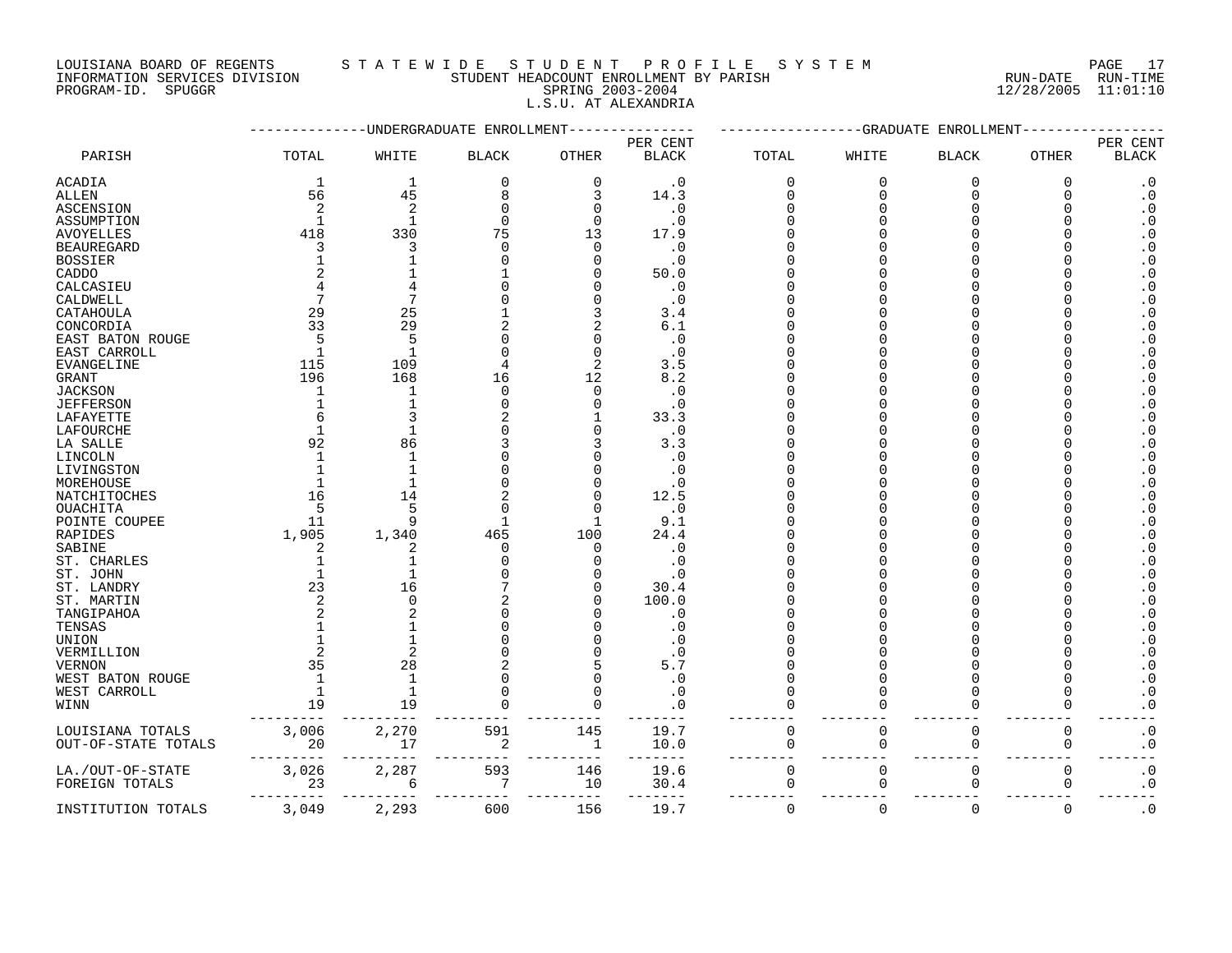LOUISIANA BOARD OF REGENTS — STATEWIDE STUDENT PROFILE SYSTEM
INFORMATION SERVICES DIVISION — STUDENT HEADCOUNT ENROLLMENT BY PARISH — RUN-DATE 12/28/2005 RUN-TIME 11:01:10
PROGRAM-ID. SPUGGR — SPRING 2003-2004

L.S.U. AT ALEXANDRIA

| PARISH | UNDERGRADUATE ENROLLMENT TOTAL | WHITE | BLACK | OTHER | PER CENT BLACK | GRADUATE ENROLLMENT TOTAL | WHITE | BLACK | OTHER | PER CENT BLACK |
|---|---|---|---|---|---|---|---|---|---|---|
| ACADIA | 1 | 1 | 0 | 0 | .0 | 0 | 0 | 0 | 0 | .0 |
| ALLEN | 56 | 45 | 8 | 3 | 14.3 | 0 | 0 | 0 | 0 | .0 |
| ASCENSION | 2 | 2 | 0 | 0 | .0 | 0 | 0 | 0 | 0 | .0 |
| ASSUMPTION | 1 | 1 | 0 | 0 | .0 | 0 | 0 | 0 | 0 | .0 |
| AVOYELLES | 418 | 330 | 75 | 13 | 17.9 | 0 | 0 | 0 | 0 | .0 |
| BEAUREGARD | 3 | 3 | 0 | 0 | .0 | 0 | 0 | 0 | 0 | .0 |
| BOSSIER | 1 | 1 | 0 | 0 | .0 | 0 | 0 | 0 | 0 | .0 |
| CADDO | 2 | 1 | 1 | 0 | 50.0 | 0 | 0 | 0 | 0 | .0 |
| CALCASIEU | 4 | 4 | 0 | 0 | .0 | 0 | 0 | 0 | 0 | .0 |
| CALDWELL | 7 | 7 | 0 | 0 | .0 | 0 | 0 | 0 | 0 | .0 |
| CATAHOULA | 29 | 25 | 1 | 3 | 3.4 | 0 | 0 | 0 | 0 | .0 |
| CONCORDIA | 33 | 29 | 2 | 2 | 6.1 | 0 | 0 | 0 | 0 | .0 |
| EAST BATON ROUGE | 5 | 5 | 0 | 0 | .0 | 0 | 0 | 0 | 0 | .0 |
| EAST CARROLL | 1 | 1 | 0 | 0 | .0 | 0 | 0 | 0 | 0 | .0 |
| EVANGELINE | 115 | 109 | 4 | 2 | 3.5 | 0 | 0 | 0 | 0 | .0 |
| GRANT | 196 | 168 | 16 | 12 | 8.2 | 0 | 0 | 0 | 0 | .0 |
| JACKSON | 1 | 1 | 0 | 0 | .0 | 0 | 0 | 0 | 0 | .0 |
| JEFFERSON | 1 | 1 | 0 | 0 | .0 | 0 | 0 | 0 | 0 | .0 |
| LAFAYETTE | 6 | 3 | 2 | 1 | 33.3 | 0 | 0 | 0 | 0 | .0 |
| LAFOURCHE | 1 | 1 | 0 | 0 | .0 | 0 | 0 | 0 | 0 | .0 |
| LA SALLE | 92 | 86 | 3 | 3 | 3.3 | 0 | 0 | 0 | 0 | .0 |
| LINCOLN | 1 | 1 | 0 | 0 | .0 | 0 | 0 | 0 | 0 | .0 |
| LIVINGSTON | 1 | 1 | 0 | 0 | .0 | 0 | 0 | 0 | 0 | .0 |
| MOREHOUSE | 1 | 1 | 0 | 0 | .0 | 0 | 0 | 0 | 0 | .0 |
| NATCHITOCHES | 16 | 14 | 2 | 0 | 12.5 | 0 | 0 | 0 | 0 | .0 |
| OUACHITA | 5 | 5 | 0 | 0 | .0 | 0 | 0 | 0 | 0 | .0 |
| POINTE COUPEE | 11 | 9 | 1 | 1 | 9.1 | 0 | 0 | 0 | 0 | .0 |
| RAPIDES | 1,905 | 1,340 | 465 | 100 | 24.4 | 0 | 0 | 0 | 0 | .0 |
| SABINE | 2 | 2 | 0 | 0 | .0 | 0 | 0 | 0 | 0 | .0 |
| ST. CHARLES | 1 | 1 | 0 | 0 | .0 | 0 | 0 | 0 | 0 | .0 |
| ST. JOHN | 1 | 1 | 0 | 0 | .0 | 0 | 0 | 0 | 0 | .0 |
| ST. LANDRY | 23 | 16 | 7 | 0 | 30.4 | 0 | 0 | 0 | 0 | .0 |
| ST. MARTIN | 2 | 0 | 2 | 0 | 100.0 | 0 | 0 | 0 | 0 | .0 |
| TANGIPAHOA | 2 | 2 | 0 | 0 | .0 | 0 | 0 | 0 | 0 | .0 |
| TENSAS | 1 | 1 | 0 | 0 | .0 | 0 | 0 | 0 | 0 | .0 |
| UNION | 1 | 1 | 0 | 0 | .0 | 0 | 0 | 0 | 0 | .0 |
| VERMILLION | 2 | 2 | 0 | 0 | .0 | 0 | 0 | 0 | 0 | .0 |
| VERNON | 35 | 28 | 2 | 5 | 5.7 | 0 | 0 | 0 | 0 | .0 |
| WEST BATON ROUGE | 1 | 1 | 0 | 0 | .0 | 0 | 0 | 0 | 0 | .0 |
| WEST CARROLL | 1 | 1 | 0 | 0 | .0 | 0 | 0 | 0 | 0 | .0 |
| WINN | 19 | 19 | 0 | 0 | .0 | 0 | 0 | 0 | 0 | .0 |
| LOUISIANA TOTALS | 3,006 | 2,270 | 591 | 145 | 19.7 | 0 | 0 | 0 | 0 | .0 |
| OUT-OF-STATE TOTALS | 20 | 17 | 2 | 1 | 10.0 | 0 | 0 | 0 | 0 | .0 |
| LA./OUT-OF-STATE | 3,026 | 2,287 | 593 | 146 | 19.6 | 0 | 0 | 0 | 0 | .0 |
| FOREIGN TOTALS | 23 | 6 | 7 | 10 | 30.4 | 0 | 0 | 0 | 0 | .0 |
| INSTITUTION TOTALS | 3,049 | 2,293 | 600 | 156 | 19.7 | 0 | 0 | 0 | 0 | .0 |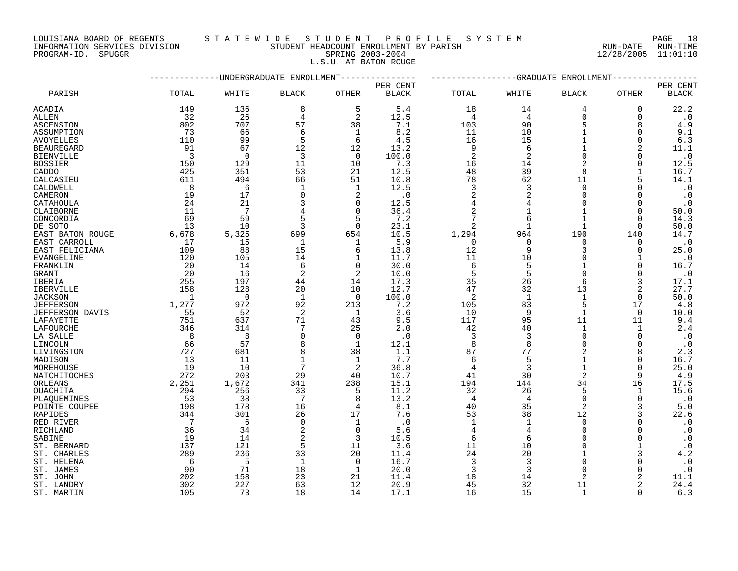LOUISIANA BOARD OF REGENTS — STATEWIDE STUDENT PROFILE SYSTEM
INFORMATION SERVICES DIVISION — STUDENT HEADCOUNT ENROLLMENT BY PARISH — RUN-DATE 12/28/2005 RUN-TIME 11:01:10
PROGRAM-ID. SPUGGR — SPRING 2003-2004

L.S.U. AT BATON ROUGE

| PARISH | UNDERGRADUATE ENROLLMENT TOTAL | WHITE | BLACK | OTHER | PER CENT BLACK | GRADUATE ENROLLMENT TOTAL | WHITE | BLACK | OTHER | PER CENT BLACK |
|---|---|---|---|---|---|---|---|---|---|---|
| ACADIA | 149 | 136 | 8 | 5 | 5.4 | 18 | 14 | 4 | 0 | 22.2 |
| ALLEN | 32 | 26 | 4 | 2 | 12.5 | 4 | 4 | 0 | 0 | .0 |
| ASCENSION | 802 | 707 | 57 | 38 | 7.1 | 103 | 90 | 5 | 8 | 4.9 |
| ASSUMPTION | 73 | 66 | 6 | 1 | 8.2 | 11 | 10 | 1 | 0 | 9.1 |
| AVOYELLES | 110 | 99 | 5 | 6 | 4.5 | 16 | 15 | 1 | 0 | 6.3 |
| BEAUREGARD | 91 | 67 | 12 | 12 | 13.2 | 9 | 6 | 1 | 2 | 11.1 |
| BIENVILLE | 3 | 0 | 3 | 0 | 100.0 | 2 | 2 | 0 | 0 | .0 |
| BOSSIER | 150 | 129 | 11 | 10 | 7.3 | 16 | 14 | 2 | 0 | 12.5 |
| CADDO | 425 | 351 | 53 | 21 | 12.5 | 48 | 39 | 8 | 1 | 16.7 |
| CALCASIEU | 611 | 494 | 66 | 51 | 10.8 | 78 | 62 | 11 | 5 | 14.1 |
| CALDWELL | 8 | 6 | 1 | 1 | 12.5 | 3 | 3 | 0 | 0 | .0 |
| CAMERON | 19 | 17 | 0 | 2 | .0 | 2 | 2 | 0 | 0 | .0 |
| CATAHOULA | 24 | 21 | 3 | 0 | 12.5 | 4 | 4 | 0 | 0 | .0 |
| CLAIBORNE | 11 | 7 | 4 | 0 | 36.4 | 2 | 1 | 1 | 0 | 50.0 |
| CONCORDIA | 69 | 59 | 5 | 5 | 7.2 | 7 | 6 | 1 | 0 | 14.3 |
| DE SOTO | 13 | 10 | 3 | 0 | 23.1 | 2 | 1 | 1 | 0 | 50.0 |
| EAST BATON ROUGE | 6,678 | 5,325 | 699 | 654 | 10.5 | 1,294 | 964 | 190 | 140 | 14.7 |
| EAST CARROLL | 17 | 15 | 1 | 1 | 5.9 | 0 | 0 | 0 | 0 | .0 |
| EAST FELICIANA | 109 | 88 | 15 | 6 | 13.8 | 12 | 9 | 3 | 0 | 25.0 |
| EVANGELINE | 120 | 105 | 14 | 1 | 11.7 | 11 | 10 | 0 | 1 | .0 |
| FRANKLIN | 20 | 14 | 6 | 0 | 30.0 | 6 | 5 | 1 | 0 | 16.7 |
| GRANT | 20 | 16 | 2 | 2 | 10.0 | 5 | 5 | 0 | 0 | .0 |
| IBERIA | 255 | 197 | 44 | 14 | 17.3 | 35 | 26 | 6 | 3 | 17.1 |
| IBERVILLE | 158 | 128 | 20 | 10 | 12.7 | 47 | 32 | 13 | 2 | 27.7 |
| JACKSON | 1 | 0 | 1 | 0 | 100.0 | 2 | 1 | 1 | 0 | 50.0 |
| JEFFERSON | 1,277 | 972 | 92 | 213 | 7.2 | 105 | 83 | 5 | 17 | 4.8 |
| JEFFERSON DAVIS | 55 | 52 | 2 | 1 | 3.6 | 10 | 9 | 1 | 0 | 10.0 |
| LAFAYETTE | 751 | 637 | 71 | 43 | 9.5 | 117 | 95 | 11 | 11 | 9.4 |
| LAFOURCHE | 346 | 314 | 7 | 25 | 2.0 | 42 | 40 | 1 | 1 | 2.4 |
| LA SALLE | 8 | 8 | 0 | 0 | .0 | 3 | 3 | 0 | 0 | .0 |
| LINCOLN | 66 | 57 | 8 | 1 | 12.1 | 8 | 8 | 0 | 0 | .0 |
| LIVINGSTON | 727 | 681 | 8 | 38 | 1.1 | 87 | 77 | 2 | 8 | 2.3 |
| MADISON | 13 | 11 | 1 | 1 | 7.7 | 6 | 5 | 1 | 0 | 16.7 |
| MOREHOUSE | 19 | 10 | 7 | 2 | 36.8 | 4 | 3 | 1 | 0 | 25.0 |
| NATCHITOCHES | 272 | 203 | 29 | 40 | 10.7 | 41 | 30 | 2 | 9 | 4.9 |
| ORLEANS | 2,251 | 1,672 | 341 | 238 | 15.1 | 194 | 144 | 34 | 16 | 17.5 |
| OUACHITA | 294 | 256 | 33 | 5 | 11.2 | 32 | 26 | 5 | 1 | 15.6 |
| PLAQUEMINES | 53 | 38 | 7 | 8 | 13.2 | 4 | 4 | 0 | 0 | .0 |
| POINTE COUPEE | 198 | 178 | 16 | 4 | 8.1 | 40 | 35 | 2 | 3 | 5.0 |
| RAPIDES | 344 | 301 | 26 | 17 | 7.6 | 53 | 38 | 12 | 3 | 22.6 |
| RED RIVER | 7 | 6 | 0 | 1 | .0 | 1 | 1 | 0 | 0 | .0 |
| RICHLAND | 36 | 34 | 2 | 0 | 5.6 | 4 | 4 | 0 | 0 | .0 |
| SABINE | 19 | 14 | 2 | 3 | 10.5 | 6 | 6 | 0 | 0 | .0 |
| ST. BERNARD | 137 | 121 | 5 | 11 | 3.6 | 11 | 10 | 0 | 1 | .0 |
| ST. CHARLES | 289 | 236 | 33 | 20 | 11.4 | 24 | 20 | 1 | 3 | 4.2 |
| ST. HELENA | 6 | 5 | 1 | 0 | 16.7 | 3 | 3 | 0 | 0 | .0 |
| ST. JAMES | 90 | 71 | 18 | 1 | 20.0 | 3 | 3 | 0 | 0 | .0 |
| ST. JOHN | 202 | 158 | 23 | 21 | 11.4 | 18 | 14 | 2 | 2 | 11.1 |
| ST. LANDRY | 302 | 227 | 63 | 12 | 20.9 | 45 | 32 | 11 | 2 | 24.4 |
| ST. MARTIN | 105 | 73 | 18 | 14 | 17.1 | 16 | 15 | 1 | 0 | 6.3 |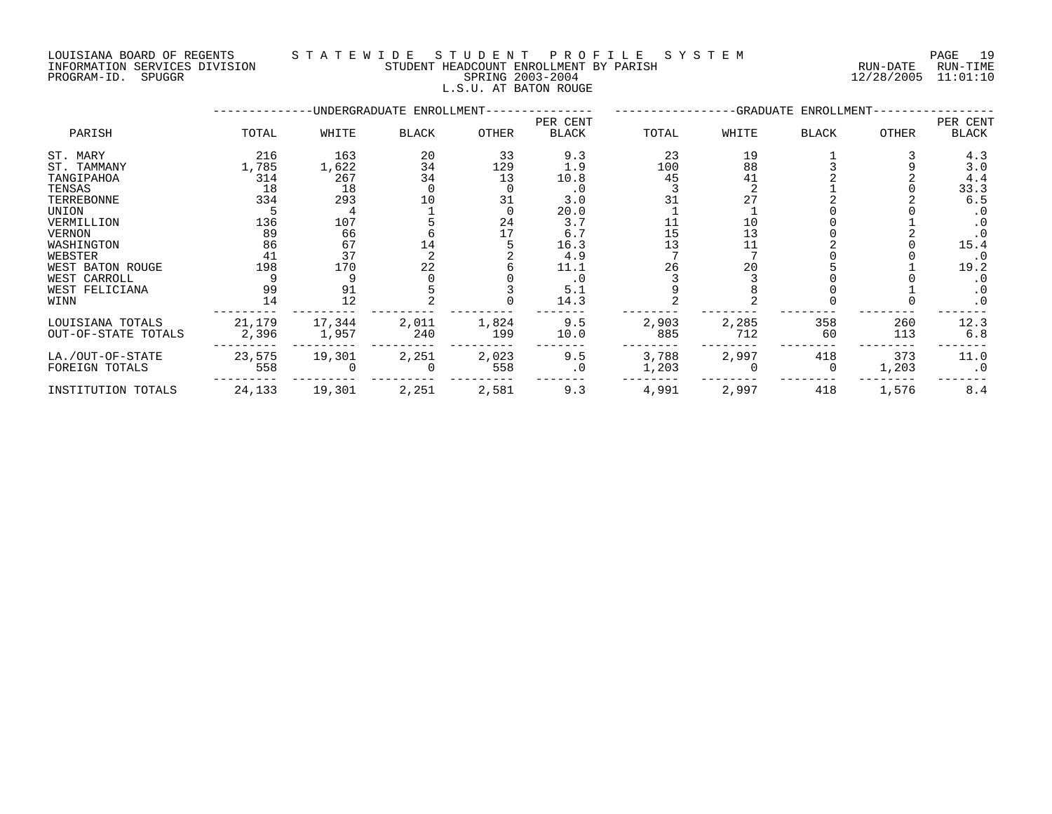LOUISIANA BOARD OF REGENTS S T A T E W I D E S T U D E N T P R O F I L E S Y S T E M
INFORMATION SERVICES DIVISION STUDENT HEADCOUNT ENROLLMENT BY PARISH RUN-DATE RUN-TIME
PROGRAM-ID. SPUGGR SPRING 2003-2004 12/28/2005 11:01:10
L.S.U. AT BATON ROUGE

| PARISH | UNDERGRADUATE ENROLLMENT | | | | | GRADUATE ENROLLMENT | | | | |
|---|---|---|---|---|---|---|---|---|---|---|
| | TOTAL | WHITE | BLACK | OTHER | PER CENT BLACK | TOTAL | WHITE | BLACK | OTHER | PER CENT BLACK |
| ST. MARY | 216 | 163 | 20 | 33 | 9.3 | 23 | 19 | 1 | 3 | 4.3 |
| ST. TAMMANY | 1,785 | 1,622 | 34 | 129 | 1.9 | 100 | 88 | 3 | 9 | 3.0 |
| TANGIPAHOA | 314 | 267 | 34 | 13 | 10.8 | 45 | 41 | 2 | 2 | 4.4 |
| TENSAS | 18 | 18 | 0 | 0 | .0 | 3 | 2 | 1 | 0 | 33.3 |
| TERREBONNE | 334 | 293 | 10 | 31 | 3.0 | 31 | 27 | 2 | 2 | 6.5 |
| UNION | 5 | 4 | 1 | 0 | 20.0 | 1 | 1 | 0 | 0 | .0 |
| VERMILLION | 136 | 107 | 5 | 24 | 3.7 | 11 | 10 | 0 | 1 | .0 |
| VERNON | 89 | 66 | 6 | 17 | 6.7 | 15 | 13 | 0 | 2 | .0 |
| WASHINGTON | 86 | 67 | 14 | 5 | 16.3 | 13 | 11 | 2 | 0 | 15.4 |
| WEBSTER | 41 | 37 | 2 | 2 | 4.9 | 7 | 7 | 0 | 0 | .0 |
| WEST BATON ROUGE | 198 | 170 | 22 | 6 | 11.1 | 26 | 20 | 5 | 1 | 19.2 |
| WEST CARROLL | 9 | 9 | 0 | 0 | .0 | 3 | 3 | 0 | 0 | .0 |
| WEST FELICIANA | 99 | 91 | 5 | 3 | 5.1 | 9 | 8 | 0 | 1 | .0 |
| WINN | 14 | 12 | 2 | 0 | 14.3 | 2 | 2 | 0 | 0 | .0 |
| LOUISIANA TOTALS | 21,179 | 17,344 | 2,011 | 1,824 | 9.5 | 2,903 | 2,285 | 358 | 260 | 12.3 |
| OUT-OF-STATE TOTALS | 2,396 | 1,957 | 240 | 199 | 10.0 | 885 | 712 | 60 | 113 | 6.8 |
| LA./OUT-OF-STATE | 23,575 | 19,301 | 2,251 | 2,023 | 9.5 | 3,788 | 2,997 | 418 | 373 | 11.0 |
| FOREIGN TOTALS | 558 | 0 | 0 | 558 | .0 | 1,203 | 0 | 0 | 1,203 | .0 |
| INSTITUTION TOTALS | 24,133 | 19,301 | 2,251 | 2,581 | 9.3 | 4,991 | 2,997 | 418 | 1,576 | 8.4 |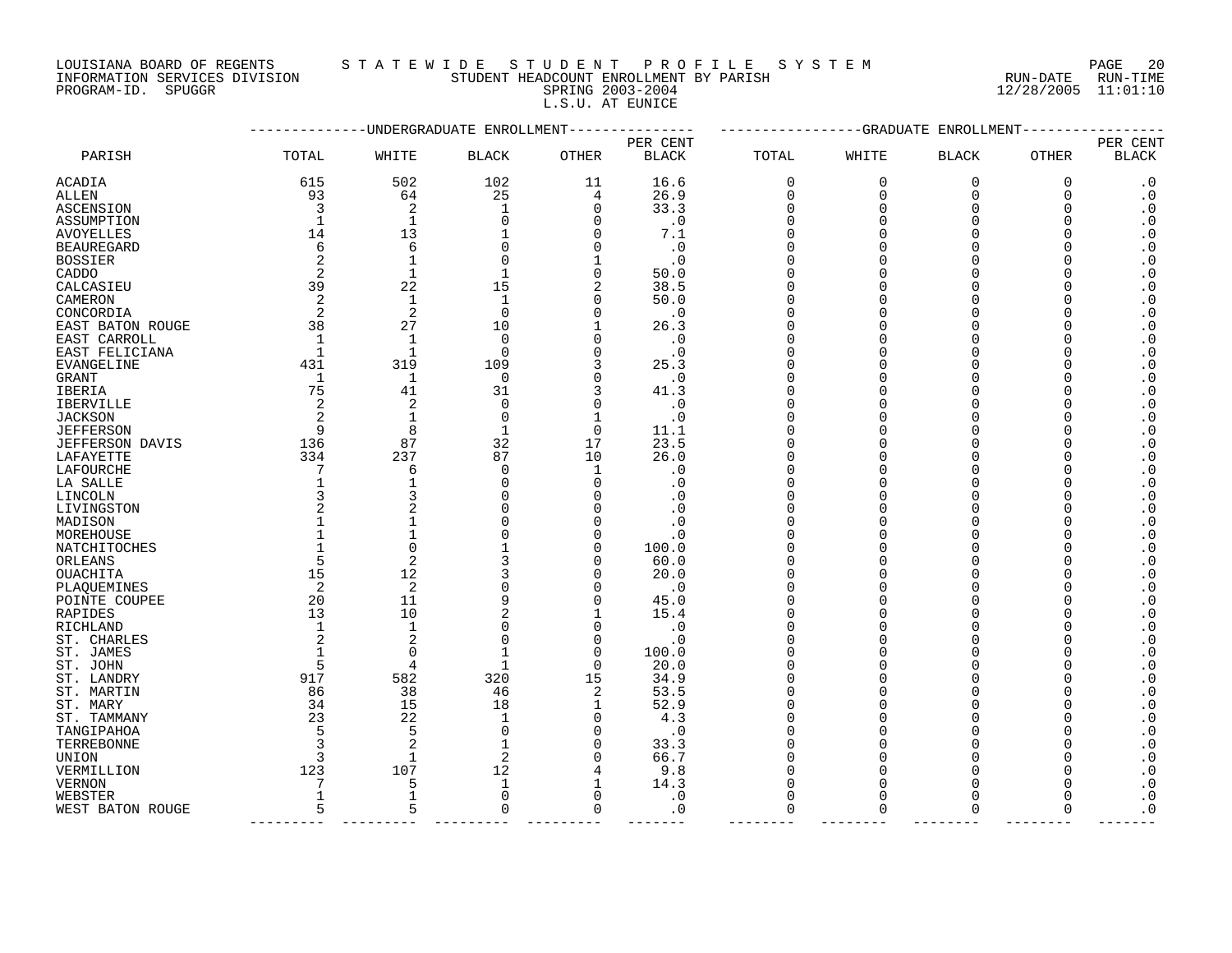LOUISIANA BOARD OF REGENTS — STATEWIDE STUDENT PROFILE SYSTEM
INFORMATION SERVICES DIVISION — STUDENT HEADCOUNT ENROLLMENT BY PARISH — RUN-DATE 12/28/2005 RUN-TIME 11:01:10
PROGRAM-ID. SPUGGR — SPRING 2003-2004

## L.S.U. AT EUNICE

| PARISH | UNDERGRADUATE ENROLLMENT TOTAL | WHITE | BLACK | OTHER | PER CENT BLACK | GRADUATE ENROLLMENT TOTAL | WHITE | BLACK | OTHER | PER CENT BLACK |
|---|---|---|---|---|---|---|---|---|---|---|
| ACADIA | 615 | 502 | 102 | 11 | 16.6 | 0 | 0 | 0 | 0 | .0 |
| ALLEN | 93 | 64 | 25 | 4 | 26.9 | 0 | 0 | 0 | 0 | .0 |
| ASCENSION | 3 | 2 | 1 | 0 | 33.3 | 0 | 0 | 0 | 0 | .0 |
| ASSUMPTION | 1 | 1 | 0 | 0 | .0 | 0 | 0 | 0 | 0 | .0 |
| AVOYELLES | 14 | 13 | 1 | 0 | 7.1 | 0 | 0 | 0 | 0 | .0 |
| BEAUREGARD | 6 | 6 | 0 | 0 | .0 | 0 | 0 | 0 | 0 | .0 |
| BOSSIER | 2 | 1 | 0 | 1 | .0 | 0 | 0 | 0 | 0 | .0 |
| CADDO | 2 | 1 | 1 | 0 | 50.0 | 0 | 0 | 0 | 0 | .0 |
| CALCASIEU | 39 | 22 | 15 | 2 | 38.5 | 0 | 0 | 0 | 0 | .0 |
| CAMERON | 2 | 1 | 1 | 0 | 50.0 | 0 | 0 | 0 | 0 | .0 |
| CONCORDIA | 2 | 2 | 0 | 0 | .0 | 0 | 0 | 0 | 0 | .0 |
| EAST BATON ROUGE | 38 | 27 | 10 | 1 | 26.3 | 0 | 0 | 0 | 0 | .0 |
| EAST CARROLL | 1 | 1 | 0 | 0 | .0 | 0 | 0 | 0 | 0 | .0 |
| EAST FELICIANA | 1 | 1 | 0 | 0 | .0 | 0 | 0 | 0 | 0 | .0 |
| EVANGELINE | 431 | 319 | 109 | 3 | 25.3 | 0 | 0 | 0 | 0 | .0 |
| GRANT | 1 | 1 | 0 | 0 | .0 | 0 | 0 | 0 | 0 | .0 |
| IBERIA | 75 | 41 | 31 | 3 | 41.3 | 0 | 0 | 0 | 0 | .0 |
| IBERVILLE | 2 | 2 | 0 | 0 | .0 | 0 | 0 | 0 | 0 | .0 |
| JACKSON | 2 | 1 | 0 | 1 | .0 | 0 | 0 | 0 | 0 | .0 |
| JEFFERSON | 9 | 8 | 1 | 0 | 11.1 | 0 | 0 | 0 | 0 | .0 |
| JEFFERSON DAVIS | 136 | 87 | 32 | 17 | 23.5 | 0 | 0 | 0 | 0 | .0 |
| LAFAYETTE | 334 | 237 | 87 | 10 | 26.0 | 0 | 0 | 0 | 0 | .0 |
| LAFOURCHE | 7 | 6 | 0 | 1 | .0 | 0 | 0 | 0 | 0 | .0 |
| LA SALLE | 1 | 1 | 0 | 0 | .0 | 0 | 0 | 0 | 0 | .0 |
| LINCOLN | 3 | 3 | 0 | 0 | .0 | 0 | 0 | 0 | 0 | .0 |
| LIVINGSTON | 2 | 2 | 0 | 0 | .0 | 0 | 0 | 0 | 0 | .0 |
| MADISON | 1 | 1 | 0 | 0 | .0 | 0 | 0 | 0 | 0 | .0 |
| MOREHOUSE | 1 | 1 | 0 | 0 | .0 | 0 | 0 | 0 | 0 | .0 |
| NATCHITOCHES | 1 | 0 | 1 | 0 | 100.0 | 0 | 0 | 0 | 0 | .0 |
| ORLEANS | 5 | 2 | 3 | 0 | 60.0 | 0 | 0 | 0 | 0 | .0 |
| OUACHITA | 15 | 12 | 3 | 0 | 20.0 | 0 | 0 | 0 | 0 | .0 |
| PLAQUEMINES | 2 | 2 | 0 | 0 | .0 | 0 | 0 | 0 | 0 | .0 |
| POINTE COUPEE | 20 | 11 | 9 | 0 | 45.0 | 0 | 0 | 0 | 0 | .0 |
| RAPIDES | 13 | 10 | 2 | 1 | 15.4 | 0 | 0 | 0 | 0 | .0 |
| RICHLAND | 1 | 1 | 0 | 0 | .0 | 0 | 0 | 0 | 0 | .0 |
| ST. CHARLES | 2 | 2 | 0 | 0 | .0 | 0 | 0 | 0 | 0 | .0 |
| ST. JAMES | 1 | 0 | 1 | 0 | 100.0 | 0 | 0 | 0 | 0 | .0 |
| ST. JOHN | 5 | 4 | 1 | 0 | 20.0 | 0 | 0 | 0 | 0 | .0 |
| ST. LANDRY | 917 | 582 | 320 | 15 | 34.9 | 0 | 0 | 0 | 0 | .0 |
| ST. MARTIN | 86 | 38 | 46 | 2 | 53.5 | 0 | 0 | 0 | 0 | .0 |
| ST. MARY | 34 | 15 | 18 | 1 | 52.9 | 0 | 0 | 0 | 0 | .0 |
| ST. TAMMANY | 23 | 22 | 1 | 0 | 4.3 | 0 | 0 | 0 | 0 | .0 |
| TANGIPAHOA | 5 | 5 | 0 | 0 | .0 | 0 | 0 | 0 | 0 | .0 |
| TERREBONNE | 3 | 2 | 1 | 0 | 33.3 | 0 | 0 | 0 | 0 | .0 |
| UNION | 3 | 1 | 2 | 0 | 66.7 | 0 | 0 | 0 | 0 | .0 |
| VERMILLION | 123 | 107 | 12 | 4 | 9.8 | 0 | 0 | 0 | 0 | .0 |
| VERNON | 7 | 5 | 1 | 1 | 14.3 | 0 | 0 | 0 | 0 | .0 |
| WEBSTER | 1 | 1 | 0 | 0 | .0 | 0 | 0 | 0 | 0 | .0 |
| WEST BATON ROUGE | 5 | 5 | 0 | 0 | .0 | 0 | 0 | 0 | 0 | .0 |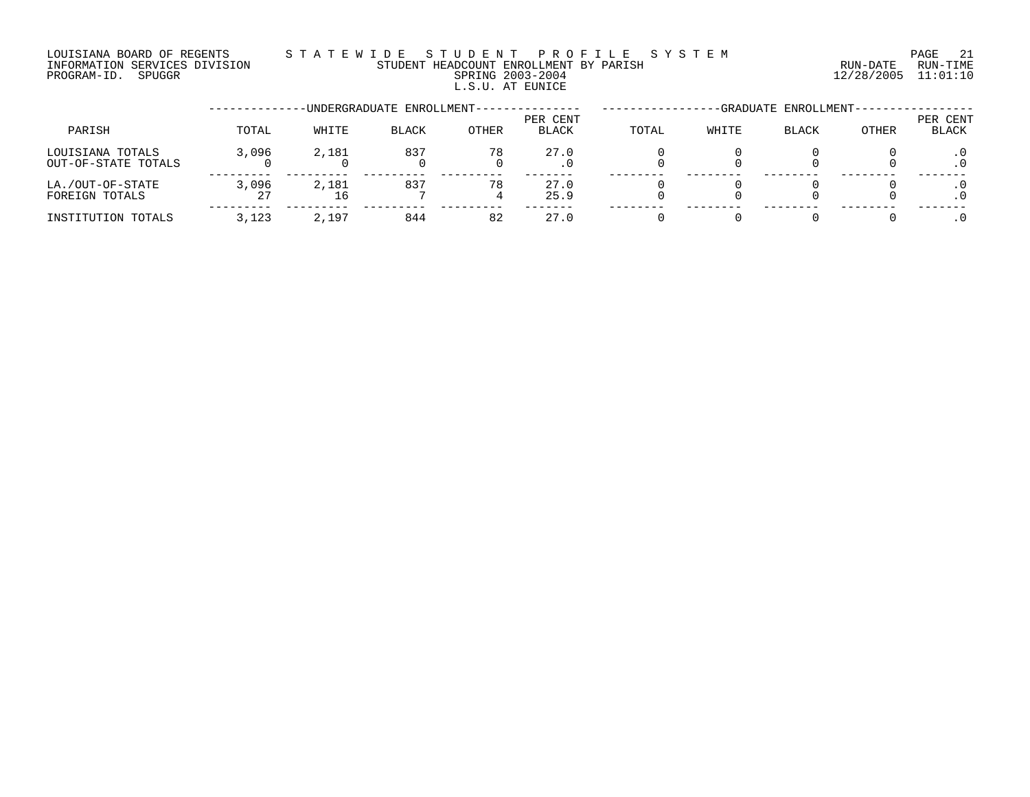LOUISIANA BOARD OF REGENTS
INFORMATION SERVICES DIVISION
PROGRAM-ID. SPUGGR

S T A T E W I D E   S T U D E N T   P R O F I L E   S Y S T E M
STUDENT HEADCOUNT ENROLLMENT BY PARISH
SPRING 2003-2004
L.S.U. AT EUNICE

RUN-DATE 12/28/2005 RUN-TIME 11:01:10

| PARISH | UNDERGRADUATE ENROLLMENT | | | | | GRADUATE ENROLLMENT | | | | |
|---|---|---|---|---|---|---|---|---|---|---|
| | TOTAL | WHITE | BLACK | OTHER | PER CENT BLACK | TOTAL | WHITE | BLACK | OTHER | PER CENT BLACK |
| LOUISIANA TOTALS | 3,096 | 2,181 | 837 | 78 | 27.0 | 0 | 0 | 0 | 0 | .0 |
| OUT-OF-STATE TOTALS | 0 | 0 | 0 | 0 | .0 | 0 | 0 | 0 | 0 | .0 |
| LA./OUT-OF-STATE | 3,096 | 2,181 | 837 | 78 | 27.0 | 0 | 0 | 0 | 0 | .0 |
| FOREIGN TOTALS | 27 | 16 | 7 | 4 | 25.9 | 0 | 0 | 0 | 0 | .0 |
| INSTITUTION TOTALS | 3,123 | 2,197 | 844 | 82 | 27.0 | 0 | 0 | 0 | 0 | .0 |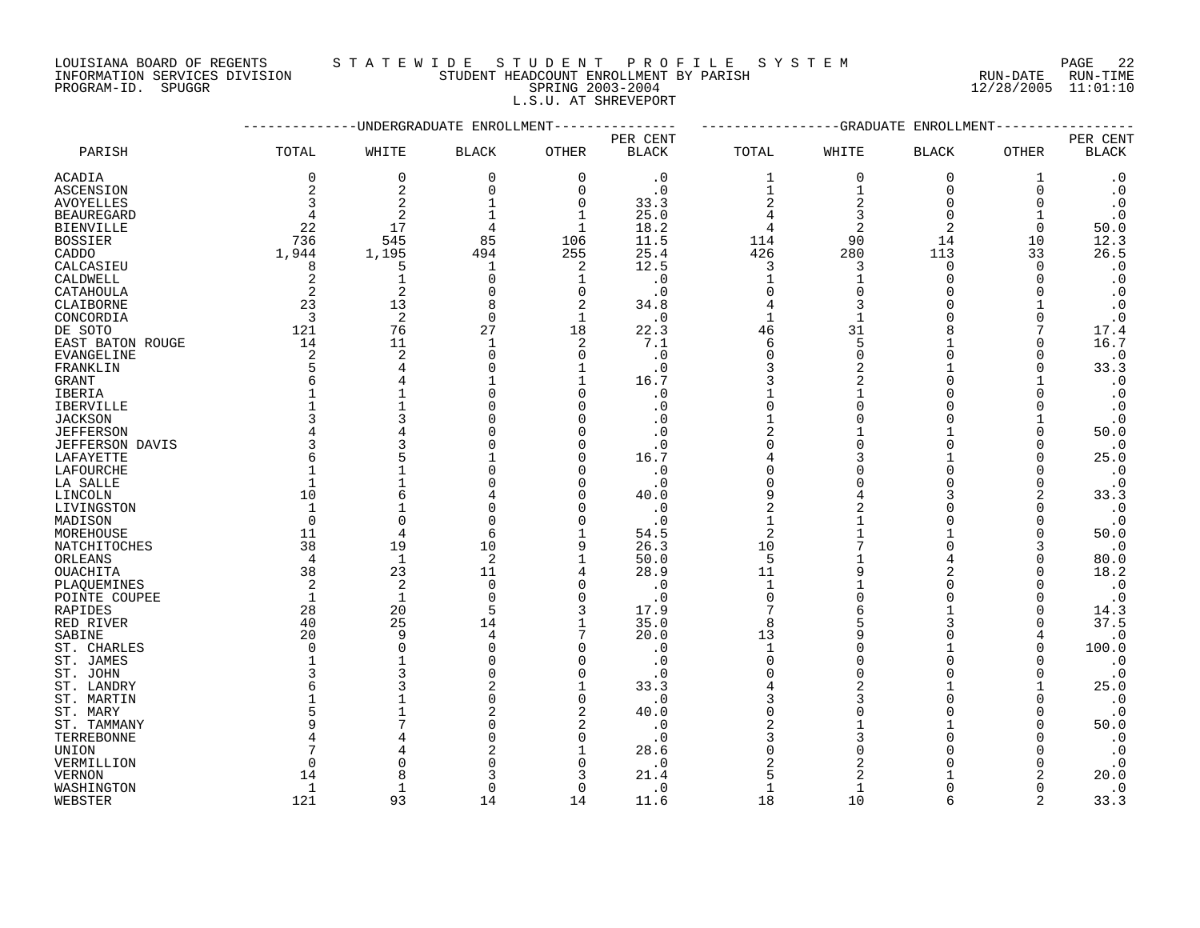LOUISIANA BOARD OF REGENTS — STATEWIDE STUDENT PROFILE SYSTEM
INFORMATION SERVICES DIVISION — STUDENT HEADCOUNT ENROLLMENT BY PARISH — RUN-DATE 12/28/2005 RUN-TIME 11:01:10
PROGRAM-ID. SPUGGR — SPRING 2003-2004

L.S.U. AT SHREVEPORT

| PARISH | UNDERGRADUATE ENROLLMENT TOTAL | WHITE | BLACK | OTHER | PER CENT BLACK | GRADUATE ENROLLMENT TOTAL | WHITE | BLACK | OTHER | PER CENT BLACK |
|---|---|---|---|---|---|---|---|---|---|---|
| ACADIA | 0 | 0 | 0 | 0 | .0 | 1 | 0 | 0 | 1 | .0 |
| ASCENSION | 2 | 2 | 0 | 0 | .0 | 1 | 1 | 0 | 0 | .0 |
| AVOYELLES | 3 | 2 | 1 | 0 | 33.3 | 2 | 2 | 0 | 0 | .0 |
| BEAUREGARD | 4 | 2 | 1 | 1 | 25.0 | 4 | 3 | 0 | 1 | .0 |
| BIENVILLE | 22 | 17 | 4 | 1 | 18.2 | 4 | 2 | 2 | 0 | 50.0 |
| BOSSIER | 736 | 545 | 85 | 106 | 11.5 | 114 | 90 | 14 | 10 | 12.3 |
| CADDO | 1,944 | 1,195 | 494 | 255 | 25.4 | 426 | 280 | 113 | 33 | 26.5 |
| CALCASIEU | 8 | 5 | 1 | 2 | 12.5 | 3 | 3 | 0 | 0 | .0 |
| CALDWELL | 2 | 1 | 0 | 1 | .0 | 1 | 1 | 0 | 0 | .0 |
| CATAHOULA | 2 | 2 | 0 | 0 | .0 | 0 | 0 | 0 | 0 | .0 |
| CLAIBORNE | 23 | 13 | 8 | 2 | 34.8 | 4 | 3 | 0 | 1 | .0 |
| CONCORDIA | 3 | 2 | 0 | 1 | .0 | 1 | 1 | 0 | 0 | .0 |
| DE SOTO | 121 | 76 | 27 | 18 | 22.3 | 46 | 31 | 8 | 7 | 17.4 |
| EAST BATON ROUGE | 14 | 11 | 1 | 2 | 7.1 | 6 | 5 | 1 | 0 | 16.7 |
| EVANGELINE | 2 | 2 | 0 | 0 | .0 | 0 | 0 | 0 | 0 | .0 |
| FRANKLIN | 5 | 4 | 0 | 1 | .0 | 3 | 2 | 1 | 0 | 33.3 |
| GRANT | 6 | 4 | 1 | 1 | 16.7 | 3 | 2 | 0 | 1 | .0 |
| IBERIA | 1 | 1 | 0 | 0 | .0 | 1 | 1 | 0 | 0 | .0 |
| IBERVILLE | 1 | 1 | 0 | 0 | .0 | 0 | 0 | 0 | 0 | .0 |
| JACKSON | 3 | 3 | 0 | 0 | .0 | 1 | 0 | 0 | 1 | .0 |
| JEFFERSON | 4 | 4 | 0 | 0 | .0 | 2 | 1 | 1 | 0 | 50.0 |
| JEFFERSON DAVIS | 3 | 3 | 0 | 0 | .0 | 0 | 0 | 0 | 0 | .0 |
| LAFAYETTE | 6 | 5 | 1 | 0 | 16.7 | 4 | 3 | 1 | 0 | 25.0 |
| LAFOURCHE | 1 | 1 | 0 | 0 | .0 | 0 | 0 | 0 | 0 | .0 |
| LA SALLE | 1 | 1 | 0 | 0 | .0 | 0 | 0 | 0 | 0 | .0 |
| LINCOLN | 10 | 6 | 4 | 0 | 40.0 | 9 | 4 | 3 | 2 | 33.3 |
| LIVINGSTON | 1 | 1 | 0 | 0 | .0 | 2 | 2 | 0 | 0 | .0 |
| MADISON | 0 | 0 | 0 | 0 | .0 | 1 | 1 | 0 | 0 | .0 |
| MOREHOUSE | 11 | 4 | 6 | 1 | 54.5 | 2 | 1 | 1 | 0 | 50.0 |
| NATCHITOCHES | 38 | 19 | 10 | 9 | 26.3 | 10 | 7 | 0 | 3 | .0 |
| ORLEANS | 4 | 1 | 2 | 1 | 50.0 | 5 | 1 | 4 | 0 | 80.0 |
| OUACHITA | 38 | 23 | 11 | 4 | 28.9 | 11 | 9 | 2 | 0 | 18.2 |
| PLAQUEMINES | 2 | 2 | 0 | 0 | .0 | 1 | 1 | 0 | 0 | .0 |
| POINTE COUPEE | 1 | 1 | 0 | 0 | .0 | 0 | 0 | 0 | 0 | .0 |
| RAPIDES | 28 | 20 | 5 | 3 | 17.9 | 7 | 6 | 1 | 0 | 14.3 |
| RED RIVER | 40 | 25 | 14 | 1 | 35.0 | 8 | 5 | 3 | 0 | 37.5 |
| SABINE | 20 | 9 | 4 | 7 | 20.0 | 13 | 9 | 0 | 4 | .0 |
| ST. CHARLES | 0 | 0 | 0 | 0 | .0 | 1 | 0 | 1 | 0 | 100.0 |
| ST. JAMES | 1 | 1 | 0 | 0 | .0 | 0 | 0 | 0 | 0 | .0 |
| ST. JOHN | 3 | 3 | 0 | 0 | .0 | 0 | 0 | 0 | 0 | .0 |
| ST. LANDRY | 6 | 3 | 2 | 1 | 33.3 | 4 | 2 | 1 | 1 | 25.0 |
| ST. MARTIN | 1 | 1 | 0 | 0 | .0 | 3 | 3 | 0 | 0 | .0 |
| ST. MARY | 5 | 1 | 2 | 2 | 40.0 | 0 | 0 | 0 | 0 | .0 |
| ST. TAMMANY | 9 | 7 | 0 | 2 | .0 | 2 | 1 | 1 | 0 | 50.0 |
| TERREBONNE | 4 | 4 | 0 | 0 | .0 | 3 | 3 | 0 | 0 | .0 |
| UNION | 7 | 4 | 2 | 1 | 28.6 | 0 | 0 | 0 | 0 | .0 |
| VERMILLION | 0 | 0 | 0 | 0 | .0 | 2 | 2 | 0 | 0 | .0 |
| VERNON | 14 | 8 | 3 | 3 | 21.4 | 5 | 2 | 1 | 2 | 20.0 |
| WASHINGTON | 1 | 1 | 0 | 0 | .0 | 1 | 1 | 0 | 0 | .0 |
| WEBSTER | 121 | 93 | 14 | 14 | 11.6 | 18 | 10 | 6 | 2 | 33.3 |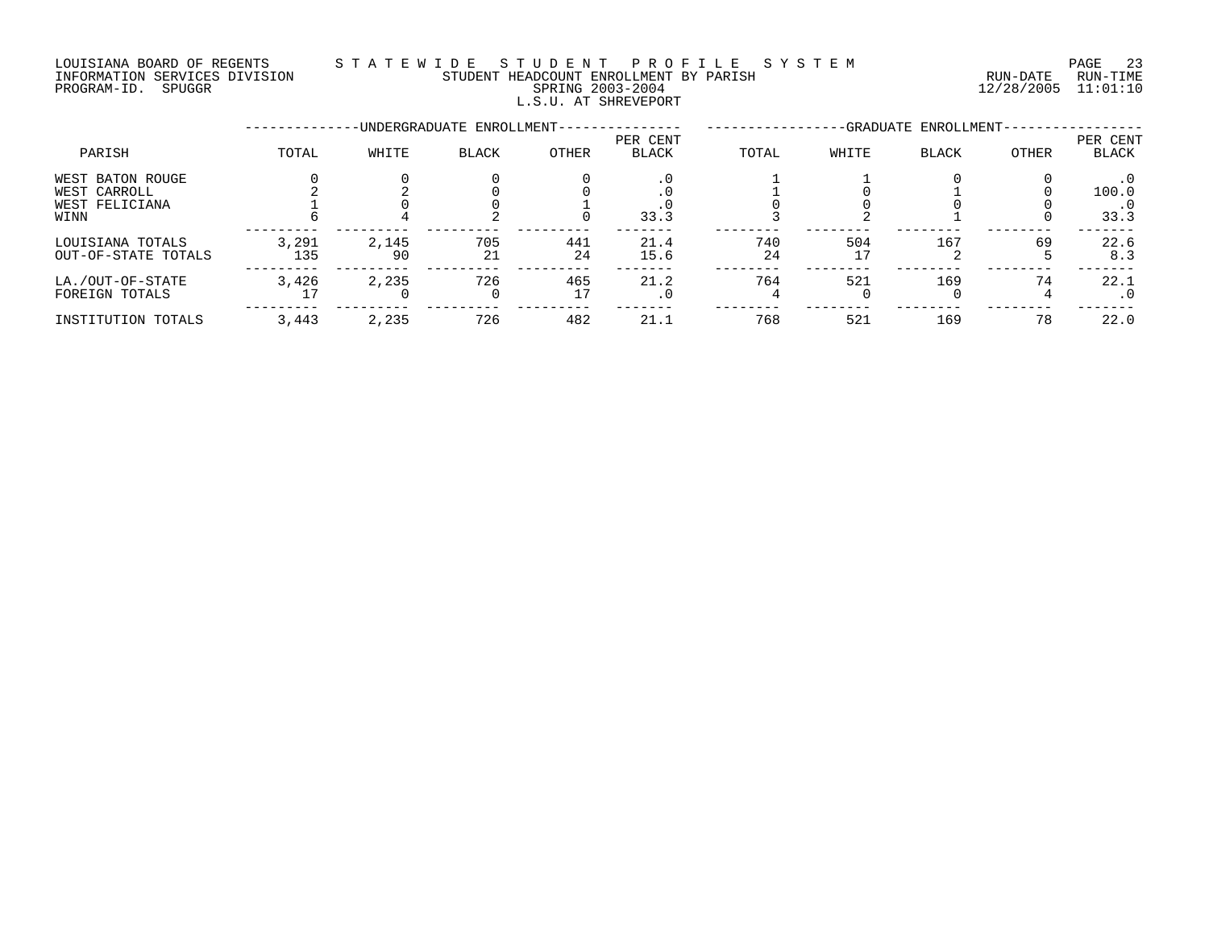LOUISIANA BOARD OF REGENTS — STATEWIDE STUDENT PROFILE SYSTEM
INFORMATION SERVICES DIVISION — STUDENT HEADCOUNT ENROLLMENT BY PARISH — RUN-DATE 12/28/2005 RUN-TIME 11:01:10
PROGRAM-ID. SPUGGR — SPRING 2003-2004

## L.S.U. AT SHREVEPORT

| PARISH | UNDERGRADUATE ENROLLMENT | | | | | GRADUATE ENROLLMENT | | | | |
|---|---|---|---|---|---|---|---|---|---|---|
| | TOTAL | WHITE | BLACK | OTHER | PER CENT BLACK | TOTAL | WHITE | BLACK | OTHER | PER CENT BLACK |
| WEST BATON ROUGE | 0 | 0 | 0 | 0 | .0 | 1 | 1 | 0 | 0 | .0 |
| WEST CARROLL | 2 | 2 | 0 | 0 | .0 | 1 | 0 | 1 | 0 | 100.0 |
| WEST FELICIANA | 1 | 0 | 0 | 1 | .0 | 0 | 0 | 0 | 0 | .0 |
| WINN | 6 | 4 | 2 | 0 | 33.3 | 3 | 2 | 1 | 0 | 33.3 |
| LOUISIANA TOTALS | 3,291 | 2,145 | 705 | 441 | 21.4 | 740 | 504 | 167 | 69 | 22.6 |
| OUT-OF-STATE TOTALS | 135 | 90 | 21 | 24 | 15.6 | 24 | 17 | 2 | 5 | 8.3 |
| LA./OUT-OF-STATE | 3,426 | 2,235 | 726 | 465 | 21.2 | 764 | 521 | 169 | 74 | 22.1 |
| FOREIGN TOTALS | 17 | 0 | 0 | 17 | .0 | 4 | 0 | 0 | 4 | .0 |
| INSTITUTION TOTALS | 3,443 | 2,235 | 726 | 482 | 21.1 | 768 | 521 | 169 | 78 | 22.0 |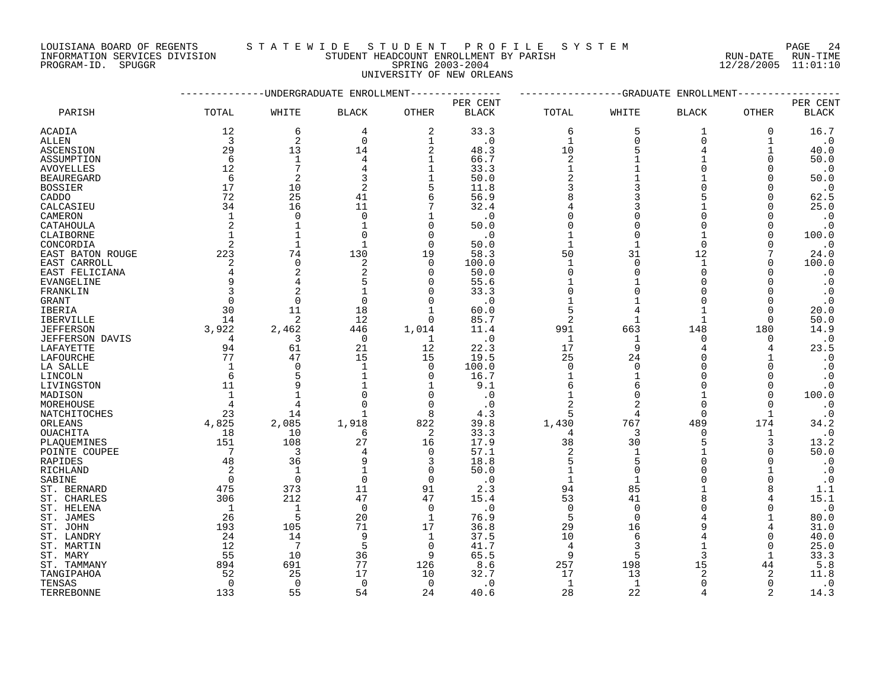LOUISIANA BOARD OF REGENTS — INFORMATION SERVICES DIVISION — PROGRAM-ID. SPUGGR

STATEWIDE STUDENT PROFILE SYSTEM

STUDENT HEADCOUNT ENROLLMENT BY PARISH

SPRING 2003-2004

UNIVERSITY OF NEW ORLEANS

RUN-DATE 12/28/2005 RUN-TIME 11:01:10

| PARISH | UNDERGRADUATE ENROLLMENT TOTAL | WHITE | BLACK | OTHER | PER CENT BLACK | GRADUATE ENROLLMENT TOTAL | WHITE | BLACK | OTHER | PER CENT BLACK |
|---|---|---|---|---|---|---|---|---|---|---|
| ACADIA | 12 | 6 | 4 | 2 | 33.3 | 6 | 5 | 1 | 0 | 16.7 |
| ALLEN | 3 | 2 | 0 | 1 | .0 | 1 | 0 | 0 | 1 | .0 |
| ASCENSION | 29 | 13 | 14 | 2 | 48.3 | 10 | 5 | 4 | 1 | 40.0 |
| ASSUMPTION | 6 | 1 | 4 | 1 | 66.7 | 2 | 1 | 1 | 0 | 50.0 |
| AVOYELLES | 12 | 7 | 4 | 1 | 33.3 | 1 | 1 | 0 | 0 | .0 |
| BEAUREGARD | 6 | 2 | 3 | 1 | 50.0 | 2 | 1 | 1 | 0 | 50.0 |
| BOSSIER | 17 | 10 | 2 | 5 | 11.8 | 3 | 3 | 0 | 0 | .0 |
| CADDO | 72 | 25 | 41 | 6 | 56.9 | 8 | 3 | 5 | 0 | 62.5 |
| CALCASIEU | 34 | 16 | 11 | 7 | 32.4 | 4 | 3 | 1 | 0 | 25.0 |
| CAMERON | 1 | 0 | 0 | 1 | .0 | 0 | 0 | 0 | 0 | .0 |
| CATAHOULA | 2 | 1 | 1 | 0 | 50.0 | 0 | 0 | 0 | 0 | .0 |
| CLAIBORNE | 1 | 1 | 0 | 0 | .0 | 1 | 0 | 1 | 0 | 100.0 |
| CONCORDIA | 2 | 1 | 1 | 0 | 50.0 | 1 | 1 | 0 | 0 | .0 |
| EAST BATON ROUGE | 223 | 74 | 130 | 19 | 58.3 | 50 | 31 | 12 | 7 | 24.0 |
| EAST CARROLL | 2 | 0 | 2 | 0 | 100.0 | 1 | 0 | 1 | 0 | 100.0 |
| EAST FELICIANA | 4 | 2 | 2 | 0 | 50.0 | 0 | 0 | 0 | 0 | .0 |
| EVANGELINE | 9 | 4 | 5 | 0 | 55.6 | 1 | 1 | 0 | 0 | .0 |
| FRANKLIN | 3 | 2 | 1 | 0 | 33.3 | 0 | 0 | 0 | 0 | .0 |
| GRANT | 0 | 0 | 0 | 0 | .0 | 1 | 1 | 0 | 0 | .0 |
| IBERIA | 30 | 11 | 18 | 1 | 60.0 | 5 | 4 | 1 | 0 | 20.0 |
| IBERVILLE | 14 | 2 | 12 | 0 | 85.7 | 2 | 1 | 1 | 0 | 50.0 |
| JEFFERSON | 3,922 | 2,462 | 446 | 1,014 | 11.4 | 991 | 663 | 148 | 180 | 14.9 |
| JEFFERSON DAVIS | 4 | 3 | 0 | 1 | .0 | 1 | 1 | 0 | 0 | .0 |
| LAFAYETTE | 94 | 61 | 21 | 12 | 22.3 | 17 | 9 | 4 | 4 | 23.5 |
| LAFOURCHE | 77 | 47 | 15 | 15 | 19.5 | 25 | 24 | 0 | 1 | .0 |
| LA SALLE | 1 | 0 | 1 | 0 | 100.0 | 0 | 0 | 0 | 0 | .0 |
| LINCOLN | 6 | 5 | 1 | 0 | 16.7 | 1 | 1 | 0 | 0 | .0 |
| LIVINGSTON | 11 | 9 | 1 | 1 | 9.1 | 6 | 6 | 0 | 0 | .0 |
| MADISON | 1 | 1 | 0 | 0 | .0 | 1 | 0 | 1 | 0 | 100.0 |
| MOREHOUSE | 4 | 4 | 0 | 0 | .0 | 2 | 2 | 0 | 0 | .0 |
| NATCHITOCHES | 23 | 14 | 1 | 8 | 4.3 | 5 | 4 | 0 | 1 | .0 |
| ORLEANS | 4,825 | 2,085 | 1,918 | 822 | 39.8 | 1,430 | 767 | 489 | 174 | 34.2 |
| OUACHITA | 18 | 10 | 6 | 2 | 33.3 | 4 | 3 | 0 | 1 | .0 |
| PLAQUEMINES | 151 | 108 | 27 | 16 | 17.9 | 38 | 30 | 5 | 3 | 13.2 |
| POINTE COUPEE | 7 | 3 | 4 | 0 | 57.1 | 2 | 1 | 1 | 0 | 50.0 |
| RAPIDES | 48 | 36 | 9 | 3 | 18.8 | 5 | 5 | 0 | 0 | .0 |
| RICHLAND | 2 | 1 | 1 | 0 | 50.0 | 1 | 0 | 0 | 1 | .0 |
| SABINE | 0 | 0 | 0 | 0 | .0 | 1 | 1 | 0 | 0 | .0 |
| ST. BERNARD | 475 | 373 | 11 | 91 | 2.3 | 94 | 85 | 1 | 8 | 1.1 |
| ST. CHARLES | 306 | 212 | 47 | 47 | 15.4 | 53 | 41 | 8 | 4 | 15.1 |
| ST. HELENA | 1 | 1 | 0 | 0 | .0 | 0 | 0 | 0 | 0 | .0 |
| ST. JAMES | 26 | 5 | 20 | 1 | 76.9 | 5 | 0 | 4 | 1 | 80.0 |
| ST. JOHN | 193 | 105 | 71 | 17 | 36.8 | 29 | 16 | 9 | 4 | 31.0 |
| ST. LANDRY | 24 | 14 | 9 | 1 | 37.5 | 10 | 6 | 4 | 0 | 40.0 |
| ST. MARTIN | 12 | 7 | 5 | 0 | 41.7 | 4 | 3 | 1 | 0 | 25.0 |
| ST. MARY | 55 | 10 | 36 | 9 | 65.5 | 9 | 5 | 3 | 1 | 33.3 |
| ST. TAMMANY | 894 | 691 | 77 | 126 | 8.6 | 257 | 198 | 15 | 44 | 5.8 |
| TANGIPAHOA | 52 | 25 | 17 | 10 | 32.7 | 17 | 13 | 2 | 2 | 11.8 |
| TENSAS | 0 | 0 | 0 | 0 | .0 | 1 | 1 | 0 | 0 | .0 |
| TERREBONNE | 133 | 55 | 54 | 24 | 40.6 | 28 | 22 | 4 | 2 | 14.3 |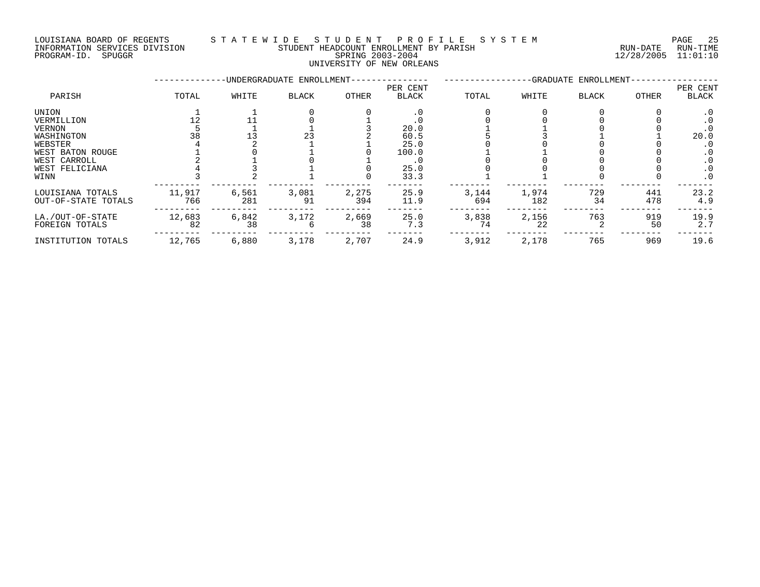LOUISIANA BOARD OF REGENTS — STATEWIDE STUDENT PROFILE SYSTEM
INFORMATION SERVICES DIVISION — STUDENT HEADCOUNT ENROLLMENT BY PARISH — RUN-DATE 12/28/2005 RUN-TIME 11:01:10
PROGRAM-ID. SPUGGR — SPRING 2003-2004

## UNIVERSITY OF NEW ORLEANS

| PARISH | UNDERGRADUATE ENROLLMENT TOTAL | WHITE | BLACK | OTHER | PER CENT BLACK | GRADUATE ENROLLMENT TOTAL | WHITE | BLACK | OTHER | PER CENT BLACK |
|---|---|---|---|---|---|---|---|---|---|---|
| UNION | 1 | 1 | 0 | 0 | .0 | 0 | 0 | 0 | 0 | .0 |
| VERMILLION | 12 | 11 | 0 | 1 | .0 | 0 | 0 | 0 | 0 | .0 |
| VERNON | 5 | 1 | 1 | 3 | 20.0 | 1 | 1 | 0 | 0 | .0 |
| WASHINGTON | 38 | 13 | 23 | 2 | 60.5 | 5 | 3 | 1 | 1 | 20.0 |
| WEBSTER | 4 | 2 | 1 | 1 | 25.0 | 0 | 0 | 0 | 0 | .0 |
| WEST BATON ROUGE | 1 | 0 | 1 | 0 | 100.0 | 1 | 1 | 0 | 0 | .0 |
| WEST CARROLL | 2 | 1 | 0 | 1 | .0 | 0 | 0 | 0 | 0 | .0 |
| WEST FELICIANA | 4 | 3 | 1 | 0 | 25.0 | 0 | 0 | 0 | 0 | .0 |
| WINN | 3 | 2 | 1 | 0 | 33.3 | 1 | 1 | 0 | 0 | .0 |
| LOUISIANA TOTALS | 11,917 | 6,561 | 3,081 | 2,275 | 25.9 | 3,144 | 1,974 | 729 | 441 | 23.2 |
| OUT-OF-STATE TOTALS | 766 | 281 | 91 | 394 | 11.9 | 694 | 182 | 34 | 478 | 4.9 |
| LA./OUT-OF-STATE | 12,683 | 6,842 | 3,172 | 2,669 | 25.0 | 3,838 | 2,156 | 763 | 919 | 19.9 |
| FOREIGN TOTALS | 82 | 38 | 6 | 38 | 7.3 | 74 | 22 | 2 | 50 | 2.7 |
| INSTITUTION TOTALS | 12,765 | 6,880 | 3,178 | 2,707 | 24.9 | 3,912 | 2,178 | 765 | 969 | 19.6 |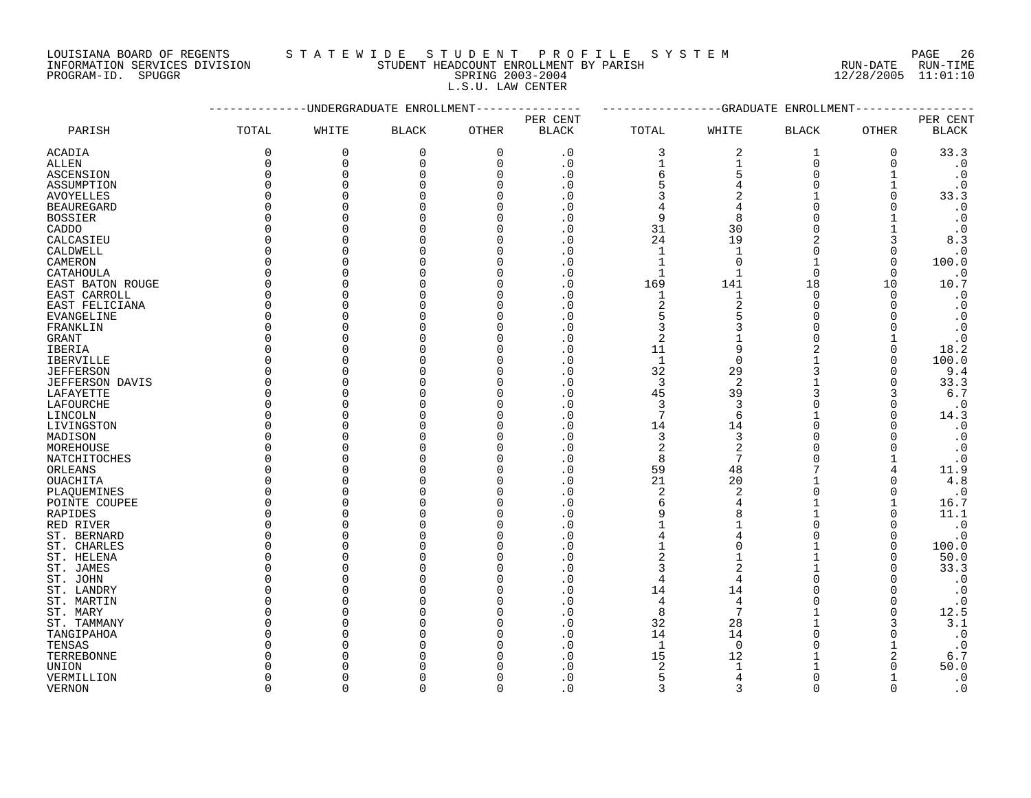LOUISIANA BOARD OF REGENTS — STATEWIDE STUDENT PROFILE SYSTEM
INFORMATION SERVICES DIVISION — STUDENT HEADCOUNT ENROLLMENT BY PARISH — RUN-DATE 12/28/2005 RUN-TIME 11:01:10
PROGRAM-ID. SPUGGR — SPRING 2003-2004

L.S.U. LAW CENTER

| PARISH | UNDERGRADUATE ENROLLMENT | | | | | GRADUATE ENROLLMENT | | | | |
|---|---|---|---|---|---|---|---|---|---|---|
| | TOTAL | WHITE | BLACK | OTHER | PER CENT BLACK | TOTAL | WHITE | BLACK | OTHER | PER CENT BLACK |
| ACADIA | 0 | 0 | 0 | 0 | .0 | 3 | 2 | 1 | 0 | 33.3 |
| ALLEN | 0 | 0 | 0 | 0 | .0 | 1 | 1 | 0 | 0 | .0 |
| ASCENSION | 0 | 0 | 0 | 0 | .0 | 6 | 5 | 0 | 1 | .0 |
| ASSUMPTION | 0 | 0 | 0 | 0 | .0 | 5 | 4 | 0 | 1 | .0 |
| AVOYELLES | 0 | 0 | 0 | 0 | .0 | 3 | 2 | 1 | 0 | 33.3 |
| BEAUREGARD | 0 | 0 | 0 | 0 | .0 | 4 | 4 | 0 | 0 | .0 |
| BOSSIER | 0 | 0 | 0 | 0 | .0 | 9 | 8 | 0 | 1 | .0 |
| CADDO | 0 | 0 | 0 | 0 | .0 | 31 | 30 | 0 | 1 | .0 |
| CALCASIEU | 0 | 0 | 0 | 0 | .0 | 24 | 19 | 2 | 3 | 8.3 |
| CALDWELL | 0 | 0 | 0 | 0 | .0 | 1 | 1 | 0 | 0 | .0 |
| CAMERON | 0 | 0 | 0 | 0 | .0 | 1 | 0 | 1 | 0 | 100.0 |
| CATAHOULA | 0 | 0 | 0 | 0 | .0 | 1 | 1 | 0 | 0 | .0 |
| EAST BATON ROUGE | 0 | 0 | 0 | 0 | .0 | 169 | 141 | 18 | 10 | 10.7 |
| EAST CARROLL | 0 | 0 | 0 | 0 | .0 | 1 | 1 | 0 | 0 | .0 |
| EAST FELICIANA | 0 | 0 | 0 | 0 | .0 | 2 | 2 | 0 | 0 | .0 |
| EVANGELINE | 0 | 0 | 0 | 0 | .0 | 5 | 5 | 0 | 0 | .0 |
| FRANKLIN | 0 | 0 | 0 | 0 | .0 | 3 | 3 | 0 | 0 | .0 |
| GRANT | 0 | 0 | 0 | 0 | .0 | 2 | 1 | 0 | 1 | .0 |
| IBERIA | 0 | 0 | 0 | 0 | .0 | 11 | 9 | 2 | 0 | 18.2 |
| IBERVILLE | 0 | 0 | 0 | 0 | .0 | 1 | 0 | 1 | 0 | 100.0 |
| JEFFERSON | 0 | 0 | 0 | 0 | .0 | 32 | 29 | 3 | 0 | 9.4 |
| JEFFERSON DAVIS | 0 | 0 | 0 | 0 | .0 | 3 | 2 | 1 | 0 | 33.3 |
| LAFAYETTE | 0 | 0 | 0 | 0 | .0 | 45 | 39 | 3 | 3 | 6.7 |
| LAFOURCHE | 0 | 0 | 0 | 0 | .0 | 3 | 3 | 0 | 0 | .0 |
| LINCOLN | 0 | 0 | 0 | 0 | .0 | 7 | 6 | 1 | 0 | 14.3 |
| LIVINGSTON | 0 | 0 | 0 | 0 | .0 | 14 | 14 | 0 | 0 | .0 |
| MADISON | 0 | 0 | 0 | 0 | .0 | 3 | 3 | 0 | 0 | .0 |
| MOREHOUSE | 0 | 0 | 0 | 0 | .0 | 2 | 2 | 0 | 0 | .0 |
| NATCHITOCHES | 0 | 0 | 0 | 0 | .0 | 8 | 7 | 0 | 1 | .0 |
| ORLEANS | 0 | 0 | 0 | 0 | .0 | 59 | 48 | 7 | 4 | 11.9 |
| OUACHITA | 0 | 0 | 0 | 0 | .0 | 21 | 20 | 1 | 0 | 4.8 |
| PLAQUEMINES | 0 | 0 | 0 | 0 | .0 | 2 | 2 | 0 | 0 | .0 |
| POINTE COUPEE | 0 | 0 | 0 | 0 | .0 | 6 | 4 | 1 | 1 | 16.7 |
| RAPIDES | 0 | 0 | 0 | 0 | .0 | 9 | 8 | 1 | 0 | 11.1 |
| RED RIVER | 0 | 0 | 0 | 0 | .0 | 1 | 1 | 0 | 0 | .0 |
| ST. BERNARD | 0 | 0 | 0 | 0 | .0 | 4 | 4 | 0 | 0 | .0 |
| ST. CHARLES | 0 | 0 | 0 | 0 | .0 | 1 | 0 | 1 | 0 | 100.0 |
| ST. HELENA | 0 | 0 | 0 | 0 | .0 | 2 | 1 | 1 | 0 | 50.0 |
| ST. JAMES | 0 | 0 | 0 | 0 | .0 | 3 | 2 | 1 | 0 | 33.3 |
| ST. JOHN | 0 | 0 | 0 | 0 | .0 | 4 | 4 | 0 | 0 | .0 |
| ST. LANDRY | 0 | 0 | 0 | 0 | .0 | 14 | 14 | 0 | 0 | .0 |
| ST. MARTIN | 0 | 0 | 0 | 0 | .0 | 4 | 4 | 0 | 0 | .0 |
| ST. MARY | 0 | 0 | 0 | 0 | .0 | 8 | 7 | 1 | 0 | 12.5 |
| ST. TAMMANY | 0 | 0 | 0 | 0 | .0 | 32 | 28 | 1 | 3 | 3.1 |
| TANGIPAHOA | 0 | 0 | 0 | 0 | .0 | 14 | 14 | 0 | 0 | .0 |
| TENSAS | 0 | 0 | 0 | 0 | .0 | 1 | 0 | 0 | 1 | .0 |
| TERREBONNE | 0 | 0 | 0 | 0 | .0 | 15 | 12 | 1 | 2 | 6.7 |
| UNION | 0 | 0 | 0 | 0 | .0 | 2 | 1 | 1 | 0 | 50.0 |
| VERMILLION | 0 | 0 | 0 | 0 | .0 | 5 | 4 | 0 | 1 | .0 |
| VERNON | 0 | 0 | 0 | 0 | .0 | 3 | 3 | 0 | 0 | .0 |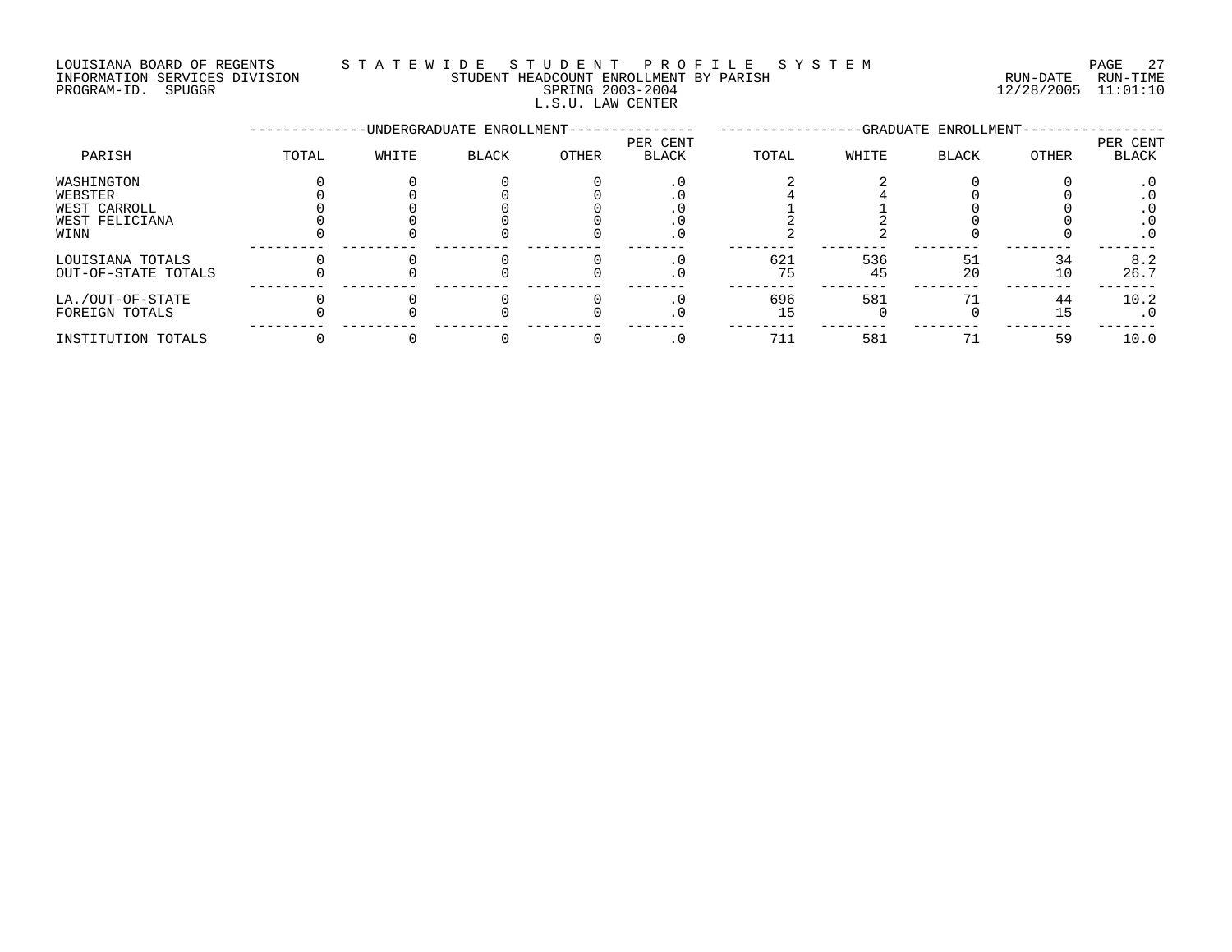LOUISIANA BOARD OF REGENTS — STATEWIDE STUDENT PROFILE SYSTEM
INFORMATION SERVICES DIVISION — STUDENT HEADCOUNT ENROLLMENT BY PARISH — RUN-DATE 12/28/2005 RUN-TIME 11:01:10
PROGRAM-ID. SPUGGR — SPRING 2003-2004

L.S.U. LAW CENTER

| PARISH | UNDERGRADUATE ENROLLMENT TOTAL | WHITE | BLACK | OTHER | PER CENT BLACK | GRADUATE ENROLLMENT TOTAL | WHITE | BLACK | OTHER | PER CENT BLACK |
|---|---|---|---|---|---|---|---|---|---|---|
| WASHINGTON | 0 | 0 | 0 | 0 | .0 | 2 | 2 | 0 | 0 | .0 |
| WEBSTER | 0 | 0 | 0 | 0 | .0 | 4 | 4 | 0 | 0 | .0 |
| WEST CARROLL | 0 | 0 | 0 | 0 | .0 | 1 | 1 | 0 | 0 | .0 |
| WEST FELICIANA | 0 | 0 | 0 | 0 | .0 | 2 | 2 | 0 | 0 | .0 |
| WINN | 0 | 0 | 0 | 0 | .0 | 2 | 2 | 0 | 0 | .0 |
| LOUISIANA TOTALS | 0 | 0 | 0 | 0 | .0 | 621 | 536 | 51 | 34 | 8.2 |
| OUT-OF-STATE TOTALS | 0 | 0 | 0 | 0 | .0 | 75 | 45 | 20 | 10 | 26.7 |
| LA./OUT-OF-STATE | 0 | 0 | 0 | 0 | .0 | 696 | 581 | 71 | 44 | 10.2 |
| FOREIGN TOTALS | 0 | 0 | 0 | 0 | .0 | 15 | 0 | 0 | 15 | .0 |
| INSTITUTION TOTALS | 0 | 0 | 0 | 0 | .0 | 711 | 581 | 71 | 59 | 10.0 |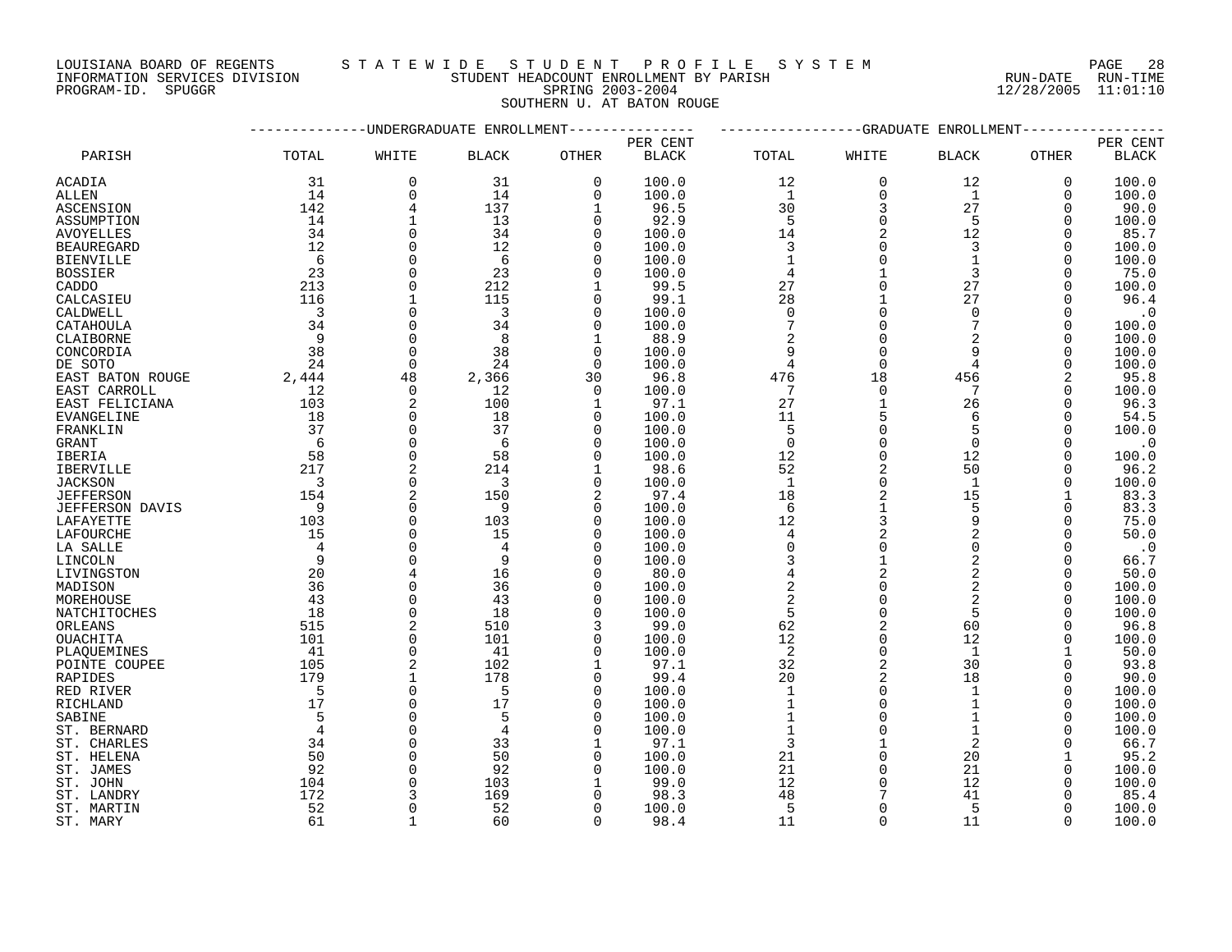LOUISIANA BOARD OF REGENTS — INFORMATION SERVICES DIVISION — PROGRAM-ID. SPUGGR

STATEWIDE STUDENT PROFILE SYSTEM

STUDENT HEADCOUNT ENROLLMENT BY PARISH

SPRING 2003-2004

SOUTHERN U. AT BATON ROUGE

RUN-DATE 12/28/2005 RUN-TIME 11:01:10

| PARISH | UNDERGRADUATE ENROLLMENT | | | | | GRADUATE ENROLLMENT | | | | |
|---|---|---|---|---|---|---|---|---|---|---|
| | TOTAL | WHITE | BLACK | OTHER | PER CENT BLACK | TOTAL | WHITE | BLACK | OTHER | PER CENT BLACK |
| ACADIA | 31 | 0 | 31 | 0 | 100.0 | 12 | 0 | 12 | 0 | 100.0 |
| ALLEN | 14 | 0 | 14 | 0 | 100.0 | 1 | 0 | 1 | 0 | 100.0 |
| ASCENSION | 142 | 4 | 137 | 1 | 96.5 | 30 | 3 | 27 | 0 | 90.0 |
| ASSUMPTION | 14 | 1 | 13 | 0 | 92.9 | 5 | 0 | 5 | 0 | 100.0 |
| AVOYELLES | 34 | 0 | 34 | 0 | 100.0 | 14 | 2 | 12 | 0 | 85.7 |
| BEAUREGARD | 12 | 0 | 12 | 0 | 100.0 | 3 | 0 | 3 | 0 | 100.0 |
| BIENVILLE | 6 | 0 | 6 | 0 | 100.0 | 1 | 0 | 1 | 0 | 100.0 |
| BOSSIER | 23 | 0 | 23 | 0 | 100.0 | 4 | 1 | 3 | 0 | 75.0 |
| CADDO | 213 | 0 | 212 | 1 | 99.5 | 27 | 0 | 27 | 0 | 100.0 |
| CALCASIEU | 116 | 1 | 115 | 0 | 99.1 | 28 | 1 | 27 | 0 | 96.4 |
| CALDWELL | 3 | 0 | 3 | 0 | 100.0 | 0 | 0 | 0 | 0 | .0 |
| CATAHOULA | 34 | 0 | 34 | 0 | 100.0 | 7 | 0 | 7 | 0 | 100.0 |
| CLAIBORNE | 9 | 0 | 8 | 1 | 88.9 | 2 | 0 | 2 | 0 | 100.0 |
| CONCORDIA | 38 | 0 | 38 | 0 | 100.0 | 9 | 0 | 9 | 0 | 100.0 |
| DE SOTO | 24 | 0 | 24 | 0 | 100.0 | 4 | 0 | 4 | 0 | 100.0 |
| EAST BATON ROUGE | 2,444 | 48 | 2,366 | 30 | 96.8 | 476 | 18 | 456 | 2 | 95.8 |
| EAST CARROLL | 12 | 0 | 12 | 0 | 100.0 | 7 | 0 | 7 | 0 | 100.0 |
| EAST FELICIANA | 103 | 2 | 100 | 1 | 97.1 | 27 | 1 | 26 | 0 | 96.3 |
| EVANGELINE | 18 | 0 | 18 | 0 | 100.0 | 11 | 5 | 6 | 0 | 54.5 |
| FRANKLIN | 37 | 0 | 37 | 0 | 100.0 | 5 | 0 | 5 | 0 | 100.0 |
| GRANT | 6 | 0 | 6 | 0 | 100.0 | 0 | 0 | 0 | 0 | .0 |
| IBERIA | 58 | 0 | 58 | 0 | 100.0 | 12 | 0 | 12 | 0 | 100.0 |
| IBERVILLE | 217 | 2 | 214 | 1 | 98.6 | 52 | 2 | 50 | 0 | 96.2 |
| JACKSON | 3 | 0 | 3 | 0 | 100.0 | 1 | 0 | 1 | 0 | 100.0 |
| JEFFERSON | 154 | 2 | 150 | 2 | 97.4 | 18 | 2 | 15 | 1 | 83.3 |
| JEFFERSON DAVIS | 9 | 0 | 9 | 0 | 100.0 | 6 | 1 | 5 | 0 | 83.3 |
| LAFAYETTE | 103 | 0 | 103 | 0 | 100.0 | 12 | 3 | 9 | 0 | 75.0 |
| LAFOURCHE | 15 | 0 | 15 | 0 | 100.0 | 4 | 2 | 2 | 0 | 50.0 |
| LA SALLE | 4 | 0 | 4 | 0 | 100.0 | 0 | 0 | 0 | 0 | .0 |
| LINCOLN | 9 | 0 | 9 | 0 | 100.0 | 3 | 1 | 2 | 0 | 66.7 |
| LIVINGSTON | 20 | 4 | 16 | 0 | 80.0 | 4 | 2 | 2 | 0 | 50.0 |
| MADISON | 36 | 0 | 36 | 0 | 100.0 | 2 | 0 | 2 | 0 | 100.0 |
| MOREHOUSE | 43 | 0 | 43 | 0 | 100.0 | 2 | 0 | 2 | 0 | 100.0 |
| NATCHITOCHES | 18 | 0 | 18 | 0 | 100.0 | 5 | 0 | 5 | 0 | 100.0 |
| ORLEANS | 515 | 2 | 510 | 3 | 99.0 | 62 | 2 | 60 | 0 | 96.8 |
| OUACHITA | 101 | 0 | 101 | 0 | 100.0 | 12 | 0 | 12 | 0 | 100.0 |
| PLAQUEMINES | 41 | 0 | 41 | 0 | 100.0 | 2 | 0 | 1 | 1 | 50.0 |
| POINTE COUPEE | 105 | 2 | 102 | 1 | 97.1 | 32 | 2 | 30 | 0 | 93.8 |
| RAPIDES | 179 | 1 | 178 | 0 | 99.4 | 20 | 2 | 18 | 0 | 90.0 |
| RED RIVER | 5 | 0 | 5 | 0 | 100.0 | 1 | 0 | 1 | 0 | 100.0 |
| RICHLAND | 17 | 0 | 17 | 0 | 100.0 | 1 | 0 | 1 | 0 | 100.0 |
| SABINE | 5 | 0 | 5 | 0 | 100.0 | 1 | 0 | 1 | 0 | 100.0 |
| ST. BERNARD | 4 | 0 | 4 | 0 | 100.0 | 1 | 0 | 1 | 0 | 100.0 |
| ST. CHARLES | 34 | 0 | 33 | 1 | 97.1 | 3 | 1 | 2 | 0 | 66.7 |
| ST. HELENA | 50 | 0 | 50 | 0 | 100.0 | 21 | 0 | 20 | 1 | 95.2 |
| ST. JAMES | 92 | 0 | 92 | 0 | 100.0 | 21 | 0 | 21 | 0 | 100.0 |
| ST. JOHN | 104 | 0 | 103 | 1 | 99.0 | 12 | 0 | 12 | 0 | 100.0 |
| ST. LANDRY | 172 | 3 | 169 | 0 | 98.3 | 48 | 7 | 41 | 0 | 85.4 |
| ST. MARTIN | 52 | 0 | 52 | 0 | 100.0 | 5 | 0 | 5 | 0 | 100.0 |
| ST. MARY | 61 | 1 | 60 | 0 | 98.4 | 11 | 0 | 11 | 0 | 100.0 |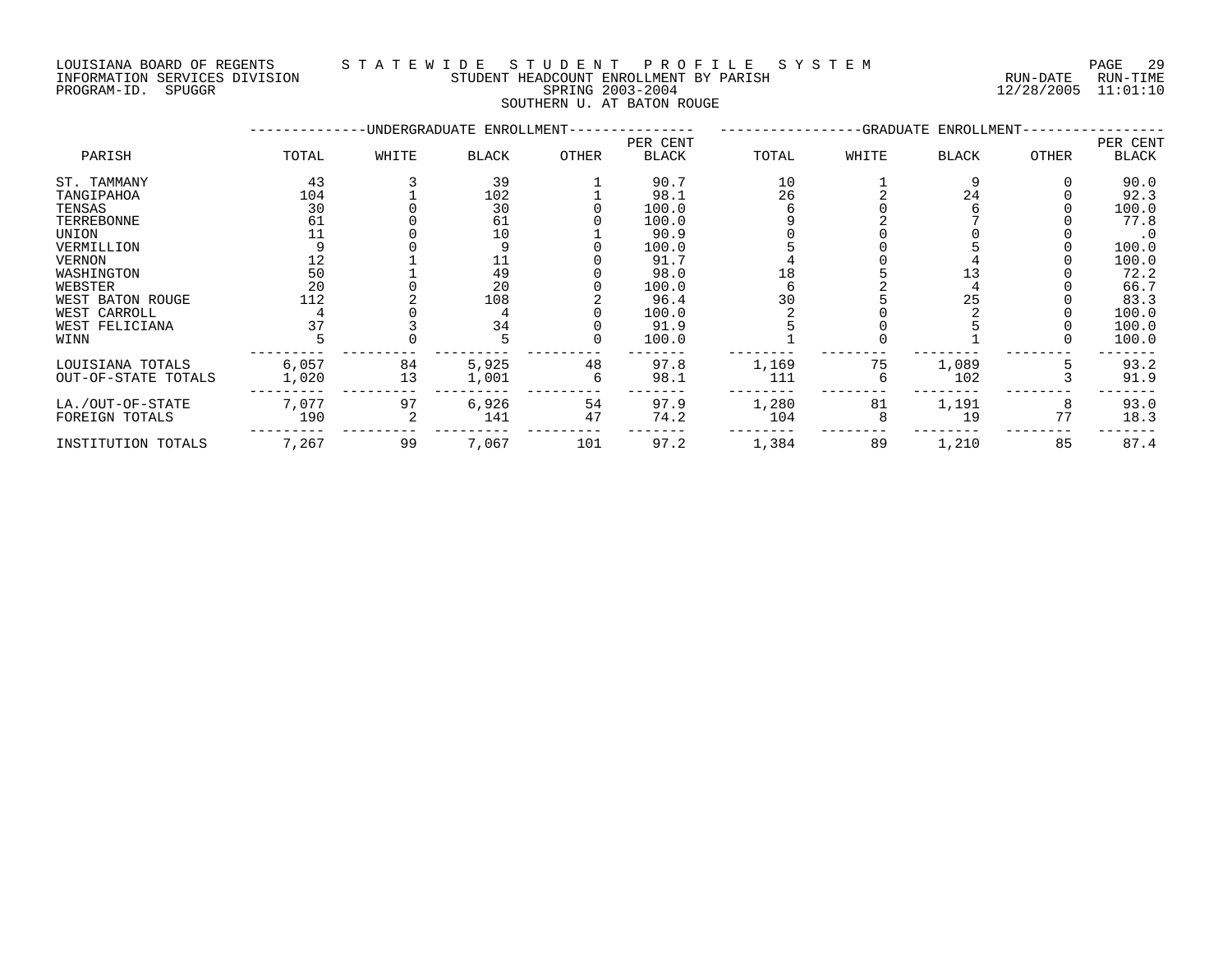LOUISIANA BOARD OF REGENTS — STATEWIDE STUDENT PROFILE SYSTEM
INFORMATION SERVICES DIVISION — STUDENT HEADCOUNT ENROLLMENT BY PARISH — RUN-DATE 12/28/2005 RUN-TIME 11:01:10
PROGRAM-ID. SPUGGR — SPRING 2003-2004

SOUTHERN U. AT BATON ROUGE

| PARISH | UNDERGRADUATE ENROLLMENT | | | | | GRADUATE ENROLLMENT | | | | |
|---|---|---|---|---|---|---|---|---|---|---|
| | TOTAL | WHITE | BLACK | OTHER | PER CENT BLACK | TOTAL | WHITE | BLACK | OTHER | PER CENT BLACK |
| ST. TAMMANY | 43 | 3 | 39 | 1 | 90.7 | 10 | 1 | 9 | 0 | 90.0 |
| TANGIPAHOA | 104 | 1 | 102 | 1 | 98.1 | 26 | 2 | 24 | 0 | 92.3 |
| TENSAS | 30 | 0 | 30 | 0 | 100.0 | 6 | 0 | 6 | 0 | 100.0 |
| TERREBONNE | 61 | 0 | 61 | 0 | 100.0 | 9 | 2 | 7 | 0 | 77.8 |
| UNION | 11 | 0 | 10 | 1 | 90.9 | 0 | 0 | 0 | 0 | .0 |
| VERMILLION | 9 | 0 | 9 | 0 | 100.0 | 5 | 0 | 5 | 0 | 100.0 |
| VERNON | 12 | 1 | 11 | 0 | 91.7 | 4 | 0 | 4 | 0 | 100.0 |
| WASHINGTON | 50 | 1 | 49 | 0 | 98.0 | 18 | 5 | 13 | 0 | 72.2 |
| WEBSTER | 20 | 0 | 20 | 0 | 100.0 | 6 | 2 | 4 | 0 | 66.7 |
| WEST BATON ROUGE | 112 | 2 | 108 | 2 | 96.4 | 30 | 5 | 25 | 0 | 83.3 |
| WEST CARROLL | 4 | 0 | 4 | 0 | 100.0 | 2 | 0 | 2 | 0 | 100.0 |
| WEST FELICIANA | 37 | 3 | 34 | 0 | 91.9 | 5 | 0 | 5 | 0 | 100.0 |
| WINN | 5 | 0 | 5 | 0 | 100.0 | 1 | 0 | 1 | 0 | 100.0 |
| LOUISIANA TOTALS | 6,057 | 84 | 5,925 | 48 | 97.8 | 1,169 | 75 | 1,089 | 5 | 93.2 |
| OUT-OF-STATE TOTALS | 1,020 | 13 | 1,001 | 6 | 98.1 | 111 | 6 | 102 | 3 | 91.9 |
| LA./OUT-OF-STATE | 7,077 | 97 | 6,926 | 54 | 97.9 | 1,280 | 81 | 1,191 | 8 | 93.0 |
| FOREIGN TOTALS | 190 | 2 | 141 | 47 | 74.2 | 104 | 8 | 19 | 77 | 18.3 |
| INSTITUTION TOTALS | 7,267 | 99 | 7,067 | 101 | 97.2 | 1,384 | 89 | 1,210 | 85 | 87.4 |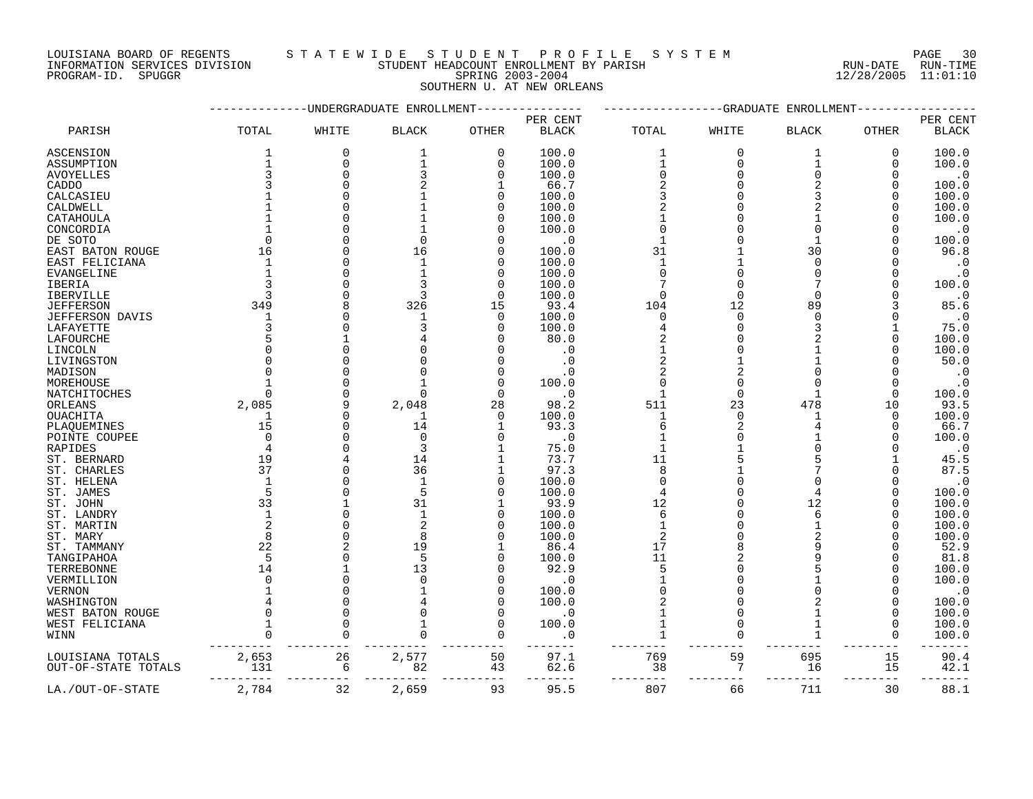LOUISIANA BOARD OF REGENTS — STATEWIDE STUDENT PROFILE SYSTEM

INFORMATION SERVICES DIVISION — STUDENT HEADCOUNT ENROLLMENT BY PARISH — RUN-DATE 12/28/2005 RUN-TIME 11:01:10

PROGRAM-ID. SPUGGR — SPRING 2003-2004

SOUTHERN U. AT NEW ORLEANS

| PARISH | UNDERGRADUATE ENROLLMENT TOTAL | WHITE | BLACK | OTHER | PER CENT BLACK | GRADUATE ENROLLMENT TOTAL | WHITE | BLACK | OTHER | PER CENT BLACK |
|---|---|---|---|---|---|---|---|---|---|---|
| ASCENSION | 1 | 0 | 1 | 0 | 100.0 | 1 | 0 | 1 | 0 | 100.0 |
| ASSUMPTION | 1 | 0 | 1 | 0 | 100.0 | 1 | 0 | 1 | 0 | 100.0 |
| AVOYELLES | 3 | 0 | 3 | 0 | 100.0 | 0 | 0 | 0 | 0 | .0 |
| CADDO | 3 | 0 | 2 | 1 | 66.7 | 2 | 0 | 2 | 0 | 100.0 |
| CALCASIEU | 1 | 0 | 1 | 0 | 100.0 | 3 | 0 | 3 | 0 | 100.0 |
| CALDWELL | 1 | 0 | 1 | 0 | 100.0 | 2 | 0 | 2 | 0 | 100.0 |
| CATAHOULA | 1 | 0 | 1 | 0 | 100.0 | 1 | 0 | 1 | 0 | 100.0 |
| CONCORDIA | 1 | 0 | 1 | 0 | 100.0 | 0 | 0 | 0 | 0 | .0 |
| DE SOTO | 0 | 0 | 0 | 0 | .0 | 1 | 0 | 1 | 0 | 100.0 |
| EAST BATON ROUGE | 16 | 0 | 16 | 0 | 100.0 | 31 | 1 | 30 | 0 | 96.8 |
| EAST FELICIANA | 1 | 0 | 1 | 0 | 100.0 | 1 | 1 | 0 | 0 | .0 |
| EVANGELINE | 1 | 0 | 1 | 0 | 100.0 | 0 | 0 | 0 | 0 | .0 |
| IBERIA | 3 | 0 | 3 | 0 | 100.0 | 7 | 0 | 7 | 0 | 100.0 |
| IBERVILLE | 3 | 0 | 3 | 0 | 100.0 | 0 | 0 | 0 | 0 | .0 |
| JEFFERSON | 349 | 8 | 326 | 15 | 93.4 | 104 | 12 | 89 | 3 | 85.6 |
| JEFFERSON DAVIS | 1 | 0 | 1 | 0 | 100.0 | 0 | 0 | 0 | 0 | .0 |
| LAFAYETTE | 3 | 0 | 3 | 0 | 100.0 | 4 | 0 | 3 | 1 | 75.0 |
| LAFOURCHE | 5 | 1 | 4 | 0 | 80.0 | 2 | 0 | 2 | 0 | 100.0 |
| LINCOLN | 0 | 0 | 0 | 0 | .0 | 1 | 0 | 1 | 0 | 100.0 |
| LIVINGSTON | 0 | 0 | 0 | 0 | .0 | 2 | 1 | 1 | 0 | 50.0 |
| MADISON | 0 | 0 | 0 | 0 | .0 | 2 | 2 | 0 | 0 | .0 |
| MOREHOUSE | 1 | 0 | 1 | 0 | 100.0 | 0 | 0 | 0 | 0 | .0 |
| NATCHITOCHES | 0 | 0 | 0 | 0 | .0 | 1 | 0 | 1 | 0 | 100.0 |
| ORLEANS | 2,085 | 9 | 2,048 | 28 | 98.2 | 511 | 23 | 478 | 10 | 93.5 |
| OUACHITA | 1 | 0 | 1 | 0 | 100.0 | 1 | 0 | 1 | 0 | 100.0 |
| PLAQUEMINES | 15 | 0 | 14 | 1 | 93.3 | 6 | 2 | 4 | 0 | 66.7 |
| POINTE COUPEE | 0 | 0 | 0 | 0 | .0 | 1 | 0 | 1 | 0 | 100.0 |
| RAPIDES | 4 | 0 | 3 | 1 | 75.0 | 1 | 1 | 0 | 0 | .0 |
| ST. BERNARD | 19 | 4 | 14 | 1 | 73.7 | 11 | 5 | 5 | 1 | 45.5 |
| ST. CHARLES | 37 | 0 | 36 | 1 | 97.3 | 8 | 1 | 7 | 0 | 87.5 |
| ST. HELENA | 1 | 0 | 1 | 0 | 100.0 | 0 | 0 | 0 | 0 | .0 |
| ST. JAMES | 5 | 0 | 5 | 0 | 100.0 | 4 | 0 | 4 | 0 | 100.0 |
| ST. JOHN | 33 | 1 | 31 | 1 | 93.9 | 12 | 0 | 12 | 0 | 100.0 |
| ST. LANDRY | 1 | 0 | 1 | 0 | 100.0 | 6 | 0 | 6 | 0 | 100.0 |
| ST. MARTIN | 2 | 0 | 2 | 0 | 100.0 | 1 | 0 | 1 | 0 | 100.0 |
| ST. MARY | 8 | 0 | 8 | 0 | 100.0 | 2 | 0 | 2 | 0 | 100.0 |
| ST. TAMMANY | 22 | 2 | 19 | 1 | 86.4 | 17 | 8 | 9 | 0 | 52.9 |
| TANGIPAHOA | 5 | 0 | 5 | 0 | 100.0 | 11 | 2 | 9 | 0 | 81.8 |
| TERREBONNE | 14 | 1 | 13 | 0 | 92.9 | 5 | 0 | 5 | 0 | 100.0 |
| VERMILLION | 0 | 0 | 0 | 0 | .0 | 1 | 0 | 1 | 0 | 100.0 |
| VERNON | 1 | 0 | 1 | 0 | 100.0 | 0 | 0 | 0 | 0 | .0 |
| WASHINGTON | 4 | 0 | 4 | 0 | 100.0 | 2 | 0 | 2 | 0 | 100.0 |
| WEST BATON ROUGE | 0 | 0 | 0 | 0 | .0 | 1 | 0 | 1 | 0 | 100.0 |
| WEST FELICIANA | 1 | 0 | 1 | 0 | 100.0 | 1 | 0 | 1 | 0 | 100.0 |
| WINN | 0 | 0 | 0 | 0 | .0 | 1 | 0 | 1 | 0 | 100.0 |
| LOUISIANA TOTALS | 2,653 | 26 | 2,577 | 50 | 97.1 | 769 | 59 | 695 | 15 | 90.4 |
| OUT-OF-STATE TOTALS | 131 | 6 | 82 | 43 | 62.6 | 38 | 7 | 16 | 15 | 42.1 |
| LA./OUT-OF-STATE | 2,784 | 32 | 2,659 | 93 | 95.5 | 807 | 66 | 711 | 30 | 88.1 |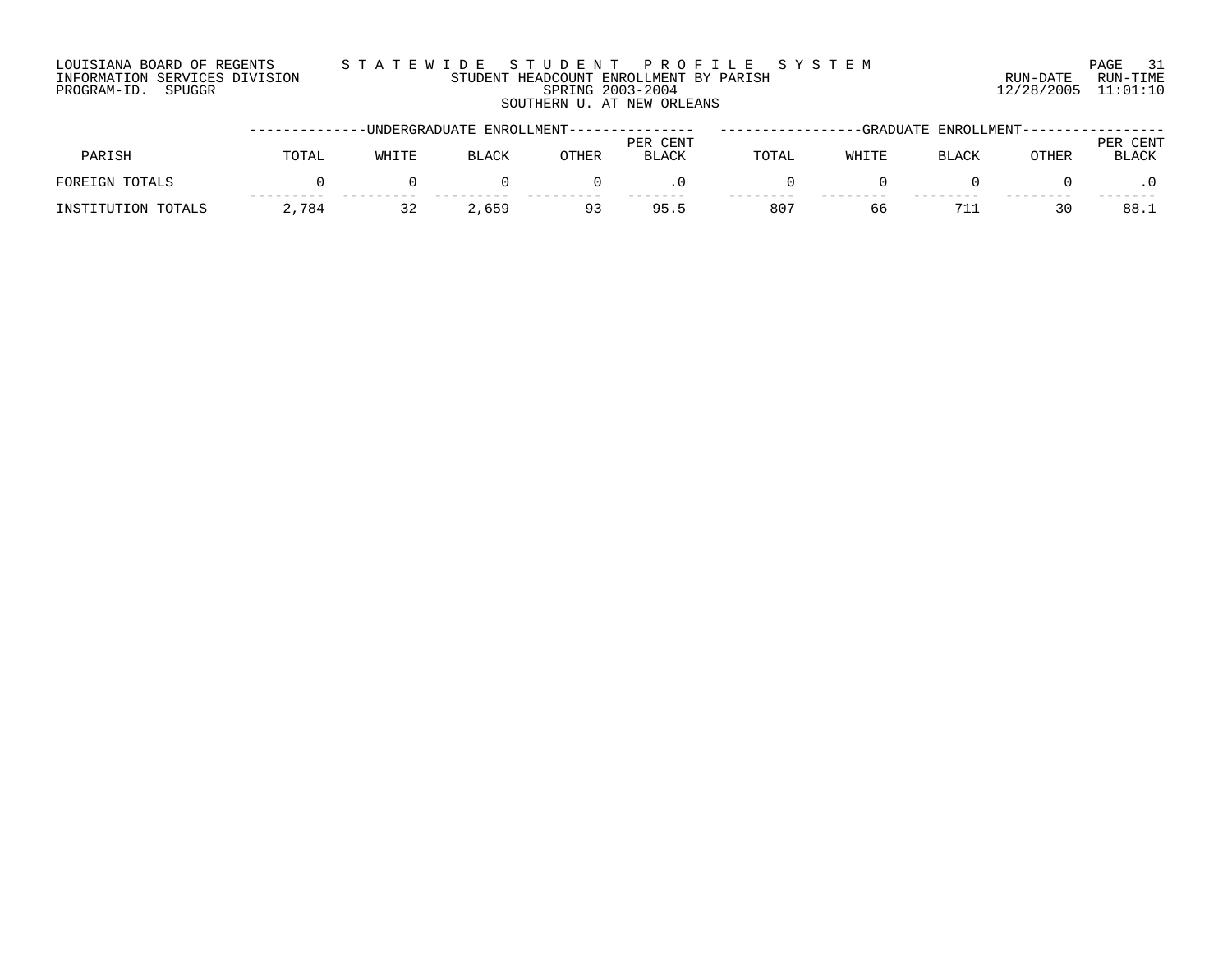LOUISIANA BOARD OF REGENTS
INFORMATION SERVICES DIVISION
PROGRAM-ID. SPUGGR

STATEWIDE STUDENT PROFILE SYSTEM
STUDENT HEADCOUNT ENROLLMENT BY PARISH
SPRING 2003-2004
SOUTHERN U. AT NEW ORLEANS

RUN-DATE 12/28/2005 RUN-TIME 11:01:10

| PARISH | UNDERGRADUATE ENROLLMENT TOTAL | WHITE | BLACK | OTHER | PER CENT BLACK | GRADUATE ENROLLMENT TOTAL | WHITE | BLACK | OTHER | PER CENT BLACK |
|---|---|---|---|---|---|---|---|---|---|---|
| FOREIGN TOTALS | 0 | 0 | 0 | 0 | .0 | 0 | 0 | 0 | 0 | .0 |
| INSTITUTION TOTALS | 2,784 | 32 | 2,659 | 93 | 95.5 | 807 | 66 | 711 | 30 | 88.1 |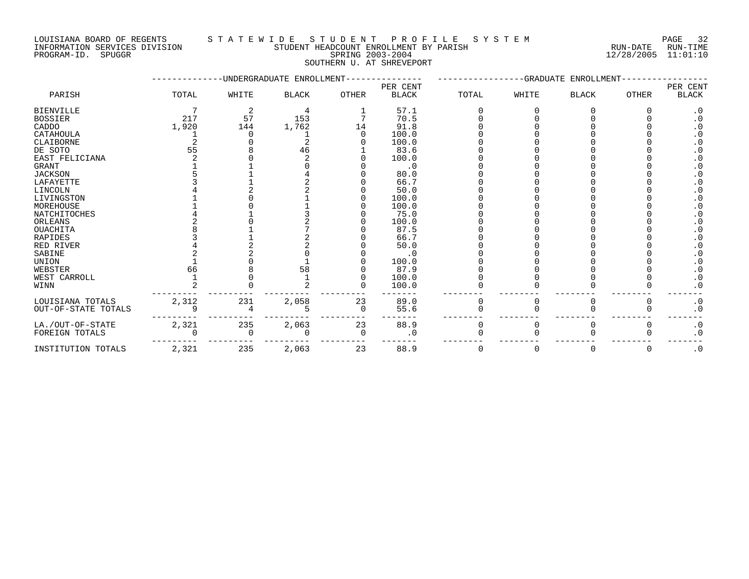LOUISIANA BOARD OF REGENTS — STATEWIDE STUDENT PROFILE SYSTEM
INFORMATION SERVICES DIVISION — STUDENT HEADCOUNT ENROLLMENT BY PARISH — RUN-DATE 12/28/2005 RUN-TIME 11:01:10
PROGRAM-ID. SPUGGR — SPRING 2003-2004

SOUTHERN U. AT SHREVEPORT

| PARISH | UNDERGRADUATE ENROLLMENT TOTAL | WHITE | BLACK | OTHER | PER CENT BLACK | GRADUATE ENROLLMENT TOTAL | WHITE | BLACK | OTHER | PER CENT BLACK |
|---|---|---|---|---|---|---|---|---|---|---|
| BIENVILLE | 7 | 2 | 4 | 1 | 57.1 | 0 | 0 | 0 | 0 | .0 |
| BOSSIER | 217 | 57 | 153 | 7 | 70.5 | 0 | 0 | 0 | 0 | .0 |
| CADDO | 1,920 | 144 | 1,762 | 14 | 91.8 | 0 | 0 | 0 | 0 | .0 |
| CATAHOULA | 1 | 0 | 1 | 0 | 100.0 | 0 | 0 | 0 | 0 | .0 |
| CLAIBORNE | 2 | 0 | 2 | 0 | 100.0 | 0 | 0 | 0 | 0 | .0 |
| DE SOTO | 55 | 8 | 46 | 1 | 83.6 | 0 | 0 | 0 | 0 | .0 |
| EAST FELICIANA | 2 | 0 | 2 | 0 | 100.0 | 0 | 0 | 0 | 0 | .0 |
| GRANT | 1 | 1 | 0 | 0 | .0 | 0 | 0 | 0 | 0 | .0 |
| JACKSON | 5 | 1 | 4 | 0 | 80.0 | 0 | 0 | 0 | 0 | .0 |
| LAFAYETTE | 3 | 1 | 2 | 0 | 66.7 | 0 | 0 | 0 | 0 | .0 |
| LINCOLN | 4 | 2 | 2 | 0 | 50.0 | 0 | 0 | 0 | 0 | .0 |
| LIVINGSTON | 1 | 0 | 1 | 0 | 100.0 | 0 | 0 | 0 | 0 | .0 |
| MOREHOUSE | 1 | 0 | 1 | 0 | 100.0 | 0 | 0 | 0 | 0 | .0 |
| NATCHITOCHES | 4 | 1 | 3 | 0 | 75.0 | 0 | 0 | 0 | 0 | .0 |
| ORLEANS | 2 | 0 | 2 | 0 | 100.0 | 0 | 0 | 0 | 0 | .0 |
| OUACHITA | 8 | 1 | 7 | 0 | 87.5 | 0 | 0 | 0 | 0 | .0 |
| RAPIDES | 3 | 1 | 2 | 0 | 66.7 | 0 | 0 | 0 | 0 | .0 |
| RED RIVER | 4 | 2 | 2 | 0 | 50.0 | 0 | 0 | 0 | 0 | .0 |
| SABINE | 2 | 2 | 0 | 0 | .0 | 0 | 0 | 0 | 0 | .0 |
| UNION | 1 | 0 | 1 | 0 | 100.0 | 0 | 0 | 0 | 0 | .0 |
| WEBSTER | 66 | 8 | 58 | 0 | 87.9 | 0 | 0 | 0 | 0 | .0 |
| WEST CARROLL | 1 | 0 | 1 | 0 | 100.0 | 0 | 0 | 0 | 0 | .0 |
| WINN | 2 | 0 | 2 | 0 | 100.0 | 0 | 0 | 0 | 0 | .0 |
| LOUISIANA TOTALS | 2,312 | 231 | 2,058 | 23 | 89.0 | 0 | 0 | 0 | 0 | .0 |
| OUT-OF-STATE TOTALS | 9 | 4 | 5 | 0 | 55.6 | 0 | 0 | 0 | 0 | .0 |
| LA./OUT-OF-STATE | 2,321 | 235 | 2,063 | 23 | 88.9 | 0 | 0 | 0 | 0 | .0 |
| FOREIGN TOTALS | 0 | 0 | 0 | 0 | .0 | 0 | 0 | 0 | 0 | .0 |
| INSTITUTION TOTALS | 2,321 | 235 | 2,063 | 23 | 88.9 | 0 | 0 | 0 | 0 | .0 |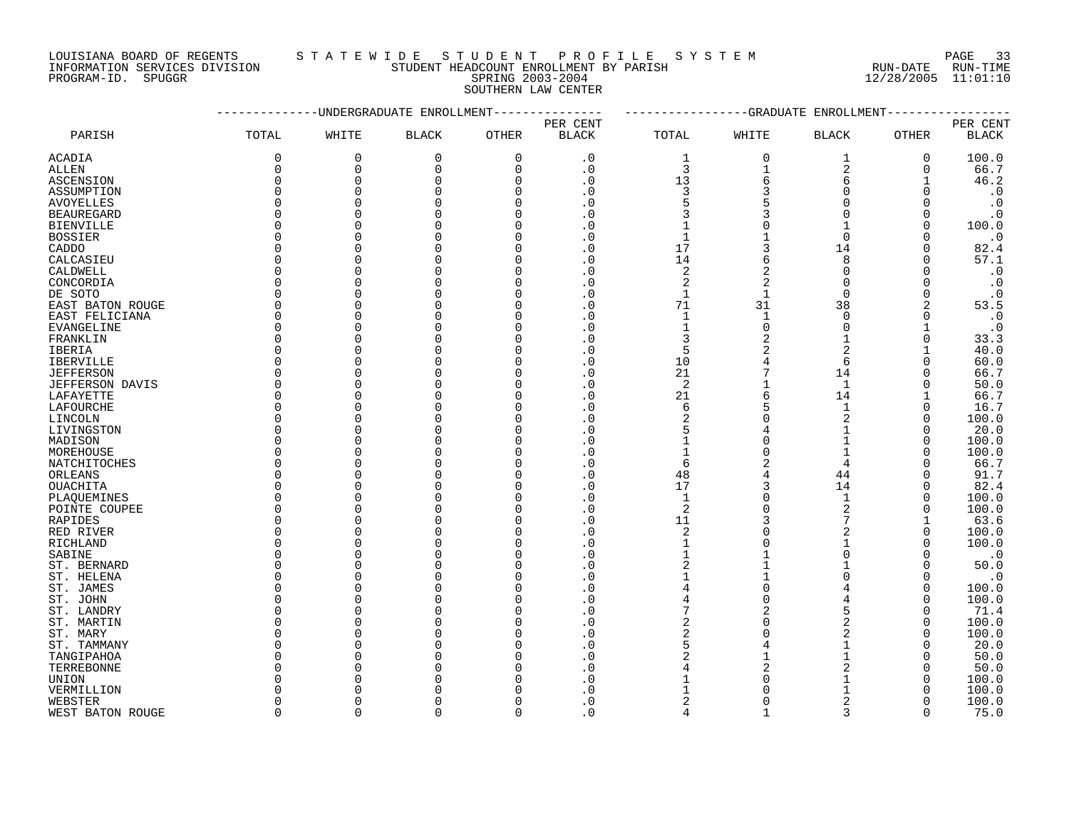LOUISIANA BOARD OF REGENTS
INFORMATION SERVICES DIVISION
PROGRAM-ID. SPUGGR

STATEWIDE STUDENT PROFILE SYSTEM
STUDENT HEADCOUNT ENROLLMENT BY PARISH
SPRING 2003-2004
SOUTHERN LAW CENTER

RUN-DATE 12/28/2005 RUN-TIME 11:01:10

| PARISH | UNDERGRADUATE ENROLLMENT TOTAL | WHITE | BLACK | OTHER | PER CENT BLACK | GRADUATE ENROLLMENT TOTAL | WHITE | BLACK | OTHER | PER CENT BLACK |
|---|---|---|---|---|---|---|---|---|---|---|
| ACADIA | 0 | 0 | 0 | 0 | .0 | 1 | 0 | 1 | 0 | 100.0 |
| ALLEN | 0 | 0 | 0 | 0 | .0 | 3 | 1 | 2 | 0 | 66.7 |
| ASCENSION | 0 | 0 | 0 | 0 | .0 | 13 | 6 | 6 | 1 | 46.2 |
| ASSUMPTION | 0 | 0 | 0 | 0 | .0 | 3 | 3 | 0 | 0 | .0 |
| AVOYELLES | 0 | 0 | 0 | 0 | .0 | 5 | 5 | 0 | 0 | .0 |
| BEAUREGARD | 0 | 0 | 0 | 0 | .0 | 3 | 3 | 0 | 0 | .0 |
| BIENVILLE | 0 | 0 | 0 | 0 | .0 | 1 | 0 | 1 | 0 | 100.0 |
| BOSSIER | 0 | 0 | 0 | 0 | .0 | 1 | 1 | 0 | 0 | .0 |
| CADDO | 0 | 0 | 0 | 0 | .0 | 17 | 3 | 14 | 0 | 82.4 |
| CALCASIEU | 0 | 0 | 0 | 0 | .0 | 14 | 6 | 8 | 0 | 57.1 |
| CALDWELL | 0 | 0 | 0 | 0 | .0 | 2 | 2 | 0 | 0 | .0 |
| CONCORDIA | 0 | 0 | 0 | 0 | .0 | 2 | 2 | 0 | 0 | .0 |
| DE SOTO | 0 | 0 | 0 | 0 | .0 | 1 | 1 | 0 | 0 | .0 |
| EAST BATON ROUGE | 0 | 0 | 0 | 0 | .0 | 71 | 31 | 38 | 2 | 53.5 |
| EAST FELICIANA | 0 | 0 | 0 | 0 | .0 | 1 | 1 | 0 | 0 | .0 |
| EVANGELINE | 0 | 0 | 0 | 0 | .0 | 1 | 0 | 0 | 1 | .0 |
| FRANKLIN | 0 | 0 | 0 | 0 | .0 | 3 | 2 | 1 | 0 | 33.3 |
| IBERIA | 0 | 0 | 0 | 0 | .0 | 5 | 2 | 2 | 1 | 40.0 |
| IBERVILLE | 0 | 0 | 0 | 0 | .0 | 10 | 4 | 6 | 0 | 60.0 |
| JEFFERSON | 0 | 0 | 0 | 0 | .0 | 21 | 7 | 14 | 0 | 66.7 |
| JEFFERSON DAVIS | 0 | 0 | 0 | 0 | .0 | 2 | 1 | 1 | 0 | 50.0 |
| LAFAYETTE | 0 | 0 | 0 | 0 | .0 | 21 | 6 | 14 | 1 | 66.7 |
| LAFOURCHE | 0 | 0 | 0 | 0 | .0 | 6 | 5 | 1 | 0 | 16.7 |
| LINCOLN | 0 | 0 | 0 | 0 | .0 | 2 | 0 | 2 | 0 | 100.0 |
| LIVINGSTON | 0 | 0 | 0 | 0 | .0 | 5 | 4 | 1 | 0 | 20.0 |
| MADISON | 0 | 0 | 0 | 0 | .0 | 1 | 0 | 1 | 0 | 100.0 |
| MOREHOUSE | 0 | 0 | 0 | 0 | .0 | 1 | 0 | 1 | 0 | 100.0 |
| NATCHITOCHES | 0 | 0 | 0 | 0 | .0 | 6 | 2 | 4 | 0 | 66.7 |
| ORLEANS | 0 | 0 | 0 | 0 | .0 | 48 | 4 | 44 | 0 | 91.7 |
| OUACHITA | 0 | 0 | 0 | 0 | .0 | 17 | 3 | 14 | 0 | 82.4 |
| PLAQUEMINES | 0 | 0 | 0 | 0 | .0 | 1 | 0 | 1 | 0 | 100.0 |
| POINTE COUPEE | 0 | 0 | 0 | 0 | .0 | 2 | 0 | 2 | 0 | 100.0 |
| RAPIDES | 0 | 0 | 0 | 0 | .0 | 11 | 3 | 7 | 1 | 63.6 |
| RED RIVER | 0 | 0 | 0 | 0 | .0 | 2 | 0 | 2 | 0 | 100.0 |
| RICHLAND | 0 | 0 | 0 | 0 | .0 | 1 | 0 | 1 | 0 | 100.0 |
| SABINE | 0 | 0 | 0 | 0 | .0 | 1 | 1 | 0 | 0 | .0 |
| ST. BERNARD | 0 | 0 | 0 | 0 | .0 | 2 | 1 | 1 | 0 | 50.0 |
| ST. HELENA | 0 | 0 | 0 | 0 | .0 | 1 | 1 | 0 | 0 | .0 |
| ST. JAMES | 0 | 0 | 0 | 0 | .0 | 4 | 0 | 4 | 0 | 100.0 |
| ST. JOHN | 0 | 0 | 0 | 0 | .0 | 4 | 0 | 4 | 0 | 100.0 |
| ST. LANDRY | 0 | 0 | 0 | 0 | .0 | 7 | 2 | 5 | 0 | 71.4 |
| ST. MARTIN | 0 | 0 | 0 | 0 | .0 | 2 | 0 | 2 | 0 | 100.0 |
| ST. MARY | 0 | 0 | 0 | 0 | .0 | 2 | 0 | 2 | 0 | 100.0 |
| ST. TAMMANY | 0 | 0 | 0 | 0 | .0 | 5 | 4 | 1 | 0 | 20.0 |
| TANGIPAHOA | 0 | 0 | 0 | 0 | .0 | 2 | 1 | 1 | 0 | 50.0 |
| TERREBONNE | 0 | 0 | 0 | 0 | .0 | 4 | 2 | 2 | 0 | 50.0 |
| UNION | 0 | 0 | 0 | 0 | .0 | 1 | 0 | 1 | 0 | 100.0 |
| VERMILLION | 0 | 0 | 0 | 0 | .0 | 1 | 0 | 1 | 0 | 100.0 |
| WEBSTER | 0 | 0 | 0 | 0 | .0 | 2 | 0 | 2 | 0 | 100.0 |
| WEST BATON ROUGE | 0 | 0 | 0 | 0 | .0 | 4 | 1 | 3 | 0 | 75.0 |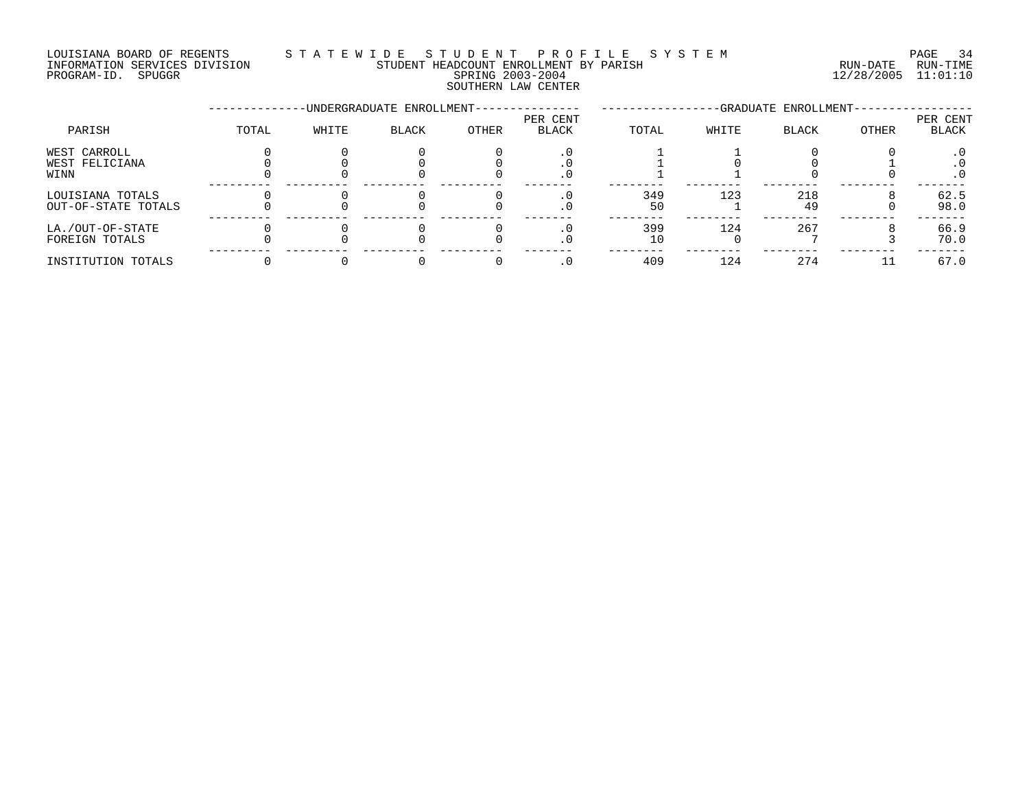LOUISIANA BOARD OF REGENTS — STATEWIDE STUDENT PROFILE SYSTEM
INFORMATION SERVICES DIVISION — STUDENT HEADCOUNT ENROLLMENT BY PARISH — RUN-DATE 12/28/2005 RUN-TIME 11:01:10
PROGRAM-ID. SPUGGR — SPRING 2003-2004

SOUTHERN LAW CENTER

| PARISH | UNDERGRADUATE ENROLLMENT TOTAL | WHITE | BLACK | OTHER | PER CENT BLACK | GRADUATE ENROLLMENT TOTAL | WHITE | BLACK | OTHER | PER CENT BLACK |
|---|---|---|---|---|---|---|---|---|---|---|
| WEST CARROLL | 0 | 0 | 0 | 0 | .0 | 1 | 1 | 0 | 0 | .0 |
| WEST FELICIANA | 0 | 0 | 0 | 0 | .0 | 1 | 0 | 0 | 1 | .0 |
| WINN | 0 | 0 | 0 | 0 | .0 | 1 | 1 | 0 | 0 | .0 |
| LOUISIANA TOTALS | 0 | 0 | 0 | 0 | .0 | 349 | 123 | 218 | 8 | 62.5 |
| OUT-OF-STATE TOTALS | 0 | 0 | 0 | 0 | .0 | 50 | 1 | 49 | 0 | 98.0 |
| LA./OUT-OF-STATE | 0 | 0 | 0 | 0 | .0 | 399 | 124 | 267 | 8 | 66.9 |
| FOREIGN TOTALS | 0 | 0 | 0 | 0 | .0 | 10 | 0 | 7 | 3 | 70.0 |
| INSTITUTION TOTALS | 0 | 0 | 0 | 0 | .0 | 409 | 124 | 274 | 11 | 67.0 |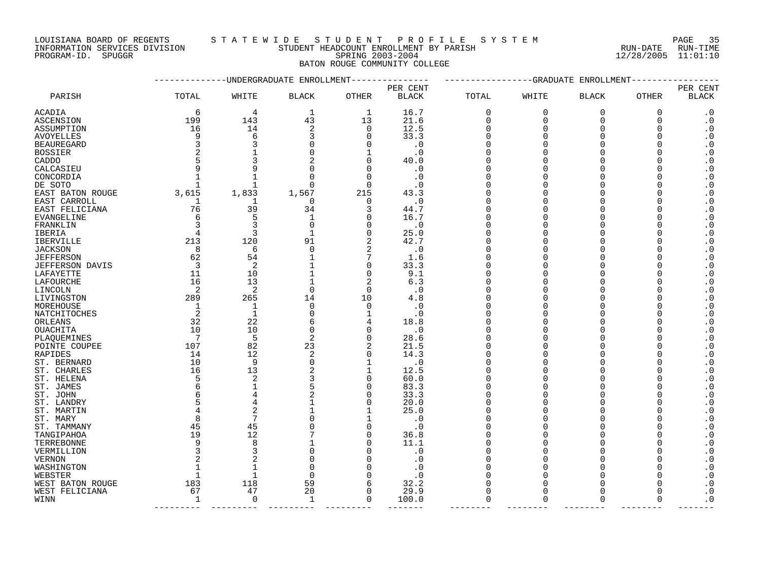LOUISIANA BOARD OF REGENTS — STATEWIDE STUDENT PROFILE SYSTEM
INFORMATION SERVICES DIVISION — STUDENT HEADCOUNT ENROLLMENT BY PARISH — RUN-DATE 12/28/2005 RUN-TIME 11:01:10
PROGRAM-ID. SPUGGR — SPRING 2003-2004

BATON ROUGE COMMUNITY COLLEGE

| PARISH | UNDERGRADUATE ENROLLMENT TOTAL | WHITE | BLACK | OTHER | PER CENT BLACK | GRADUATE ENROLLMENT TOTAL | WHITE | BLACK | OTHER | PER CENT BLACK |
|---|---|---|---|---|---|---|---|---|---|---|
| ACADIA | 6 | 4 | 1 | 1 | 16.7 | 0 | 0 | 0 | 0 | .0 |
| ASCENSION | 199 | 143 | 43 | 13 | 21.6 | 0 | 0 | 0 | 0 | .0 |
| ASSUMPTION | 16 | 14 | 2 | 0 | 12.5 | 0 | 0 | 0 | 0 | .0 |
| AVOYELLES | 9 | 6 | 3 | 0 | 33.3 | 0 | 0 | 0 | 0 | .0 |
| BEAUREGARD | 3 | 3 | 0 | 0 | .0 | 0 | 0 | 0 | 0 | .0 |
| BOSSIER | 2 | 1 | 0 | 1 | .0 | 0 | 0 | 0 | 0 | .0 |
| CADDO | 5 | 3 | 2 | 0 | 40.0 | 0 | 0 | 0 | 0 | .0 |
| CALCASIEU | 9 | 9 | 0 | 0 | .0 | 0 | 0 | 0 | 0 | .0 |
| CONCORDIA | 1 | 1 | 0 | 0 | .0 | 0 | 0 | 0 | 0 | .0 |
| DE SOTO | 1 | 1 | 0 | 0 | .0 | 0 | 0 | 0 | 0 | .0 |
| EAST BATON ROUGE | 3,615 | 1,833 | 1,567 | 215 | 43.3 | 0 | 0 | 0 | 0 | .0 |
| EAST CARROLL | 1 | 1 | 0 | 0 | .0 | 0 | 0 | 0 | 0 | .0 |
| EAST FELICIANA | 76 | 39 | 34 | 3 | 44.7 | 0 | 0 | 0 | 0 | .0 |
| EVANGELINE | 6 | 5 | 1 | 0 | 16.7 | 0 | 0 | 0 | 0 | .0 |
| FRANKLIN | 3 | 3 | 0 | 0 | .0 | 0 | 0 | 0 | 0 | .0 |
| IBERIA | 4 | 3 | 1 | 0 | 25.0 | 0 | 0 | 0 | 0 | .0 |
| IBERVILLE | 213 | 120 | 91 | 2 | 42.7 | 0 | 0 | 0 | 0 | .0 |
| JACKSON | 8 | 6 | 0 | 2 | .0 | 0 | 0 | 0 | 0 | .0 |
| JEFFERSON | 62 | 54 | 1 | 7 | 1.6 | 0 | 0 | 0 | 0 | .0 |
| JEFFERSON DAVIS | 3 | 2 | 1 | 0 | 33.3 | 0 | 0 | 0 | 0 | .0 |
| LAFAYETTE | 11 | 10 | 1 | 0 | 9.1 | 0 | 0 | 0 | 0 | .0 |
| LAFOURCHE | 16 | 13 | 1 | 2 | 6.3 | 0 | 0 | 0 | 0 | .0 |
| LINCOLN | 2 | 2 | 0 | 0 | .0 | 0 | 0 | 0 | 0 | .0 |
| LIVINGSTON | 289 | 265 | 14 | 10 | 4.8 | 0 | 0 | 0 | 0 | .0 |
| MOREHOUSE | 1 | 1 | 0 | 0 | .0 | 0 | 0 | 0 | 0 | .0 |
| NATCHITOCHES | 2 | 1 | 0 | 1 | .0 | 0 | 0 | 0 | 0 | .0 |
| ORLEANS | 32 | 22 | 6 | 4 | 18.8 | 0 | 0 | 0 | 0 | .0 |
| OUACHITA | 10 | 10 | 0 | 0 | .0 | 0 | 0 | 0 | 0 | .0 |
| PLAQUEMINES | 7 | 5 | 2 | 0 | 28.6 | 0 | 0 | 0 | 0 | .0 |
| POINTE COUPEE | 107 | 82 | 23 | 2 | 21.5 | 0 | 0 | 0 | 0 | .0 |
| RAPIDES | 14 | 12 | 2 | 0 | 14.3 | 0 | 0 | 0 | 0 | .0 |
| ST. BERNARD | 10 | 9 | 0 | 1 | .0 | 0 | 0 | 0 | 0 | .0 |
| ST. CHARLES | 16 | 13 | 2 | 1 | 12.5 | 0 | 0 | 0 | 0 | .0 |
| ST. HELENA | 5 | 2 | 3 | 0 | 60.0 | 0 | 0 | 0 | 0 | .0 |
| ST. JAMES | 6 | 1 | 5 | 0 | 83.3 | 0 | 0 | 0 | 0 | .0 |
| ST. JOHN | 6 | 4 | 2 | 0 | 33.3 | 0 | 0 | 0 | 0 | .0 |
| ST. LANDRY | 5 | 4 | 1 | 0 | 20.0 | 0 | 0 | 0 | 0 | .0 |
| ST. MARTIN | 4 | 2 | 1 | 1 | 25.0 | 0 | 0 | 0 | 0 | .0 |
| ST. MARY | 8 | 7 | 0 | 1 | .0 | 0 | 0 | 0 | 0 | .0 |
| ST. TAMMANY | 45 | 45 | 0 | 0 | .0 | 0 | 0 | 0 | 0 | .0 |
| TANGIPAHOA | 19 | 12 | 7 | 0 | 36.8 | 0 | 0 | 0 | 0 | .0 |
| TERREBONNE | 9 | 8 | 1 | 0 | 11.1 | 0 | 0 | 0 | 0 | .0 |
| VERMILLION | 3 | 3 | 0 | 0 | .0 | 0 | 0 | 0 | 0 | .0 |
| VERNON | 2 | 2 | 0 | 0 | .0 | 0 | 0 | 0 | 0 | .0 |
| WASHINGTON | 1 | 1 | 0 | 0 | .0 | 0 | 0 | 0 | 0 | .0 |
| WEBSTER | 1 | 1 | 0 | 0 | .0 | 0 | 0 | 0 | 0 | .0 |
| WEST BATON ROUGE | 183 | 118 | 59 | 6 | 32.2 | 0 | 0 | 0 | 0 | .0 |
| WEST FELICIANA | 67 | 47 | 20 | 0 | 29.9 | 0 | 0 | 0 | 0 | .0 |
| WINN | 1 | 0 | 1 | 0 | 100.0 | 0 | 0 | 0 | 0 | .0 |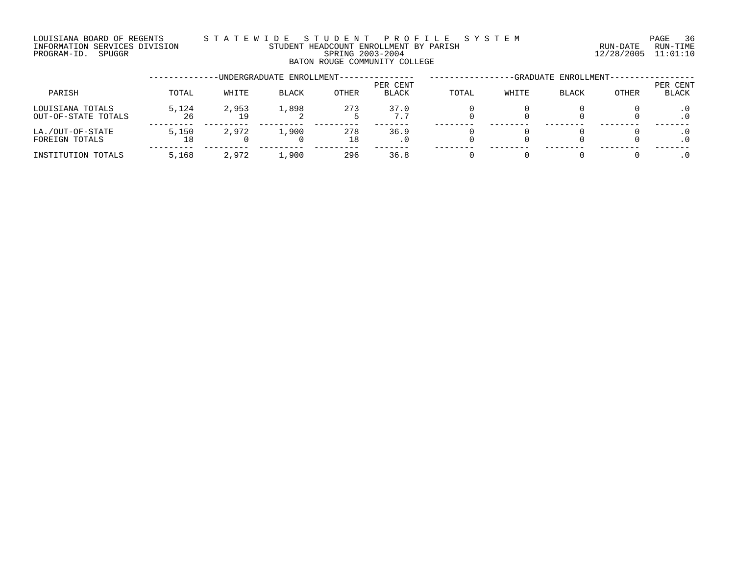LOUISIANA BOARD OF REGENTS — STATEWIDE STUDENT PROFILE SYSTEM
INFORMATION SERVICES DIVISION — STUDENT HEADCOUNT ENROLLMENT BY PARISH — RUN-DATE 12/28/2005 RUN-TIME 11:01:10
PROGRAM-ID. SPUGGR — SPRING 2003-2004

BATON ROUGE COMMUNITY COLLEGE

| PARISH | UNDERGRADUATE ENROLLMENT | | | | | GRADUATE ENROLLMENT | | | | |
|---|---|---|---|---|---|---|---|---|---|---|
| | TOTAL | WHITE | BLACK | OTHER | PER CENT BLACK | TOTAL | WHITE | BLACK | OTHER | PER CENT BLACK |
| LOUISIANA TOTALS | 5,124 | 2,953 | 1,898 | 273 | 37.0 | 0 | 0 | 0 | 0 | .0 |
| OUT-OF-STATE TOTALS | 26 | 19 | 2 | 5 | 7.7 | 0 | 0 | 0 | 0 | .0 |
| LA./OUT-OF-STATE | 5,150 | 2,972 | 1,900 | 278 | 36.9 | 0 | 0 | 0 | 0 | .0 |
| FOREIGN TOTALS | 18 | 0 | 0 | 18 | .0 | 0 | 0 | 0 | 0 | .0 |
| INSTITUTION TOTALS | 5,168 | 2,972 | 1,900 | 296 | 36.8 | 0 | 0 | 0 | 0 | .0 |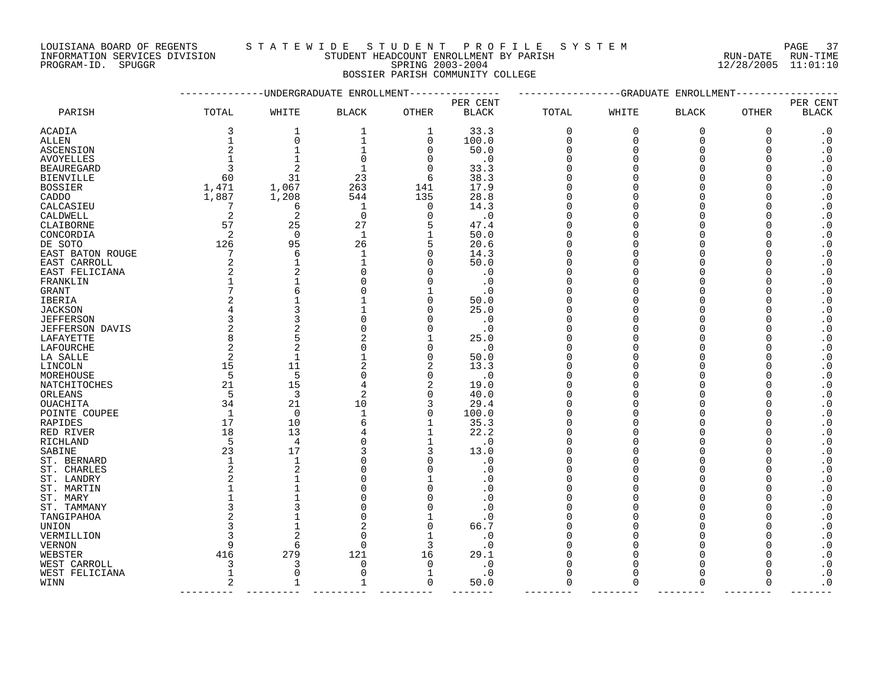LOUISIANA BOARD OF REGENTS — STATEWIDE STUDENT PROFILE SYSTEM
INFORMATION SERVICES DIVISION — STUDENT HEADCOUNT ENROLLMENT BY PARISH — RUN-DATE 12/28/2005 RUN-TIME 11:01:10
PROGRAM-ID. SPUGGR — SPRING 2003-2004

BOSSIER PARISH COMMUNITY COLLEGE

| PARISH | UNDERGRADUATE ENROLLMENT TOTAL | WHITE | BLACK | OTHER | PER CENT BLACK | GRADUATE ENROLLMENT TOTAL | WHITE | BLACK | OTHER | PER CENT BLACK |
|---|---|---|---|---|---|---|---|---|---|---|
| ACADIA | 3 | 1 | 1 | 1 | 33.3 | 0 | 0 | 0 | 0 | .0 |
| ALLEN | 1 | 0 | 1 | 0 | 100.0 | 0 | 0 | 0 | 0 | .0 |
| ASCENSION | 2 | 1 | 1 | 0 | 50.0 | 0 | 0 | 0 | 0 | .0 |
| AVOYELLES | 1 | 1 | 0 | 0 | .0 | 0 | 0 | 0 | 0 | .0 |
| BEAUREGARD | 3 | 2 | 1 | 0 | 33.3 | 0 | 0 | 0 | 0 | .0 |
| BIENVILLE | 60 | 31 | 23 | 6 | 38.3 | 0 | 0 | 0 | 0 | .0 |
| BOSSIER | 1,471 | 1,067 | 263 | 141 | 17.9 | 0 | 0 | 0 | 0 | .0 |
| CADDO | 1,887 | 1,208 | 544 | 135 | 28.8 | 0 | 0 | 0 | 0 | .0 |
| CALCASIEU | 7 | 6 | 1 | 0 | 14.3 | 0 | 0 | 0 | 0 | .0 |
| CALDWELL | 2 | 2 | 0 | 0 | .0 | 0 | 0 | 0 | 0 | .0 |
| CLAIBORNE | 57 | 25 | 27 | 5 | 47.4 | 0 | 0 | 0 | 0 | .0 |
| CONCORDIA | 2 | 0 | 1 | 1 | 50.0 | 0 | 0 | 0 | 0 | .0 |
| DE SOTO | 126 | 95 | 26 | 5 | 20.6 | 0 | 0 | 0 | 0 | .0 |
| EAST BATON ROUGE | 7 | 6 | 1 | 0 | 14.3 | 0 | 0 | 0 | 0 | .0 |
| EAST CARROLL | 2 | 1 | 1 | 0 | 50.0 | 0 | 0 | 0 | 0 | .0 |
| EAST FELICIANA | 2 | 2 | 0 | 0 | .0 | 0 | 0 | 0 | 0 | .0 |
| FRANKLIN | 1 | 1 | 0 | 0 | .0 | 0 | 0 | 0 | 0 | .0 |
| GRANT | 7 | 6 | 0 | 1 | .0 | 0 | 0 | 0 | 0 | .0 |
| IBERIA | 2 | 1 | 1 | 0 | 50.0 | 0 | 0 | 0 | 0 | .0 |
| JACKSON | 4 | 3 | 1 | 0 | 25.0 | 0 | 0 | 0 | 0 | .0 |
| JEFFERSON | 3 | 3 | 0 | 0 | .0 | 0 | 0 | 0 | 0 | .0 |
| JEFFERSON DAVIS | 2 | 2 | 0 | 0 | .0 | 0 | 0 | 0 | 0 | .0 |
| LAFAYETTE | 8 | 5 | 2 | 1 | 25.0 | 0 | 0 | 0 | 0 | .0 |
| LAFOURCHE | 2 | 2 | 0 | 0 | .0 | 0 | 0 | 0 | 0 | .0 |
| LA SALLE | 2 | 1 | 1 | 0 | 50.0 | 0 | 0 | 0 | 0 | .0 |
| LINCOLN | 15 | 11 | 2 | 2 | 13.3 | 0 | 0 | 0 | 0 | .0 |
| MOREHOUSE | 5 | 5 | 0 | 0 | .0 | 0 | 0 | 0 | 0 | .0 |
| NATCHITOCHES | 21 | 15 | 4 | 2 | 19.0 | 0 | 0 | 0 | 0 | .0 |
| ORLEANS | 5 | 3 | 2 | 0 | 40.0 | 0 | 0 | 0 | 0 | .0 |
| OUACHITA | 34 | 21 | 10 | 3 | 29.4 | 0 | 0 | 0 | 0 | .0 |
| POINTE COUPEE | 1 | 0 | 1 | 0 | 100.0 | 0 | 0 | 0 | 0 | .0 |
| RAPIDES | 17 | 10 | 6 | 1 | 35.3 | 0 | 0 | 0 | 0 | .0 |
| RED RIVER | 18 | 13 | 4 | 1 | 22.2 | 0 | 0 | 0 | 0 | .0 |
| RICHLAND | 5 | 4 | 0 | 1 | .0 | 0 | 0 | 0 | 0 | .0 |
| SABINE | 23 | 17 | 3 | 3 | 13.0 | 0 | 0 | 0 | 0 | .0 |
| ST. BERNARD | 1 | 1 | 0 | 0 | .0 | 0 | 0 | 0 | 0 | .0 |
| ST. CHARLES | 2 | 2 | 0 | 0 | .0 | 0 | 0 | 0 | 0 | .0 |
| ST. LANDRY | 2 | 1 | 0 | 1 | .0 | 0 | 0 | 0 | 0 | .0 |
| ST. MARTIN | 1 | 1 | 0 | 0 | .0 | 0 | 0 | 0 | 0 | .0 |
| ST. MARY | 1 | 1 | 0 | 0 | .0 | 0 | 0 | 0 | 0 | .0 |
| ST. TAMMANY | 3 | 3 | 0 | 0 | .0 | 0 | 0 | 0 | 0 | .0 |
| TANGIPAHOA | 2 | 1 | 0 | 1 | .0 | 0 | 0 | 0 | 0 | .0 |
| UNION | 3 | 1 | 2 | 0 | 66.7 | 0 | 0 | 0 | 0 | .0 |
| VERMILLION | 3 | 2 | 0 | 1 | .0 | 0 | 0 | 0 | 0 | .0 |
| VERNON | 9 | 6 | 0 | 3 | .0 | 0 | 0 | 0 | 0 | .0 |
| WEBSTER | 416 | 279 | 121 | 16 | 29.1 | 0 | 0 | 0 | 0 | .0 |
| WEST CARROLL | 3 | 3 | 0 | 0 | .0 | 0 | 0 | 0 | 0 | .0 |
| WEST FELICIANA | 1 | 0 | 0 | 1 | .0 | 0 | 0 | 0 | 0 | .0 |
| WINN | 2 | 1 | 1 | 0 | 50.0 | 0 | 0 | 0 | 0 | .0 |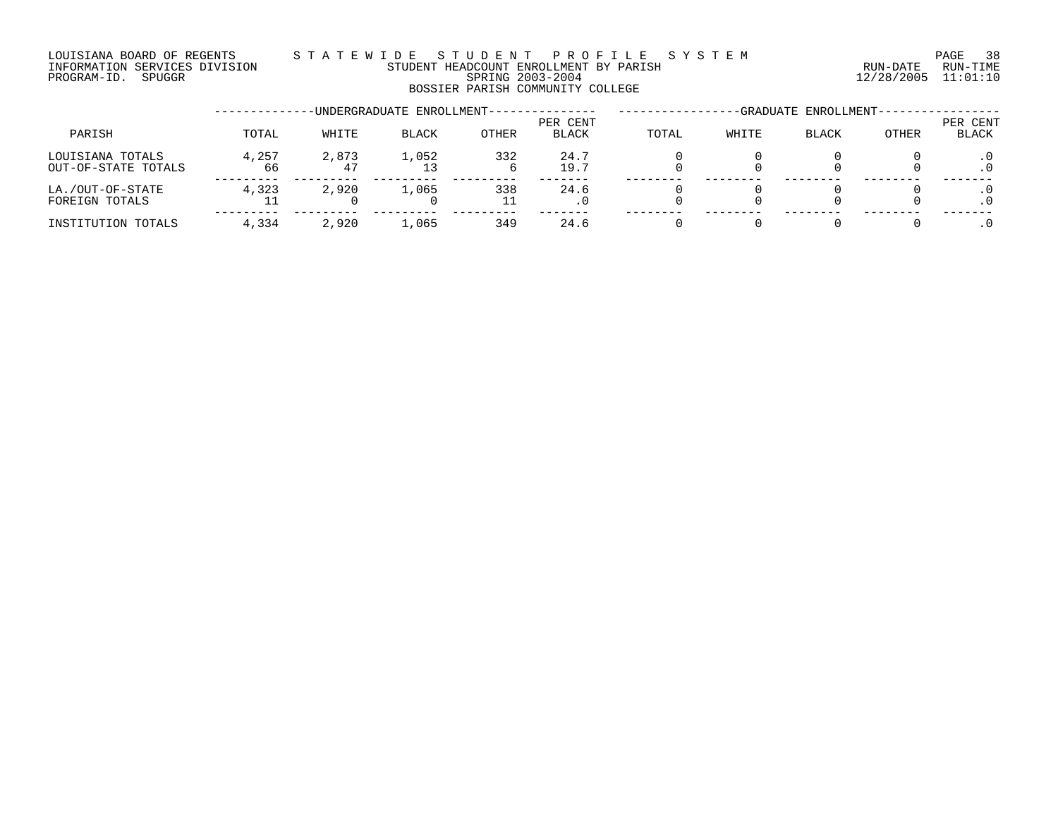LOUISIANA BOARD OF REGENTS — STATEWIDE STUDENT PROFILE SYSTEM
INFORMATION SERVICES DIVISION — STUDENT HEADCOUNT ENROLLMENT BY PARISH — RUN-DATE 12/28/2005 RUN-TIME 11:01:10
PROGRAM-ID. SPUGGR — SPRING 2003-2004

BOSSIER PARISH COMMUNITY COLLEGE

| PARISH | UNDERGRADUATE ENROLLMENT TOTAL | WHITE | BLACK | OTHER | PER CENT BLACK | GRADUATE ENROLLMENT TOTAL | WHITE | BLACK | OTHER | PER CENT BLACK |
|---|---|---|---|---|---|---|---|---|---|---|
| LOUISIANA TOTALS | 4,257 | 2,873 | 1,052 | 332 | 24.7 | 0 | 0 | 0 | 0 | .0 |
| OUT-OF-STATE TOTALS | 66 | 47 | 13 | 6 | 19.7 | 0 | 0 | 0 | 0 | .0 |
| LA./OUT-OF-STATE | 4,323 | 2,920 | 1,065 | 338 | 24.6 | 0 | 0 | 0 | 0 | .0 |
| FOREIGN TOTALS | 11 | 0 | 0 | 11 | .0 | 0 | 0 | 0 | 0 | .0 |
| INSTITUTION TOTALS | 4,334 | 2,920 | 1,065 | 349 | 24.6 | 0 | 0 | 0 | 0 | .0 |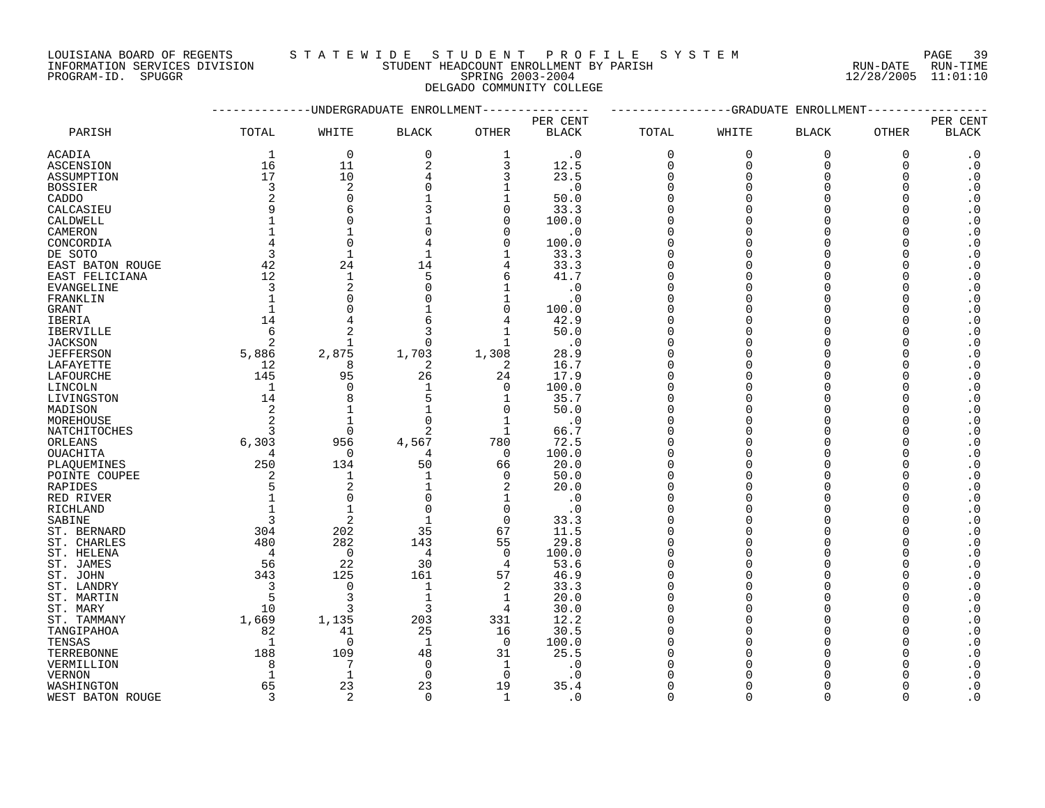LOUISIANA BOARD OF REGENTS — STATEWIDE STUDENT PROFILE SYSTEM
INFORMATION SERVICES DIVISION — STUDENT HEADCOUNT ENROLLMENT BY PARISH — RUN-DATE 12/28/2005 RUN-TIME 11:01:10
PROGRAM-ID. SPUGGR — SPRING 2003-2004

DELGADO COMMUNITY COLLEGE

| PARISH | UNDERGRADUATE ENROLLMENT TOTAL | WHITE | BLACK | OTHER | PER CENT BLACK | GRADUATE ENROLLMENT TOTAL | WHITE | BLACK | OTHER | PER CENT BLACK |
|---|---|---|---|---|---|---|---|---|---|---|
| ACADIA | 1 | 0 | 0 | 1 | .0 | 0 | 0 | 0 | 0 | .0 |
| ASCENSION | 16 | 11 | 2 | 3 | 12.5 | 0 | 0 | 0 | 0 | .0 |
| ASSUMPTION | 17 | 10 | 4 | 3 | 23.5 | 0 | 0 | 0 | 0 | .0 |
| BOSSIER | 3 | 2 | 0 | 1 | .0 | 0 | 0 | 0 | 0 | .0 |
| CADDO | 2 | 0 | 1 | 1 | 50.0 | 0 | 0 | 0 | 0 | .0 |
| CALCASIEU | 9 | 6 | 3 | 0 | 33.3 | 0 | 0 | 0 | 0 | .0 |
| CALDWELL | 1 | 0 | 1 | 0 | 100.0 | 0 | 0 | 0 | 0 | .0 |
| CAMERON | 1 | 1 | 0 | 0 | .0 | 0 | 0 | 0 | 0 | .0 |
| CONCORDIA | 4 | 0 | 4 | 0 | 100.0 | 0 | 0 | 0 | 0 | .0 |
| DE SOTO | 3 | 1 | 1 | 1 | 33.3 | 0 | 0 | 0 | 0 | .0 |
| EAST BATON ROUGE | 42 | 24 | 14 | 4 | 33.3 | 0 | 0 | 0 | 0 | .0 |
| EAST FELICIANA | 12 | 1 | 5 | 6 | 41.7 | 0 | 0 | 0 | 0 | .0 |
| EVANGELINE | 3 | 2 | 0 | 1 | .0 | 0 | 0 | 0 | 0 | .0 |
| FRANKLIN | 1 | 0 | 0 | 1 | .0 | 0 | 0 | 0 | 0 | .0 |
| GRANT | 1 | 0 | 1 | 0 | 100.0 | 0 | 0 | 0 | 0 | .0 |
| IBERIA | 14 | 4 | 6 | 4 | 42.9 | 0 | 0 | 0 | 0 | .0 |
| IBERVILLE | 6 | 2 | 3 | 1 | 50.0 | 0 | 0 | 0 | 0 | .0 |
| JACKSON | 2 | 1 | 0 | 1 | .0 | 0 | 0 | 0 | 0 | .0 |
| JEFFERSON | 5,886 | 2,875 | 1,703 | 1,308 | 28.9 | 0 | 0 | 0 | 0 | .0 |
| LAFAYETTE | 12 | 8 | 2 | 2 | 16.7 | 0 | 0 | 0 | 0 | .0 |
| LAFOURCHE | 145 | 95 | 26 | 24 | 17.9 | 0 | 0 | 0 | 0 | .0 |
| LINCOLN | 1 | 0 | 1 | 0 | 100.0 | 0 | 0 | 0 | 0 | .0 |
| LIVINGSTON | 14 | 8 | 5 | 1 | 35.7 | 0 | 0 | 0 | 0 | .0 |
| MADISON | 2 | 1 | 1 | 0 | 50.0 | 0 | 0 | 0 | 0 | .0 |
| MOREHOUSE | 2 | 1 | 0 | 1 | .0 | 0 | 0 | 0 | 0 | .0 |
| NATCHITOCHES | 3 | 0 | 2 | 1 | 66.7 | 0 | 0 | 0 | 0 | .0 |
| ORLEANS | 6,303 | 956 | 4,567 | 780 | 72.5 | 0 | 0 | 0 | 0 | .0 |
| OUACHITA | 4 | 0 | 4 | 0 | 100.0 | 0 | 0 | 0 | 0 | .0 |
| PLAQUEMINES | 250 | 134 | 50 | 66 | 20.0 | 0 | 0 | 0 | 0 | .0 |
| POINTE COUPEE | 2 | 1 | 1 | 0 | 50.0 | 0 | 0 | 0 | 0 | .0 |
| RAPIDES | 5 | 2 | 1 | 2 | 20.0 | 0 | 0 | 0 | 0 | .0 |
| RED RIVER | 1 | 0 | 0 | 1 | .0 | 0 | 0 | 0 | 0 | .0 |
| RICHLAND | 1 | 1 | 0 | 0 | .0 | 0 | 0 | 0 | 0 | .0 |
| SABINE | 3 | 2 | 1 | 0 | 33.3 | 0 | 0 | 0 | 0 | .0 |
| ST. BERNARD | 304 | 202 | 35 | 67 | 11.5 | 0 | 0 | 0 | 0 | .0 |
| ST. CHARLES | 480 | 282 | 143 | 55 | 29.8 | 0 | 0 | 0 | 0 | .0 |
| ST. HELENA | 4 | 0 | 4 | 0 | 100.0 | 0 | 0 | 0 | 0 | .0 |
| ST. JAMES | 56 | 22 | 30 | 4 | 53.6 | 0 | 0 | 0 | 0 | .0 |
| ST. JOHN | 343 | 125 | 161 | 57 | 46.9 | 0 | 0 | 0 | 0 | .0 |
| ST. LANDRY | 3 | 0 | 1 | 2 | 33.3 | 0 | 0 | 0 | 0 | .0 |
| ST. MARTIN | 5 | 3 | 1 | 1 | 20.0 | 0 | 0 | 0 | 0 | .0 |
| ST. MARY | 10 | 3 | 3 | 4 | 30.0 | 0 | 0 | 0 | 0 | .0 |
| ST. TAMMANY | 1,669 | 1,135 | 203 | 331 | 12.2 | 0 | 0 | 0 | 0 | .0 |
| TANGIPAHOA | 82 | 41 | 25 | 16 | 30.5 | 0 | 0 | 0 | 0 | .0 |
| TENSAS | 1 | 0 | 1 | 0 | 100.0 | 0 | 0 | 0 | 0 | .0 |
| TERREBONNE | 188 | 109 | 48 | 31 | 25.5 | 0 | 0 | 0 | 0 | .0 |
| VERMILLION | 8 | 7 | 0 | 1 | .0 | 0 | 0 | 0 | 0 | .0 |
| VERNON | 1 | 1 | 0 | 0 | .0 | 0 | 0 | 0 | 0 | .0 |
| WASHINGTON | 65 | 23 | 23 | 19 | 35.4 | 0 | 0 | 0 | 0 | .0 |
| WEST BATON ROUGE | 3 | 2 | 0 | 1 | .0 | 0 | 0 | 0 | 0 | .0 |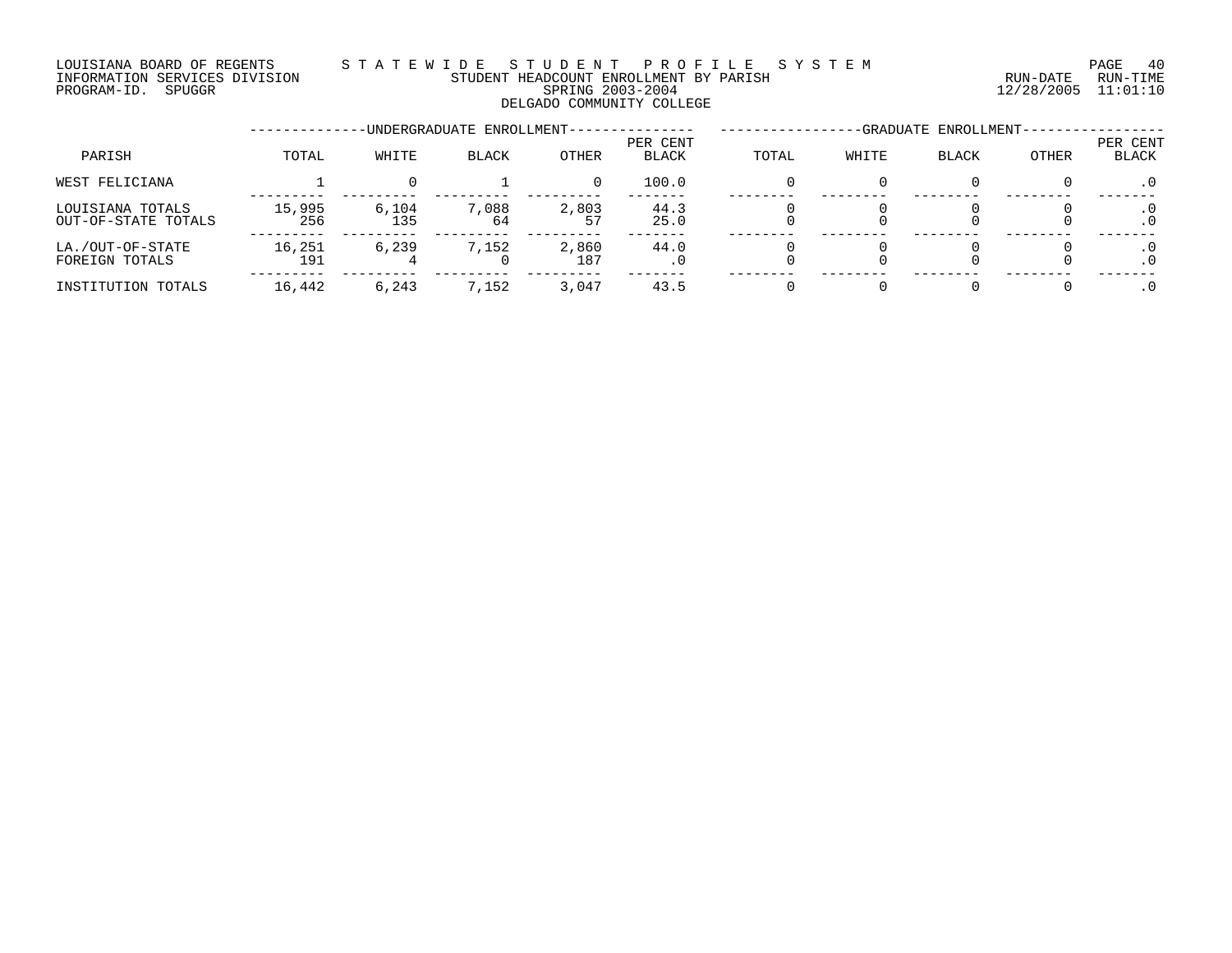LOUISIANA BOARD OF REGENTS — STATEWIDE STUDENT PROFILE SYSTEM
INFORMATION SERVICES DIVISION — STUDENT HEADCOUNT ENROLLMENT BY PARISH — RUN-DATE 12/28/2005 RUN-TIME 11:01:10
PROGRAM-ID. SPUGGR — SPRING 2003-2004

## DELGADO COMMUNITY COLLEGE

| PARISH | UNDERGRADUATE ENROLLMENT TOTAL | WHITE | BLACK | OTHER | PER CENT BLACK | GRADUATE ENROLLMENT TOTAL | WHITE | BLACK | OTHER | PER CENT BLACK |
|---|---|---|---|---|---|---|---|---|---|---|
| WEST FELICIANA | 1 | 0 | 1 | 0 | 100.0 | 0 | 0 | 0 | 0 | .0 |
| LOUISIANA TOTALS | 15,995 | 6,104 | 7,088 | 2,803 | 44.3 | 0 | 0 | 0 | 0 | .0 |
| OUT-OF-STATE TOTALS | 256 | 135 | 64 | 57 | 25.0 | 0 | 0 | 0 | 0 | .0 |
| LA./OUT-OF-STATE | 16,251 | 6,239 | 7,152 | 2,860 | 44.0 | 0 | 0 | 0 | 0 | .0 |
| FOREIGN TOTALS | 191 | 4 | 0 | 187 | .0 | 0 | 0 | 0 | 0 | .0 |
| INSTITUTION TOTALS | 16,442 | 6,243 | 7,152 | 3,047 | 43.5 | 0 | 0 | 0 | 0 | .0 |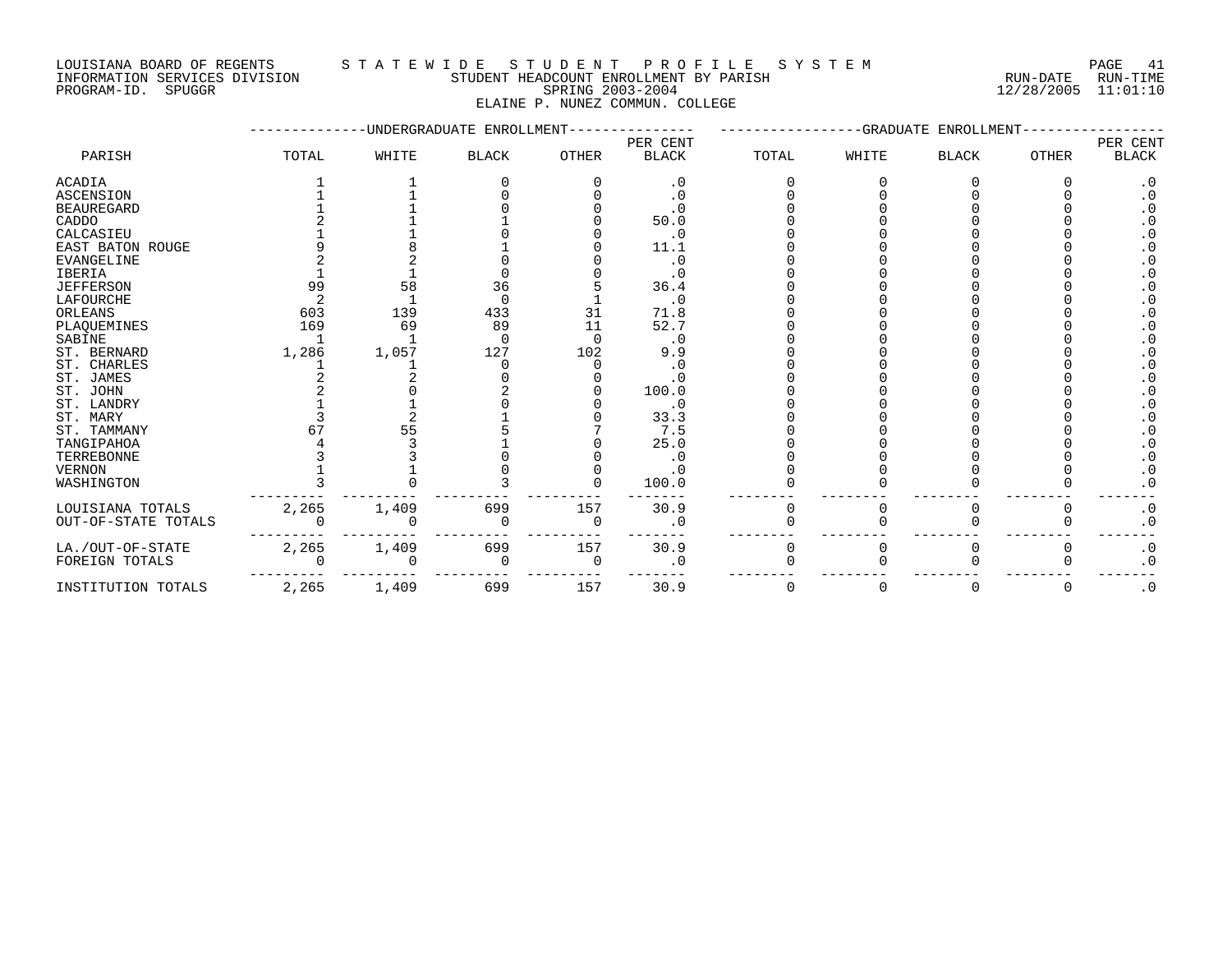LOUISIANA BOARD OF REGENTS — STATEWIDE STUDENT PROFILE SYSTEM
INFORMATION SERVICES DIVISION — STUDENT HEADCOUNT ENROLLMENT BY PARISH — RUN-DATE 12/28/2005 RUN-TIME 11:01:10
PROGRAM-ID. SPUGGR — SPRING 2003-2004

ELAINE P. NUNEZ COMMUN. COLLEGE

| PARISH | UNDERGRADUATE ENROLLMENT | | | | | GRADUATE ENROLLMENT | | | | |
|---|---|---|---|---|---|---|---|---|---|---|
| | TOTAL | WHITE | BLACK | OTHER | PER CENT BLACK | TOTAL | WHITE | BLACK | OTHER | PER CENT BLACK |
| ACADIA | 1 | 1 | 0 | 0 | .0 | 0 | 0 | 0 | 0 | .0 |
| ASCENSION | 1 | 1 | 0 | 0 | .0 | 0 | 0 | 0 | 0 | .0 |
| BEAUREGARD | 1 | 1 | 0 | 0 | .0 | 0 | 0 | 0 | 0 | .0 |
| CADDO | 2 | 1 | 1 | 0 | 50.0 | 0 | 0 | 0 | 0 | .0 |
| CALCASIEU | 1 | 1 | 0 | 0 | .0 | 0 | 0 | 0 | 0 | .0 |
| EAST BATON ROUGE | 9 | 8 | 1 | 0 | 11.1 | 0 | 0 | 0 | 0 | .0 |
| EVANGELINE | 2 | 2 | 0 | 0 | .0 | 0 | 0 | 0 | 0 | .0 |
| IBERIA | 1 | 1 | 0 | 0 | .0 | 0 | 0 | 0 | 0 | .0 |
| JEFFERSON | 99 | 58 | 36 | 5 | 36.4 | 0 | 0 | 0 | 0 | .0 |
| LAFOURCHE | 2 | 1 | 0 | 1 | .0 | 0 | 0 | 0 | 0 | .0 |
| ORLEANS | 603 | 139 | 433 | 31 | 71.8 | 0 | 0 | 0 | 0 | .0 |
| PLAQUEMINES | 169 | 69 | 89 | 11 | 52.7 | 0 | 0 | 0 | 0 | .0 |
| SABINE | 1 | 1 | 0 | 0 | .0 | 0 | 0 | 0 | 0 | .0 |
| ST. BERNARD | 1,286 | 1,057 | 127 | 102 | 9.9 | 0 | 0 | 0 | 0 | .0 |
| ST. CHARLES | 1 | 1 | 0 | 0 | .0 | 0 | 0 | 0 | 0 | .0 |
| ST. JAMES | 2 | 2 | 0 | 0 | .0 | 0 | 0 | 0 | 0 | .0 |
| ST. JOHN | 2 | 0 | 2 | 0 | 100.0 | 0 | 0 | 0 | 0 | .0 |
| ST. LANDRY | 1 | 1 | 0 | 0 | .0 | 0 | 0 | 0 | 0 | .0 |
| ST. MARY | 3 | 2 | 1 | 0 | 33.3 | 0 | 0 | 0 | 0 | .0 |
| ST. TAMMANY | 67 | 55 | 5 | 7 | 7.5 | 0 | 0 | 0 | 0 | .0 |
| TANGIPAHOA | 4 | 3 | 1 | 0 | 25.0 | 0 | 0 | 0 | 0 | .0 |
| TERREBONNE | 3 | 3 | 0 | 0 | .0 | 0 | 0 | 0 | 0 | .0 |
| VERNON | 1 | 1 | 0 | 0 | .0 | 0 | 0 | 0 | 0 | .0 |
| WASHINGTON | 3 | 0 | 3 | 0 | 100.0 | 0 | 0 | 0 | 0 | .0 |
| LOUISIANA TOTALS | 2,265 | 1,409 | 699 | 157 | 30.9 | 0 | 0 | 0 | 0 | .0 |
| OUT-OF-STATE TOTALS | 0 | 0 | 0 | 0 | .0 | 0 | 0 | 0 | 0 | .0 |
| LA./OUT-OF-STATE | 2,265 | 1,409 | 699 | 157 | 30.9 | 0 | 0 | 0 | 0 | .0 |
| FOREIGN TOTALS | 0 | 0 | 0 | 0 | .0 | 0 | 0 | 0 | 0 | .0 |
| INSTITUTION TOTALS | 2,265 | 1,409 | 699 | 157 | 30.9 | 0 | 0 | 0 | 0 | .0 |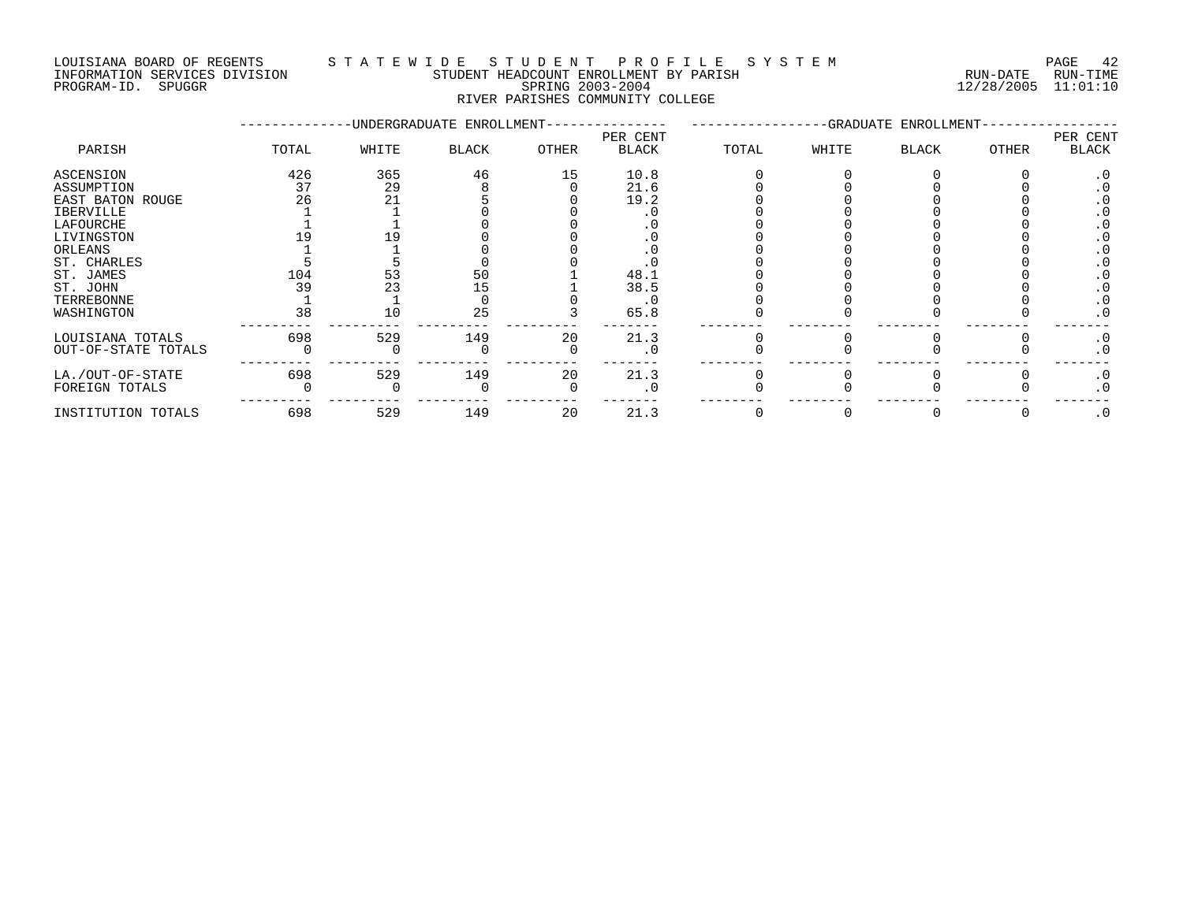LOUISIANA BOARD OF REGENTS
INFORMATION SERVICES DIVISION
PROGRAM-ID. SPUGGR

# STATEWIDE STUDENT PROFILE SYSTEM

STUDENT HEADCOUNT ENROLLMENT BY PARISH
SPRING 2003-2004
RIVER PARISHES COMMUNITY COLLEGE

RUN-DATE 12/28/2005 RUN-TIME 11:01:10

| | UNDERGRADUATE ENROLLMENT | | | | | GRADUATE ENROLLMENT | | | | |
|---|---|---|---|---|---|---|---|---|---|---|
| PARISH | TOTAL | WHITE | BLACK | OTHER | PER CENT BLACK | TOTAL | WHITE | BLACK | OTHER | PER CENT BLACK |
| ASCENSION | 426 | 365 | 46 | 15 | 10.8 | 0 | 0 | 0 | 0 | .0 |
| ASSUMPTION | 37 | 29 | 8 | 0 | 21.6 | 0 | 0 | 0 | 0 | .0 |
| EAST BATON ROUGE | 26 | 21 | 5 | 0 | 19.2 | 0 | 0 | 0 | 0 | .0 |
| IBERVILLE | 1 | 1 | 0 | 0 | .0 | 0 | 0 | 0 | 0 | .0 |
| LAFOURCHE | 1 | 1 | 0 | 0 | .0 | 0 | 0 | 0 | 0 | .0 |
| LIVINGSTON | 19 | 19 | 0 | 0 | .0 | 0 | 0 | 0 | 0 | .0 |
| ORLEANS | 1 | 1 | 0 | 0 | .0 | 0 | 0 | 0 | 0 | .0 |
| ST. CHARLES | 5 | 5 | 0 | 0 | .0 | 0 | 0 | 0 | 0 | .0 |
| ST. JAMES | 104 | 53 | 50 | 1 | 48.1 | 0 | 0 | 0 | 0 | .0 |
| ST. JOHN | 39 | 23 | 15 | 1 | 38.5 | 0 | 0 | 0 | 0 | .0 |
| TERREBONNE | 1 | 1 | 0 | 0 | .0 | 0 | 0 | 0 | 0 | .0 |
| WASHINGTON | 38 | 10 | 25 | 3 | 65.8 | 0 | 0 | 0 | 0 | .0 |
| LOUISIANA TOTALS | 698 | 529 | 149 | 20 | 21.3 | 0 | 0 | 0 | 0 | .0 |
| OUT-OF-STATE TOTALS | 0 | 0 | 0 | 0 | .0 | 0 | 0 | 0 | 0 | .0 |
| LA./OUT-OF-STATE | 698 | 529 | 149 | 20 | 21.3 | 0 | 0 | 0 | 0 | .0 |
| FOREIGN TOTALS | 0 | 0 | 0 | 0 | .0 | 0 | 0 | 0 | 0 | .0 |
| INSTITUTION TOTALS | 698 | 529 | 149 | 20 | 21.3 | 0 | 0 | 0 | 0 | .0 |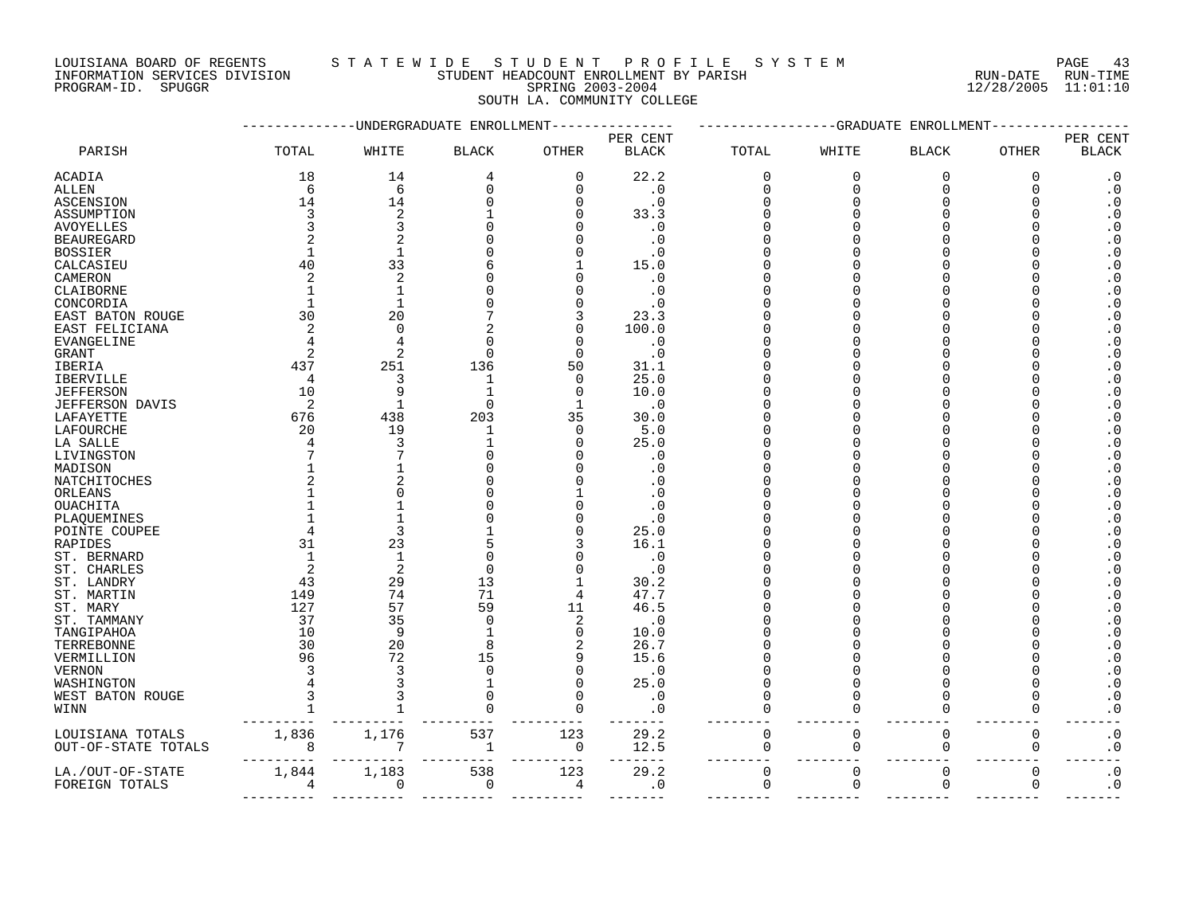LOUISIANA BOARD OF REGENTS — STATEWIDE STUDENT PROFILE SYSTEM
INFORMATION SERVICES DIVISION — STUDENT HEADCOUNT ENROLLMENT BY PARISH — RUN-DATE 12/28/2005 RUN-TIME 11:01:10
PROGRAM-ID. SPUGGR — SPRING 2003-2004

SOUTH LA. COMMUNITY COLLEGE

| PARISH | UNDERGRADUATE ENROLLMENT | | | | | GRADUATE ENROLLMENT | | | | |
|---|---|---|---|---|---|---|---|---|---|---|
| | TOTAL | WHITE | BLACK | OTHER | PER CENT BLACK | TOTAL | WHITE | BLACK | OTHER | PER CENT BLACK |
| ACADIA | 18 | 14 | 4 | 0 | 22.2 | 0 | 0 | 0 | 0 | .0 |
| ALLEN | 6 | 6 | 0 | 0 | .0 | 0 | 0 | 0 | 0 | .0 |
| ASCENSION | 14 | 14 | 0 | 0 | .0 | 0 | 0 | 0 | 0 | .0 |
| ASSUMPTION | 3 | 2 | 1 | 0 | 33.3 | 0 | 0 | 0 | 0 | .0 |
| AVOYELLES | 3 | 3 | 0 | 0 | .0 | 0 | 0 | 0 | 0 | .0 |
| BEAUREGARD | 2 | 2 | 0 | 0 | .0 | 0 | 0 | 0 | 0 | .0 |
| BOSSIER | 1 | 1 | 0 | 0 | .0 | 0 | 0 | 0 | 0 | .0 |
| CALCASIEU | 40 | 33 | 6 | 1 | 15.0 | 0 | 0 | 0 | 0 | .0 |
| CAMERON | 2 | 2 | 0 | 0 | .0 | 0 | 0 | 0 | 0 | .0 |
| CLAIBORNE | 1 | 1 | 0 | 0 | .0 | 0 | 0 | 0 | 0 | .0 |
| CONCORDIA | 1 | 1 | 0 | 0 | .0 | 0 | 0 | 0 | 0 | .0 |
| EAST BATON ROUGE | 30 | 20 | 7 | 3 | 23.3 | 0 | 0 | 0 | 0 | .0 |
| EAST FELICIANA | 2 | 0 | 2 | 0 | 100.0 | 0 | 0 | 0 | 0 | .0 |
| EVANGELINE | 4 | 4 | 0 | 0 | .0 | 0 | 0 | 0 | 0 | .0 |
| GRANT | 2 | 2 | 0 | 0 | .0 | 0 | 0 | 0 | 0 | .0 |
| IBERIA | 437 | 251 | 136 | 50 | 31.1 | 0 | 0 | 0 | 0 | .0 |
| IBERVILLE | 4 | 3 | 1 | 0 | 25.0 | 0 | 0 | 0 | 0 | .0 |
| JEFFERSON | 10 | 9 | 1 | 0 | 10.0 | 0 | 0 | 0 | 0 | .0 |
| JEFFERSON DAVIS | 2 | 1 | 0 | 1 | .0 | 0 | 0 | 0 | 0 | .0 |
| LAFAYETTE | 676 | 438 | 203 | 35 | 30.0 | 0 | 0 | 0 | 0 | .0 |
| LAFOURCHE | 20 | 19 | 1 | 0 | 5.0 | 0 | 0 | 0 | 0 | .0 |
| LA SALLE | 4 | 3 | 1 | 0 | 25.0 | 0 | 0 | 0 | 0 | .0 |
| LIVINGSTON | 7 | 7 | 0 | 0 | .0 | 0 | 0 | 0 | 0 | .0 |
| MADISON | 1 | 1 | 0 | 0 | .0 | 0 | 0 | 0 | 0 | .0 |
| NATCHITOCHES | 2 | 2 | 0 | 0 | .0 | 0 | 0 | 0 | 0 | .0 |
| ORLEANS | 1 | 0 | 0 | 1 | .0 | 0 | 0 | 0 | 0 | .0 |
| OUACHITA | 1 | 1 | 0 | 0 | .0 | 0 | 0 | 0 | 0 | .0 |
| PLAQUEMINES | 1 | 1 | 0 | 0 | .0 | 0 | 0 | 0 | 0 | .0 |
| POINTE COUPEE | 4 | 3 | 1 | 0 | 25.0 | 0 | 0 | 0 | 0 | .0 |
| RAPIDES | 31 | 23 | 5 | 3 | 16.1 | 0 | 0 | 0 | 0 | .0 |
| ST. BERNARD | 1 | 1 | 0 | 0 | .0 | 0 | 0 | 0 | 0 | .0 |
| ST. CHARLES | 2 | 2 | 0 | 0 | .0 | 0 | 0 | 0 | 0 | .0 |
| ST. LANDRY | 43 | 29 | 13 | 1 | 30.2 | 0 | 0 | 0 | 0 | .0 |
| ST. MARTIN | 149 | 74 | 71 | 4 | 47.7 | 0 | 0 | 0 | 0 | .0 |
| ST. MARY | 127 | 57 | 59 | 11 | 46.5 | 0 | 0 | 0 | 0 | .0 |
| ST. TAMMANY | 37 | 35 | 0 | 2 | .0 | 0 | 0 | 0 | 0 | .0 |
| TANGIPAHOA | 10 | 9 | 1 | 0 | 10.0 | 0 | 0 | 0 | 0 | .0 |
| TERREBONNE | 30 | 20 | 8 | 2 | 26.7 | 0 | 0 | 0 | 0 | .0 |
| VERMILLION | 96 | 72 | 15 | 9 | 15.6 | 0 | 0 | 0 | 0 | .0 |
| VERNON | 3 | 3 | 0 | 0 | .0 | 0 | 0 | 0 | 0 | .0 |
| WASHINGTON | 4 | 3 | 1 | 0 | 25.0 | 0 | 0 | 0 | 0 | .0 |
| WEST BATON ROUGE | 3 | 3 | 0 | 0 | .0 | 0 | 0 | 0 | 0 | .0 |
| WINN | 1 | 1 | 0 | 0 | .0 | 0 | 0 | 0 | 0 | .0 |
| LOUISIANA TOTALS | 1,836 | 1,176 | 537 | 123 | 29.2 | 0 | 0 | 0 | 0 | .0 |
| OUT-OF-STATE TOTALS | 8 | 7 | 1 | 0 | 12.5 | 0 | 0 | 0 | 0 | .0 |
| LA./OUT-OF-STATE | 1,844 | 1,183 | 538 | 123 | 29.2 | 0 | 0 | 0 | 0 | .0 |
| FOREIGN TOTALS | 4 | 0 | 0 | 4 | .0 | 0 | 0 | 0 | 0 | .0 |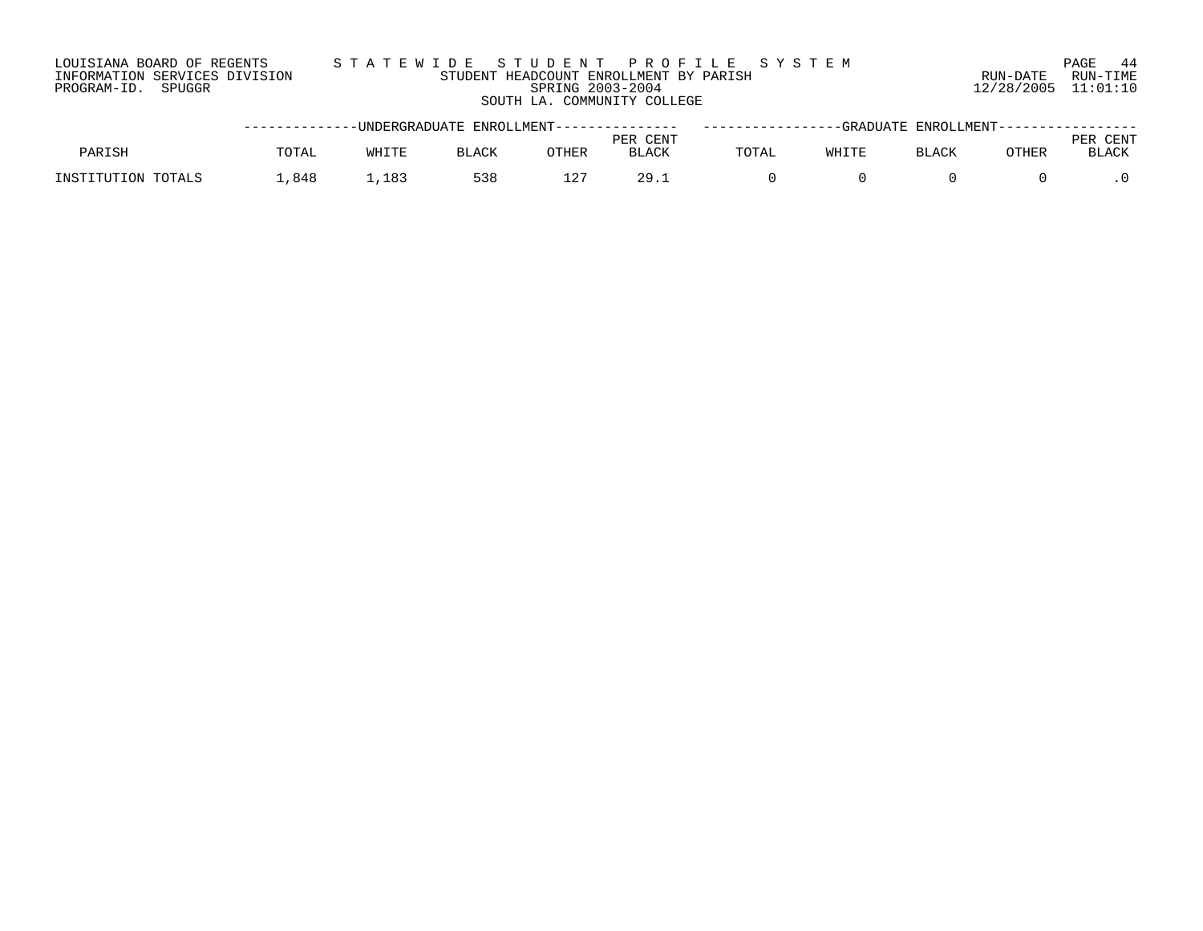LOUISIANA BOARD OF REGENTS
INFORMATION SERVICES DIVISION
PROGRAM-ID. SPUGGR

STATEWIDE STUDENT PROFILE SYSTEM
STUDENT HEADCOUNT ENROLLMENT BY PARISH
SPRING 2003-2004
SOUTH LA. COMMUNITY COLLEGE

RUN-DATE 12/28/2005 RUN-TIME 11:01:10

| PARISH | UNDERGRADUATE ENROLLMENT TOTAL | WHITE | BLACK | OTHER | PER CENT BLACK | GRADUATE ENROLLMENT TOTAL | WHITE | BLACK | OTHER | PER CENT BLACK |
|---|---|---|---|---|---|---|---|---|---|---|
| INSTITUTION TOTALS | 1,848 | 1,183 | 538 | 127 | 29.1 | 0 | 0 | 0 | 0 | .0 |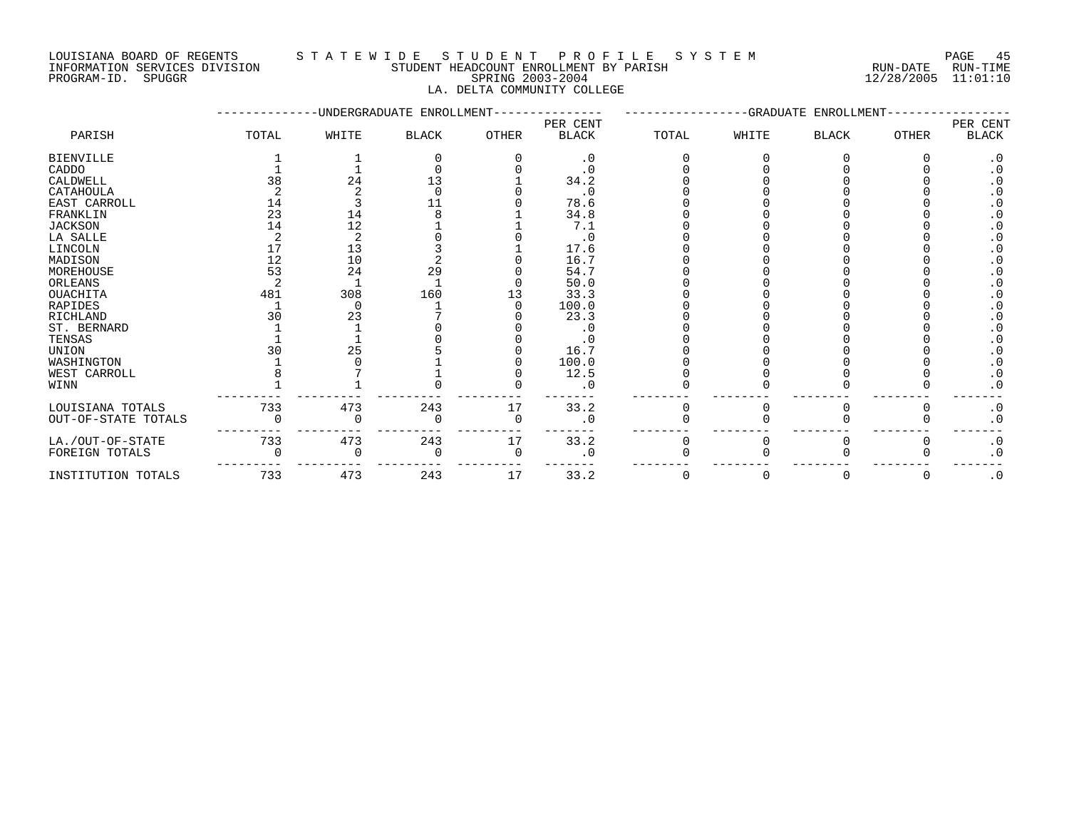LOUISIANA BOARD OF REGENTS — STATEWIDE STUDENT PROFILE SYSTEM
INFORMATION SERVICES DIVISION — STUDENT HEADCOUNT ENROLLMENT BY PARISH — RUN-DATE 12/28/2005 RUN-TIME 11:01:10
PROGRAM-ID. SPUGGR — SPRING 2003-2004

LA. DELTA COMMUNITY COLLEGE

| PARISH | UNDERGRADUATE ENROLLMENT | | | | | GRADUATE ENROLLMENT | | | | |
|---|---|---|---|---|---|---|---|---|---|---|
| | TOTAL | WHITE | BLACK | OTHER | PER CENT BLACK | TOTAL | WHITE | BLACK | OTHER | PER CENT BLACK |
| BIENVILLE | 1 | 1 | 0 | 0 | .0 | 0 | 0 | 0 | 0 | .0 |
| CADDO | 1 | 1 | 0 | 0 | .0 | 0 | 0 | 0 | 0 | .0 |
| CALDWELL | 38 | 24 | 13 | 1 | 34.2 | 0 | 0 | 0 | 0 | .0 |
| CATAHOULA | 2 | 2 | 0 | 0 | .0 | 0 | 0 | 0 | 0 | .0 |
| EAST CARROLL | 14 | 3 | 11 | 0 | 78.6 | 0 | 0 | 0 | 0 | .0 |
| FRANKLIN | 23 | 14 | 8 | 1 | 34.8 | 0 | 0 | 0 | 0 | .0 |
| JACKSON | 14 | 12 | 1 | 1 | 7.1 | 0 | 0 | 0 | 0 | .0 |
| LA SALLE | 2 | 2 | 0 | 0 | .0 | 0 | 0 | 0 | 0 | .0 |
| LINCOLN | 17 | 13 | 3 | 1 | 17.6 | 0 | 0 | 0 | 0 | .0 |
| MADISON | 12 | 10 | 2 | 0 | 16.7 | 0 | 0 | 0 | 0 | .0 |
| MOREHOUSE | 53 | 24 | 29 | 0 | 54.7 | 0 | 0 | 0 | 0 | .0 |
| ORLEANS | 2 | 1 | 1 | 0 | 50.0 | 0 | 0 | 0 | 0 | .0 |
| OUACHITA | 481 | 308 | 160 | 13 | 33.3 | 0 | 0 | 0 | 0 | .0 |
| RAPIDES | 1 | 0 | 1 | 0 | 100.0 | 0 | 0 | 0 | 0 | .0 |
| RICHLAND | 30 | 23 | 7 | 0 | 23.3 | 0 | 0 | 0 | 0 | .0 |
| ST. BERNARD | 1 | 1 | 0 | 0 | .0 | 0 | 0 | 0 | 0 | .0 |
| TENSAS | 1 | 1 | 0 | 0 | .0 | 0 | 0 | 0 | 0 | .0 |
| UNION | 30 | 25 | 5 | 0 | 16.7 | 0 | 0 | 0 | 0 | .0 |
| WASHINGTON | 1 | 0 | 1 | 0 | 100.0 | 0 | 0 | 0 | 0 | .0 |
| WEST CARROLL | 8 | 7 | 1 | 0 | 12.5 | 0 | 0 | 0 | 0 | .0 |
| WINN | 1 | 1 | 0 | 0 | .0 | 0 | 0 | 0 | 0 | .0 |
| LOUISIANA TOTALS | 733 | 473 | 243 | 17 | 33.2 | 0 | 0 | 0 | 0 | .0 |
| OUT-OF-STATE TOTALS | 0 | 0 | 0 | 0 | .0 | 0 | 0 | 0 | 0 | .0 |
| LA./OUT-OF-STATE | 733 | 473 | 243 | 17 | 33.2 | 0 | 0 | 0 | 0 | .0 |
| FOREIGN TOTALS | 0 | 0 | 0 | 0 | .0 | 0 | 0 | 0 | 0 | .0 |
| INSTITUTION TOTALS | 733 | 473 | 243 | 17 | 33.2 | 0 | 0 | 0 | 0 | .0 |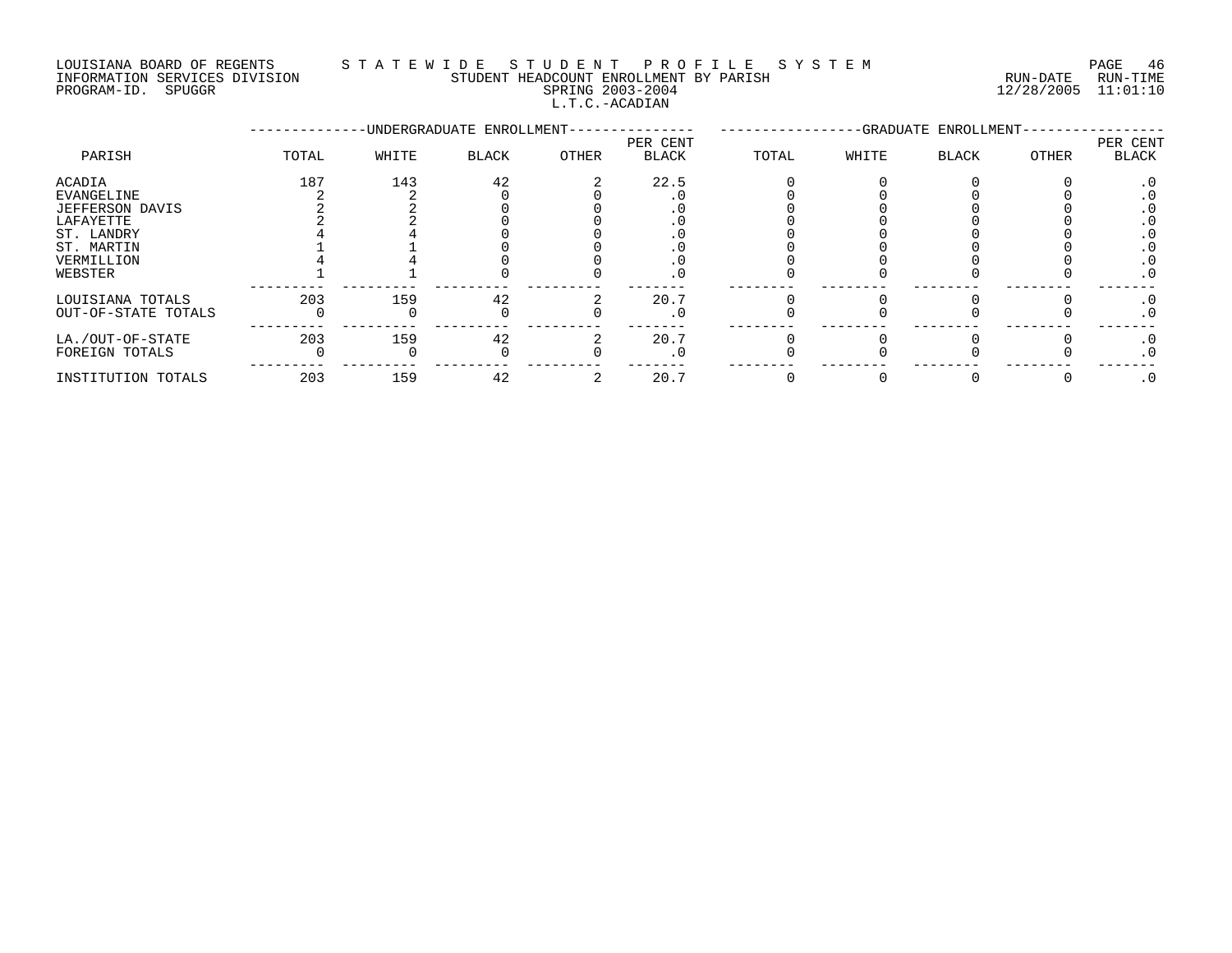LOUISIANA BOARD OF REGENTS — STATEWIDE STUDENT PROFILE SYSTEM
INFORMATION SERVICES DIVISION — STUDENT HEADCOUNT ENROLLMENT BY PARISH — RUN-DATE 12/28/2005 RUN-TIME 11:01:10
PROGRAM-ID. SPUGGR — SPRING 2003-2004

L.T.C.-ACADIAN

| PARISH | UNDERGRADUATE ENROLLMENT TOTAL | WHITE | BLACK | OTHER | PER CENT BLACK | GRADUATE ENROLLMENT TOTAL | WHITE | BLACK | OTHER | PER CENT BLACK |
|---|---|---|---|---|---|---|---|---|---|---|
| ACADIA | 187 | 143 | 42 | 2 | 22.5 | 0 | 0 | 0 | 0 | .0 |
| EVANGELINE | 2 | 2 | 0 | 0 | .0 | 0 | 0 | 0 | 0 | .0 |
| JEFFERSON DAVIS | 2 | 2 | 0 | 0 | .0 | 0 | 0 | 0 | 0 | .0 |
| LAFAYETTE | 2 | 2 | 0 | 0 | .0 | 0 | 0 | 0 | 0 | .0 |
| ST. LANDRY | 4 | 4 | 0 | 0 | .0 | 0 | 0 | 0 | 0 | .0 |
| ST. MARTIN | 1 | 1 | 0 | 0 | .0 | 0 | 0 | 0 | 0 | .0 |
| VERMILLION | 4 | 4 | 0 | 0 | .0 | 0 | 0 | 0 | 0 | .0 |
| WEBSTER | 1 | 1 | 0 | 0 | .0 | 0 | 0 | 0 | 0 | .0 |
| LOUISIANA TOTALS | 203 | 159 | 42 | 2 | 20.7 | 0 | 0 | 0 | 0 | .0 |
| OUT-OF-STATE TOTALS | 0 | 0 | 0 | 0 | .0 | 0 | 0 | 0 | 0 | .0 |
| LA./OUT-OF-STATE | 203 | 159 | 42 | 2 | 20.7 | 0 | 0 | 0 | 0 | .0 |
| FOREIGN TOTALS | 0 | 0 | 0 | 0 | .0 | 0 | 0 | 0 | 0 | .0 |
| INSTITUTION TOTALS | 203 | 159 | 42 | 2 | 20.7 | 0 | 0 | 0 | 0 | .0 |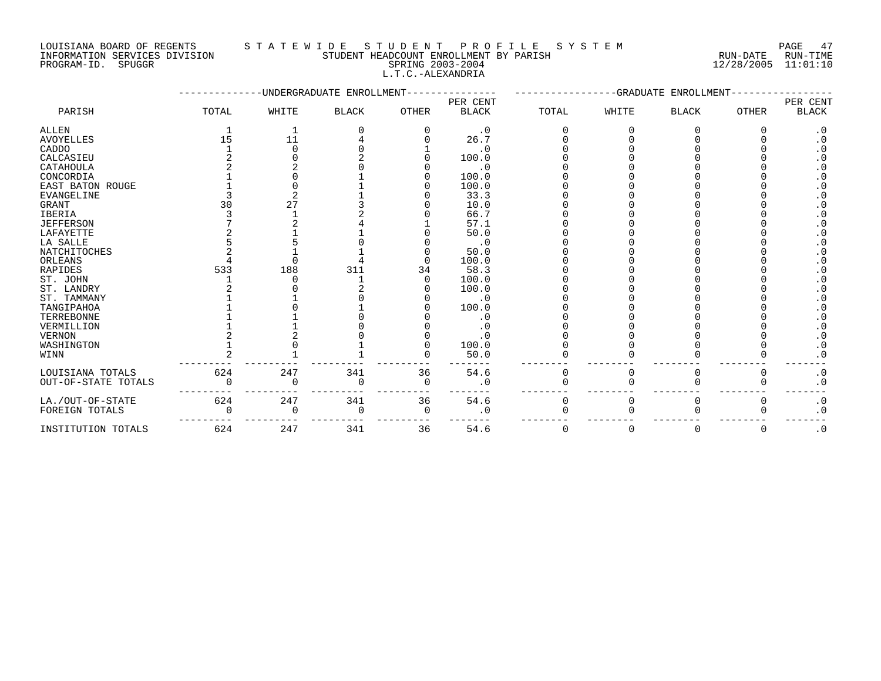LOUISIANA BOARD OF REGENTS — STATEWIDE STUDENT PROFILE SYSTEM
INFORMATION SERVICES DIVISION — STUDENT HEADCOUNT ENROLLMENT BY PARISH — RUN-DATE 12/28/2005 RUN-TIME 11:01:10
PROGRAM-ID. SPUGGR — SPRING 2003-2004

L.T.C.-ALEXANDRIA

| PARISH | UNDERGRADUATE ENROLLMENT | | | | | GRADUATE ENROLLMENT | | | | |
|---|---|---|---|---|---|---|---|---|---|---|
| | TOTAL | WHITE | BLACK | OTHER | PER CENT BLACK | TOTAL | WHITE | BLACK | OTHER | PER CENT BLACK |
| ALLEN | 1 | 1 | 0 | 0 | .0 | 0 | 0 | 0 | 0 | .0 |
| AVOYELLES | 15 | 11 | 4 | 0 | 26.7 | 0 | 0 | 0 | 0 | .0 |
| CADDO | 1 | 0 | 0 | 1 | .0 | 0 | 0 | 0 | 0 | .0 |
| CALCASIEU | 2 | 0 | 2 | 0 | 100.0 | 0 | 0 | 0 | 0 | .0 |
| CATAHOULA | 2 | 2 | 0 | 0 | .0 | 0 | 0 | 0 | 0 | .0 |
| CONCORDIA | 1 | 0 | 1 | 0 | 100.0 | 0 | 0 | 0 | 0 | .0 |
| EAST BATON ROUGE | 1 | 0 | 1 | 0 | 100.0 | 0 | 0 | 0 | 0 | .0 |
| EVANGELINE | 3 | 2 | 1 | 0 | 33.3 | 0 | 0 | 0 | 0 | .0 |
| GRANT | 30 | 27 | 3 | 0 | 10.0 | 0 | 0 | 0 | 0 | .0 |
| IBERIA | 3 | 1 | 2 | 0 | 66.7 | 0 | 0 | 0 | 0 | .0 |
| JEFFERSON | 7 | 2 | 4 | 1 | 57.1 | 0 | 0 | 0 | 0 | .0 |
| LAFAYETTE | 2 | 1 | 1 | 0 | 50.0 | 0 | 0 | 0 | 0 | .0 |
| LA SALLE | 5 | 5 | 0 | 0 | .0 | 0 | 0 | 0 | 0 | .0 |
| NATCHITOCHES | 2 | 1 | 1 | 0 | 50.0 | 0 | 0 | 0 | 0 | .0 |
| ORLEANS | 4 | 0 | 4 | 0 | 100.0 | 0 | 0 | 0 | 0 | .0 |
| RAPIDES | 533 | 188 | 311 | 34 | 58.3 | 0 | 0 | 0 | 0 | .0 |
| ST. JOHN | 1 | 0 | 1 | 0 | 100.0 | 0 | 0 | 0 | 0 | .0 |
| ST. LANDRY | 2 | 0 | 2 | 0 | 100.0 | 0 | 0 | 0 | 0 | .0 |
| ST. TAMMANY | 1 | 1 | 0 | 0 | .0 | 0 | 0 | 0 | 0 | .0 |
| TANGIPAHOA | 1 | 0 | 1 | 0 | 100.0 | 0 | 0 | 0 | 0 | .0 |
| TERREBONNE | 1 | 1 | 0 | 0 | .0 | 0 | 0 | 0 | 0 | .0 |
| VERMILLION | 1 | 1 | 0 | 0 | .0 | 0 | 0 | 0 | 0 | .0 |
| VERNON | 2 | 2 | 0 | 0 | .0 | 0 | 0 | 0 | 0 | .0 |
| WASHINGTON | 1 | 0 | 1 | 0 | 100.0 | 0 | 0 | 0 | 0 | .0 |
| WINN | 2 | 1 | 1 | 0 | 50.0 | 0 | 0 | 0 | 0 | .0 |
| LOUISIANA TOTALS | 624 | 247 | 341 | 36 | 54.6 | 0 | 0 | 0 | 0 | .0 |
| OUT-OF-STATE TOTALS | 0 | 0 | 0 | 0 | .0 | 0 | 0 | 0 | 0 | .0 |
| LA./OUT-OF-STATE | 624 | 247 | 341 | 36 | 54.6 | 0 | 0 | 0 | 0 | .0 |
| FOREIGN TOTALS | 0 | 0 | 0 | 0 | .0 | 0 | 0 | 0 | 0 | .0 |
| INSTITUTION TOTALS | 624 | 247 | 341 | 36 | 54.6 | 0 | 0 | 0 | 0 | .0 |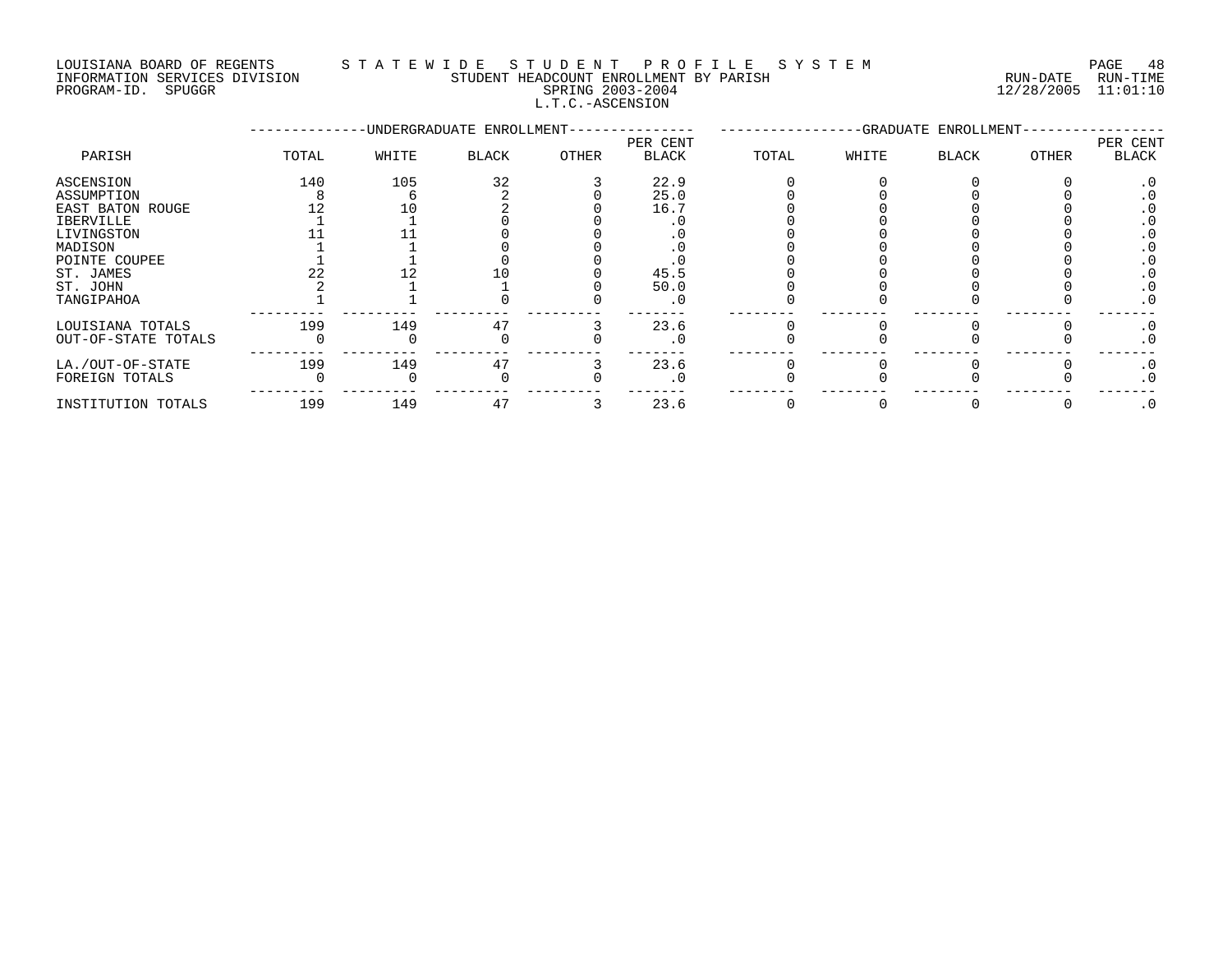LOUISIANA BOARD OF REGENTS — STATEWIDE STUDENT PROFILE SYSTEM
INFORMATION SERVICES DIVISION — STUDENT HEADCOUNT ENROLLMENT BY PARISH — RUN-DATE 12/28/2005 RUN-TIME 11:01:10
PROGRAM-ID. SPUGGR — SPRING 2003-2004

L.T.C.-ASCENSION

| PARISH | UNDERGRADUATE ENROLLMENT | | | | | GRADUATE ENROLLMENT | | | | |
|---|---|---|---|---|---|---|---|---|---|---|
| | TOTAL | WHITE | BLACK | OTHER | PER CENT BLACK | TOTAL | WHITE | BLACK | OTHER | PER CENT BLACK |
| ASCENSION | 140 | 105 | 32 | 3 | 22.9 | 0 | 0 | 0 | 0 | .0 |
| ASSUMPTION | 8 | 6 | 2 | 0 | 25.0 | 0 | 0 | 0 | 0 | .0 |
| EAST BATON ROUGE | 12 | 10 | 2 | 0 | 16.7 | 0 | 0 | 0 | 0 | .0 |
| IBERVILLE | 1 | 1 | 0 | 0 | .0 | 0 | 0 | 0 | 0 | .0 |
| LIVINGSTON | 11 | 11 | 0 | 0 | .0 | 0 | 0 | 0 | 0 | .0 |
| MADISON | 1 | 1 | 0 | 0 | .0 | 0 | 0 | 0 | 0 | .0 |
| POINTE COUPEE | 1 | 1 | 0 | 0 | .0 | 0 | 0 | 0 | 0 | .0 |
| ST. JAMES | 22 | 12 | 10 | 0 | 45.5 | 0 | 0 | 0 | 0 | .0 |
| ST. JOHN | 2 | 1 | 1 | 0 | 50.0 | 0 | 0 | 0 | 0 | .0 |
| TANGIPAHOA | 1 | 1 | 0 | 0 | .0 | 0 | 0 | 0 | 0 | .0 |
| LOUISIANA TOTALS | 199 | 149 | 47 | 3 | 23.6 | 0 | 0 | 0 | 0 | .0 |
| OUT-OF-STATE TOTALS | 0 | 0 | 0 | 0 | .0 | 0 | 0 | 0 | 0 | .0 |
| LA./OUT-OF-STATE | 199 | 149 | 47 | 3 | 23.6 | 0 | 0 | 0 | 0 | .0 |
| FOREIGN TOTALS | 0 | 0 | 0 | 0 | .0 | 0 | 0 | 0 | 0 | .0 |
| INSTITUTION TOTALS | 199 | 149 | 47 | 3 | 23.6 | 0 | 0 | 0 | 0 | .0 |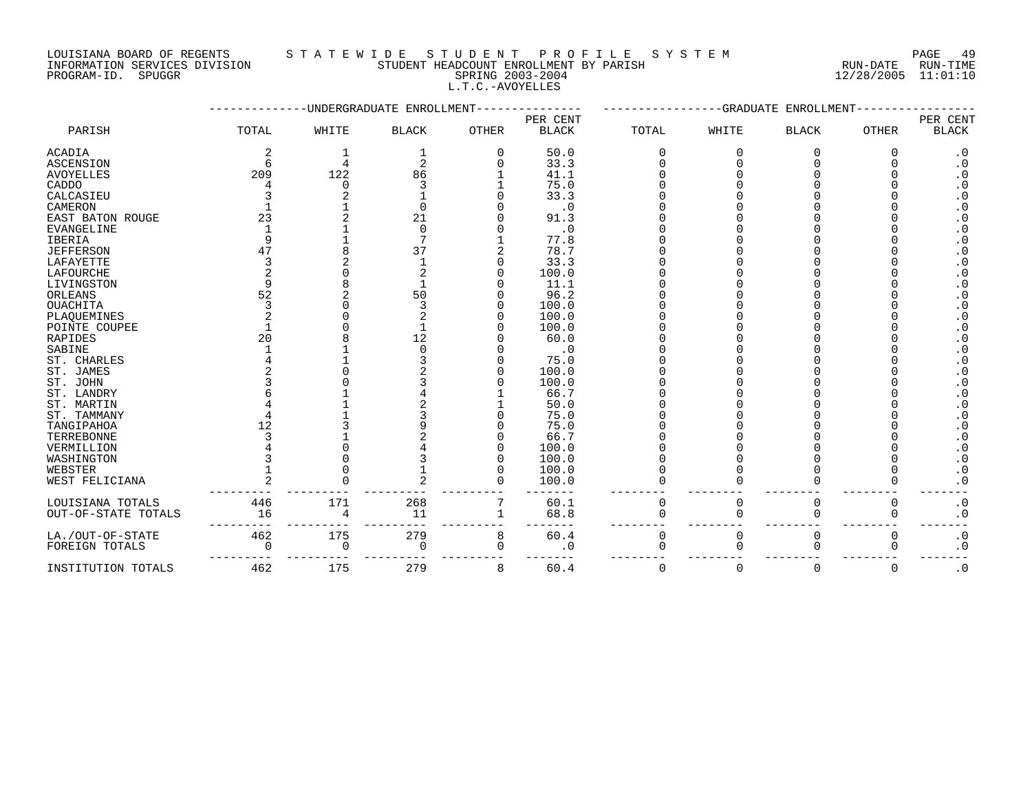LOUISIANA BOARD OF REGENTS — STATEWIDE STUDENT PROFILE SYSTEM
INFORMATION SERVICES DIVISION — STUDENT HEADCOUNT ENROLLMENT BY PARISH — RUN-DATE 12/28/2005 RUN-TIME 11:01:10
PROGRAM-ID. SPUGGR — SPRING 2003-2004

L.T.C.-AVOYELLES

| PARISH | UNDERGRADUATE ENROLLMENT TOTAL | WHITE | BLACK | OTHER | PER CENT BLACK | GRADUATE ENROLLMENT TOTAL | WHITE | BLACK | OTHER | PER CENT BLACK |
|---|---|---|---|---|---|---|---|---|---|---|
| ACADIA | 2 | 1 | 1 | 0 | 50.0 | 0 | 0 | 0 | 0 | .0 |
| ASCENSION | 6 | 4 | 2 | 0 | 33.3 | 0 | 0 | 0 | 0 | .0 |
| AVOYELLES | 209 | 122 | 86 | 1 | 41.1 | 0 | 0 | 0 | 0 | .0 |
| CADDO | 4 | 0 | 3 | 1 | 75.0 | 0 | 0 | 0 | 0 | .0 |
| CALCASIEU | 3 | 2 | 1 | 0 | 33.3 | 0 | 0 | 0 | 0 | .0 |
| CAMERON | 1 | 1 | 0 | 0 | .0 | 0 | 0 | 0 | 0 | .0 |
| EAST BATON ROUGE | 23 | 2 | 21 | 0 | 91.3 | 0 | 0 | 0 | 0 | .0 |
| EVANGELINE | 1 | 1 | 0 | 0 | .0 | 0 | 0 | 0 | 0 | .0 |
| IBERIA | 9 | 1 | 7 | 1 | 77.8 | 0 | 0 | 0 | 0 | .0 |
| JEFFERSON | 47 | 8 | 37 | 2 | 78.7 | 0 | 0 | 0 | 0 | .0 |
| LAFAYETTE | 3 | 2 | 1 | 0 | 33.3 | 0 | 0 | 0 | 0 | .0 |
| LAFOURCHE | 2 | 0 | 2 | 0 | 100.0 | 0 | 0 | 0 | 0 | .0 |
| LIVINGSTON | 9 | 8 | 1 | 0 | 11.1 | 0 | 0 | 0 | 0 | .0 |
| ORLEANS | 52 | 2 | 50 | 0 | 96.2 | 0 | 0 | 0 | 0 | .0 |
| OUACHITA | 3 | 0 | 3 | 0 | 100.0 | 0 | 0 | 0 | 0 | .0 |
| PLAQUEMINES | 2 | 0 | 2 | 0 | 100.0 | 0 | 0 | 0 | 0 | .0 |
| POINTE COUPEE | 1 | 0 | 1 | 0 | 100.0 | 0 | 0 | 0 | 0 | .0 |
| RAPIDES | 20 | 8 | 12 | 0 | 60.0 | 0 | 0 | 0 | 0 | .0 |
| SABINE | 1 | 1 | 0 | 0 | .0 | 0 | 0 | 0 | 0 | .0 |
| ST. CHARLES | 4 | 1 | 3 | 0 | 75.0 | 0 | 0 | 0 | 0 | .0 |
| ST. JAMES | 2 | 0 | 2 | 0 | 100.0 | 0 | 0 | 0 | 0 | .0 |
| ST. JOHN | 3 | 0 | 3 | 0 | 100.0 | 0 | 0 | 0 | 0 | .0 |
| ST. LANDRY | 6 | 1 | 4 | 1 | 66.7 | 0 | 0 | 0 | 0 | .0 |
| ST. MARTIN | 4 | 1 | 2 | 1 | 50.0 | 0 | 0 | 0 | 0 | .0 |
| ST. TAMMANY | 4 | 1 | 3 | 0 | 75.0 | 0 | 0 | 0 | 0 | .0 |
| TANGIPAHOA | 12 | 3 | 9 | 0 | 75.0 | 0 | 0 | 0 | 0 | .0 |
| TERREBONNE | 3 | 1 | 2 | 0 | 66.7 | 0 | 0 | 0 | 0 | .0 |
| VERMILLION | 4 | 0 | 4 | 0 | 100.0 | 0 | 0 | 0 | 0 | .0 |
| WASHINGTON | 3 | 0 | 3 | 0 | 100.0 | 0 | 0 | 0 | 0 | .0 |
| WEBSTER | 1 | 0 | 1 | 0 | 100.0 | 0 | 0 | 0 | 0 | .0 |
| WEST FELICIANA | 2 | 0 | 2 | 0 | 100.0 | 0 | 0 | 0 | 0 | .0 |
| LOUISIANA TOTALS | 446 | 171 | 268 | 7 | 60.1 | 0 | 0 | 0 | 0 | .0 |
| OUT-OF-STATE TOTALS | 16 | 4 | 11 | 1 | 68.8 | 0 | 0 | 0 | 0 | .0 |
| LA./OUT-OF-STATE | 462 | 175 | 279 | 8 | 60.4 | 0 | 0 | 0 | 0 | .0 |
| FOREIGN TOTALS | 0 | 0 | 0 | 0 | .0 | 0 | 0 | 0 | 0 | .0 |
| INSTITUTION TOTALS | 462 | 175 | 279 | 8 | 60.4 | 0 | 0 | 0 | 0 | .0 |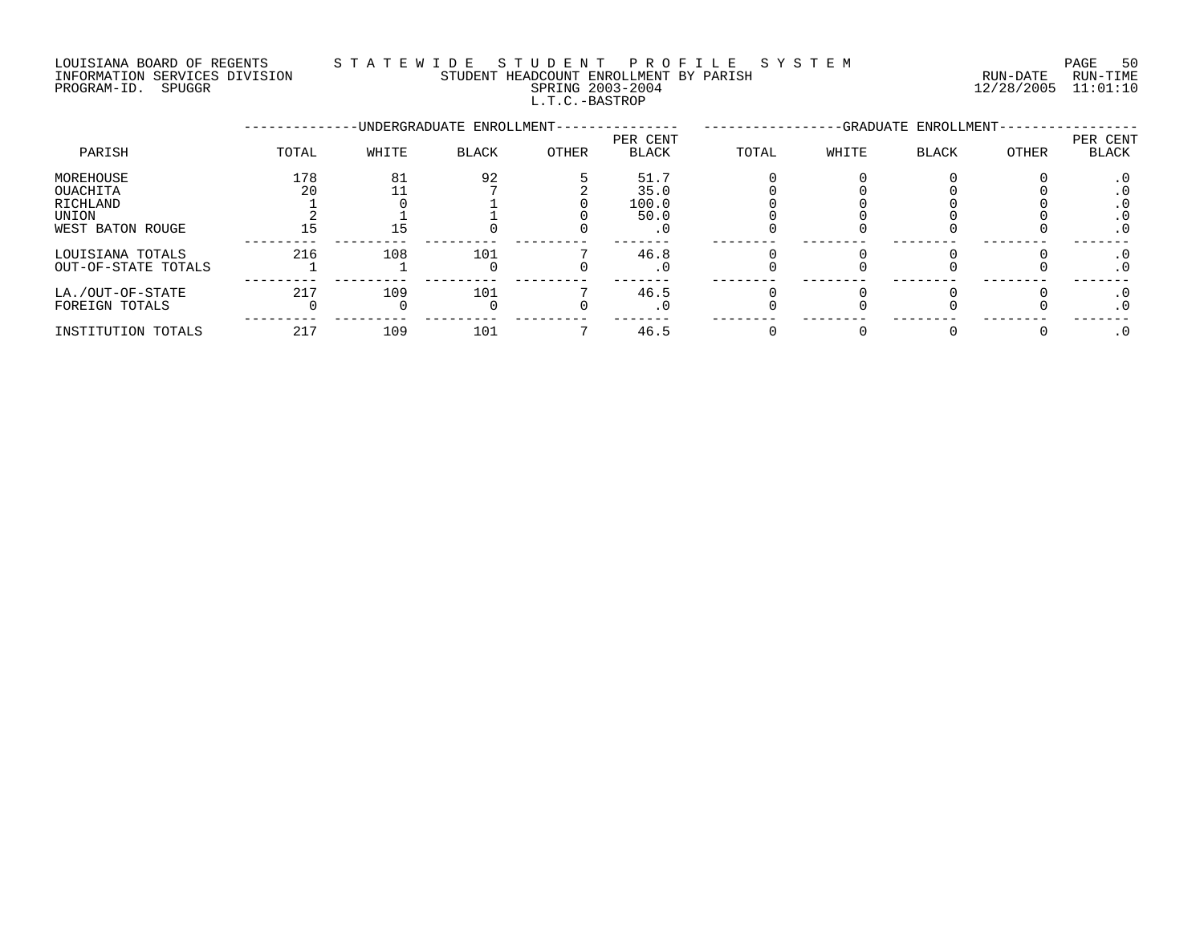LOUISIANA BOARD OF REGENTS — STATEWIDE STUDENT PROFILE SYSTEM
INFORMATION SERVICES DIVISION — STUDENT HEADCOUNT ENROLLMENT BY PARISH — RUN-DATE 12/28/2005 RUN-TIME 11:01:10
PROGRAM-ID. SPUGGR — SPRING 2003-2004

L.T.C.-BASTROP

| | UNDERGRADUATE ENROLLMENT | | | | | GRADUATE ENROLLMENT | | | | |
|---|---|---|---|---|---|---|---|---|---|---|
| PARISH | TOTAL | WHITE | BLACK | OTHER | PER CENT BLACK | TOTAL | WHITE | BLACK | OTHER | PER CENT BLACK |
| MOREHOUSE | 178 | 81 | 92 | 5 | 51.7 | 0 | 0 | 0 | 0 | .0 |
| OUACHITA | 20 | 11 | 7 | 2 | 35.0 | 0 | 0 | 0 | 0 | .0 |
| RICHLAND | 1 | 0 | 1 | 0 | 100.0 | 0 | 0 | 0 | 0 | .0 |
| UNION | 2 | 1 | 1 | 0 | 50.0 | 0 | 0 | 0 | 0 | .0 |
| WEST BATON ROUGE | 15 | 15 | 0 | 0 | .0 | 0 | 0 | 0 | 0 | .0 |
| LOUISIANA TOTALS | 216 | 108 | 101 | 7 | 46.8 | 0 | 0 | 0 | 0 | .0 |
| OUT-OF-STATE TOTALS | 1 | 1 | 0 | 0 | .0 | 0 | 0 | 0 | 0 | .0 |
| LA./OUT-OF-STATE | 217 | 109 | 101 | 7 | 46.5 | 0 | 0 | 0 | 0 | .0 |
| FOREIGN TOTALS | 0 | 0 | 0 | 0 | .0 | 0 | 0 | 0 | 0 | .0 |
| INSTITUTION TOTALS | 217 | 109 | 101 | 7 | 46.5 | 0 | 0 | 0 | 0 | .0 |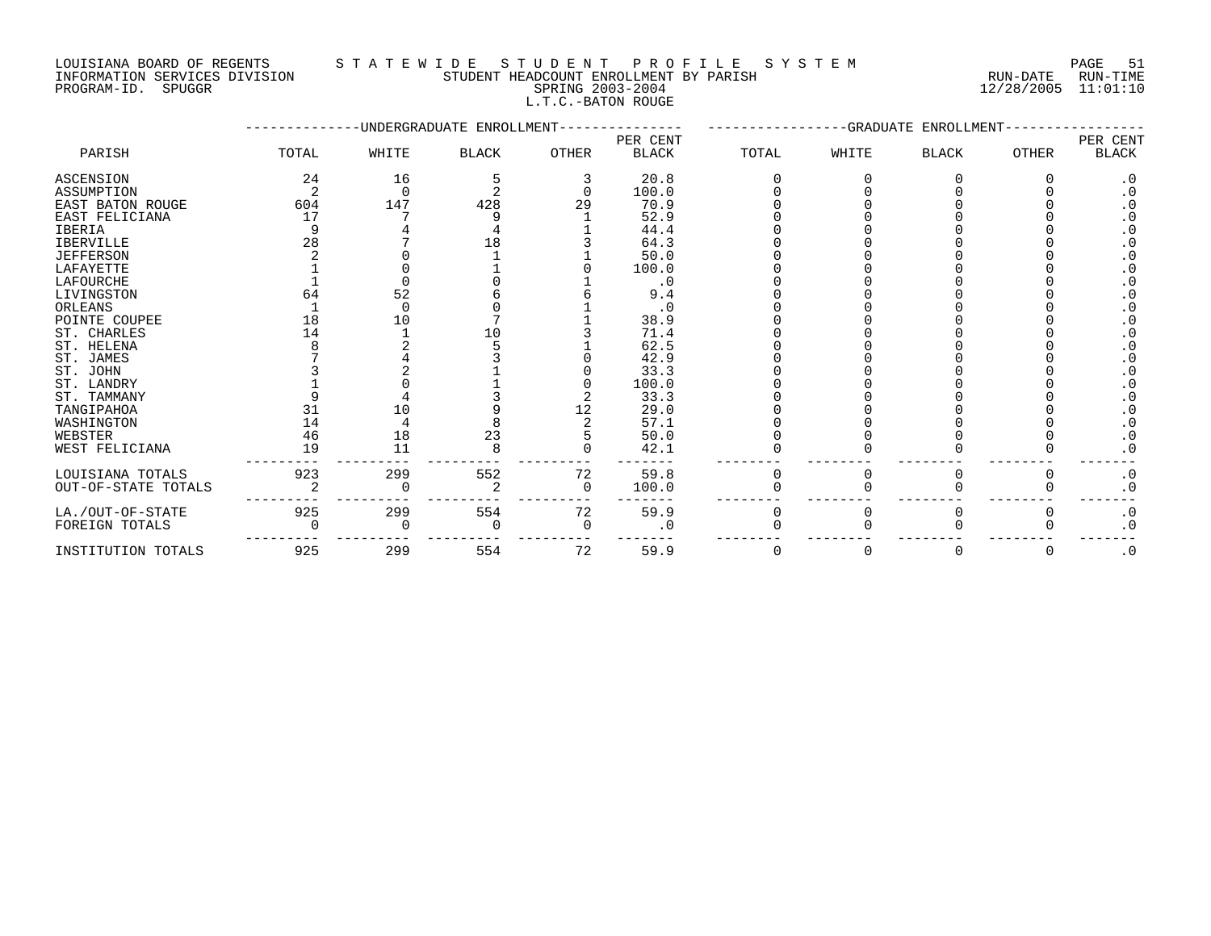LOUISIANA BOARD OF REGENTS — STATEWIDE STUDENT PROFILE SYSTEM
INFORMATION SERVICES DIVISION — STUDENT HEADCOUNT ENROLLMENT BY PARISH — RUN-DATE 12/28/2005 RUN-TIME 11:01:10
PROGRAM-ID. SPUGGR — SPRING 2003-2004

## L.T.C.-BATON ROUGE

| PARISH | UNDERGRADUATE ENROLLMENT TOTAL | WHITE | BLACK | OTHER | PER CENT BLACK | GRADUATE ENROLLMENT TOTAL | WHITE | BLACK | OTHER | PER CENT BLACK |
|---|---|---|---|---|---|---|---|---|---|---|
| ASCENSION | 24 | 16 | 5 | 3 | 20.8 | 0 | 0 | 0 | 0 | .0 |
| ASSUMPTION | 2 | 0 | 2 | 0 | 100.0 | 0 | 0 | 0 | 0 | .0 |
| EAST BATON ROUGE | 604 | 147 | 428 | 29 | 70.9 | 0 | 0 | 0 | 0 | .0 |
| EAST FELICIANA | 17 | 7 | 9 | 1 | 52.9 | 0 | 0 | 0 | 0 | .0 |
| IBERIA | 9 | 4 | 4 | 1 | 44.4 | 0 | 0 | 0 | 0 | .0 |
| IBERVILLE | 28 | 7 | 18 | 3 | 64.3 | 0 | 0 | 0 | 0 | .0 |
| JEFFERSON | 2 | 0 | 1 | 1 | 50.0 | 0 | 0 | 0 | 0 | .0 |
| LAFAYETTE | 1 | 0 | 1 | 0 | 100.0 | 0 | 0 | 0 | 0 | .0 |
| LAFOURCHE | 1 | 0 | 0 | 1 | .0 | 0 | 0 | 0 | 0 | .0 |
| LIVINGSTON | 64 | 52 | 6 | 6 | 9.4 | 0 | 0 | 0 | 0 | .0 |
| ORLEANS | 1 | 0 | 0 | 1 | .0 | 0 | 0 | 0 | 0 | .0 |
| POINTE COUPEE | 18 | 10 | 7 | 1 | 38.9 | 0 | 0 | 0 | 0 | .0 |
| ST. CHARLES | 14 | 1 | 10 | 3 | 71.4 | 0 | 0 | 0 | 0 | .0 |
| ST. HELENA | 8 | 2 | 5 | 1 | 62.5 | 0 | 0 | 0 | 0 | .0 |
| ST. JAMES | 7 | 4 | 3 | 0 | 42.9 | 0 | 0 | 0 | 0 | .0 |
| ST. JOHN | 3 | 2 | 1 | 0 | 33.3 | 0 | 0 | 0 | 0 | .0 |
| ST. LANDRY | 1 | 0 | 1 | 0 | 100.0 | 0 | 0 | 0 | 0 | .0 |
| ST. TAMMANY | 9 | 4 | 3 | 2 | 33.3 | 0 | 0 | 0 | 0 | .0 |
| TANGIPAHOA | 31 | 10 | 9 | 12 | 29.0 | 0 | 0 | 0 | 0 | .0 |
| WASHINGTON | 14 | 4 | 8 | 2 | 57.1 | 0 | 0 | 0 | 0 | .0 |
| WEBSTER | 46 | 18 | 23 | 5 | 50.0 | 0 | 0 | 0 | 0 | .0 |
| WEST FELICIANA | 19 | 11 | 8 | 0 | 42.1 | 0 | 0 | 0 | 0 | .0 |
| LOUISIANA TOTALS | 923 | 299 | 552 | 72 | 59.8 | 0 | 0 | 0 | 0 | .0 |
| OUT-OF-STATE TOTALS | 2 | 0 | 2 | 0 | 100.0 | 0 | 0 | 0 | 0 | .0 |
| LA./OUT-OF-STATE | 925 | 299 | 554 | 72 | 59.9 | 0 | 0 | 0 | 0 | .0 |
| FOREIGN TOTALS | 0 | 0 | 0 | 0 | .0 | 0 | 0 | 0 | 0 | .0 |
| INSTITUTION TOTALS | 925 | 299 | 554 | 72 | 59.9 | 0 | 0 | 0 | 0 | .0 |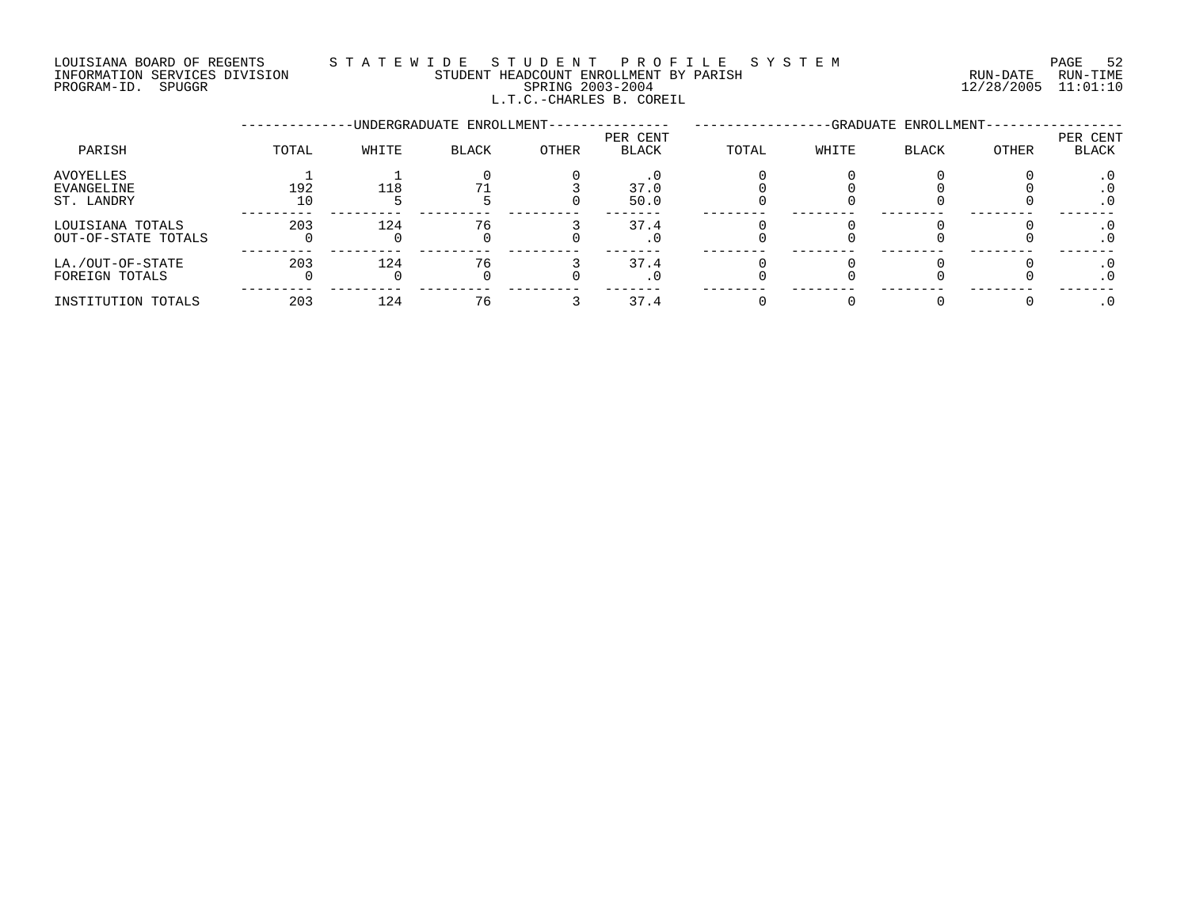LOUISIANA BOARD OF REGENTS — STATEWIDE STUDENT PROFILE SYSTEM
INFORMATION SERVICES DIVISION — STUDENT HEADCOUNT ENROLLMENT BY PARISH — RUN-DATE 12/28/2005 RUN-TIME 11:01:10
PROGRAM-ID. SPUGGR — SPRING 2003-2004

## L.T.C.-CHARLES B. COREIL

| PARISH | UNDERGRADUATE ENROLLMENT | | | | | GRADUATE ENROLLMENT | | | | |
|---|---|---|---|---|---|---|---|---|---|---|
| | TOTAL | WHITE | BLACK | OTHER | PER CENT BLACK | TOTAL | WHITE | BLACK | OTHER | PER CENT BLACK |
| AVOYELLES | 1 | 1 | 0 | 0 | .0 | 0 | 0 | 0 | 0 | .0 |
| EVANGELINE | 192 | 118 | 71 | 3 | 37.0 | 0 | 0 | 0 | 0 | .0 |
| ST. LANDRY | 10 | 5 | 5 | 0 | 50.0 | 0 | 0 | 0 | 0 | .0 |
| LOUISIANA TOTALS | 203 | 124 | 76 | 3 | 37.4 | 0 | 0 | 0 | 0 | .0 |
| OUT-OF-STATE TOTALS | 0 | 0 | 0 | 0 | .0 | 0 | 0 | 0 | 0 | .0 |
| LA./OUT-OF-STATE | 203 | 124 | 76 | 3 | 37.4 | 0 | 0 | 0 | 0 | .0 |
| FOREIGN TOTALS | 0 | 0 | 0 | 0 | .0 | 0 | 0 | 0 | 0 | .0 |
| INSTITUTION TOTALS | 203 | 124 | 76 | 3 | 37.4 | 0 | 0 | 0 | 0 | .0 |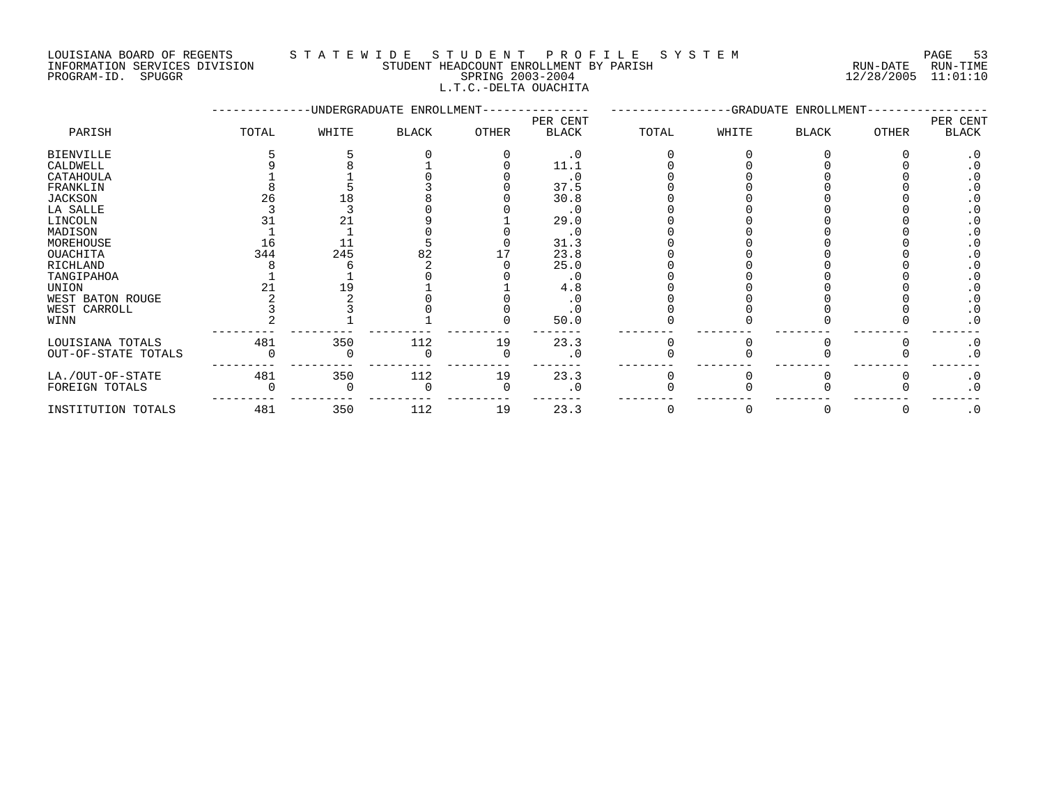LOUISIANA BOARD OF REGENTS — STATEWIDE STUDENT PROFILE SYSTEM
INFORMATION SERVICES DIVISION — STUDENT HEADCOUNT ENROLLMENT BY PARISH — RUN-DATE 12/28/2005 RUN-TIME 11:01:10
PROGRAM-ID. SPUGGR — SPRING 2003-2004

L.T.C.-DELTA OUACHITA

| PARISH | UNDERGRADUATE ENROLLMENT | | | | | GRADUATE ENROLLMENT | | | | |
|---|---|---|---|---|---|---|---|---|---|---|
| | TOTAL | WHITE | BLACK | OTHER | PER CENT BLACK | TOTAL | WHITE | BLACK | OTHER | PER CENT BLACK |
| BIENVILLE | 5 | 5 | 0 | 0 | .0 | 0 | 0 | 0 | 0 | .0 |
| CALDWELL | 9 | 8 | 1 | 0 | 11.1 | 0 | 0 | 0 | 0 | .0 |
| CATAHOULA | 1 | 1 | 0 | 0 | .0 | 0 | 0 | 0 | 0 | .0 |
| FRANKLIN | 8 | 5 | 3 | 0 | 37.5 | 0 | 0 | 0 | 0 | .0 |
| JACKSON | 26 | 18 | 8 | 0 | 30.8 | 0 | 0 | 0 | 0 | .0 |
| LA SALLE | 3 | 3 | 0 | 0 | .0 | 0 | 0 | 0 | 0 | .0 |
| LINCOLN | 31 | 21 | 9 | 1 | 29.0 | 0 | 0 | 0 | 0 | .0 |
| MADISON | 1 | 1 | 0 | 0 | .0 | 0 | 0 | 0 | 0 | .0 |
| MOREHOUSE | 16 | 11 | 5 | 0 | 31.3 | 0 | 0 | 0 | 0 | .0 |
| OUACHITA | 344 | 245 | 82 | 17 | 23.8 | 0 | 0 | 0 | 0 | .0 |
| RICHLAND | 8 | 6 | 2 | 0 | 25.0 | 0 | 0 | 0 | 0 | .0 |
| TANGIPAHOA | 1 | 1 | 0 | 0 | .0 | 0 | 0 | 0 | 0 | .0 |
| UNION | 21 | 19 | 1 | 1 | 4.8 | 0 | 0 | 0 | 0 | .0 |
| WEST BATON ROUGE | 2 | 2 | 0 | 0 | .0 | 0 | 0 | 0 | 0 | .0 |
| WEST CARROLL | 3 | 3 | 0 | 0 | .0 | 0 | 0 | 0 | 0 | .0 |
| WINN | 2 | 1 | 1 | 0 | 50.0 | 0 | 0 | 0 | 0 | .0 |
| LOUISIANA TOTALS | 481 | 350 | 112 | 19 | 23.3 | 0 | 0 | 0 | 0 | .0 |
| OUT-OF-STATE TOTALS | 0 | 0 | 0 | 0 | .0 | 0 | 0 | 0 | 0 | .0 |
| LA./OUT-OF-STATE | 481 | 350 | 112 | 19 | 23.3 | 0 | 0 | 0 | 0 | .0 |
| FOREIGN TOTALS | 0 | 0 | 0 | 0 | .0 | 0 | 0 | 0 | 0 | .0 |
| INSTITUTION TOTALS | 481 | 350 | 112 | 19 | 23.3 | 0 | 0 | 0 | 0 | .0 |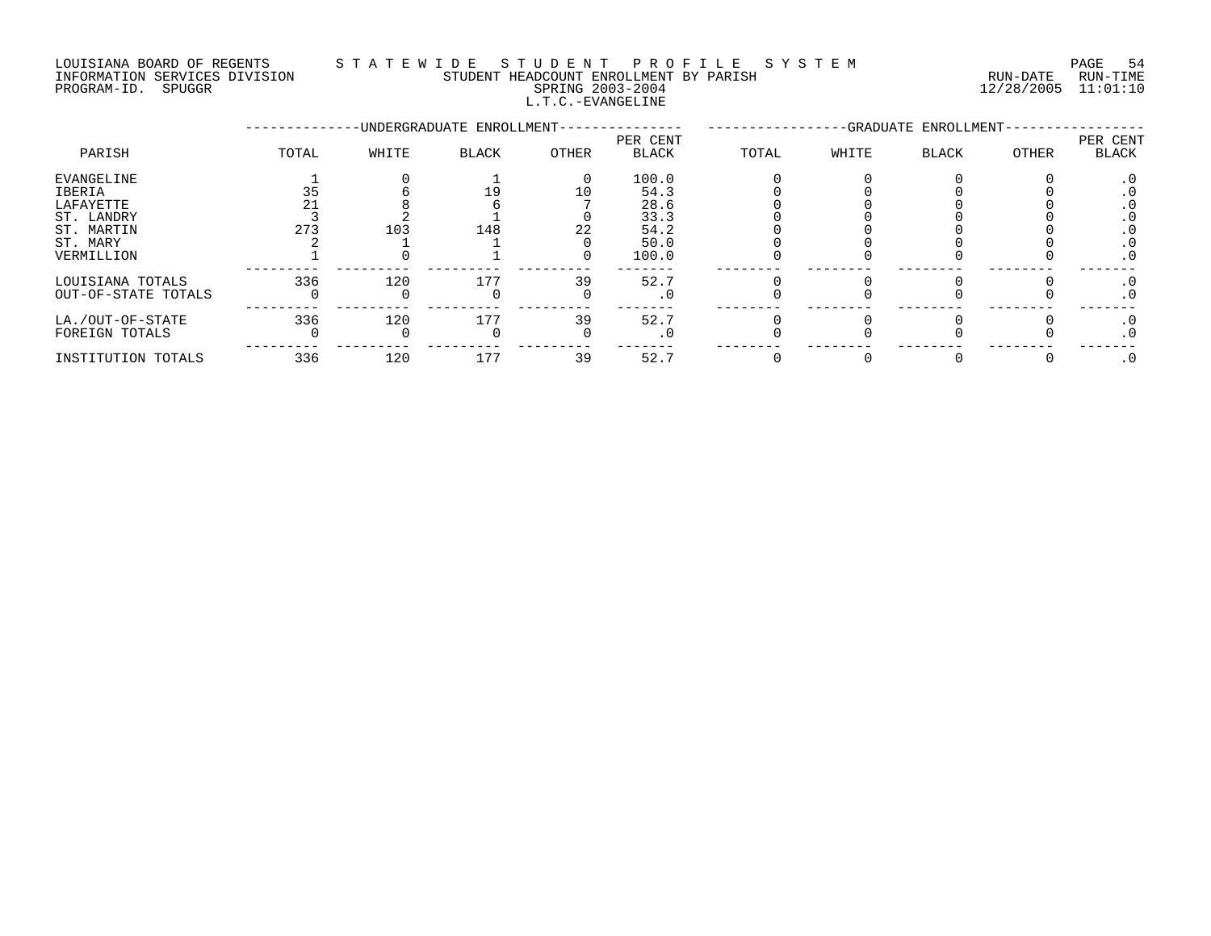LOUISIANA BOARD OF REGENTS — STATEWIDE STUDENT PROFILE SYSTEM
INFORMATION SERVICES DIVISION — STUDENT HEADCOUNT ENROLLMENT BY PARISH — RUN-DATE 12/28/2005 RUN-TIME 11:01:10
PROGRAM-ID. SPUGGR — SPRING 2003-2004

L.T.C.-EVANGELINE

| PARISH | UNDERGRADUATE ENROLLMENT | | | | | GRADUATE ENROLLMENT | | | | |
|---|---|---|---|---|---|---|---|---|---|---|
| | TOTAL | WHITE | BLACK | OTHER | PER CENT BLACK | TOTAL | WHITE | BLACK | OTHER | PER CENT BLACK |
| EVANGELINE | 1 | 0 | 1 | 0 | 100.0 | 0 | 0 | 0 | 0 | .0 |
| IBERIA | 35 | 6 | 19 | 10 | 54.3 | 0 | 0 | 0 | 0 | .0 |
| LAFAYETTE | 21 | 8 | 6 | 7 | 28.6 | 0 | 0 | 0 | 0 | .0 |
| ST. LANDRY | 3 | 2 | 1 | 0 | 33.3 | 0 | 0 | 0 | 0 | .0 |
| ST. MARTIN | 273 | 103 | 148 | 22 | 54.2 | 0 | 0 | 0 | 0 | .0 |
| ST. MARY | 2 | 1 | 1 | 0 | 50.0 | 0 | 0 | 0 | 0 | .0 |
| VERMILLION | 1 | 0 | 1 | 0 | 100.0 | 0 | 0 | 0 | 0 | .0 |
| LOUISIANA TOTALS | 336 | 120 | 177 | 39 | 52.7 | 0 | 0 | 0 | 0 | .0 |
| OUT-OF-STATE TOTALS | 0 | 0 | 0 | 0 | .0 | 0 | 0 | 0 | 0 | .0 |
| LA./OUT-OF-STATE | 336 | 120 | 177 | 39 | 52.7 | 0 | 0 | 0 | 0 | .0 |
| FOREIGN TOTALS | 0 | 0 | 0 | 0 | .0 | 0 | 0 | 0 | 0 | .0 |
| INSTITUTION TOTALS | 336 | 120 | 177 | 39 | 52.7 | 0 | 0 | 0 | 0 | .0 |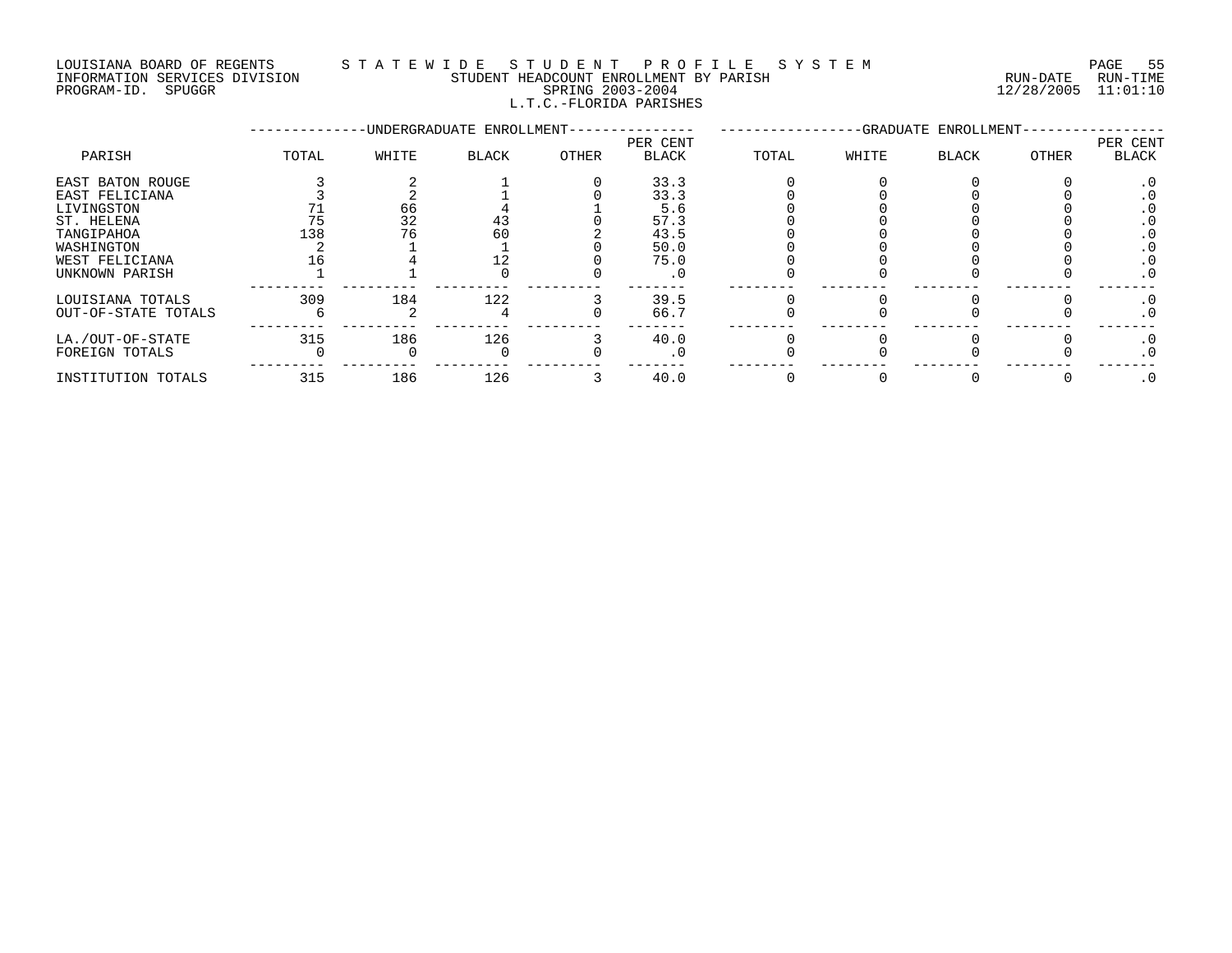LOUISIANA BOARD OF REGENTS — STATEWIDE STUDENT PROFILE SYSTEM
INFORMATION SERVICES DIVISION — STUDENT HEADCOUNT ENROLLMENT BY PARISH — RUN-DATE 12/28/2005 RUN-TIME 11:01:10
PROGRAM-ID. SPUGGR — SPRING 2003-2004

L.T.C.-FLORIDA PARISHES

| PARISH | UNDERGRADUATE ENROLLMENT | | | | | GRADUATE ENROLLMENT | | | | |
|---|---|---|---|---|---|---|---|---|---|---|
| | TOTAL | WHITE | BLACK | OTHER | PER CENT BLACK | TOTAL | WHITE | BLACK | OTHER | PER CENT BLACK |
| EAST BATON ROUGE | 3 | 2 | 1 | 0 | 33.3 | 0 | 0 | 0 | 0 | .0 |
| EAST FELICIANA | 3 | 2 | 1 | 0 | 33.3 | 0 | 0 | 0 | 0 | .0 |
| LIVINGSTON | 71 | 66 | 4 | 1 | 5.6 | 0 | 0 | 0 | 0 | .0 |
| ST. HELENA | 75 | 32 | 43 | 0 | 57.3 | 0 | 0 | 0 | 0 | .0 |
| TANGIPAHOA | 138 | 76 | 60 | 2 | 43.5 | 0 | 0 | 0 | 0 | .0 |
| WASHINGTON | 2 | 1 | 1 | 0 | 50.0 | 0 | 0 | 0 | 0 | .0 |
| WEST FELICIANA | 16 | 4 | 12 | 0 | 75.0 | 0 | 0 | 0 | 0 | .0 |
| UNKNOWN PARISH | 1 | 1 | 0 | 0 | .0 | 0 | 0 | 0 | 0 | .0 |
| LOUISIANA TOTALS | 309 | 184 | 122 | 3 | 39.5 | 0 | 0 | 0 | 0 | .0 |
| OUT-OF-STATE TOTALS | 6 | 2 | 4 | 0 | 66.7 | 0 | 0 | 0 | 0 | .0 |
| LA./OUT-OF-STATE | 315 | 186 | 126 | 3 | 40.0 | 0 | 0 | 0 | 0 | .0 |
| FOREIGN TOTALS | 0 | 0 | 0 | 0 | .0 | 0 | 0 | 0 | 0 | .0 |
| INSTITUTION TOTALS | 315 | 186 | 126 | 3 | 40.0 | 0 | 0 | 0 | 0 | .0 |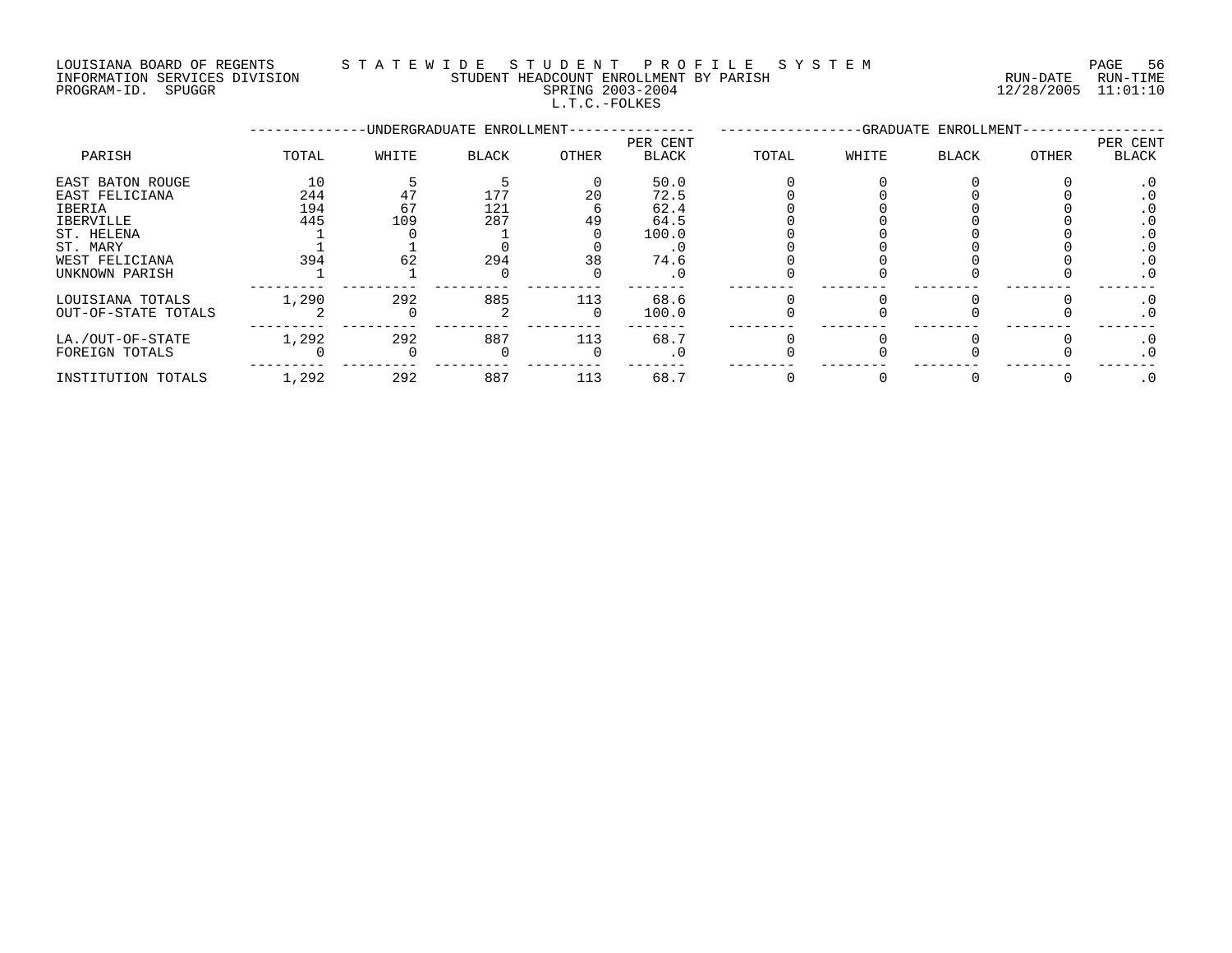LOUISIANA BOARD OF REGENTS — STATEWIDE STUDENT PROFILE SYSTEM
INFORMATION SERVICES DIVISION — STUDENT HEADCOUNT ENROLLMENT BY PARISH — RUN-DATE 12/28/2005 RUN-TIME 11:01:10
PROGRAM-ID. SPUGGR — SPRING 2003-2004

L.T.C.-FOLKES

| PARISH | UNDERGRADUATE ENROLLMENT | | | | | GRADUATE ENROLLMENT | | | | |
|---|---|---|---|---|---|---|---|---|---|---|
| | TOTAL | WHITE | BLACK | OTHER | PER CENT BLACK | TOTAL | WHITE | BLACK | OTHER | PER CENT BLACK |
| EAST BATON ROUGE | 10 | 5 | 5 | 0 | 50.0 | 0 | 0 | 0 | 0 | .0 |
| EAST FELICIANA | 244 | 47 | 177 | 20 | 72.5 | 0 | 0 | 0 | 0 | .0 |
| IBERIA | 194 | 67 | 121 | 6 | 62.4 | 0 | 0 | 0 | 0 | .0 |
| IBERVILLE | 445 | 109 | 287 | 49 | 64.5 | 0 | 0 | 0 | 0 | .0 |
| ST. HELENA | 1 | 0 | 1 | 0 | 100.0 | 0 | 0 | 0 | 0 | .0 |
| ST. MARY | 1 | 1 | 0 | 0 | .0 | 0 | 0 | 0 | 0 | .0 |
| WEST FELICIANA | 394 | 62 | 294 | 38 | 74.6 | 0 | 0 | 0 | 0 | .0 |
| UNKNOWN PARISH | 1 | 1 | 0 | 0 | .0 | 0 | 0 | 0 | 0 | .0 |
| LOUISIANA TOTALS | 1,290 | 292 | 885 | 113 | 68.6 | 0 | 0 | 0 | 0 | .0 |
| OUT-OF-STATE TOTALS | 2 | 0 | 2 | 0 | 100.0 | 0 | 0 | 0 | 0 | .0 |
| LA./OUT-OF-STATE | 1,292 | 292 | 887 | 113 | 68.7 | 0 | 0 | 0 | 0 | .0 |
| FOREIGN TOTALS | 0 | 0 | 0 | 0 | .0 | 0 | 0 | 0 | 0 | .0 |
| INSTITUTION TOTALS | 1,292 | 292 | 887 | 113 | 68.7 | 0 | 0 | 0 | 0 | .0 |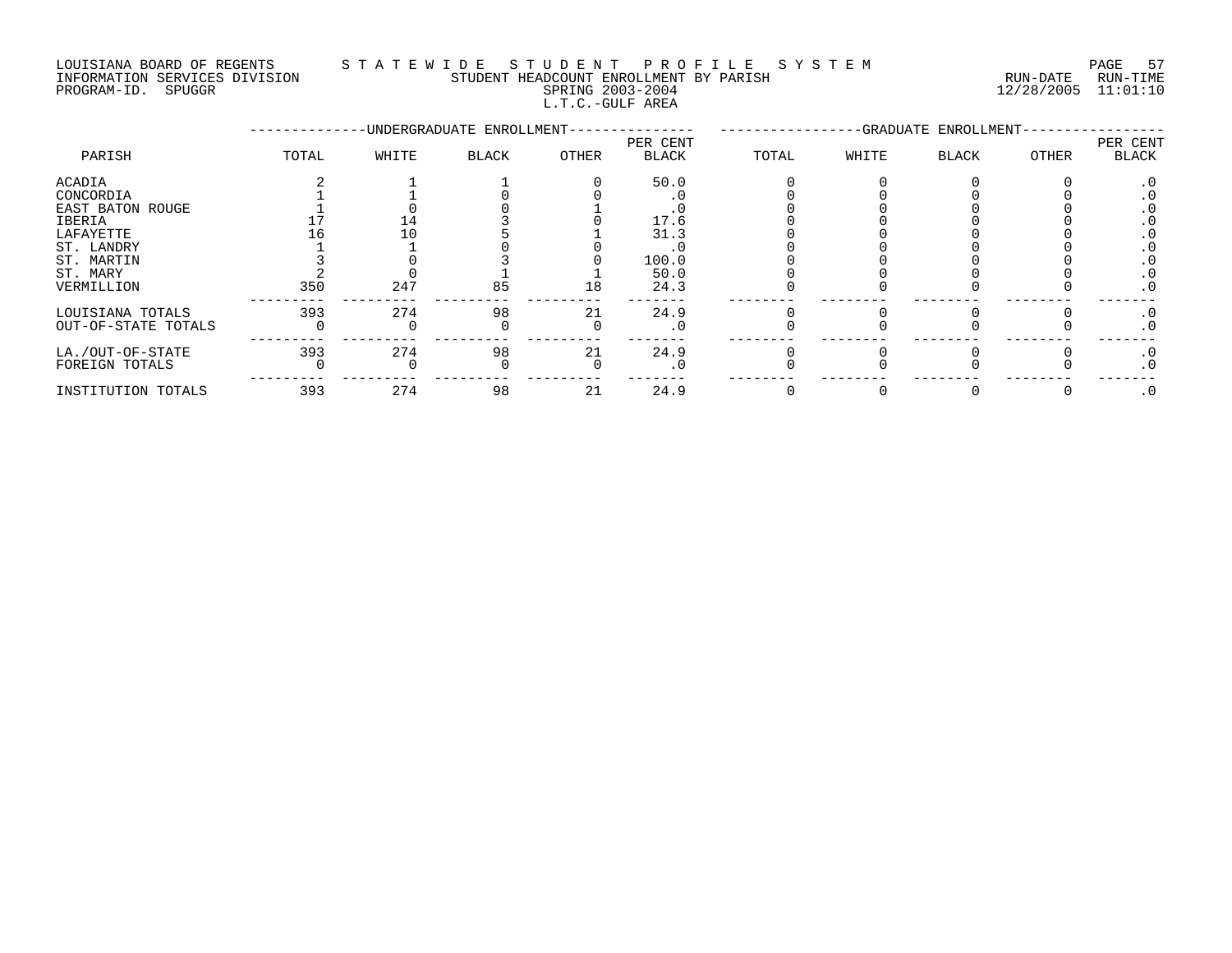LOUISIANA BOARD OF REGENTS — STATEWIDE STUDENT PROFILE SYSTEM
INFORMATION SERVICES DIVISION — STUDENT HEADCOUNT ENROLLMENT BY PARISH — RUN-DATE 12/28/2005 RUN-TIME 11:01:10
PROGRAM-ID. SPUGGR — SPRING 2003-2004

L.T.C.-GULF AREA

| PARISH | UNDERGRADUATE ENROLLMENT | | | | | GRADUATE ENROLLMENT | | | | |
|---|---|---|---|---|---|---|---|---|---|---|
| | TOTAL | WHITE | BLACK | OTHER | PER CENT BLACK | TOTAL | WHITE | BLACK | OTHER | PER CENT BLACK |
| ACADIA | 2 | 1 | 1 | 0 | 50.0 | 0 | 0 | 0 | 0 | .0 |
| CONCORDIA | 1 | 1 | 0 | 0 | .0 | 0 | 0 | 0 | 0 | .0 |
| EAST BATON ROUGE | 1 | 0 | 0 | 1 | .0 | 0 | 0 | 0 | 0 | .0 |
| IBERIA | 17 | 14 | 3 | 0 | 17.6 | 0 | 0 | 0 | 0 | .0 |
| LAFAYETTE | 16 | 10 | 5 | 1 | 31.3 | 0 | 0 | 0 | 0 | .0 |
| ST. LANDRY | 1 | 1 | 0 | 0 | .0 | 0 | 0 | 0 | 0 | .0 |
| ST. MARTIN | 3 | 0 | 3 | 0 | 100.0 | 0 | 0 | 0 | 0 | .0 |
| ST. MARY | 2 | 0 | 1 | 1 | 50.0 | 0 | 0 | 0 | 0 | .0 |
| VERMILLION | 350 | 247 | 85 | 18 | 24.3 | 0 | 0 | 0 | 0 | .0 |
| LOUISIANA TOTALS | 393 | 274 | 98 | 21 | 24.9 | 0 | 0 | 0 | 0 | .0 |
| OUT-OF-STATE TOTALS | 0 | 0 | 0 | 0 | .0 | 0 | 0 | 0 | 0 | .0 |
| LA./OUT-OF-STATE | 393 | 274 | 98 | 21 | 24.9 | 0 | 0 | 0 | 0 | .0 |
| FOREIGN TOTALS | 0 | 0 | 0 | 0 | .0 | 0 | 0 | 0 | 0 | .0 |
| INSTITUTION TOTALS | 393 | 274 | 98 | 21 | 24.9 | 0 | 0 | 0 | 0 | .0 |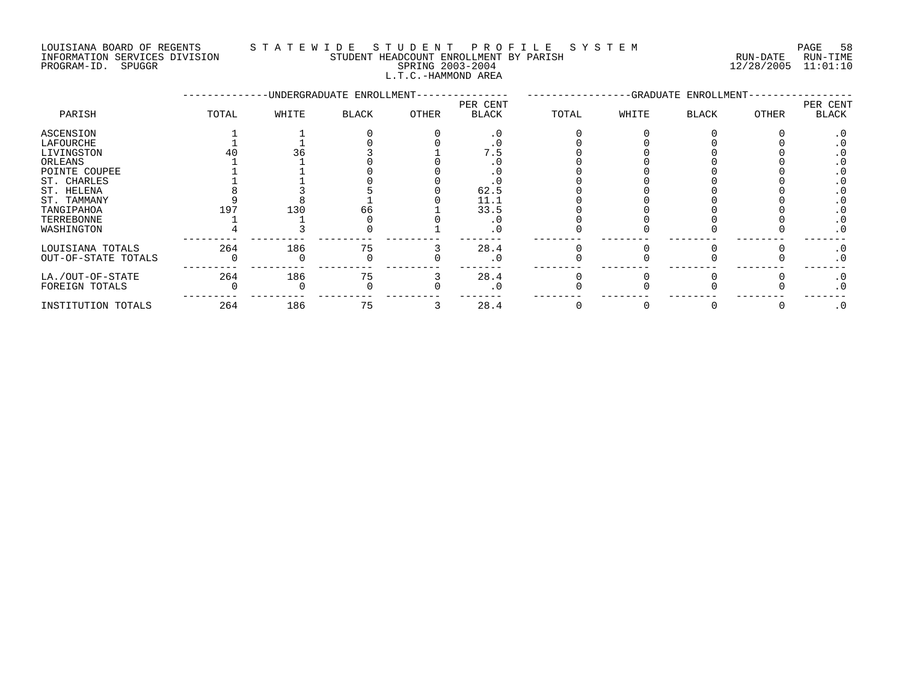LOUISIANA BOARD OF REGENTS — STATEWIDE STUDENT PROFILE SYSTEM
INFORMATION SERVICES DIVISION — STUDENT HEADCOUNT ENROLLMENT BY PARISH — RUN-DATE 12/28/2005 RUN-TIME 11:01:10
PROGRAM-ID. SPUGGR — SPRING 2003-2004

L.T.C.-HAMMOND AREA

| PARISH | UNDERGRADUATE ENROLLMENT | | | | | GRADUATE ENROLLMENT | | | | |
|---|---|---|---|---|---|---|---|---|---|---|
| | TOTAL | WHITE | BLACK | OTHER | PER CENT BLACK | TOTAL | WHITE | BLACK | OTHER | PER CENT BLACK |
| ASCENSION | 1 | 1 | 0 | 0 | .0 | 0 | 0 | 0 | 0 | .0 |
| LAFOURCHE | 1 | 1 | 0 | 0 | .0 | 0 | 0 | 0 | 0 | .0 |
| LIVINGSTON | 40 | 36 | 3 | 1 | 7.5 | 0 | 0 | 0 | 0 | .0 |
| ORLEANS | 1 | 1 | 0 | 0 | .0 | 0 | 0 | 0 | 0 | .0 |
| POINTE COUPEE | 1 | 1 | 0 | 0 | .0 | 0 | 0 | 0 | 0 | .0 |
| ST. CHARLES | 1 | 1 | 0 | 0 | .0 | 0 | 0 | 0 | 0 | .0 |
| ST. HELENA | 8 | 3 | 5 | 0 | 62.5 | 0 | 0 | 0 | 0 | .0 |
| ST. TAMMANY | 9 | 8 | 1 | 0 | 11.1 | 0 | 0 | 0 | 0 | .0 |
| TANGIPAHOA | 197 | 130 | 66 | 1 | 33.5 | 0 | 0 | 0 | 0 | .0 |
| TERREBONNE | 1 | 1 | 0 | 0 | .0 | 0 | 0 | 0 | 0 | .0 |
| WASHINGTON | 4 | 3 | 0 | 1 | .0 | 0 | 0 | 0 | 0 | .0 |
| LOUISIANA TOTALS | 264 | 186 | 75 | 3 | 28.4 | 0 | 0 | 0 | 0 | .0 |
| OUT-OF-STATE TOTALS | 0 | 0 | 0 | 0 | .0 | 0 | 0 | 0 | 0 | .0 |
| LA./OUT-OF-STATE | 264 | 186 | 75 | 3 | 28.4 | 0 | 0 | 0 | 0 | .0 |
| FOREIGN TOTALS | 0 | 0 | 0 | 0 | .0 | 0 | 0 | 0 | 0 | .0 |
| INSTITUTION TOTALS | 264 | 186 | 75 | 3 | 28.4 | 0 | 0 | 0 | 0 | .0 |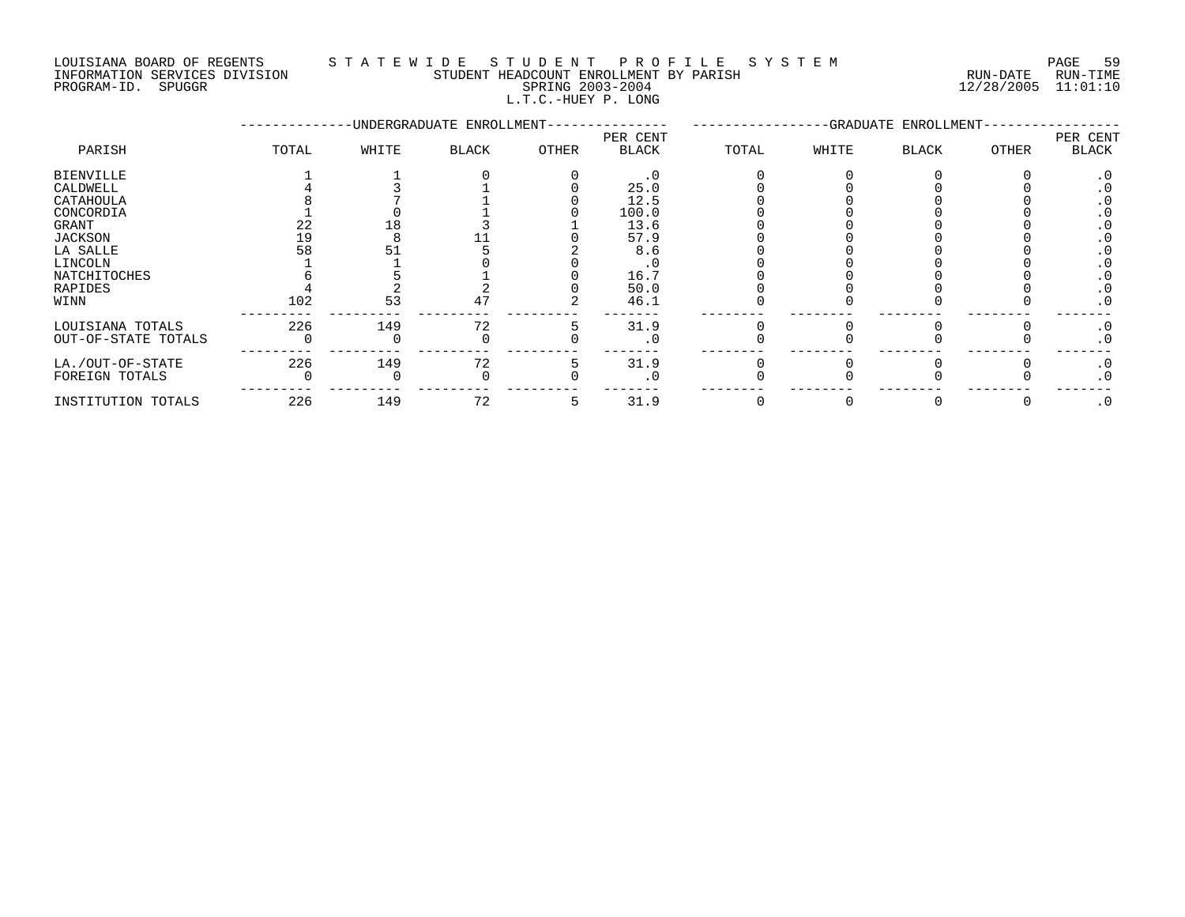LOUISIANA BOARD OF REGENTS — STATEWIDE STUDENT PROFILE SYSTEM
INFORMATION SERVICES DIVISION — STUDENT HEADCOUNT ENROLLMENT BY PARISH — RUN-DATE 12/28/2005 RUN-TIME 11:01:10
PROGRAM-ID. SPUGGR — SPRING 2003-2004

L.T.C.-HUEY P. LONG

| PARISH | UNDERGRADUATE ENROLLMENT | | | | | GRADUATE ENROLLMENT | | | | |
|---|---|---|---|---|---|---|---|---|---|---|
| | TOTAL | WHITE | BLACK | OTHER | PER CENT BLACK | TOTAL | WHITE | BLACK | OTHER | PER CENT BLACK |
| BIENVILLE | 1 | 1 | 0 | 0 | .0 | 0 | 0 | 0 | 0 | .0 |
| CALDWELL | 4 | 3 | 1 | 0 | 25.0 | 0 | 0 | 0 | 0 | .0 |
| CATAHOULA | 8 | 7 | 1 | 0 | 12.5 | 0 | 0 | 0 | 0 | .0 |
| CONCORDIA | 1 | 0 | 1 | 0 | 100.0 | 0 | 0 | 0 | 0 | .0 |
| GRANT | 22 | 18 | 3 | 1 | 13.6 | 0 | 0 | 0 | 0 | .0 |
| JACKSON | 19 | 8 | 11 | 0 | 57.9 | 0 | 0 | 0 | 0 | .0 |
| LA SALLE | 58 | 51 | 5 | 2 | 8.6 | 0 | 0 | 0 | 0 | .0 |
| LINCOLN | 1 | 1 | 0 | 0 | .0 | 0 | 0 | 0 | 0 | .0 |
| NATCHITOCHES | 6 | 5 | 1 | 0 | 16.7 | 0 | 0 | 0 | 0 | .0 |
| RAPIDES | 4 | 2 | 2 | 0 | 50.0 | 0 | 0 | 0 | 0 | .0 |
| WINN | 102 | 53 | 47 | 2 | 46.1 | 0 | 0 | 0 | 0 | .0 |
| LOUISIANA TOTALS | 226 | 149 | 72 | 5 | 31.9 | 0 | 0 | 0 | 0 | .0 |
| OUT-OF-STATE TOTALS | 0 | 0 | 0 | 0 | .0 | 0 | 0 | 0 | 0 | .0 |
| LA./OUT-OF-STATE | 226 | 149 | 72 | 5 | 31.9 | 0 | 0 | 0 | 0 | .0 |
| FOREIGN TOTALS | 0 | 0 | 0 | 0 | .0 | 0 | 0 | 0 | 0 | .0 |
| INSTITUTION TOTALS | 226 | 149 | 72 | 5 | 31.9 | 0 | 0 | 0 | 0 | .0 |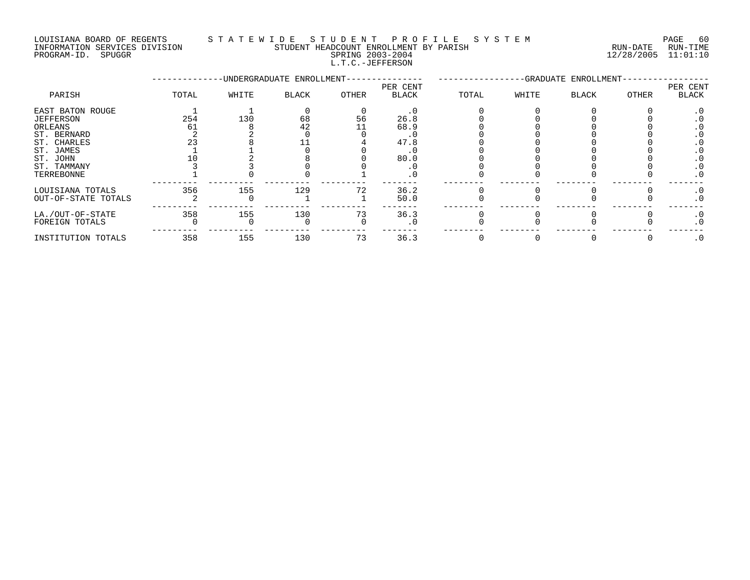LOUISIANA BOARD OF REGENTS — STATEWIDE STUDENT PROFILE SYSTEM
INFORMATION SERVICES DIVISION — STUDENT HEADCOUNT ENROLLMENT BY PARISH — RUN-DATE 12/28/2005 RUN-TIME 11:01:10
PROGRAM-ID. SPUGGR — SPRING 2003-2004

L.T.C.-JEFFERSON

| PARISH | UNDERGRADUATE ENROLLMENT TOTAL | WHITE | BLACK | OTHER | PER CENT BLACK | GRADUATE ENROLLMENT TOTAL | WHITE | BLACK | OTHER | PER CENT BLACK |
|---|---|---|---|---|---|---|---|---|---|---|
| EAST BATON ROUGE | 1 | 1 | 0 | 0 | .0 | 0 | 0 | 0 | 0 | .0 |
| JEFFERSON | 254 | 130 | 68 | 56 | 26.8 | 0 | 0 | 0 | 0 | .0 |
| ORLEANS | 61 | 8 | 42 | 11 | 68.9 | 0 | 0 | 0 | 0 | .0 |
| ST. BERNARD | 2 | 2 | 0 | 0 | .0 | 0 | 0 | 0 | 0 | .0 |
| ST. CHARLES | 23 | 8 | 11 | 4 | 47.8 | 0 | 0 | 0 | 0 | .0 |
| ST. JAMES | 1 | 1 | 0 | 0 | .0 | 0 | 0 | 0 | 0 | .0 |
| ST. JOHN | 10 | 2 | 8 | 0 | 80.0 | 0 | 0 | 0 | 0 | .0 |
| ST. TAMMANY | 3 | 3 | 0 | 0 | .0 | 0 | 0 | 0 | 0 | .0 |
| TERREBONNE | 1 | 0 | 0 | 1 | .0 | 0 | 0 | 0 | 0 | .0 |
| LOUISIANA TOTALS | 356 | 155 | 129 | 72 | 36.2 | 0 | 0 | 0 | 0 | .0 |
| OUT-OF-STATE TOTALS | 2 | 0 | 1 | 1 | 50.0 | 0 | 0 | 0 | 0 | .0 |
| LA./OUT-OF-STATE | 358 | 155 | 130 | 73 | 36.3 | 0 | 0 | 0 | 0 | .0 |
| FOREIGN TOTALS | 0 | 0 | 0 | 0 | .0 | 0 | 0 | 0 | 0 | .0 |
| INSTITUTION TOTALS | 358 | 155 | 130 | 73 | 36.3 | 0 | 0 | 0 | 0 | .0 |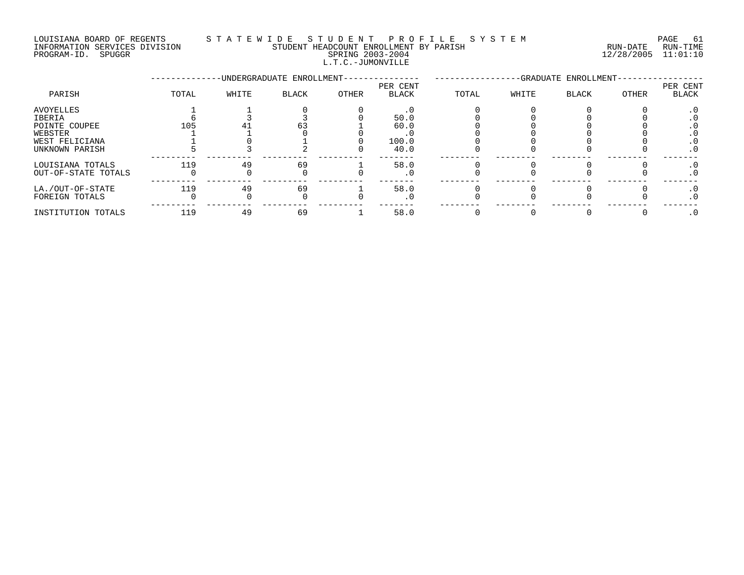LOUISIANA BOARD OF REGENTS — STATEWIDE STUDENT PROFILE SYSTEM
INFORMATION SERVICES DIVISION — STUDENT HEADCOUNT ENROLLMENT BY PARISH — RUN-DATE 12/28/2005 RUN-TIME 11:01:10
PROGRAM-ID. SPUGGR — SPRING 2003-2004

L.T.C.-JUMONVILLE

| PARISH | UNDERGRADUATE ENROLLMENT | | | | | GRADUATE ENROLLMENT | | | | |
|---|---|---|---|---|---|---|---|---|---|---|
| | TOTAL | WHITE | BLACK | OTHER | PER CENT BLACK | TOTAL | WHITE | BLACK | OTHER | PER CENT BLACK |
| AVOYELLES | 1 | 1 | 0 | 0 | .0 | 0 | 0 | 0 | 0 | .0 |
| IBERIA | 6 | 3 | 3 | 0 | 50.0 | 0 | 0 | 0 | 0 | .0 |
| POINTE COUPEE | 105 | 41 | 63 | 1 | 60.0 | 0 | 0 | 0 | 0 | .0 |
| WEBSTER | 1 | 1 | 0 | 0 | .0 | 0 | 0 | 0 | 0 | .0 |
| WEST FELICIANA | 1 | 0 | 1 | 0 | 100.0 | 0 | 0 | 0 | 0 | .0 |
| UNKNOWN PARISH | 5 | 3 | 2 | 0 | 40.0 | 0 | 0 | 0 | 0 | .0 |
| LOUISIANA TOTALS | 119 | 49 | 69 | 1 | 58.0 | 0 | 0 | 0 | 0 | .0 |
| OUT-OF-STATE TOTALS | 0 | 0 | 0 | 0 | .0 | 0 | 0 | 0 | 0 | .0 |
| LA./OUT-OF-STATE | 119 | 49 | 69 | 1 | 58.0 | 0 | 0 | 0 | 0 | .0 |
| FOREIGN TOTALS | 0 | 0 | 0 | 0 | .0 | 0 | 0 | 0 | 0 | .0 |
| INSTITUTION TOTALS | 119 | 49 | 69 | 1 | 58.0 | 0 | 0 | 0 | 0 | .0 |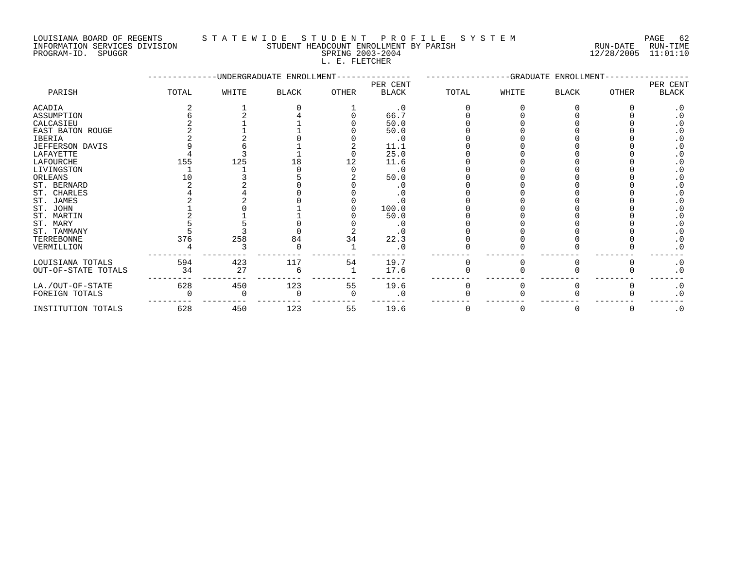LOUISIANA BOARD OF REGENTS — S T A T E W I D E   S T U D E N T   P R O F I L E   S Y S T E M
INFORMATION SERVICES DIVISION — STUDENT HEADCOUNT ENROLLMENT BY PARISH — RUN-DATE 12/28/2005 RUN-TIME 11:01:10
PROGRAM-ID. SPUGGR — SPRING 2003-2004

L. E. FLETCHER

| PARISH | UNDERGRADUATE ENROLLMENT TOTAL | WHITE | BLACK | OTHER | PER CENT BLACK | GRADUATE ENROLLMENT TOTAL | WHITE | BLACK | OTHER | PER CENT BLACK |
|---|---|---|---|---|---|---|---|---|---|---|
| ACADIA | 2 | 1 | 0 | 1 | .0 | 0 | 0 | 0 | 0 | .0 |
| ASSUMPTION | 6 | 2 | 4 | 0 | 66.7 | 0 | 0 | 0 | 0 | .0 |
| CALCASIEU | 2 | 1 | 1 | 0 | 50.0 | 0 | 0 | 0 | 0 | .0 |
| EAST BATON ROUGE | 2 | 1 | 1 | 0 | 50.0 | 0 | 0 | 0 | 0 | .0 |
| IBERIA | 2 | 2 | 0 | 0 | .0 | 0 | 0 | 0 | 0 | .0 |
| JEFFERSON DAVIS | 9 | 6 | 1 | 2 | 11.1 | 0 | 0 | 0 | 0 | .0 |
| LAFAYETTE | 4 | 3 | 1 | 0 | 25.0 | 0 | 0 | 0 | 0 | .0 |
| LAFOURCHE | 155 | 125 | 18 | 12 | 11.6 | 0 | 0 | 0 | 0 | .0 |
| LIVINGSTON | 1 | 1 | 0 | 0 | .0 | 0 | 0 | 0 | 0 | .0 |
| ORLEANS | 10 | 3 | 5 | 2 | 50.0 | 0 | 0 | 0 | 0 | .0 |
| ST. BERNARD | 2 | 2 | 0 | 0 | .0 | 0 | 0 | 0 | 0 | .0 |
| ST. CHARLES | 4 | 4 | 0 | 0 | .0 | 0 | 0 | 0 | 0 | .0 |
| ST. JAMES | 2 | 2 | 0 | 0 | .0 | 0 | 0 | 0 | 0 | .0 |
| ST. JOHN | 1 | 0 | 1 | 0 | 100.0 | 0 | 0 | 0 | 0 | .0 |
| ST. MARTIN | 2 | 1 | 1 | 0 | 50.0 | 0 | 0 | 0 | 0 | .0 |
| ST. MARY | 5 | 5 | 0 | 0 | .0 | 0 | 0 | 0 | 0 | .0 |
| ST. TAMMANY | 5 | 3 | 0 | 2 | .0 | 0 | 0 | 0 | 0 | .0 |
| TERREBONNE | 376 | 258 | 84 | 34 | 22.3 | 0 | 0 | 0 | 0 | .0 |
| VERMILLION | 4 | 3 | 0 | 1 | .0 | 0 | 0 | 0 | 0 | .0 |
| LOUISIANA TOTALS | 594 | 423 | 117 | 54 | 19.7 | 0 | 0 | 0 | 0 | .0 |
| OUT-OF-STATE TOTALS | 34 | 27 | 6 | 1 | 17.6 | 0 | 0 | 0 | 0 | .0 |
| LA./OUT-OF-STATE | 628 | 450 | 123 | 55 | 19.6 | 0 | 0 | 0 | 0 | .0 |
| FOREIGN TOTALS | 0 | 0 | 0 | 0 | .0 | 0 | 0 | 0 | 0 | .0 |
| INSTITUTION TOTALS | 628 | 450 | 123 | 55 | 19.6 | 0 | 0 | 0 | 0 | .0 |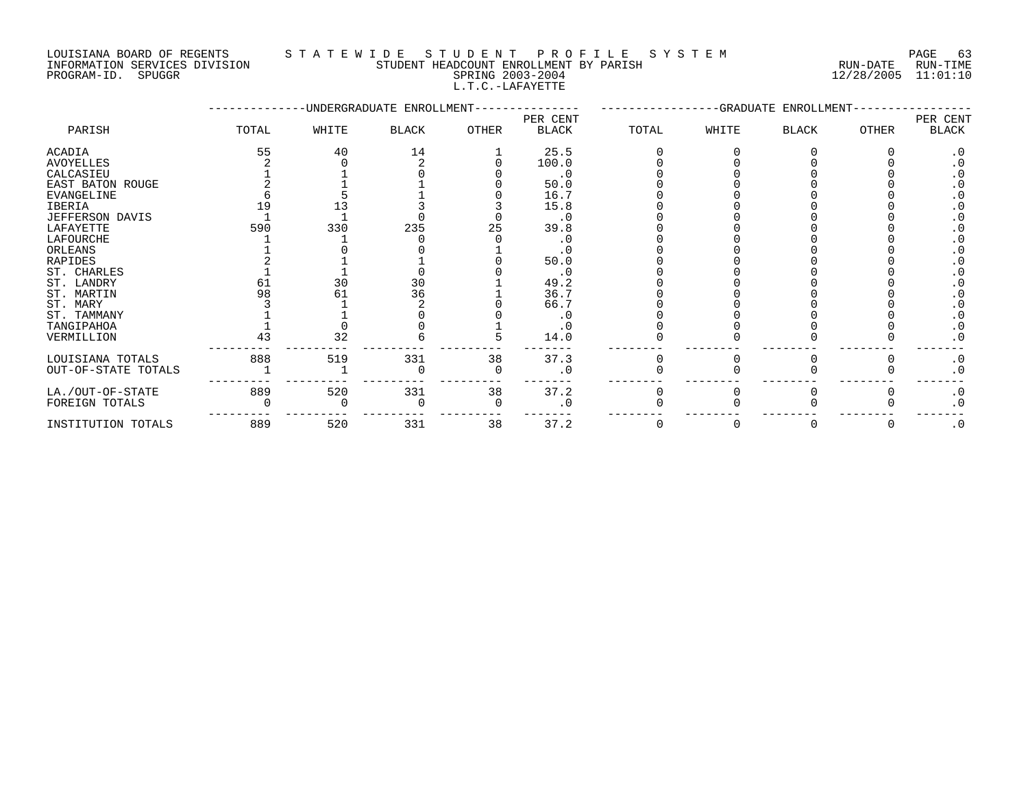LOUISIANA BOARD OF REGENTS
INFORMATION SERVICES DIVISION
PROGRAM-ID. SPUGGR

STATEWIDE STUDENT PROFILE SYSTEM
STUDENT HEADCOUNT ENROLLMENT BY PARISH
SPRING 2003-2004
L.T.C.-LAFAYETTE

RUN-DATE 12/28/2005 RUN-TIME 11:01:10

| PARISH | UNDERGRADUATE ENROLLMENT | | | | | GRADUATE ENROLLMENT | | | | |
|---|---|---|---|---|---|---|---|---|---|---|
| | TOTAL | WHITE | BLACK | OTHER | PER CENT BLACK | TOTAL | WHITE | BLACK | OTHER | PER CENT BLACK |
| ACADIA | 55 | 40 | 14 | 1 | 25.5 | 0 | 0 | 0 | 0 | .0 |
| AVOYELLES | 2 | 0 | 2 | 0 | 100.0 | 0 | 0 | 0 | 0 | .0 |
| CALCASIEU | 1 | 1 | 0 | 0 | .0 | 0 | 0 | 0 | 0 | .0 |
| EAST BATON ROUGE | 2 | 1 | 1 | 0 | 50.0 | 0 | 0 | 0 | 0 | .0 |
| EVANGELINE | 6 | 5 | 1 | 0 | 16.7 | 0 | 0 | 0 | 0 | .0 |
| IBERIA | 19 | 13 | 3 | 3 | 15.8 | 0 | 0 | 0 | 0 | .0 |
| JEFFERSON DAVIS | 1 | 1 | 0 | 0 | .0 | 0 | 0 | 0 | 0 | .0 |
| LAFAYETTE | 590 | 330 | 235 | 25 | 39.8 | 0 | 0 | 0 | 0 | .0 |
| LAFOURCHE | 1 | 1 | 0 | 0 | .0 | 0 | 0 | 0 | 0 | .0 |
| ORLEANS | 1 | 0 | 0 | 1 | .0 | 0 | 0 | 0 | 0 | .0 |
| RAPIDES | 2 | 1 | 1 | 0 | 50.0 | 0 | 0 | 0 | 0 | .0 |
| ST. CHARLES | 1 | 1 | 0 | 0 | .0 | 0 | 0 | 0 | 0 | .0 |
| ST. LANDRY | 61 | 30 | 30 | 1 | 49.2 | 0 | 0 | 0 | 0 | .0 |
| ST. MARTIN | 98 | 61 | 36 | 1 | 36.7 | 0 | 0 | 0 | 0 | .0 |
| ST. MARY | 3 | 1 | 2 | 0 | 66.7 | 0 | 0 | 0 | 0 | .0 |
| ST. TAMMANY | 1 | 1 | 0 | 0 | .0 | 0 | 0 | 0 | 0 | .0 |
| TANGIPAHOA | 1 | 0 | 0 | 1 | .0 | 0 | 0 | 0 | 0 | .0 |
| VERMILLION | 43 | 32 | 6 | 5 | 14.0 | 0 | 0 | 0 | 0 | .0 |
| LOUISIANA TOTALS | 888 | 519 | 331 | 38 | 37.3 | 0 | 0 | 0 | 0 | .0 |
| OUT-OF-STATE TOTALS | 1 | 1 | 0 | 0 | .0 | 0 | 0 | 0 | 0 | .0 |
| LA./OUT-OF-STATE | 889 | 520 | 331 | 38 | 37.2 | 0 | 0 | 0 | 0 | .0 |
| FOREIGN TOTALS | 0 | 0 | 0 | 0 | .0 | 0 | 0 | 0 | 0 | .0 |
| INSTITUTION TOTALS | 889 | 520 | 331 | 38 | 37.2 | 0 | 0 | 0 | 0 | .0 |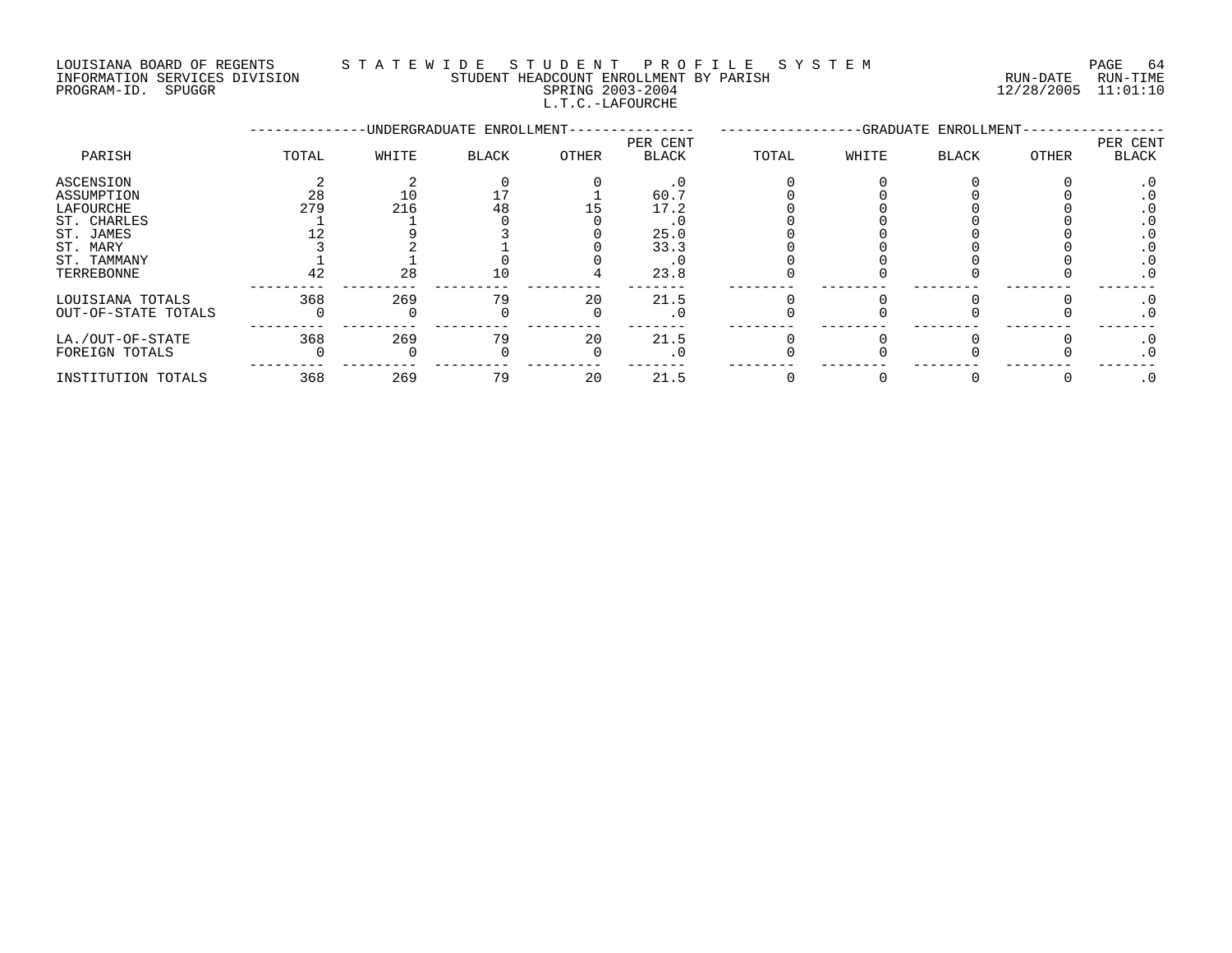LOUISIANA BOARD OF REGENTS — STATEWIDE STUDENT PROFILE SYSTEM
INFORMATION SERVICES DIVISION — STUDENT HEADCOUNT ENROLLMENT BY PARISH — RUN-DATE 12/28/2005 RUN-TIME 11:01:10
PROGRAM-ID. SPUGGR — SPRING 2003-2004

L.T.C.-LAFOURCHE

| PARISH | UNDERGRADUATE ENROLLMENT | | | | | GRADUATE ENROLLMENT | | | | |
|---|---|---|---|---|---|---|---|---|---|---|
| | TOTAL | WHITE | BLACK | OTHER | PER CENT BLACK | TOTAL | WHITE | BLACK | OTHER | PER CENT BLACK |
| ASCENSION | 2 | 2 | 0 | 0 | .0 | 0 | 0 | 0 | 0 | .0 |
| ASSUMPTION | 28 | 10 | 17 | 1 | 60.7 | 0 | 0 | 0 | 0 | .0 |
| LAFOURCHE | 279 | 216 | 48 | 15 | 17.2 | 0 | 0 | 0 | 0 | .0 |
| ST. CHARLES | 1 | 1 | 0 | 0 | .0 | 0 | 0 | 0 | 0 | .0 |
| ST. JAMES | 12 | 9 | 3 | 0 | 25.0 | 0 | 0 | 0 | 0 | .0 |
| ST. MARY | 3 | 2 | 1 | 0 | 33.3 | 0 | 0 | 0 | 0 | .0 |
| ST. TAMMANY | 1 | 1 | 0 | 0 | .0 | 0 | 0 | 0 | 0 | .0 |
| TERREBONNE | 42 | 28 | 10 | 4 | 23.8 | 0 | 0 | 0 | 0 | .0 |
| LOUISIANA TOTALS | 368 | 269 | 79 | 20 | 21.5 | 0 | 0 | 0 | 0 | .0 |
| OUT-OF-STATE TOTALS | 0 | 0 | 0 | 0 | .0 | 0 | 0 | 0 | 0 | .0 |
| LA./OUT-OF-STATE | 368 | 269 | 79 | 20 | 21.5 | 0 | 0 | 0 | 0 | .0 |
| FOREIGN TOTALS | 0 | 0 | 0 | 0 | .0 | 0 | 0 | 0 | 0 | .0 |
| INSTITUTION TOTALS | 368 | 269 | 79 | 20 | 21.5 | 0 | 0 | 0 | 0 | .0 |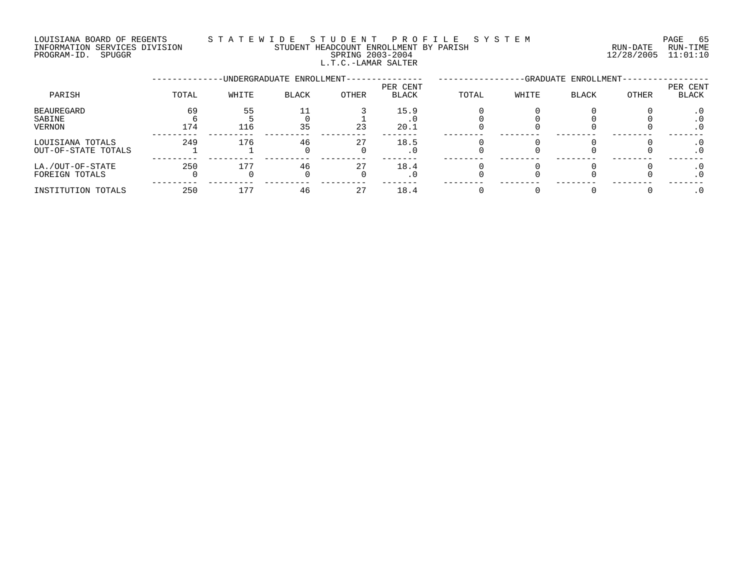LOUISIANA BOARD OF REGENTS — STATEWIDE STUDENT PROFILE SYSTEM
INFORMATION SERVICES DIVISION — STUDENT HEADCOUNT ENROLLMENT BY PARISH — RUN-DATE 12/28/2005 RUN-TIME 11:01:10
PROGRAM-ID. SPUGGR — SPRING 2003-2004

L.T.C.-LAMAR SALTER

| PARISH | UNDERGRADUATE ENROLLMENT | | | | | GRADUATE ENROLLMENT | | | | |
|---|---|---|---|---|---|---|---|---|---|---|
| | TOTAL | WHITE | BLACK | OTHER | PER CENT BLACK | TOTAL | WHITE | BLACK | OTHER | PER CENT BLACK |
| BEAUREGARD | 69 | 55 | 11 | 3 | 15.9 | 0 | 0 | 0 | 0 | .0 |
| SABINE | 6 | 5 | 0 | 1 | .0 | 0 | 0 | 0 | 0 | .0 |
| VERNON | 174 | 116 | 35 | 23 | 20.1 | 0 | 0 | 0 | 0 | .0 |
| LOUISIANA TOTALS | 249 | 176 | 46 | 27 | 18.5 | 0 | 0 | 0 | 0 | .0 |
| OUT-OF-STATE TOTALS | 1 | 1 | 0 | 0 | .0 | 0 | 0 | 0 | 0 | .0 |
| LA./OUT-OF-STATE | 250 | 177 | 46 | 27 | 18.4 | 0 | 0 | 0 | 0 | .0 |
| FOREIGN TOTALS | 0 | 0 | 0 | 0 | .0 | 0 | 0 | 0 | 0 | .0 |
| INSTITUTION TOTALS | 250 | 177 | 46 | 27 | 18.4 | 0 | 0 | 0 | 0 | .0 |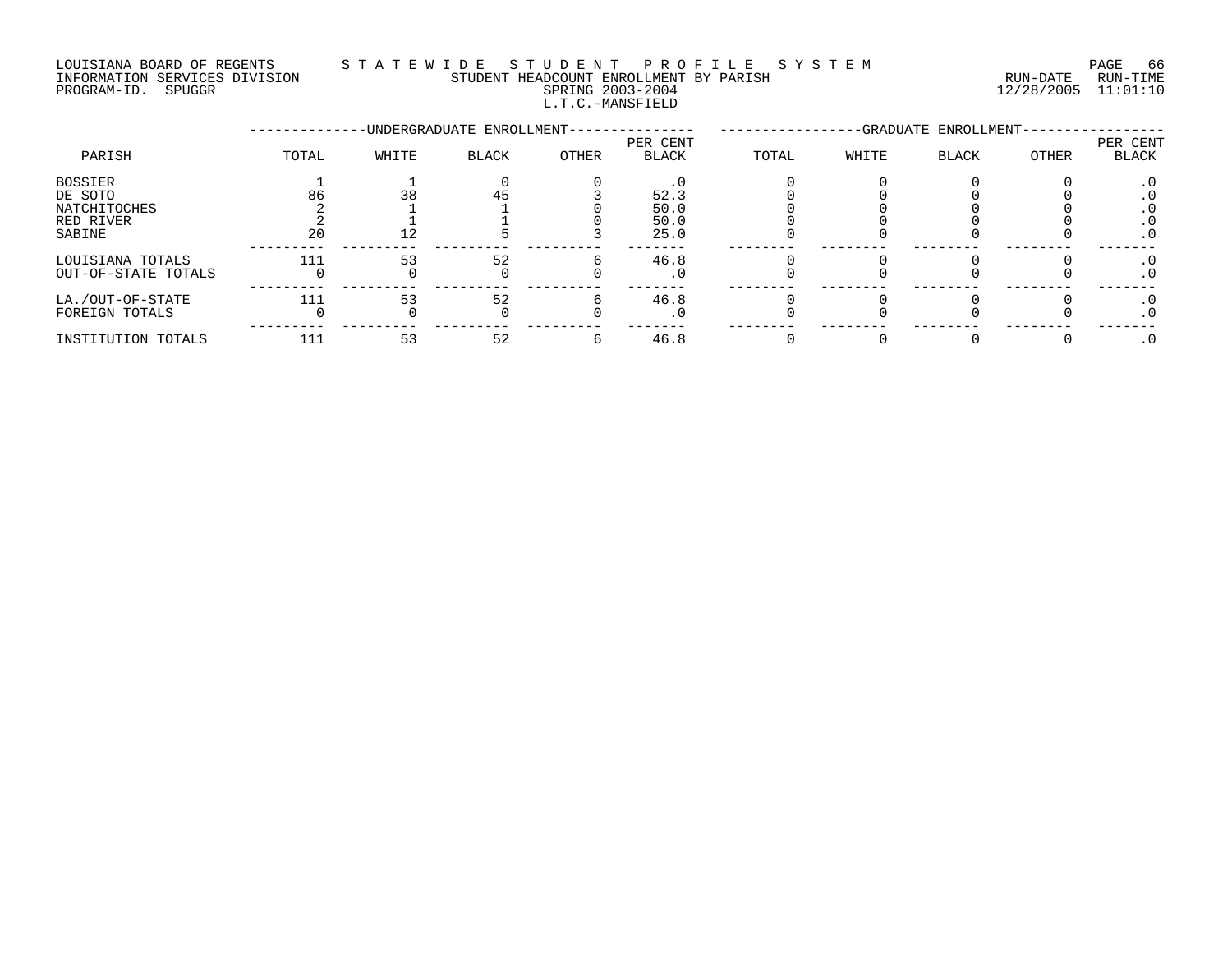LOUISIANA BOARD OF REGENTS
INFORMATION SERVICES DIVISION
PROGRAM-ID. SPUGGR

STATEWIDE STUDENT PROFILE SYSTEM
STUDENT HEADCOUNT ENROLLMENT BY PARISH
SPRING 2003-2004
L.T.C.-MANSFIELD

RUN-DATE 12/28/2005 RUN-TIME 11:01:10

| PARISH | UNDERGRADUATE ENROLLMENT | | | | | GRADUATE ENROLLMENT | | | | |
|---|---|---|---|---|---|---|---|---|---|---|
| | TOTAL | WHITE | BLACK | OTHER | PER CENT BLACK | TOTAL | WHITE | BLACK | OTHER | PER CENT BLACK |
| BOSSIER | 1 | 1 | 0 | 0 | .0 | 0 | 0 | 0 | 0 | .0 |
| DE SOTO | 86 | 38 | 45 | 3 | 52.3 | 0 | 0 | 0 | 0 | .0 |
| NATCHITOCHES | 2 | 1 | 1 | 0 | 50.0 | 0 | 0 | 0 | 0 | .0 |
| RED RIVER | 2 | 1 | 1 | 0 | 50.0 | 0 | 0 | 0 | 0 | .0 |
| SABINE | 20 | 12 | 5 | 3 | 25.0 | 0 | 0 | 0 | 0 | .0 |
| LOUISIANA TOTALS | 111 | 53 | 52 | 6 | 46.8 | 0 | 0 | 0 | 0 | .0 |
| OUT-OF-STATE TOTALS | 0 | 0 | 0 | 0 | .0 | 0 | 0 | 0 | 0 | .0 |
| LA./OUT-OF-STATE | 111 | 53 | 52 | 6 | 46.8 | 0 | 0 | 0 | 0 | .0 |
| FOREIGN TOTALS | 0 | 0 | 0 | 0 | .0 | 0 | 0 | 0 | 0 | .0 |
| INSTITUTION TOTALS | 111 | 53 | 52 | 6 | 46.8 | 0 | 0 | 0 | 0 | .0 |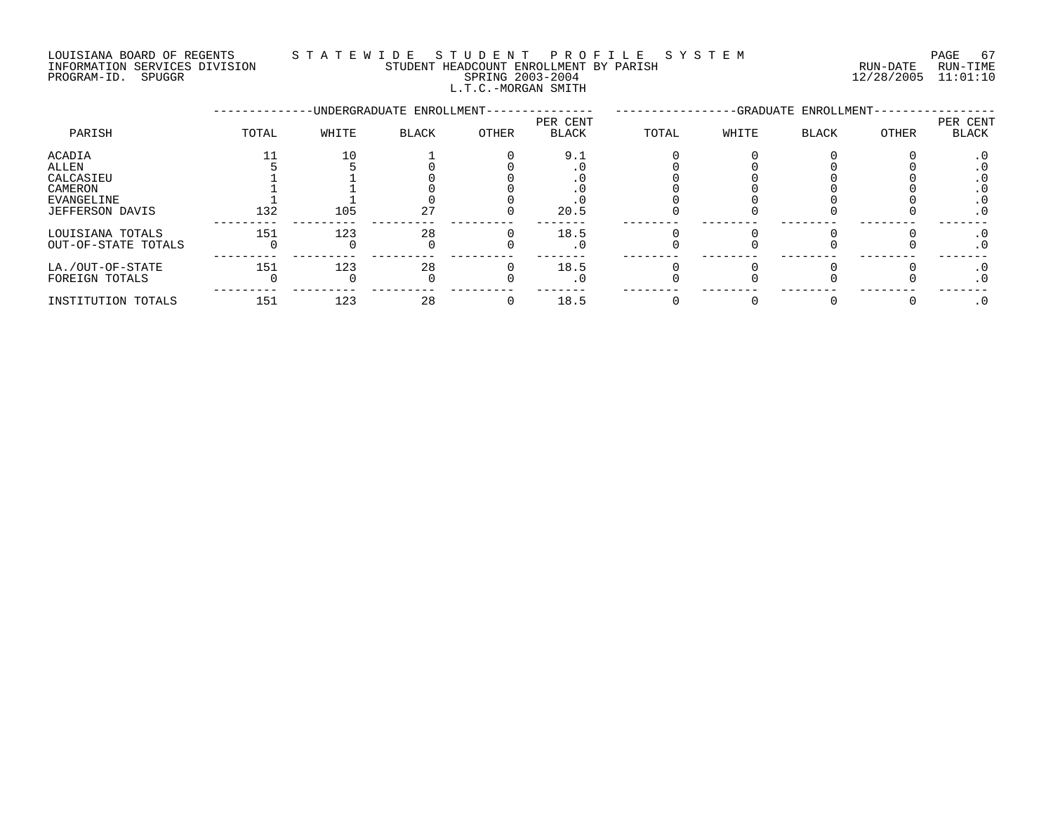LOUISIANA BOARD OF REGENTS — STATEWIDE STUDENT PROFILE SYSTEM
INFORMATION SERVICES DIVISION — STUDENT HEADCOUNT ENROLLMENT BY PARISH — RUN-DATE 12/28/2005 RUN-TIME 11:01:10
PROGRAM-ID. SPUGGR — SPRING 2003-2004

L.T.C.-MORGAN SMITH

| PARISH | UNDERGRADUATE ENROLLMENT TOTAL | WHITE | BLACK | OTHER | PER CENT BLACK | GRADUATE ENROLLMENT TOTAL | WHITE | BLACK | OTHER | PER CENT BLACK |
|---|---|---|---|---|---|---|---|---|---|---|
| ACADIA | 11 | 10 | 1 | 0 | 9.1 | 0 | 0 | 0 | 0 | .0 |
| ALLEN | 5 | 5 | 0 | 0 | .0 | 0 | 0 | 0 | 0 | .0 |
| CALCASIEU | 1 | 1 | 0 | 0 | .0 | 0 | 0 | 0 | 0 | .0 |
| CAMERON | 1 | 1 | 0 | 0 | .0 | 0 | 0 | 0 | 0 | .0 |
| EVANGELINE | 1 | 1 | 0 | 0 | .0 | 0 | 0 | 0 | 0 | .0 |
| JEFFERSON DAVIS | 132 | 105 | 27 | 0 | 20.5 | 0 | 0 | 0 | 0 | .0 |
| LOUISIANA TOTALS | 151 | 123 | 28 | 0 | 18.5 | 0 | 0 | 0 | 0 | .0 |
| OUT-OF-STATE TOTALS | 0 | 0 | 0 | 0 | .0 | 0 | 0 | 0 | 0 | .0 |
| LA./OUT-OF-STATE | 151 | 123 | 28 | 0 | 18.5 | 0 | 0 | 0 | 0 | .0 |
| FOREIGN TOTALS | 0 | 0 | 0 | 0 | .0 | 0 | 0 | 0 | 0 | .0 |
| INSTITUTION TOTALS | 151 | 123 | 28 | 0 | 18.5 | 0 | 0 | 0 | 0 | .0 |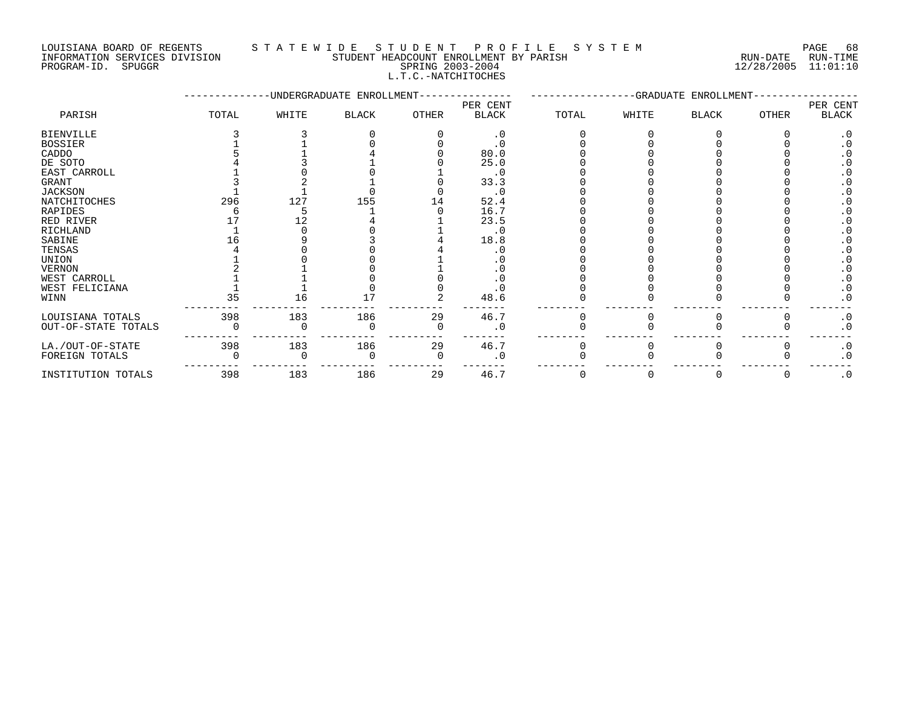LOUISIANA BOARD OF REGENTS
INFORMATION SERVICES DIVISION
PROGRAM-ID. SPUGGR

# STATEWIDE STUDENT PROFILE SYSTEM
## STUDENT HEADCOUNT ENROLLMENT BY PARISH
### SPRING 2003-2004
### L.T.C.-NATCHITOCHES

RUN-DATE 12/28/2005 RUN-TIME 11:01:10

| PARISH | UNDERGRADUATE ENROLLMENT TOTAL | WHITE | BLACK | OTHER | PER CENT BLACK | GRADUATE ENROLLMENT TOTAL | WHITE | BLACK | OTHER | PER CENT BLACK |
|---|---|---|---|---|---|---|---|---|---|---|
| BIENVILLE | 3 | 3 | 0 | 0 | .0 | 0 | 0 | 0 | 0 | .0 |
| BOSSIER | 1 | 1 | 0 | 0 | .0 | 0 | 0 | 0 | 0 | .0 |
| CADDO | 5 | 1 | 4 | 0 | 80.0 | 0 | 0 | 0 | 0 | .0 |
| DE SOTO | 4 | 3 | 1 | 0 | 25.0 | 0 | 0 | 0 | 0 | .0 |
| EAST CARROLL | 1 | 0 | 0 | 1 | .0 | 0 | 0 | 0 | 0 | .0 |
| GRANT | 3 | 2 | 1 | 0 | 33.3 | 0 | 0 | 0 | 0 | .0 |
| JACKSON | 1 | 1 | 0 | 0 | .0 | 0 | 0 | 0 | 0 | .0 |
| NATCHITOCHES | 296 | 127 | 155 | 14 | 52.4 | 0 | 0 | 0 | 0 | .0 |
| RAPIDES | 6 | 5 | 1 | 0 | 16.7 | 0 | 0 | 0 | 0 | .0 |
| RED RIVER | 17 | 12 | 4 | 1 | 23.5 | 0 | 0 | 0 | 0 | .0 |
| RICHLAND | 1 | 0 | 0 | 1 | .0 | 0 | 0 | 0 | 0 | .0 |
| SABINE | 16 | 9 | 3 | 4 | 18.8 | 0 | 0 | 0 | 0 | .0 |
| TENSAS | 4 | 0 | 0 | 4 | .0 | 0 | 0 | 0 | 0 | .0 |
| UNION | 1 | 0 | 0 | 1 | .0 | 0 | 0 | 0 | 0 | .0 |
| VERNON | 2 | 1 | 0 | 1 | .0 | 0 | 0 | 0 | 0 | .0 |
| WEST CARROLL | 1 | 1 | 0 | 0 | .0 | 0 | 0 | 0 | 0 | .0 |
| WEST FELICIANA | 1 | 1 | 0 | 0 | .0 | 0 | 0 | 0 | 0 | .0 |
| WINN | 35 | 16 | 17 | 2 | 48.6 | 0 | 0 | 0 | 0 | .0 |
| LOUISIANA TOTALS | 398 | 183 | 186 | 29 | 46.7 | 0 | 0 | 0 | 0 | .0 |
| OUT-OF-STATE TOTALS | 0 | 0 | 0 | 0 | .0 | 0 | 0 | 0 | 0 | .0 |
| LA./OUT-OF-STATE | 398 | 183 | 186 | 29 | 46.7 | 0 | 0 | 0 | 0 | .0 |
| FOREIGN TOTALS | 0 | 0 | 0 | 0 | .0 | 0 | 0 | 0 | 0 | .0 |
| INSTITUTION TOTALS | 398 | 183 | 186 | 29 | 46.7 | 0 | 0 | 0 | 0 | .0 |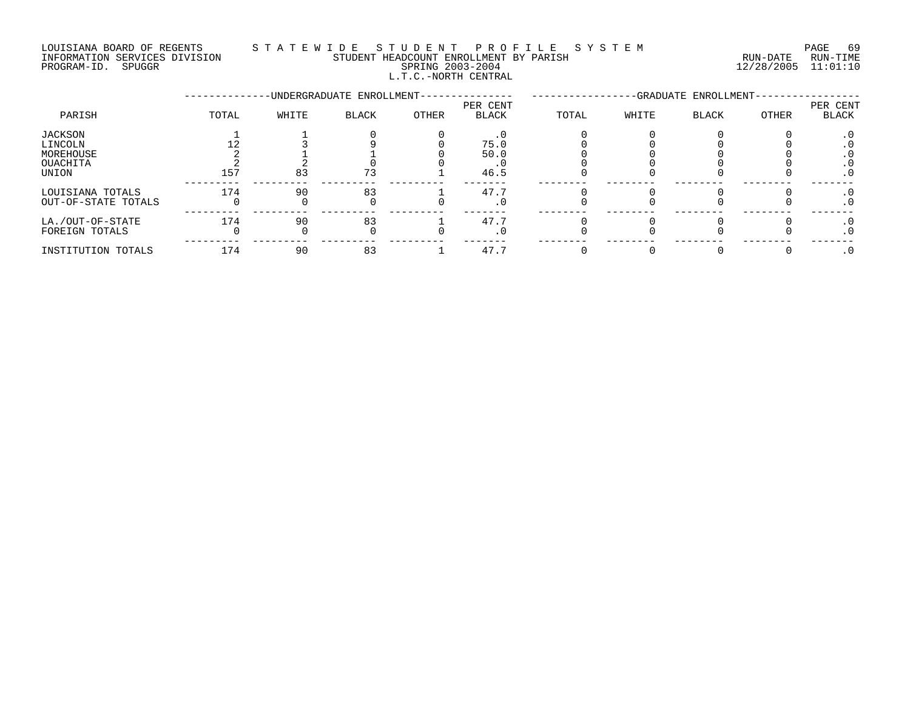LOUISIANA BOARD OF REGENTS — STATEWIDE STUDENT PROFILE SYSTEM
INFORMATION SERVICES DIVISION — STUDENT HEADCOUNT ENROLLMENT BY PARISH — RUN-DATE 12/28/2005 RUN-TIME 11:01:10
PROGRAM-ID. SPUGGR — SPRING 2003-2004

L.T.C.-NORTH CENTRAL

| PARISH | UNDERGRADUATE ENROLLMENT | | | | | GRADUATE ENROLLMENT | | | | |
|---|---|---|---|---|---|---|---|---|---|---|
| | TOTAL | WHITE | BLACK | OTHER | PER CENT BLACK | TOTAL | WHITE | BLACK | OTHER | PER CENT BLACK |
| JACKSON | 1 | 1 | 0 | 0 | .0 | 0 | 0 | 0 | 0 | .0 |
| LINCOLN | 12 | 3 | 9 | 0 | 75.0 | 0 | 0 | 0 | 0 | .0 |
| MOREHOUSE | 2 | 1 | 1 | 0 | 50.0 | 0 | 0 | 0 | 0 | .0 |
| OUACHITA | 2 | 2 | 0 | 0 | .0 | 0 | 0 | 0 | 0 | .0 |
| UNION | 157 | 83 | 73 | 1 | 46.5 | 0 | 0 | 0 | 0 | .0 |
| LOUISIANA TOTALS | 174 | 90 | 83 | 1 | 47.7 | 0 | 0 | 0 | 0 | .0 |
| OUT-OF-STATE TOTALS | 0 | 0 | 0 | 0 | .0 | 0 | 0 | 0 | 0 | .0 |
| LA./OUT-OF-STATE | 174 | 90 | 83 | 1 | 47.7 | 0 | 0 | 0 | 0 | .0 |
| FOREIGN TOTALS | 0 | 0 | 0 | 0 | .0 | 0 | 0 | 0 | 0 | .0 |
| INSTITUTION TOTALS | 174 | 90 | 83 | 1 | 47.7 | 0 | 0 | 0 | 0 | .0 |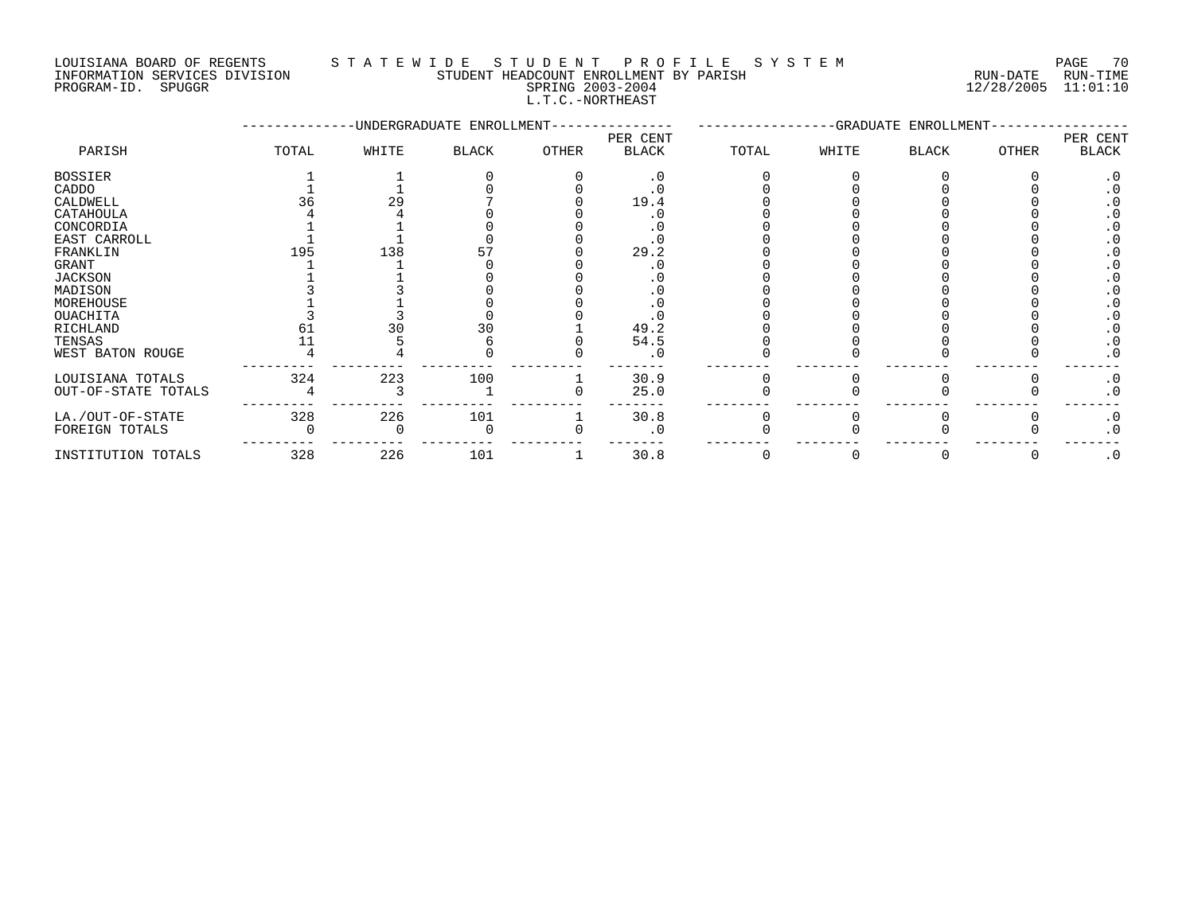LOUISIANA BOARD OF REGENTS — STATEWIDE STUDENT PROFILE SYSTEM
INFORMATION SERVICES DIVISION — STUDENT HEADCOUNT ENROLLMENT BY PARISH — RUN-DATE 12/28/2005 RUN-TIME 11:01:10
PROGRAM-ID. SPUGGR — SPRING 2003-2004

L.T.C.-NORTHEAST

| PARISH | UNDERGRADUATE ENROLLMENT | | | | | GRADUATE ENROLLMENT | | | | |
|---|---|---|---|---|---|---|---|---|---|---|
| | TOTAL | WHITE | BLACK | OTHER | PER CENT BLACK | TOTAL | WHITE | BLACK | OTHER | PER CENT BLACK |
| BOSSIER | 1 | 1 | 0 | 0 | .0 | 0 | 0 | 0 | 0 | .0 |
| CADDO | 1 | 1 | 0 | 0 | .0 | 0 | 0 | 0 | 0 | .0 |
| CALDWELL | 36 | 29 | 7 | 0 | 19.4 | 0 | 0 | 0 | 0 | .0 |
| CATAHOULA | 4 | 4 | 0 | 0 | .0 | 0 | 0 | 0 | 0 | .0 |
| CONCORDIA | 1 | 1 | 0 | 0 | .0 | 0 | 0 | 0 | 0 | .0 |
| EAST CARROLL | 1 | 1 | 0 | 0 | .0 | 0 | 0 | 0 | 0 | .0 |
| FRANKLIN | 195 | 138 | 57 | 0 | 29.2 | 0 | 0 | 0 | 0 | .0 |
| GRANT | 1 | 1 | 0 | 0 | .0 | 0 | 0 | 0 | 0 | .0 |
| JACKSON | 1 | 1 | 0 | 0 | .0 | 0 | 0 | 0 | 0 | .0 |
| MADISON | 3 | 3 | 0 | 0 | .0 | 0 | 0 | 0 | 0 | .0 |
| MOREHOUSE | 1 | 1 | 0 | 0 | .0 | 0 | 0 | 0 | 0 | .0 |
| OUACHITA | 3 | 3 | 0 | 0 | .0 | 0 | 0 | 0 | 0 | .0 |
| RICHLAND | 61 | 30 | 30 | 1 | 49.2 | 0 | 0 | 0 | 0 | .0 |
| TENSAS | 11 | 5 | 6 | 0 | 54.5 | 0 | 0 | 0 | 0 | .0 |
| WEST BATON ROUGE | 4 | 4 | 0 | 0 | .0 | 0 | 0 | 0 | 0 | .0 |
| LOUISIANA TOTALS | 324 | 223 | 100 | 1 | 30.9 | 0 | 0 | 0 | 0 | .0 |
| OUT-OF-STATE TOTALS | 4 | 3 | 1 | 0 | 25.0 | 0 | 0 | 0 | 0 | .0 |
| LA./OUT-OF-STATE | 328 | 226 | 101 | 1 | 30.8 | 0 | 0 | 0 | 0 | .0 |
| FOREIGN TOTALS | 0 | 0 | 0 | 0 | .0 | 0 | 0 | 0 | 0 | .0 |
| INSTITUTION TOTALS | 328 | 226 | 101 | 1 | 30.8 | 0 | 0 | 0 | 0 | .0 |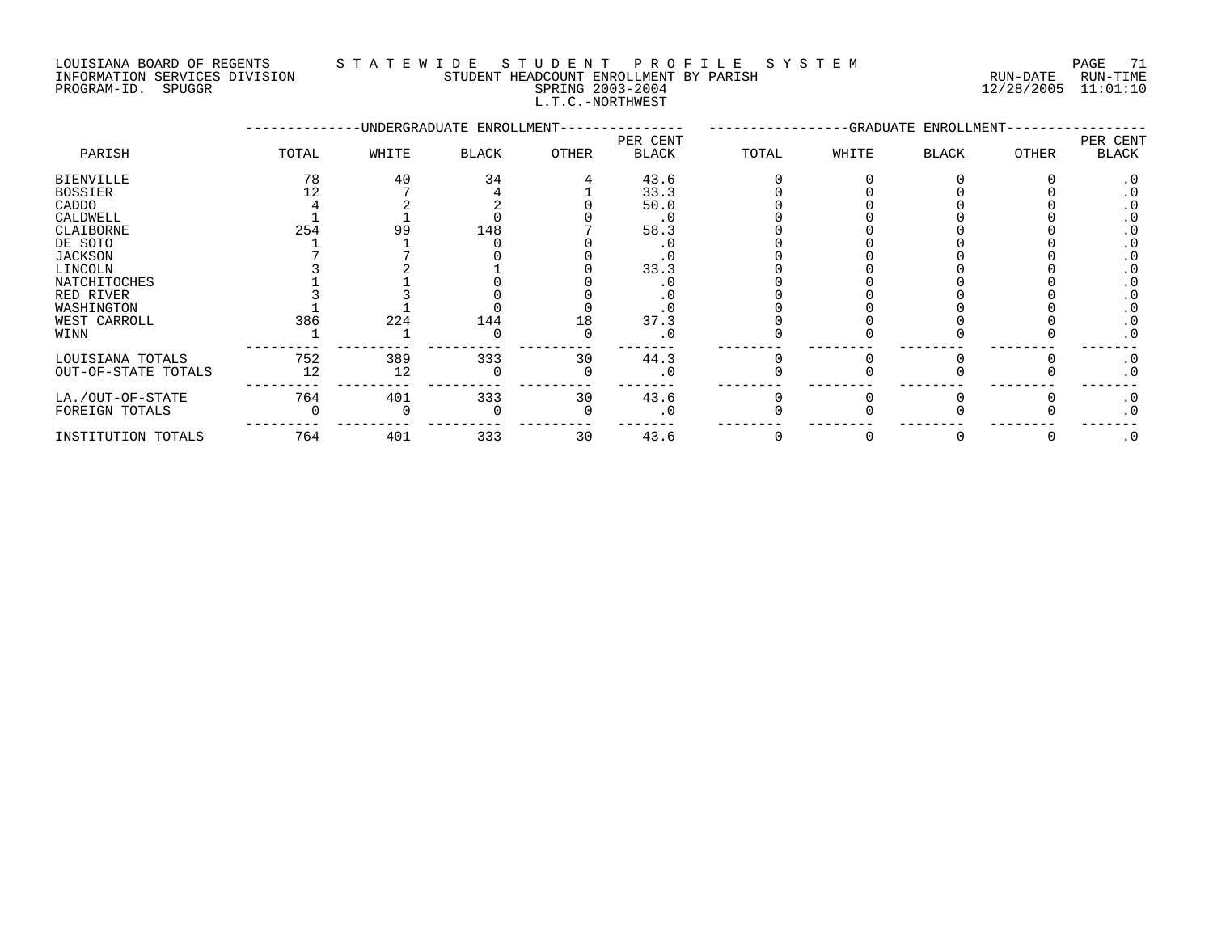LOUISIANA BOARD OF REGENTS — STATEWIDE STUDENT PROFILE SYSTEM
INFORMATION SERVICES DIVISION — STUDENT HEADCOUNT ENROLLMENT BY PARISH — RUN-DATE 12/28/2005 RUN-TIME 11:01:10
PROGRAM-ID. SPUGGR — SPRING 2003-2004

L.T.C.-NORTHWEST

| PARISH | UNDERGRADUATE ENROLLMENT | | | | | GRADUATE ENROLLMENT | | | | |
|---|---|---|---|---|---|---|---|---|---|---|
| | TOTAL | WHITE | BLACK | OTHER | PER CENT BLACK | TOTAL | WHITE | BLACK | OTHER | PER CENT BLACK |
| BIENVILLE | 78 | 40 | 34 | 4 | 43.6 | 0 | 0 | 0 | 0 | .0 |
| BOSSIER | 12 | 7 | 4 | 1 | 33.3 | 0 | 0 | 0 | 0 | .0 |
| CADDO | 4 | 2 | 2 | 0 | 50.0 | 0 | 0 | 0 | 0 | .0 |
| CALDWELL | 1 | 1 | 0 | 0 | .0 | 0 | 0 | 0 | 0 | .0 |
| CLAIBORNE | 254 | 99 | 148 | 7 | 58.3 | 0 | 0 | 0 | 0 | .0 |
| DE SOTO | 1 | 1 | 0 | 0 | .0 | 0 | 0 | 0 | 0 | .0 |
| JACKSON | 7 | 7 | 0 | 0 | .0 | 0 | 0 | 0 | 0 | .0 |
| LINCOLN | 3 | 2 | 1 | 0 | 33.3 | 0 | 0 | 0 | 0 | .0 |
| NATCHITOCHES | 1 | 1 | 0 | 0 | .0 | 0 | 0 | 0 | 0 | .0 |
| RED RIVER | 3 | 3 | 0 | 0 | .0 | 0 | 0 | 0 | 0 | .0 |
| WASHINGTON | 1 | 1 | 0 | 0 | .0 | 0 | 0 | 0 | 0 | .0 |
| WEST CARROLL | 386 | 224 | 144 | 18 | 37.3 | 0 | 0 | 0 | 0 | .0 |
| WINN | 1 | 1 | 0 | 0 | .0 | 0 | 0 | 0 | 0 | .0 |
| LOUISIANA TOTALS | 752 | 389 | 333 | 30 | 44.3 | 0 | 0 | 0 | 0 | .0 |
| OUT-OF-STATE TOTALS | 12 | 12 | 0 | 0 | .0 | 0 | 0 | 0 | 0 | .0 |
| LA./OUT-OF-STATE | 764 | 401 | 333 | 30 | 43.6 | 0 | 0 | 0 | 0 | .0 |
| FOREIGN TOTALS | 0 | 0 | 0 | 0 | .0 | 0 | 0 | 0 | 0 | .0 |
| INSTITUTION TOTALS | 764 | 401 | 333 | 30 | 43.6 | 0 | 0 | 0 | 0 | .0 |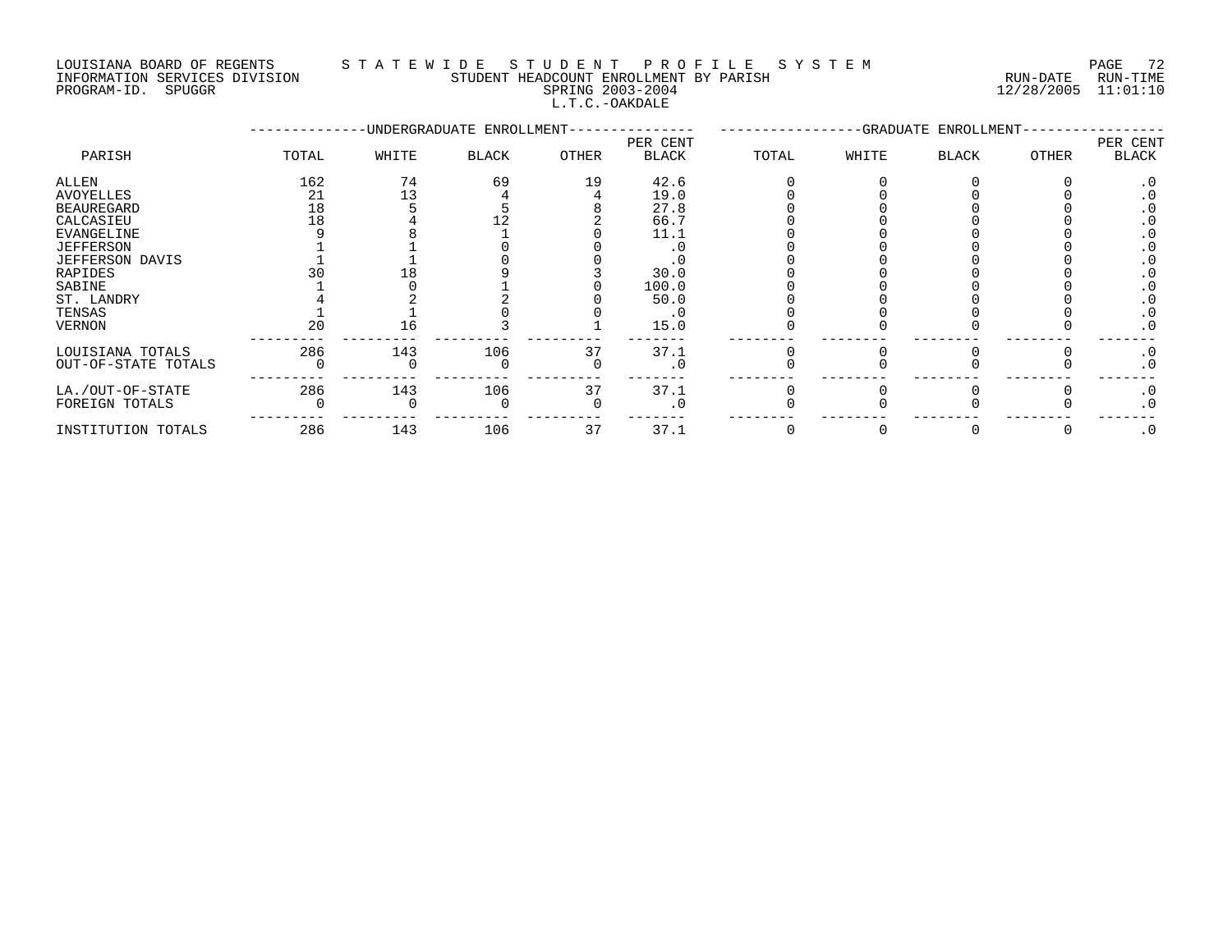LOUISIANA BOARD OF REGENTS
INFORMATION SERVICES DIVISION
PROGRAM-ID. SPUGGR

STATEWIDE STUDENT PROFILE SYSTEM
STUDENT HEADCOUNT ENROLLMENT BY PARISH
SPRING 2003-2004
L.T.C.-OAKDALE

RUN-DATE 12/28/2005 RUN-TIME 11:01:10

| PARISH | UNDERGRADUATE ENROLLMENT TOTAL | WHITE | BLACK | OTHER | PER CENT BLACK | GRADUATE ENROLLMENT TOTAL | WHITE | BLACK | OTHER | PER CENT BLACK |
|---|---|---|---|---|---|---|---|---|---|---|
| ALLEN | 162 | 74 | 69 | 19 | 42.6 | 0 | 0 | 0 | 0 | .0 |
| AVOYELLES | 21 | 13 | 4 | 4 | 19.0 | 0 | 0 | 0 | 0 | .0 |
| BEAUREGARD | 18 | 5 | 5 | 8 | 27.8 | 0 | 0 | 0 | 0 | .0 |
| CALCASIEU | 18 | 4 | 12 | 2 | 66.7 | 0 | 0 | 0 | 0 | .0 |
| EVANGELINE | 9 | 8 | 1 | 0 | 11.1 | 0 | 0 | 0 | 0 | .0 |
| JEFFERSON | 1 | 1 | 0 | 0 | .0 | 0 | 0 | 0 | 0 | .0 |
| JEFFERSON DAVIS | 1 | 1 | 0 | 0 | .0 | 0 | 0 | 0 | 0 | .0 |
| RAPIDES | 30 | 18 | 9 | 3 | 30.0 | 0 | 0 | 0 | 0 | .0 |
| SABINE | 1 | 0 | 1 | 0 | 100.0 | 0 | 0 | 0 | 0 | .0 |
| ST. LANDRY | 4 | 2 | 2 | 0 | 50.0 | 0 | 0 | 0 | 0 | .0 |
| TENSAS | 1 | 1 | 0 | 0 | .0 | 0 | 0 | 0 | 0 | .0 |
| VERNON | 20 | 16 | 3 | 1 | 15.0 | 0 | 0 | 0 | 0 | .0 |
| LOUISIANA TOTALS | 286 | 143 | 106 | 37 | 37.1 | 0 | 0 | 0 | 0 | .0 |
| OUT-OF-STATE TOTALS | 0 | 0 | 0 | 0 | .0 | 0 | 0 | 0 | 0 | .0 |
| LA./OUT-OF-STATE | 286 | 143 | 106 | 37 | 37.1 | 0 | 0 | 0 | 0 | .0 |
| FOREIGN TOTALS | 0 | 0 | 0 | 0 | .0 | 0 | 0 | 0 | 0 | .0 |
| INSTITUTION TOTALS | 286 | 143 | 106 | 37 | 37.1 | 0 | 0 | 0 | 0 | .0 |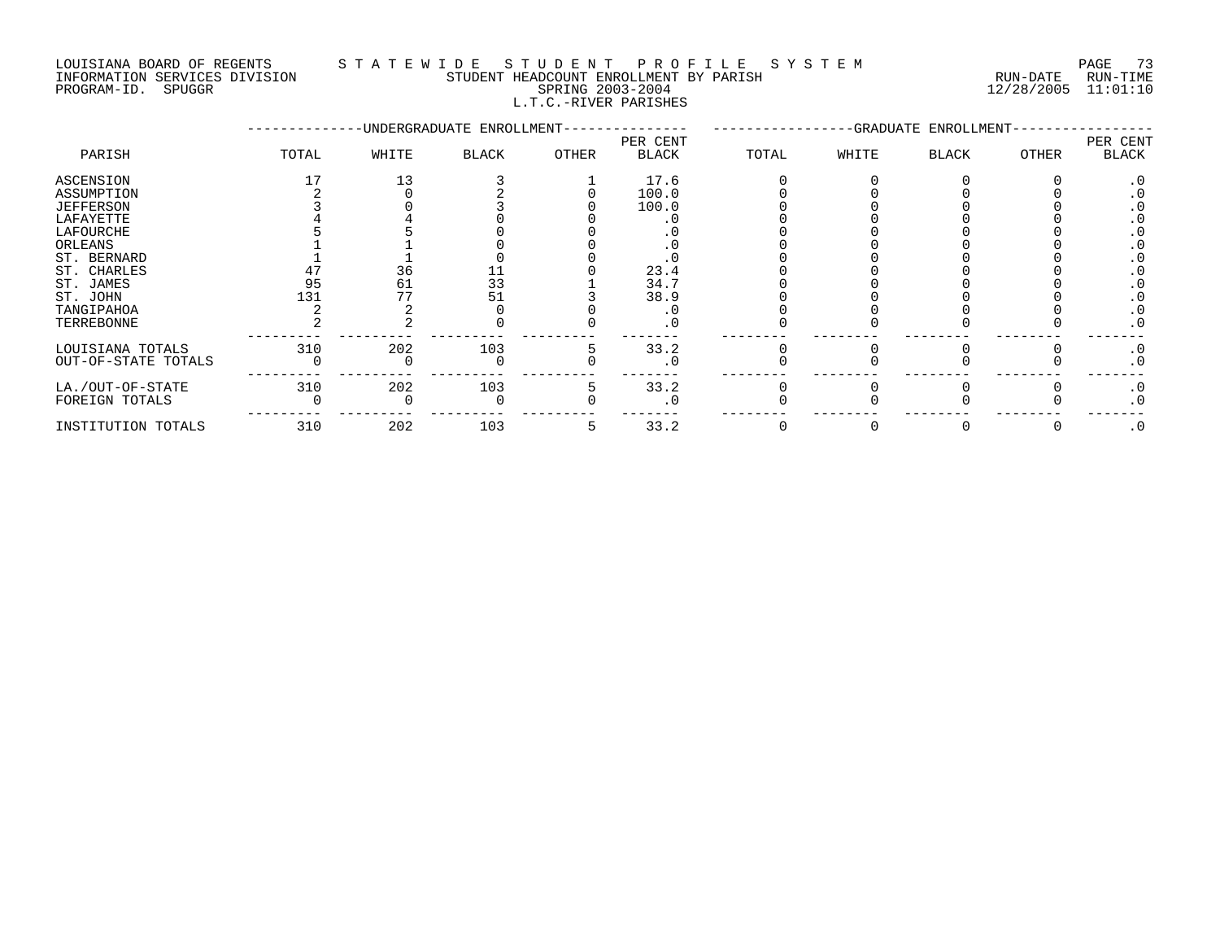LOUISIANA BOARD OF REGENTS — STATEWIDE STUDENT PROFILE SYSTEM
INFORMATION SERVICES DIVISION — STUDENT HEADCOUNT ENROLLMENT BY PARISH — RUN-DATE 12/28/2005 RUN-TIME 11:01:10
PROGRAM-ID. SPUGGR — SPRING 2003-2004

## L.T.C.-RIVER PARISHES

| PARISH | UNDERGRADUATE ENROLLMENT TOTAL | WHITE | BLACK | OTHER | PER CENT BLACK | GRADUATE ENROLLMENT TOTAL | WHITE | BLACK | OTHER | PER CENT BLACK |
|---|---|---|---|---|---|---|---|---|---|---|
| ASCENSION | 17 | 13 | 3 | 1 | 17.6 | 0 | 0 | 0 | 0 | .0 |
| ASSUMPTION | 2 | 0 | 2 | 0 | 100.0 | 0 | 0 | 0 | 0 | .0 |
| JEFFERSON | 3 | 0 | 3 | 0 | 100.0 | 0 | 0 | 0 | 0 | .0 |
| LAFAYETTE | 4 | 4 | 0 | 0 | .0 | 0 | 0 | 0 | 0 | .0 |
| LAFOURCHE | 5 | 5 | 0 | 0 | .0 | 0 | 0 | 0 | 0 | .0 |
| ORLEANS | 1 | 1 | 0 | 0 | .0 | 0 | 0 | 0 | 0 | .0 |
| ST. BERNARD | 1 | 1 | 0 | 0 | .0 | 0 | 0 | 0 | 0 | .0 |
| ST. CHARLES | 47 | 36 | 11 | 0 | 23.4 | 0 | 0 | 0 | 0 | .0 |
| ST. JAMES | 95 | 61 | 33 | 1 | 34.7 | 0 | 0 | 0 | 0 | .0 |
| ST. JOHN | 131 | 77 | 51 | 3 | 38.9 | 0 | 0 | 0 | 0 | .0 |
| TANGIPAHOA | 2 | 2 | 0 | 0 | .0 | 0 | 0 | 0 | 0 | .0 |
| TERREBONNE | 2 | 2 | 0 | 0 | .0 | 0 | 0 | 0 | 0 | .0 |
| LOUISIANA TOTALS | 310 | 202 | 103 | 5 | 33.2 | 0 | 0 | 0 | 0 | .0 |
| OUT-OF-STATE TOTALS | 0 | 0 | 0 | 0 | .0 | 0 | 0 | 0 | 0 | .0 |
| LA./OUT-OF-STATE | 310 | 202 | 103 | 5 | 33.2 | 0 | 0 | 0 | 0 | .0 |
| FOREIGN TOTALS | 0 | 0 | 0 | 0 | .0 | 0 | 0 | 0 | 0 | .0 |
| INSTITUTION TOTALS | 310 | 202 | 103 | 5 | 33.2 | 0 | 0 | 0 | 0 | .0 |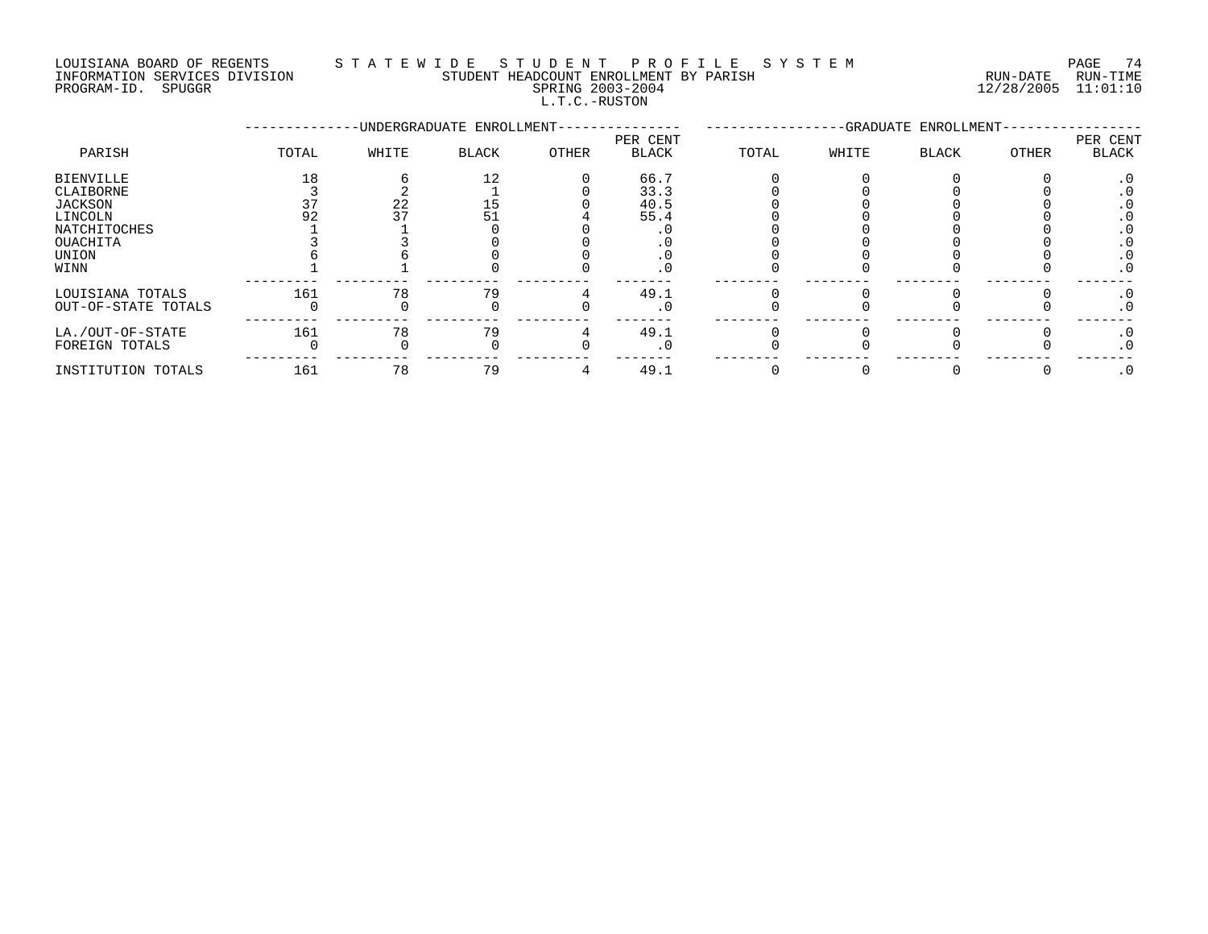LOUISIANA BOARD OF REGENTS — STATEWIDE STUDENT PROFILE SYSTEM
INFORMATION SERVICES DIVISION — STUDENT HEADCOUNT ENROLLMENT BY PARISH — RUN-DATE 12/28/2005 RUN-TIME 11:01:10
PROGRAM-ID. SPUGGR — SPRING 2003-2004

L.T.C.-RUSTON

| PARISH | UNDERGRADUATE ENROLLMENT | | | | | GRADUATE ENROLLMENT | | | | |
|---|---|---|---|---|---|---|---|---|---|---|
| | TOTAL | WHITE | BLACK | OTHER | PER CENT BLACK | TOTAL | WHITE | BLACK | OTHER | PER CENT BLACK |
| BIENVILLE | 18 | 6 | 12 | 0 | 66.7 | 0 | 0 | 0 | 0 | .0 |
| CLAIBORNE | 3 | 2 | 1 | 0 | 33.3 | 0 | 0 | 0 | 0 | .0 |
| JACKSON | 37 | 22 | 15 | 0 | 40.5 | 0 | 0 | 0 | 0 | .0 |
| LINCOLN | 92 | 37 | 51 | 4 | 55.4 | 0 | 0 | 0 | 0 | .0 |
| NATCHITOCHES | 1 | 1 | 0 | 0 | .0 | 0 | 0 | 0 | 0 | .0 |
| OUACHITA | 3 | 3 | 0 | 0 | .0 | 0 | 0 | 0 | 0 | .0 |
| UNION | 6 | 6 | 0 | 0 | .0 | 0 | 0 | 0 | 0 | .0 |
| WINN | 1 | 1 | 0 | 0 | .0 | 0 | 0 | 0 | 0 | .0 |
| LOUISIANA TOTALS | 161 | 78 | 79 | 4 | 49.1 | 0 | 0 | 0 | 0 | .0 |
| OUT-OF-STATE TOTALS | 0 | 0 | 0 | 0 | .0 | 0 | 0 | 0 | 0 | .0 |
| LA./OUT-OF-STATE | 161 | 78 | 79 | 4 | 49.1 | 0 | 0 | 0 | 0 | .0 |
| FOREIGN TOTALS | 0 | 0 | 0 | 0 | .0 | 0 | 0 | 0 | 0 | .0 |
| INSTITUTION TOTALS | 161 | 78 | 79 | 4 | 49.1 | 0 | 0 | 0 | 0 | .0 |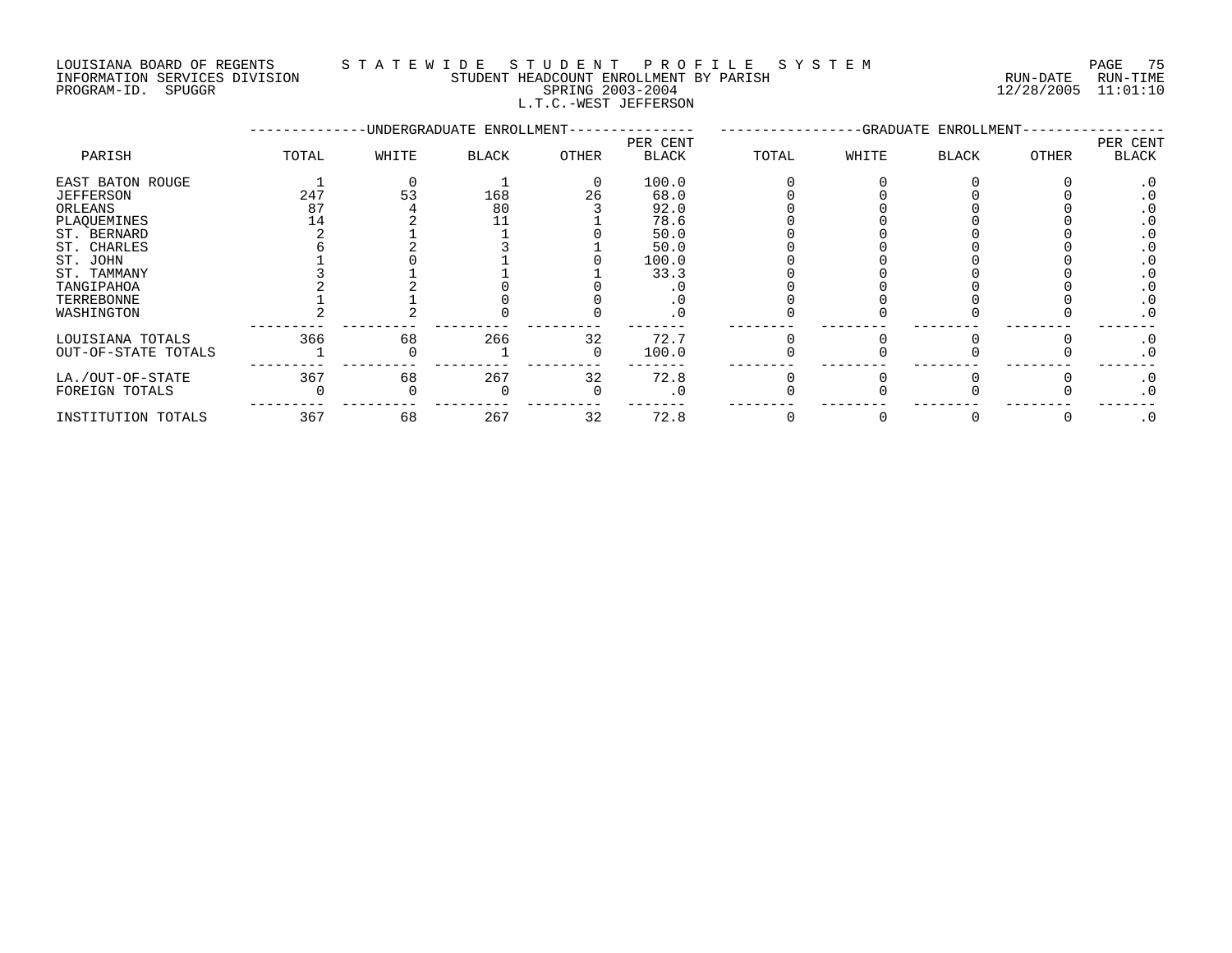LOUISIANA BOARD OF REGENTS — STATEWIDE STUDENT PROFILE SYSTEM
INFORMATION SERVICES DIVISION — STUDENT HEADCOUNT ENROLLMENT BY PARISH
PROGRAM-ID. SPUGGR — SPRING 2003-2004
RUN-DATE 12/28/2005 RUN-TIME 11:01:10

L.T.C.-WEST JEFFERSON

| PARISH | UNDERGRADUATE ENROLLMENT TOTAL | WHITE | BLACK | OTHER | PER CENT BLACK | GRADUATE ENROLLMENT TOTAL | WHITE | BLACK | OTHER | PER CENT BLACK |
|---|---|---|---|---|---|---|---|---|---|---|
| EAST BATON ROUGE | 1 | 0 | 1 | 0 | 100.0 | 0 | 0 | 0 | 0 | .0 |
| JEFFERSON | 247 | 53 | 168 | 26 | 68.0 | 0 | 0 | 0 | 0 | .0 |
| ORLEANS | 87 | 4 | 80 | 3 | 92.0 | 0 | 0 | 0 | 0 | .0 |
| PLAQUEMINES | 14 | 2 | 11 | 1 | 78.6 | 0 | 0 | 0 | 0 | .0 |
| ST. BERNARD | 2 | 1 | 1 | 0 | 50.0 | 0 | 0 | 0 | 0 | .0 |
| ST. CHARLES | 6 | 2 | 3 | 1 | 50.0 | 0 | 0 | 0 | 0 | .0 |
| ST. JOHN | 1 | 0 | 1 | 0 | 100.0 | 0 | 0 | 0 | 0 | .0 |
| ST. TAMMANY | 3 | 1 | 1 | 1 | 33.3 | 0 | 0 | 0 | 0 | .0 |
| TANGIPAHOA | 2 | 2 | 0 | 0 | .0 | 0 | 0 | 0 | 0 | .0 |
| TERREBONNE | 1 | 1 | 0 | 0 | .0 | 0 | 0 | 0 | 0 | .0 |
| WASHINGTON | 2 | 2 | 0 | 0 | .0 | 0 | 0 | 0 | 0 | .0 |
| LOUISIANA TOTALS | 366 | 68 | 266 | 32 | 72.7 | 0 | 0 | 0 | 0 | .0 |
| OUT-OF-STATE TOTALS | 1 | 0 | 1 | 0 | 100.0 | 0 | 0 | 0 | 0 | .0 |
| LA./OUT-OF-STATE | 367 | 68 | 267 | 32 | 72.8 | 0 | 0 | 0 | 0 | .0 |
| FOREIGN TOTALS | 0 | 0 | 0 | 0 | .0 | 0 | 0 | 0 | 0 | .0 |
| INSTITUTION TOTALS | 367 | 68 | 267 | 32 | 72.8 | 0 | 0 | 0 | 0 | .0 |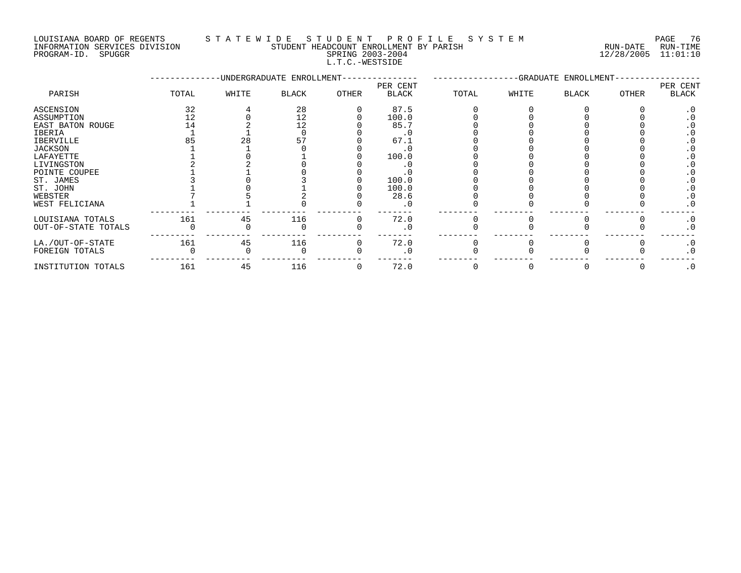LOUISIANA BOARD OF REGENTS — STATEWIDE STUDENT PROFILE SYSTEM
INFORMATION SERVICES DIVISION — STUDENT HEADCOUNT ENROLLMENT BY PARISH — RUN-DATE 12/28/2005 RUN-TIME 11:01:10
PROGRAM-ID. SPUGGR — SPRING 2003-2004

L.T.C.-WESTSIDE

| PARISH | UNDERGRADUATE ENROLLMENT | | | | | GRADUATE ENROLLMENT | | | | |
|---|---|---|---|---|---|---|---|---|---|---|
| | TOTAL | WHITE | BLACK | OTHER | PER CENT BLACK | TOTAL | WHITE | BLACK | OTHER | PER CENT BLACK |
| ASCENSION | 32 | 4 | 28 | 0 | 87.5 | 0 | 0 | 0 | 0 | .0 |
| ASSUMPTION | 12 | 0 | 12 | 0 | 100.0 | 0 | 0 | 0 | 0 | .0 |
| EAST BATON ROUGE | 14 | 2 | 12 | 0 | 85.7 | 0 | 0 | 0 | 0 | .0 |
| IBERIA | 1 | 1 | 0 | 0 | .0 | 0 | 0 | 0 | 0 | .0 |
| IBERVILLE | 85 | 28 | 57 | 0 | 67.1 | 0 | 0 | 0 | 0 | .0 |
| JACKSON | 1 | 1 | 0 | 0 | .0 | 0 | 0 | 0 | 0 | .0 |
| LAFAYETTE | 1 | 0 | 1 | 0 | 100.0 | 0 | 0 | 0 | 0 | .0 |
| LIVINGSTON | 2 | 2 | 0 | 0 | .0 | 0 | 0 | 0 | 0 | .0 |
| POINTE COUPEE | 1 | 1 | 0 | 0 | .0 | 0 | 0 | 0 | 0 | .0 |
| ST. JAMES | 3 | 0 | 3 | 0 | 100.0 | 0 | 0 | 0 | 0 | .0 |
| ST. JOHN | 1 | 0 | 1 | 0 | 100.0 | 0 | 0 | 0 | 0 | .0 |
| WEBSTER | 7 | 5 | 2 | 0 | 28.6 | 0 | 0 | 0 | 0 | .0 |
| WEST FELICIANA | 1 | 1 | 0 | 0 | .0 | 0 | 0 | 0 | 0 | .0 |
| LOUISIANA TOTALS | 161 | 45 | 116 | 0 | 72.0 | 0 | 0 | 0 | 0 | .0 |
| OUT-OF-STATE TOTALS | 0 | 0 | 0 | 0 | .0 | 0 | 0 | 0 | 0 | .0 |
| LA./OUT-OF-STATE | 161 | 45 | 116 | 0 | 72.0 | 0 | 0 | 0 | 0 | .0 |
| FOREIGN TOTALS | 0 | 0 | 0 | 0 | .0 | 0 | 0 | 0 | 0 | .0 |
| INSTITUTION TOTALS | 161 | 45 | 116 | 0 | 72.0 | 0 | 0 | 0 | 0 | .0 |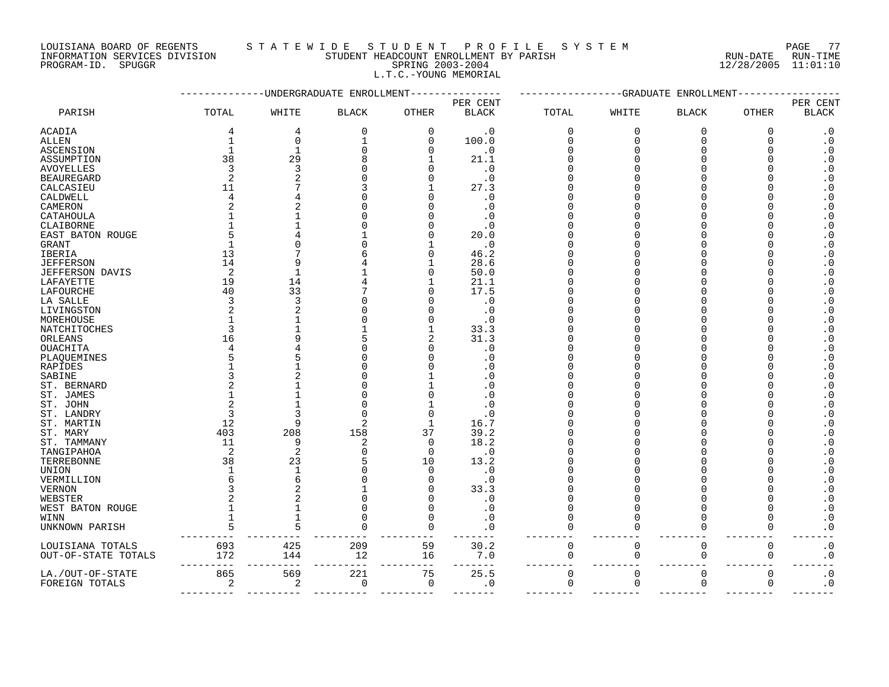LOUISIANA BOARD OF REGENTS — STATEWIDE STUDENT PROFILE SYSTEM
INFORMATION SERVICES DIVISION — STUDENT HEADCOUNT ENROLLMENT BY PARISH — RUN-DATE 12/28/2005 RUN-TIME 11:01:10
PROGRAM-ID. SPUGGR — SPRING 2003-2004

## L.T.C.-YOUNG MEMORIAL

| PARISH | UNDERGRADUATE ENROLLMENT TOTAL | WHITE | BLACK | OTHER | PER CENT BLACK | GRADUATE ENROLLMENT TOTAL | WHITE | BLACK | OTHER | PER CENT BLACK |
|---|---|---|---|---|---|---|---|---|---|---|
| ACADIA | 4 | 4 | 0 | 0 | .0 | 0 | 0 | 0 | 0 | .0 |
| ALLEN | 1 | 0 | 1 | 0 | 100.0 | 0 | 0 | 0 | 0 | .0 |
| ASCENSION | 1 | 1 | 0 | 0 | .0 | 0 | 0 | 0 | 0 | .0 |
| ASSUMPTION | 38 | 29 | 8 | 1 | 21.1 | 0 | 0 | 0 | 0 | .0 |
| AVOYELLES | 3 | 3 | 0 | 0 | .0 | 0 | 0 | 0 | 0 | .0 |
| BEAUREGARD | 2 | 2 | 0 | 0 | .0 | 0 | 0 | 0 | 0 | .0 |
| CALCASIEU | 11 | 7 | 3 | 1 | 27.3 | 0 | 0 | 0 | 0 | .0 |
| CALDWELL | 4 | 4 | 0 | 0 | .0 | 0 | 0 | 0 | 0 | .0 |
| CAMERON | 2 | 2 | 0 | 0 | .0 | 0 | 0 | 0 | 0 | .0 |
| CATAHOULA | 1 | 1 | 0 | 0 | .0 | 0 | 0 | 0 | 0 | .0 |
| CLAIBORNE | 1 | 1 | 0 | 0 | .0 | 0 | 0 | 0 | 0 | .0 |
| EAST BATON ROUGE | 5 | 4 | 1 | 0 | 20.0 | 0 | 0 | 0 | 0 | .0 |
| GRANT | 1 | 0 | 0 | 1 | .0 | 0 | 0 | 0 | 0 | .0 |
| IBERIA | 13 | 7 | 6 | 0 | 46.2 | 0 | 0 | 0 | 0 | .0 |
| JEFFERSON | 14 | 9 | 4 | 1 | 28.6 | 0 | 0 | 0 | 0 | .0 |
| JEFFERSON DAVIS | 2 | 1 | 1 | 0 | 50.0 | 0 | 0 | 0 | 0 | .0 |
| LAFAYETTE | 19 | 14 | 4 | 1 | 21.1 | 0 | 0 | 0 | 0 | .0 |
| LAFOURCHE | 40 | 33 | 7 | 0 | 17.5 | 0 | 0 | 0 | 0 | .0 |
| LA SALLE | 3 | 3 | 0 | 0 | .0 | 0 | 0 | 0 | 0 | .0 |
| LIVINGSTON | 2 | 2 | 0 | 0 | .0 | 0 | 0 | 0 | 0 | .0 |
| MOREHOUSE | 1 | 1 | 0 | 0 | .0 | 0 | 0 | 0 | 0 | .0 |
| NATCHITOCHES | 3 | 1 | 1 | 1 | 33.3 | 0 | 0 | 0 | 0 | .0 |
| ORLEANS | 16 | 9 | 5 | 2 | 31.3 | 0 | 0 | 0 | 0 | .0 |
| OUACHITA | 4 | 4 | 0 | 0 | .0 | 0 | 0 | 0 | 0 | .0 |
| PLAQUEMINES | 5 | 5 | 0 | 0 | .0 | 0 | 0 | 0 | 0 | .0 |
| RAPIDES | 1 | 1 | 0 | 0 | .0 | 0 | 0 | 0 | 0 | .0 |
| SABINE | 3 | 2 | 0 | 1 | .0 | 0 | 0 | 0 | 0 | .0 |
| ST. BERNARD | 2 | 1 | 0 | 1 | .0 | 0 | 0 | 0 | 0 | .0 |
| ST. JAMES | 1 | 1 | 0 | 0 | .0 | 0 | 0 | 0 | 0 | .0 |
| ST. JOHN | 2 | 1 | 0 | 1 | .0 | 0 | 0 | 0 | 0 | .0 |
| ST. LANDRY | 3 | 3 | 0 | 0 | .0 | 0 | 0 | 0 | 0 | .0 |
| ST. MARTIN | 12 | 9 | 2 | 1 | 16.7 | 0 | 0 | 0 | 0 | .0 |
| ST. MARY | 403 | 208 | 158 | 37 | 39.2 | 0 | 0 | 0 | 0 | .0 |
| ST. TAMMANY | 11 | 9 | 2 | 0 | 18.2 | 0 | 0 | 0 | 0 | .0 |
| TANGIPAHOA | 2 | 2 | 0 | 0 | .0 | 0 | 0 | 0 | 0 | .0 |
| TERREBONNE | 38 | 23 | 5 | 10 | 13.2 | 0 | 0 | 0 | 0 | .0 |
| UNION | 1 | 1 | 0 | 0 | .0 | 0 | 0 | 0 | 0 | .0 |
| VERMILLION | 6 | 6 | 0 | 0 | .0 | 0 | 0 | 0 | 0 | .0 |
| VERNON | 3 | 2 | 1 | 0 | 33.3 | 0 | 0 | 0 | 0 | .0 |
| WEBSTER | 2 | 2 | 0 | 0 | .0 | 0 | 0 | 0 | 0 | .0 |
| WEST BATON ROUGE | 1 | 1 | 0 | 0 | .0 | 0 | 0 | 0 | 0 | .0 |
| WINN | 1 | 1 | 0 | 0 | .0 | 0 | 0 | 0 | 0 | .0 |
| UNKNOWN PARISH | 5 | 5 | 0 | 0 | .0 | 0 | 0 | 0 | 0 | .0 |
| LOUISIANA TOTALS | 693 | 425 | 209 | 59 | 30.2 | 0 | 0 | 0 | 0 | .0 |
| OUT-OF-STATE TOTALS | 172 | 144 | 12 | 16 | 7.0 | 0 | 0 | 0 | 0 | .0 |
| LA./OUT-OF-STATE | 865 | 569 | 221 | 75 | 25.5 | 0 | 0 | 0 | 0 | .0 |
| FOREIGN TOTALS | 2 | 2 | 0 | 0 | .0 | 0 | 0 | 0 | 0 | .0 |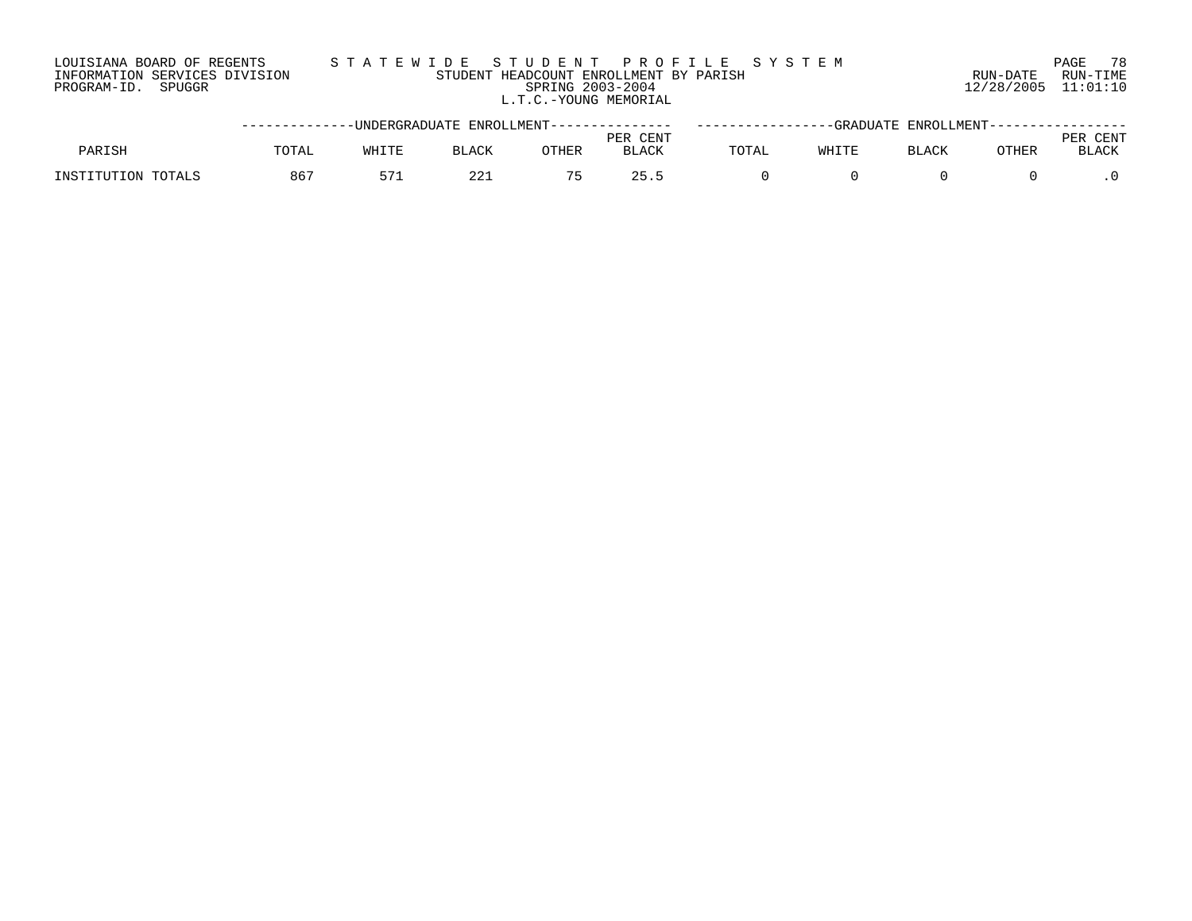LOUISIANA BOARD OF REGENTS
INFORMATION SERVICES DIVISION
PROGRAM-ID. SPUGGR

STATEWIDE STUDENT PROFILE SYSTEM
STUDENT HEADCOUNT ENROLLMENT BY PARISH
SPRING 2003-2004
L.T.C.-YOUNG MEMORIAL

RUN-DATE 12/28/2005 RUN-TIME 11:01:10

| PARISH | UNDERGRADUATE ENROLLMENT | | | | | GRADUATE ENROLLMENT | | | | |
|---|---|---|---|---|---|---|---|---|---|---|
| | TOTAL | WHITE | BLACK | OTHER | PER CENT BLACK | TOTAL | WHITE | BLACK | OTHER | PER CENT BLACK |
| INSTITUTION TOTALS | 867 | 571 | 221 | 75 | 25.5 | 0 | 0 | 0 | 0 | .0 |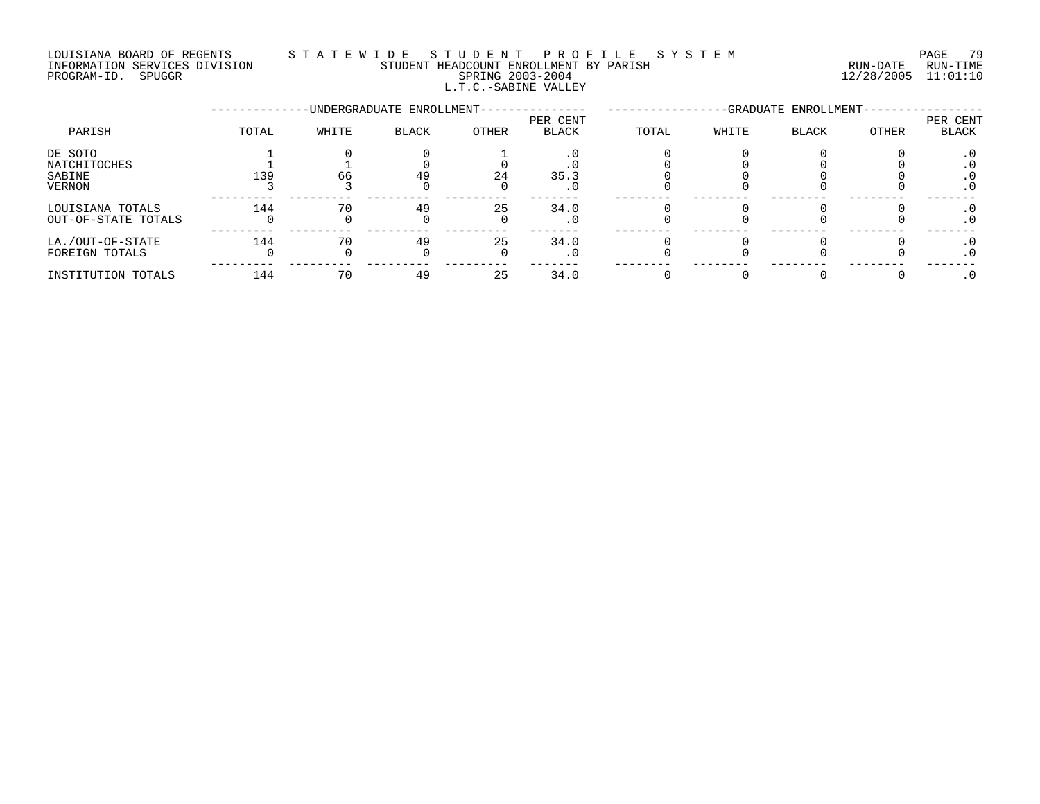LOUISIANA BOARD OF REGENTS — STATEWIDE STUDENT PROFILE SYSTEM
INFORMATION SERVICES DIVISION — STUDENT HEADCOUNT ENROLLMENT BY PARISH — RUN-DATE 12/28/2005 RUN-TIME 11:01:10
PROGRAM-ID. SPUGGR — SPRING 2003-2004

## L.T.C.-SABINE VALLEY

| PARISH | UNDERGRADUATE ENROLLMENT TOTAL | WHITE | BLACK | OTHER | PER CENT BLACK | GRADUATE ENROLLMENT TOTAL | WHITE | BLACK | OTHER | PER CENT BLACK |
|---|---|---|---|---|---|---|---|---|---|---|
| DE SOTO | 1 | 0 | 0 | 1 | .0 | 0 | 0 | 0 | 0 | .0 |
| NATCHITOCHES | 1 | 1 | 0 | 0 | .0 | 0 | 0 | 0 | 0 | .0 |
| SABINE | 139 | 66 | 49 | 24 | 35.3 | 0 | 0 | 0 | 0 | .0 |
| VERNON | 3 | 3 | 0 | 0 | .0 | 0 | 0 | 0 | 0 | .0 |
| LOUISIANA TOTALS | 144 | 70 | 49 | 25 | 34.0 | 0 | 0 | 0 | 0 | .0 |
| OUT-OF-STATE TOTALS | 0 | 0 | 0 | 0 | .0 | 0 | 0 | 0 | 0 | .0 |
| LA./OUT-OF-STATE | 144 | 70 | 49 | 25 | 34.0 | 0 | 0 | 0 | 0 | .0 |
| FOREIGN TOTALS | 0 | 0 | 0 | 0 | .0 | 0 | 0 | 0 | 0 | .0 |
| INSTITUTION TOTALS | 144 | 70 | 49 | 25 | 34.0 | 0 | 0 | 0 | 0 | .0 |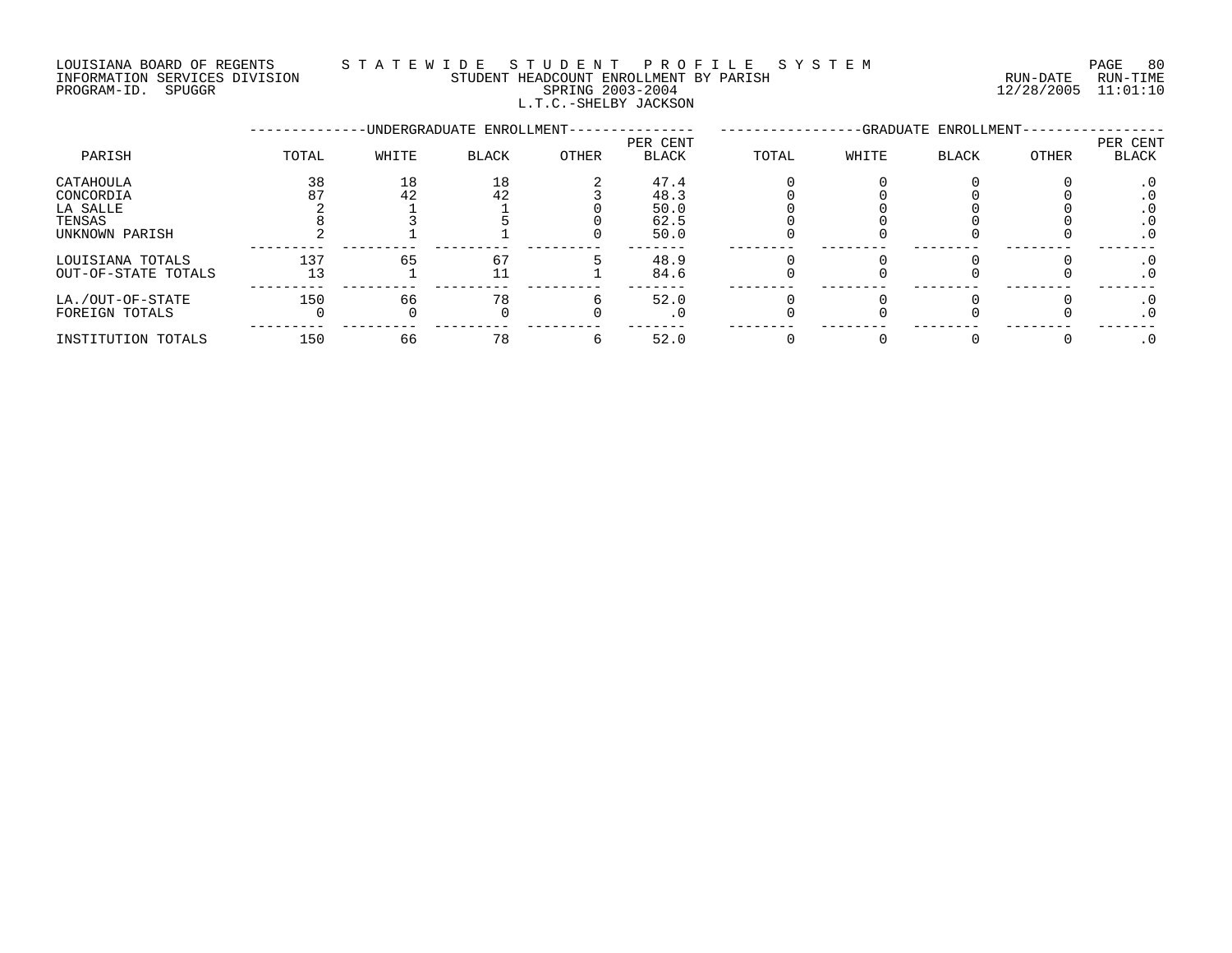LOUISIANA BOARD OF REGENTS — STATEWIDE STUDENT PROFILE SYSTEM
INFORMATION SERVICES DIVISION — STUDENT HEADCOUNT ENROLLMENT BY PARISH — RUN-DATE 12/28/2005 RUN-TIME 11:01:10
PROGRAM-ID. SPUGGR — SPRING 2003-2004

## L.T.C.-SHELBY JACKSON

| PARISH | UNDERGRADUATE ENROLLMENT | | | | | GRADUATE ENROLLMENT | | | | |
|---|---|---|---|---|---|---|---|---|---|---|
| | TOTAL | WHITE | BLACK | OTHER | PER CENT BLACK | TOTAL | WHITE | BLACK | OTHER | PER CENT BLACK |
| CATAHOULA | 38 | 18 | 18 | 2 | 47.4 | 0 | 0 | 0 | 0 | .0 |
| CONCORDIA | 87 | 42 | 42 | 3 | 48.3 | 0 | 0 | 0 | 0 | .0 |
| LA SALLE | 2 | 1 | 1 | 0 | 50.0 | 0 | 0 | 0 | 0 | .0 |
| TENSAS | 8 | 3 | 5 | 0 | 62.5 | 0 | 0 | 0 | 0 | .0 |
| UNKNOWN PARISH | 2 | 1 | 1 | 0 | 50.0 | 0 | 0 | 0 | 0 | .0 |
| LOUISIANA TOTALS | 137 | 65 | 67 | 5 | 48.9 | 0 | 0 | 0 | 0 | .0 |
| OUT-OF-STATE TOTALS | 13 | 1 | 11 | 1 | 84.6 | 0 | 0 | 0 | 0 | .0 |
| LA./OUT-OF-STATE | 150 | 66 | 78 | 6 | 52.0 | 0 | 0 | 0 | 0 | .0 |
| FOREIGN TOTALS | 0 | 0 | 0 | 0 | .0 | 0 | 0 | 0 | 0 | .0 |
| INSTITUTION TOTALS | 150 | 66 | 78 | 6 | 52.0 | 0 | 0 | 0 | 0 | .0 |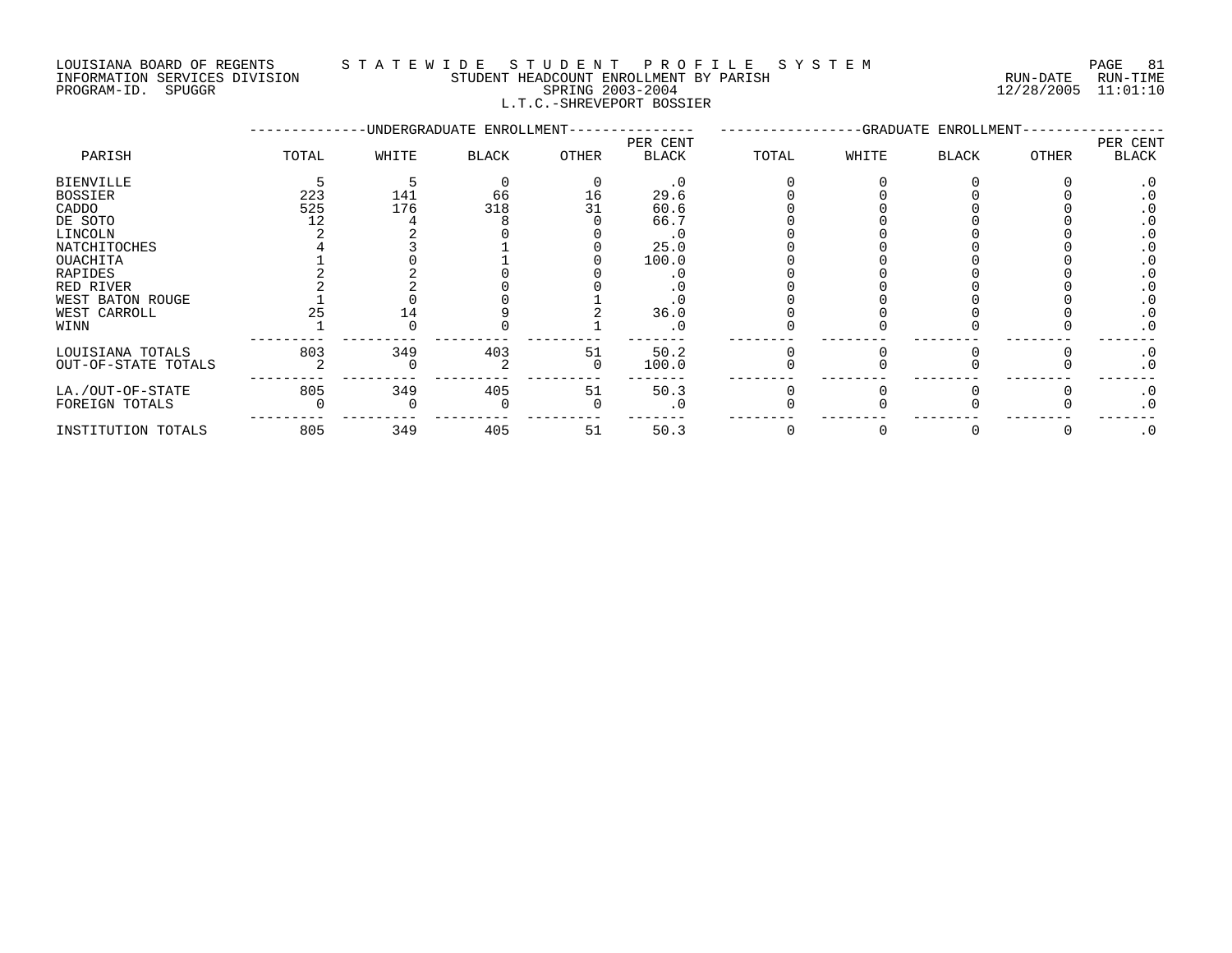LOUISIANA BOARD OF REGENTS — STATEWIDE STUDENT PROFILE SYSTEM
INFORMATION SERVICES DIVISION — STUDENT HEADCOUNT ENROLLMENT BY PARISH — RUN-DATE 12/28/2005 RUN-TIME 11:01:10
PROGRAM-ID. SPUGGR — SPRING 2003-2004

## L.T.C.-SHREVEPORT BOSSIER

| PARISH | UNDERGRADUATE ENROLLMENT TOTAL | WHITE | BLACK | OTHER | PER CENT BLACK | GRADUATE ENROLLMENT TOTAL | WHITE | BLACK | OTHER | PER CENT BLACK |
|---|---|---|---|---|---|---|---|---|---|---|
| BIENVILLE | 5 | 5 | 0 | 0 | .0 | 0 | 0 | 0 | 0 | .0 |
| BOSSIER | 223 | 141 | 66 | 16 | 29.6 | 0 | 0 | 0 | 0 | .0 |
| CADDO | 525 | 176 | 318 | 31 | 60.6 | 0 | 0 | 0 | 0 | .0 |
| DE SOTO | 12 | 4 | 8 | 0 | 66.7 | 0 | 0 | 0 | 0 | .0 |
| LINCOLN | 2 | 2 | 0 | 0 | .0 | 0 | 0 | 0 | 0 | .0 |
| NATCHITOCHES | 4 | 3 | 1 | 0 | 25.0 | 0 | 0 | 0 | 0 | .0 |
| OUACHITA | 1 | 0 | 1 | 0 | 100.0 | 0 | 0 | 0 | 0 | .0 |
| RAPIDES | 2 | 2 | 0 | 0 | .0 | 0 | 0 | 0 | 0 | .0 |
| RED RIVER | 2 | 2 | 0 | 0 | .0 | 0 | 0 | 0 | 0 | .0 |
| WEST BATON ROUGE | 1 | 0 | 0 | 1 | .0 | 0 | 0 | 0 | 0 | .0 |
| WEST CARROLL | 25 | 14 | 9 | 2 | 36.0 | 0 | 0 | 0 | 0 | .0 |
| WINN | 1 | 0 | 0 | 1 | .0 | 0 | 0 | 0 | 0 | .0 |
| LOUISIANA TOTALS | 803 | 349 | 403 | 51 | 50.2 | 0 | 0 | 0 | 0 | .0 |
| OUT-OF-STATE TOTALS | 2 | 0 | 2 | 0 | 100.0 | 0 | 0 | 0 | 0 | .0 |
| LA./OUT-OF-STATE | 805 | 349 | 405 | 51 | 50.3 | 0 | 0 | 0 | 0 | .0 |
| FOREIGN TOTALS | 0 | 0 | 0 | 0 | .0 | 0 | 0 | 0 | 0 | .0 |
| INSTITUTION TOTALS | 805 | 349 | 405 | 51 | 50.3 | 0 | 0 | 0 | 0 | .0 |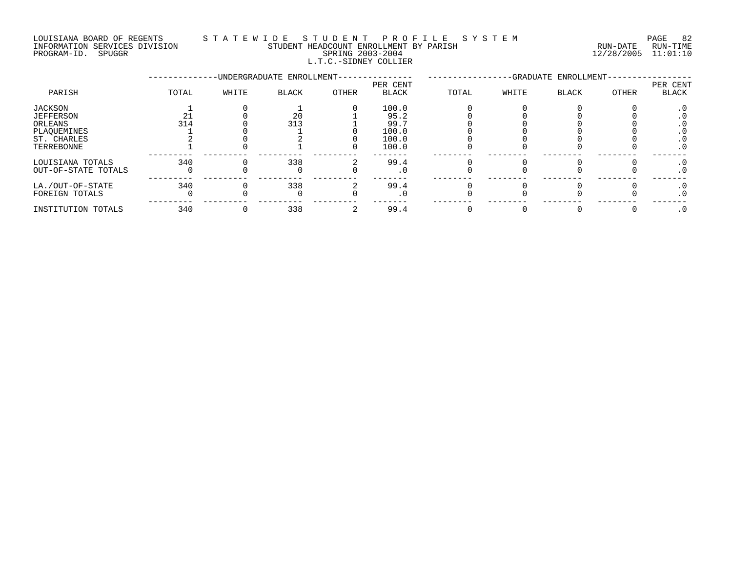LOUISIANA BOARD OF REGENTS STATEWIDE STUDENT PROFILE SYSTEM
INFORMATION SERVICES DIVISION STUDENT HEADCOUNT ENROLLMENT BY PARISH RUN-DATE RUN-TIME
PROGRAM-ID. SPUGGR SPRING 2003-2004 12/28/2005 11:01:10
L.T.C.-SIDNEY COLLIER

| PARISH | UNDERGRADUATE ENROLLMENT | | | | | GRADUATE ENROLLMENT | | | | |
|---|---|---|---|---|---|---|---|---|---|---|
| | TOTAL | WHITE | BLACK | OTHER | PER CENT BLACK | TOTAL | WHITE | BLACK | OTHER | PER CENT BLACK |
| JACKSON | 1 | 0 | 1 | 0 | 100.0 | 0 | 0 | 0 | 0 | .0 |
| JEFFERSON | 21 | 0 | 20 | 1 | 95.2 | 0 | 0 | 0 | 0 | .0 |
| ORLEANS | 314 | 0 | 313 | 1 | 99.7 | 0 | 0 | 0 | 0 | .0 |
| PLAQUEMINES | 1 | 0 | 1 | 0 | 100.0 | 0 | 0 | 0 | 0 | .0 |
| ST. CHARLES | 2 | 0 | 2 | 0 | 100.0 | 0 | 0 | 0 | 0 | .0 |
| TERREBONNE | 1 | 0 | 1 | 0 | 100.0 | 0 | 0 | 0 | 0 | .0 |
| LOUISIANA TOTALS | 340 | 0 | 338 | 2 | 99.4 | 0 | 0 | 0 | 0 | .0 |
| OUT-OF-STATE TOTALS | 0 | 0 | 0 | 0 | .0 | 0 | 0 | 0 | 0 | .0 |
| LA./OUT-OF-STATE | 340 | 0 | 338 | 2 | 99.4 | 0 | 0 | 0 | 0 | .0 |
| FOREIGN TOTALS | 0 | 0 | 0 | 0 | .0 | 0 | 0 | 0 | 0 | .0 |
| INSTITUTION TOTALS | 340 | 0 | 338 | 2 | 99.4 | 0 | 0 | 0 | 0 | .0 |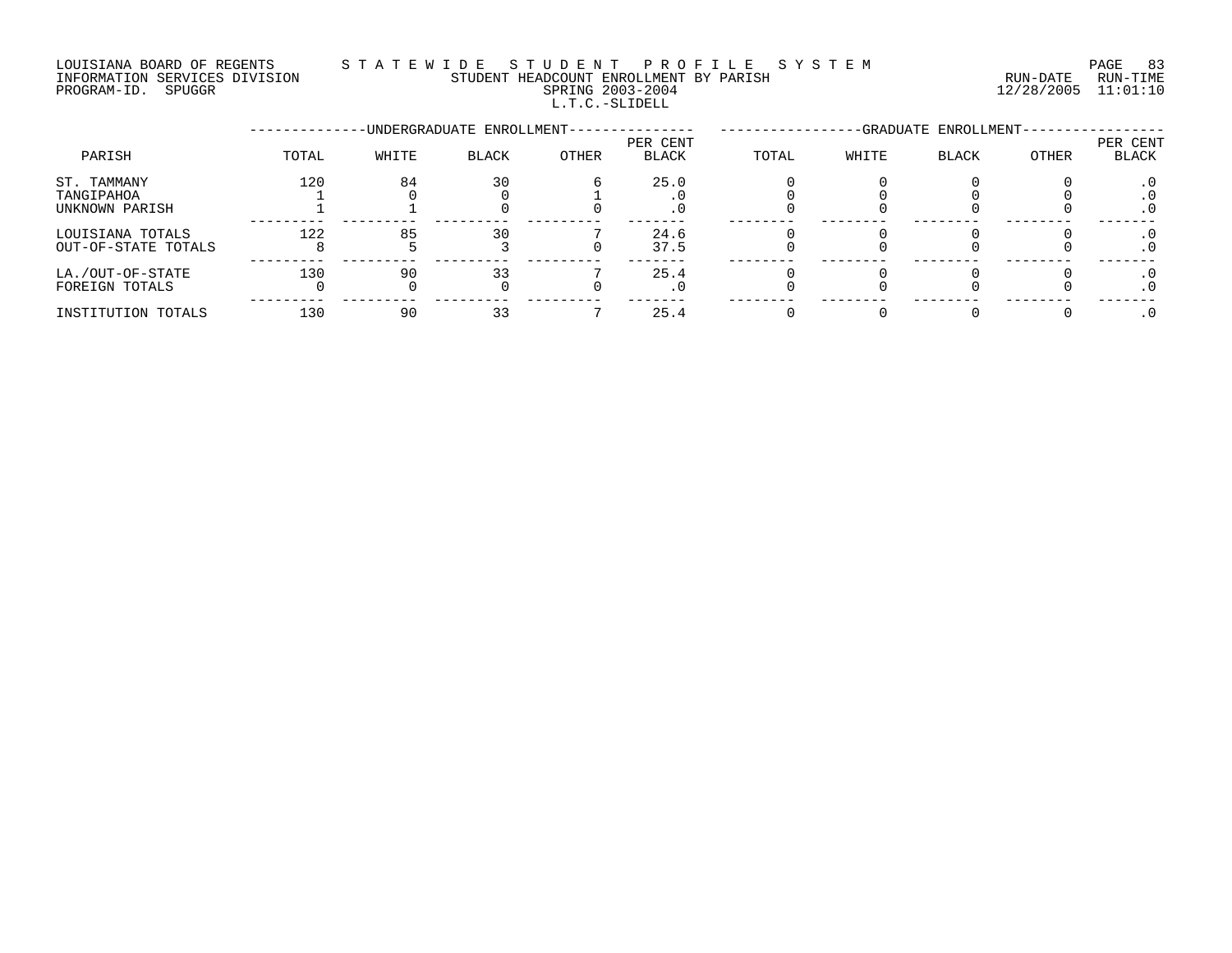LOUISIANA BOARD OF REGENTS — STATEWIDE STUDENT PROFILE SYSTEM
INFORMATION SERVICES DIVISION — STUDENT HEADCOUNT ENROLLMENT BY PARISH — RUN-DATE 12/28/2005 RUN-TIME 11:01:10
PROGRAM-ID. SPUGGR — SPRING 2003-2004

L.T.C.-SLIDELL

| PARISH | UNDERGRADUATE ENROLLMENT TOTAL | WHITE | BLACK | OTHER | PER CENT BLACK | GRADUATE ENROLLMENT TOTAL | WHITE | BLACK | OTHER | PER CENT BLACK |
|---|---|---|---|---|---|---|---|---|---|---|
| ST. TAMMANY | 120 | 84 | 30 | 6 | 25.0 | 0 | 0 | 0 | 0 | .0 |
| TANGIPAHOA | 1 | 0 | 0 | 1 | .0 | 0 | 0 | 0 | 0 | .0 |
| UNKNOWN PARISH | 1 | 1 | 0 | 0 | .0 | 0 | 0 | 0 | 0 | .0 |
| LOUISIANA TOTALS | 122 | 85 | 30 | 7 | 24.6 | 0 | 0 | 0 | 0 | .0 |
| OUT-OF-STATE TOTALS | 8 | 5 | 3 | 0 | 37.5 | 0 | 0 | 0 | 0 | .0 |
| LA./OUT-OF-STATE | 130 | 90 | 33 | 7 | 25.4 | 0 | 0 | 0 | 0 | .0 |
| FOREIGN TOTALS | 0 | 0 | 0 | 0 | .0 | 0 | 0 | 0 | 0 | .0 |
| INSTITUTION TOTALS | 130 | 90 | 33 | 7 | 25.4 | 0 | 0 | 0 | 0 | .0 |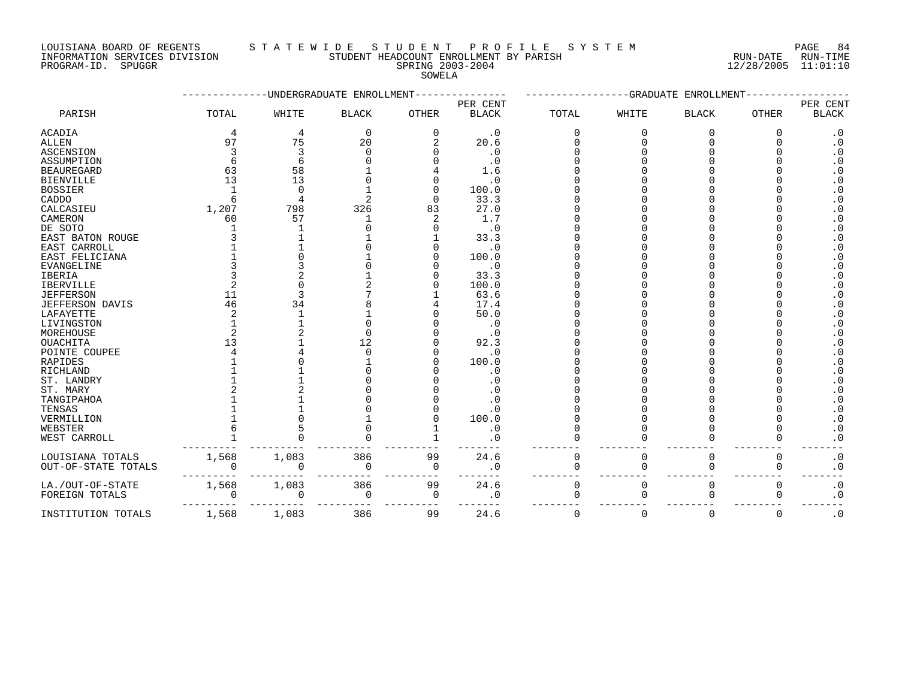LOUISIANA BOARD OF REGENTS — STATEWIDE STUDENT PROFILE SYSTEM
INFORMATION SERVICES DIVISION — STUDENT HEADCOUNT ENROLLMENT BY PARISH — RUN-DATE 12/28/2005 RUN-TIME 11:01:10
PROGRAM-ID. SPUGGR — SPRING 2003-2004

SOWELA

| PARISH | UNDERGRADUATE ENROLLMENT TOTAL | WHITE | BLACK | OTHER | PER CENT BLACK | GRADUATE ENROLLMENT TOTAL | WHITE | BLACK | OTHER | PER CENT BLACK |
|---|---|---|---|---|---|---|---|---|---|---|
| ACADIA | 4 | 4 | 0 | 0 | .0 | 0 | 0 | 0 | 0 | .0 |
| ALLEN | 97 | 75 | 20 | 2 | 20.6 | 0 | 0 | 0 | 0 | .0 |
| ASCENSION | 3 | 3 | 0 | 0 | .0 | 0 | 0 | 0 | 0 | .0 |
| ASSUMPTION | 6 | 6 | 0 | 0 | .0 | 0 | 0 | 0 | 0 | .0 |
| BEAUREGARD | 63 | 58 | 1 | 4 | 1.6 | 0 | 0 | 0 | 0 | .0 |
| BIENVILLE | 13 | 13 | 0 | 0 | .0 | 0 | 0 | 0 | 0 | .0 |
| BOSSIER | 1 | 0 | 1 | 0 | 100.0 | 0 | 0 | 0 | 0 | .0 |
| CADDO | 6 | 4 | 2 | 0 | 33.3 | 0 | 0 | 0 | 0 | .0 |
| CALCASIEU | 1,207 | 798 | 326 | 83 | 27.0 | 0 | 0 | 0 | 0 | .0 |
| CAMERON | 60 | 57 | 1 | 2 | 1.7 | 0 | 0 | 0 | 0 | .0 |
| DE SOTO | 1 | 1 | 0 | 0 | .0 | 0 | 0 | 0 | 0 | .0 |
| EAST BATON ROUGE | 3 | 1 | 1 | 1 | 33.3 | 0 | 0 | 0 | 0 | .0 |
| EAST CARROLL | 1 | 1 | 0 | 0 | .0 | 0 | 0 | 0 | 0 | .0 |
| EAST FELICIANA | 1 | 0 | 1 | 0 | 100.0 | 0 | 0 | 0 | 0 | .0 |
| EVANGELINE | 3 | 3 | 0 | 0 | .0 | 0 | 0 | 0 | 0 | .0 |
| IBERIA | 3 | 2 | 1 | 0 | 33.3 | 0 | 0 | 0 | 0 | .0 |
| IBERVILLE | 2 | 0 | 2 | 0 | 100.0 | 0 | 0 | 0 | 0 | .0 |
| JEFFERSON | 11 | 3 | 7 | 1 | 63.6 | 0 | 0 | 0 | 0 | .0 |
| JEFFERSON DAVIS | 46 | 34 | 8 | 4 | 17.4 | 0 | 0 | 0 | 0 | .0 |
| LAFAYETTE | 2 | 1 | 1 | 0 | 50.0 | 0 | 0 | 0 | 0 | .0 |
| LIVINGSTON | 1 | 1 | 0 | 0 | .0 | 0 | 0 | 0 | 0 | .0 |
| MOREHOUSE | 2 | 2 | 0 | 0 | .0 | 0 | 0 | 0 | 0 | .0 |
| OUACHITA | 13 | 1 | 12 | 0 | 92.3 | 0 | 0 | 0 | 0 | .0 |
| POINTE COUPEE | 4 | 4 | 0 | 0 | .0 | 0 | 0 | 0 | 0 | .0 |
| RAPIDES | 1 | 0 | 1 | 0 | 100.0 | 0 | 0 | 0 | 0 | .0 |
| RICHLAND | 1 | 1 | 0 | 0 | .0 | 0 | 0 | 0 | 0 | .0 |
| ST. LANDRY | 1 | 1 | 0 | 0 | .0 | 0 | 0 | 0 | 0 | .0 |
| ST. MARY | 2 | 2 | 0 | 0 | .0 | 0 | 0 | 0 | 0 | .0 |
| TANGIPAHOA | 1 | 1 | 0 | 0 | .0 | 0 | 0 | 0 | 0 | .0 |
| TENSAS | 1 | 1 | 0 | 0 | .0 | 0 | 0 | 0 | 0 | .0 |
| VERMILLION | 1 | 0 | 1 | 0 | 100.0 | 0 | 0 | 0 | 0 | .0 |
| WEBSTER | 6 | 5 | 0 | 1 | .0 | 0 | 0 | 0 | 0 | .0 |
| WEST CARROLL | 1 | 0 | 0 | 1 | .0 | 0 | 0 | 0 | 0 | .0 |
| LOUISIANA TOTALS | 1,568 | 1,083 | 386 | 99 | 24.6 | 0 | 0 | 0 | 0 | .0 |
| OUT-OF-STATE TOTALS | 0 | 0 | 0 | 0 | .0 | 0 | 0 | 0 | 0 | .0 |
| LA./OUT-OF-STATE | 1,568 | 1,083 | 386 | 99 | 24.6 | 0 | 0 | 0 | 0 | .0 |
| FOREIGN TOTALS | 0 | 0 | 0 | 0 | .0 | 0 | 0 | 0 | 0 | .0 |
| INSTITUTION TOTALS | 1,568 | 1,083 | 386 | 99 | 24.6 | 0 | 0 | 0 | 0 | .0 |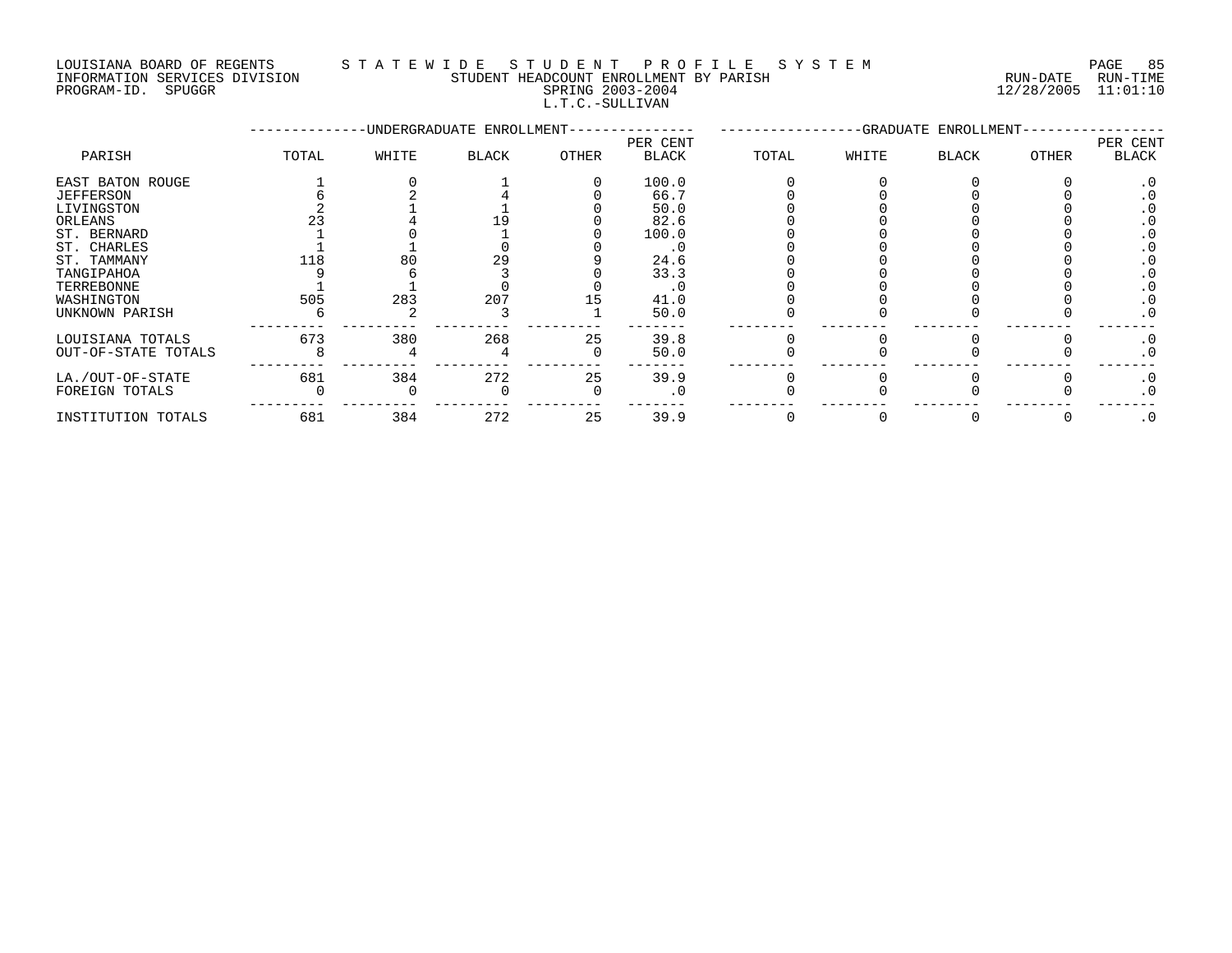LOUISIANA BOARD OF REGENTS — STATEWIDE STUDENT PROFILE SYSTEM
INFORMATION SERVICES DIVISION — STUDENT HEADCOUNT ENROLLMENT BY PARISH — RUN-DATE 12/28/2005 RUN-TIME 11:01:10
PROGRAM-ID. SPUGGR — SPRING 2003-2004
L.T.C.-SULLIVAN

| PARISH | UNDERGRADUATE ENROLLMENT | | | | | GRADUATE ENROLLMENT | | | | |
|---|---|---|---|---|---|---|---|---|---|---|
| | TOTAL | WHITE | BLACK | OTHER | PER CENT BLACK | TOTAL | WHITE | BLACK | OTHER | PER CENT BLACK |
| EAST BATON ROUGE | 1 | 0 | 1 | 0 | 100.0 | 0 | 0 | 0 | 0 | .0 |
| JEFFERSON | 6 | 2 | 4 | 0 | 66.7 | 0 | 0 | 0 | 0 | .0 |
| LIVINGSTON | 2 | 1 | 1 | 0 | 50.0 | 0 | 0 | 0 | 0 | .0 |
| ORLEANS | 23 | 4 | 19 | 0 | 82.6 | 0 | 0 | 0 | 0 | .0 |
| ST. BERNARD | 1 | 0 | 1 | 0 | 100.0 | 0 | 0 | 0 | 0 | .0 |
| ST. CHARLES | 1 | 1 | 0 | 0 | .0 | 0 | 0 | 0 | 0 | .0 |
| ST. TAMMANY | 118 | 80 | 29 | 9 | 24.6 | 0 | 0 | 0 | 0 | .0 |
| TANGIPAHOA | 9 | 6 | 3 | 0 | 33.3 | 0 | 0 | 0 | 0 | .0 |
| TERREBONNE | 1 | 1 | 0 | 0 | .0 | 0 | 0 | 0 | 0 | .0 |
| WASHINGTON | 505 | 283 | 207 | 15 | 41.0 | 0 | 0 | 0 | 0 | .0 |
| UNKNOWN PARISH | 6 | 2 | 3 | 1 | 50.0 | 0 | 0 | 0 | 0 | .0 |
| LOUISIANA TOTALS | 673 | 380 | 268 | 25 | 39.8 | 0 | 0 | 0 | 0 | .0 |
| OUT-OF-STATE TOTALS | 8 | 4 | 4 | 0 | 50.0 | 0 | 0 | 0 | 0 | .0 |
| LA./OUT-OF-STATE | 681 | 384 | 272 | 25 | 39.9 | 0 | 0 | 0 | 0 | .0 |
| FOREIGN TOTALS | 0 | 0 | 0 | 0 | .0 | 0 | 0 | 0 | 0 | .0 |
| INSTITUTION TOTALS | 681 | 384 | 272 | 25 | 39.9 | 0 | 0 | 0 | 0 | .0 |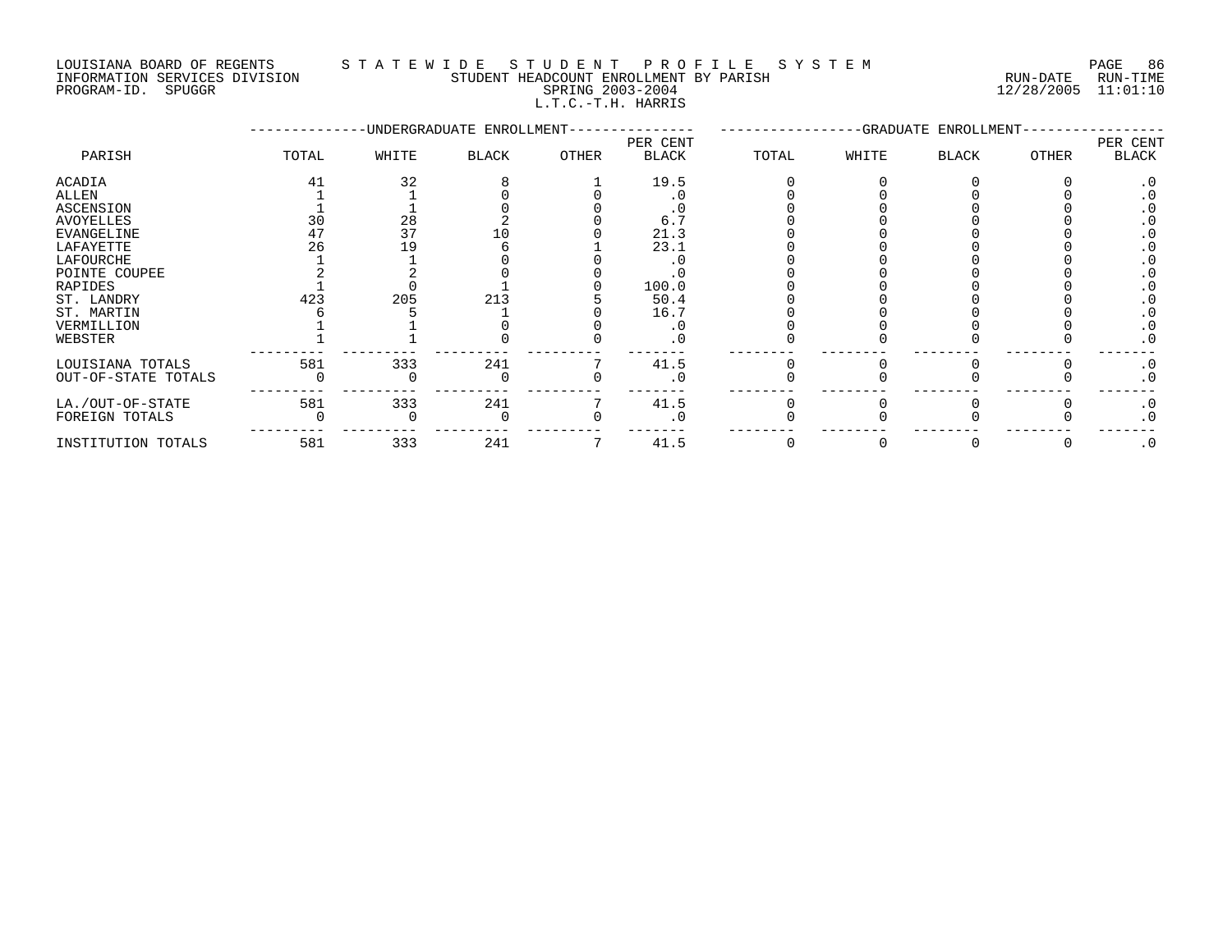LOUISIANA BOARD OF REGENTS — STATEWIDE STUDENT PROFILE SYSTEM
INFORMATION SERVICES DIVISION — STUDENT HEADCOUNT ENROLLMENT BY PARISH — RUN-DATE 12/28/2005 RUN-TIME 11:01:10
PROGRAM-ID. SPUGGR — SPRING 2003-2004

L.T.C.-T.H. HARRIS

| PARISH | UNDERGRADUATE ENROLLMENT TOTAL | WHITE | BLACK | OTHER | PER CENT BLACK | GRADUATE ENROLLMENT TOTAL | WHITE | BLACK | OTHER | PER CENT BLACK |
|---|---|---|---|---|---|---|---|---|---|---|
| ACADIA | 41 | 32 | 8 | 1 | 19.5 | 0 | 0 | 0 | 0 | .0 |
| ALLEN | 1 | 1 | 0 | 0 | .0 | 0 | 0 | 0 | 0 | .0 |
| ASCENSION | 1 | 1 | 0 | 0 | .0 | 0 | 0 | 0 | 0 | .0 |
| AVOYELLES | 30 | 28 | 2 | 0 | 6.7 | 0 | 0 | 0 | 0 | .0 |
| EVANGELINE | 47 | 37 | 10 | 0 | 21.3 | 0 | 0 | 0 | 0 | .0 |
| LAFAYETTE | 26 | 19 | 6 | 1 | 23.1 | 0 | 0 | 0 | 0 | .0 |
| LAFOURCHE | 1 | 1 | 0 | 0 | .0 | 0 | 0 | 0 | 0 | .0 |
| POINTE COUPEE | 2 | 2 | 0 | 0 | .0 | 0 | 0 | 0 | 0 | .0 |
| RAPIDES | 1 | 0 | 1 | 0 | 100.0 | 0 | 0 | 0 | 0 | .0 |
| ST. LANDRY | 423 | 205 | 213 | 5 | 50.4 | 0 | 0 | 0 | 0 | .0 |
| ST. MARTIN | 6 | 5 | 1 | 0 | 16.7 | 0 | 0 | 0 | 0 | .0 |
| VERMILLION | 1 | 1 | 0 | 0 | .0 | 0 | 0 | 0 | 0 | .0 |
| WEBSTER | 1 | 1 | 0 | 0 | .0 | 0 | 0 | 0 | 0 | .0 |
| LOUISIANA TOTALS | 581 | 333 | 241 | 7 | 41.5 | 0 | 0 | 0 | 0 | .0 |
| OUT-OF-STATE TOTALS | 0 | 0 | 0 | 0 | .0 | 0 | 0 | 0 | 0 | .0 |
| LA./OUT-OF-STATE | 581 | 333 | 241 | 7 | 41.5 | 0 | 0 | 0 | 0 | .0 |
| FOREIGN TOTALS | 0 | 0 | 0 | 0 | .0 | 0 | 0 | 0 | 0 | .0 |
| INSTITUTION TOTALS | 581 | 333 | 241 | 7 | 41.5 | 0 | 0 | 0 | 0 | .0 |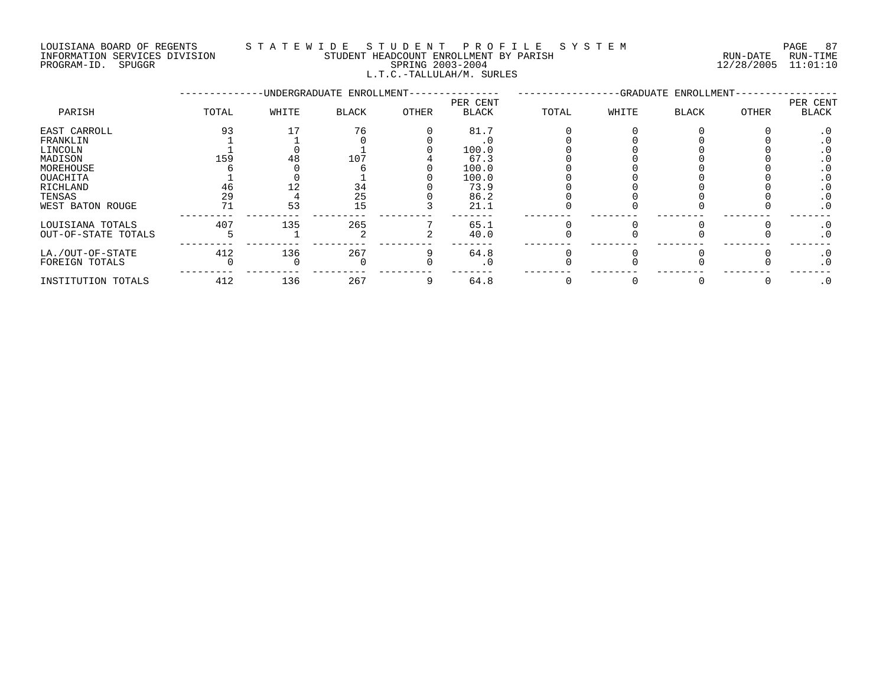LOUISIANA BOARD OF REGENTS — STATEWIDE STUDENT PROFILE SYSTEM
INFORMATION SERVICES DIVISION — STUDENT HEADCOUNT ENROLLMENT BY PARISH — RUN-DATE 12/28/2005 RUN-TIME 11:01:10
PROGRAM-ID. SPUGGR — SPRING 2003-2004

L.T.C.-TALLULAH/M. SURLES

| PARISH | UNDERGRADUATE ENROLLMENT | | | | | GRADUATE ENROLLMENT | | | | |
|---|---|---|---|---|---|---|---|---|---|---|
| | TOTAL | WHITE | BLACK | OTHER | PER CENT BLACK | TOTAL | WHITE | BLACK | OTHER | PER CENT BLACK |
| EAST CARROLL | 93 | 17 | 76 | 0 | 81.7 | 0 | 0 | 0 | 0 | .0 |
| FRANKLIN | 1 | 1 | 0 | 0 | .0 | 0 | 0 | 0 | 0 | .0 |
| LINCOLN | 1 | 0 | 1 | 0 | 100.0 | 0 | 0 | 0 | 0 | .0 |
| MADISON | 159 | 48 | 107 | 4 | 67.3 | 0 | 0 | 0 | 0 | .0 |
| MOREHOUSE | 6 | 0 | 6 | 0 | 100.0 | 0 | 0 | 0 | 0 | .0 |
| OUACHITA | 1 | 0 | 1 | 0 | 100.0 | 0 | 0 | 0 | 0 | .0 |
| RICHLAND | 46 | 12 | 34 | 0 | 73.9 | 0 | 0 | 0 | 0 | .0 |
| TENSAS | 29 | 4 | 25 | 0 | 86.2 | 0 | 0 | 0 | 0 | .0 |
| WEST BATON ROUGE | 71 | 53 | 15 | 3 | 21.1 | 0 | 0 | 0 | 0 | .0 |
| LOUISIANA TOTALS | 407 | 135 | 265 | 7 | 65.1 | 0 | 0 | 0 | 0 | .0 |
| OUT-OF-STATE TOTALS | 5 | 1 | 2 | 2 | 40.0 | 0 | 0 | 0 | 0 | .0 |
| LA./OUT-OF-STATE | 412 | 136 | 267 | 9 | 64.8 | 0 | 0 | 0 | 0 | .0 |
| FOREIGN TOTALS | 0 | 0 | 0 | 0 | .0 | 0 | 0 | 0 | 0 | .0 |
| INSTITUTION TOTALS | 412 | 136 | 267 | 9 | 64.8 | 0 | 0 | 0 | 0 | .0 |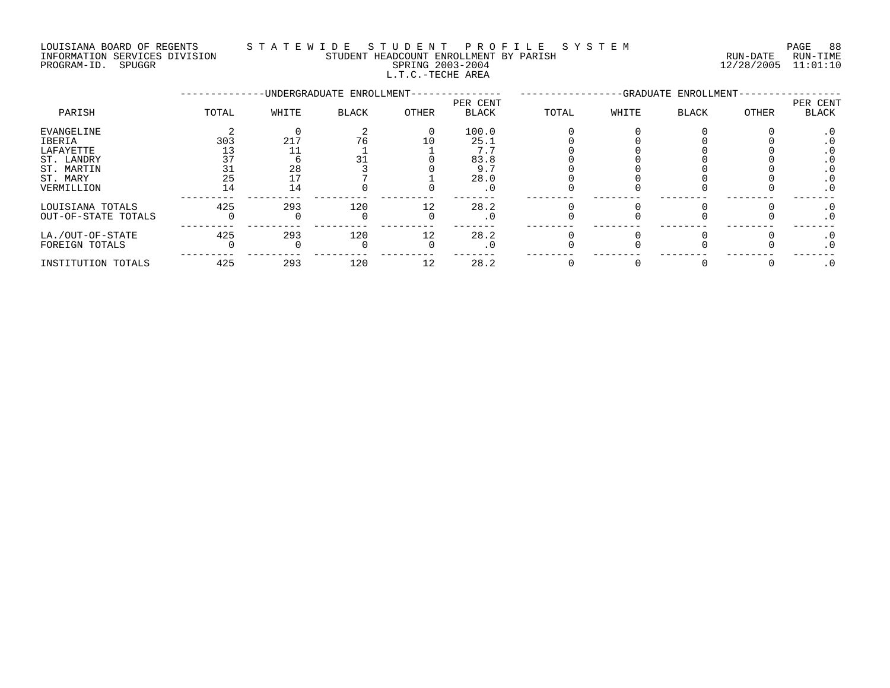LOUISIANA BOARD OF REGENTS — STATEWIDE STUDENT PROFILE SYSTEM
INFORMATION SERVICES DIVISION — STUDENT HEADCOUNT ENROLLMENT BY PARISH — RUN-DATE 12/28/2005 RUN-TIME 11:01:10
PROGRAM-ID. SPUGGR — SPRING 2003-2004

L.T.C.-TECHE AREA

| | UNDERGRADUATE ENROLLMENT | | | | | GRADUATE ENROLLMENT | | | | |
|---|---|---|---|---|---|---|---|---|---|---|
| PARISH | TOTAL | WHITE | BLACK | OTHER | PER CENT BLACK | TOTAL | WHITE | BLACK | OTHER | PER CENT BLACK |
| EVANGELINE | 2 | 0 | 2 | 0 | 100.0 | 0 | 0 | 0 | 0 | .0 |
| IBERIA | 303 | 217 | 76 | 10 | 25.1 | 0 | 0 | 0 | 0 | .0 |
| LAFAYETTE | 13 | 11 | 1 | 1 | 7.7 | 0 | 0 | 0 | 0 | .0 |
| ST. LANDRY | 37 | 6 | 31 | 0 | 83.8 | 0 | 0 | 0 | 0 | .0 |
| ST. MARTIN | 31 | 28 | 3 | 0 | 9.7 | 0 | 0 | 0 | 0 | .0 |
| ST. MARY | 25 | 17 | 7 | 1 | 28.0 | 0 | 0 | 0 | 0 | .0 |
| VERMILLION | 14 | 14 | 0 | 0 | .0 | 0 | 0 | 0 | 0 | .0 |
| LOUISIANA TOTALS | 425 | 293 | 120 | 12 | 28.2 | 0 | 0 | 0 | 0 | .0 |
| OUT-OF-STATE TOTALS | 0 | 0 | 0 | 0 | .0 | 0 | 0 | 0 | 0 | .0 |
| LA./OUT-OF-STATE | 425 | 293 | 120 | 12 | 28.2 | 0 | 0 | 0 | 0 | .0 |
| FOREIGN TOTALS | 0 | 0 | 0 | 0 | .0 | 0 | 0 | 0 | 0 | .0 |
| INSTITUTION TOTALS | 425 | 293 | 120 | 12 | 28.2 | 0 | 0 | 0 | 0 | .0 |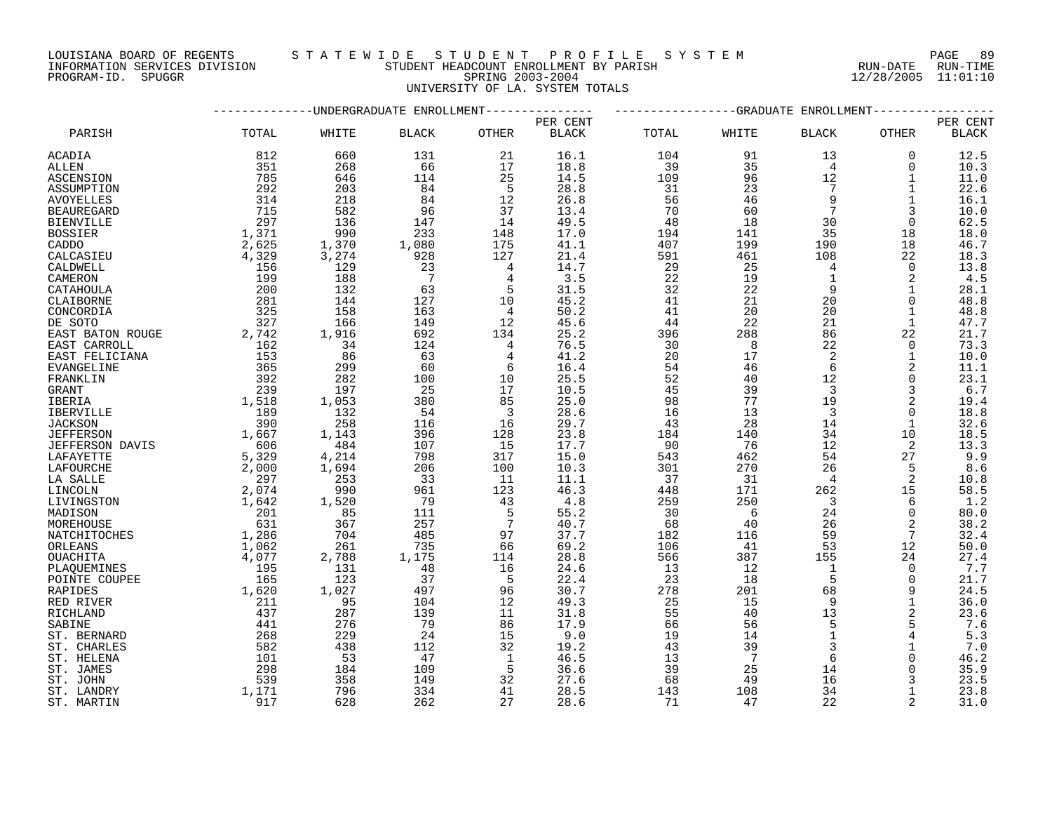LOUISIANA BOARD OF REGENTS — STATEWIDE STUDENT PROFILE SYSTEM
INFORMATION SERVICES DIVISION — STUDENT HEADCOUNT ENROLLMENT BY PARISH — RUN-DATE 12/28/2005 RUN-TIME 11:01:10
PROGRAM-ID. SPUGGR — SPRING 2003-2004

# UNIVERSITY OF LA. SYSTEM TOTALS

| PARISH | UNDERGRADUATE ENROLLMENT | | | | | GRADUATE ENROLLMENT | | | | |
|---|---|---|---|---|---|---|---|---|---|---|
| | TOTAL | WHITE | BLACK | OTHER | PER CENT BLACK | TOTAL | WHITE | BLACK | OTHER | PER CENT BLACK |
| ACADIA | 812 | 660 | 131 | 21 | 16.1 | 104 | 91 | 13 | 0 | 12.5 |
| ALLEN | 351 | 268 | 66 | 17 | 18.8 | 39 | 35 | 4 | 0 | 10.3 |
| ASCENSION | 785 | 646 | 114 | 25 | 14.5 | 109 | 96 | 12 | 1 | 11.0 |
| ASSUMPTION | 292 | 203 | 84 | 5 | 28.8 | 31 | 23 | 7 | 1 | 22.6 |
| AVOYELLES | 314 | 218 | 84 | 12 | 26.8 | 56 | 46 | 9 | 1 | 16.1 |
| BEAUREGARD | 715 | 582 | 96 | 37 | 13.4 | 70 | 60 | 7 | 3 | 10.0 |
| BIENVILLE | 297 | 136 | 147 | 14 | 49.5 | 48 | 18 | 30 | 0 | 62.5 |
| BOSSIER | 1,371 | 990 | 233 | 148 | 17.0 | 194 | 141 | 35 | 18 | 18.0 |
| CADDO | 2,625 | 1,370 | 1,080 | 175 | 41.1 | 407 | 199 | 190 | 18 | 46.7 |
| CALCASIEU | 4,329 | 3,274 | 928 | 127 | 21.4 | 591 | 461 | 108 | 22 | 18.3 |
| CALDWELL | 156 | 129 | 23 | 4 | 14.7 | 29 | 25 | 4 | 0 | 13.8 |
| CAMERON | 199 | 188 | 7 | 4 | 3.5 | 22 | 19 | 1 | 2 | 4.5 |
| CATAHOULA | 200 | 132 | 63 | 5 | 31.5 | 32 | 22 | 9 | 1 | 28.1 |
| CLAIBORNE | 281 | 144 | 127 | 10 | 45.2 | 41 | 21 | 20 | 0 | 48.8 |
| CONCORDIA | 325 | 158 | 163 | 4 | 50.2 | 41 | 20 | 20 | 1 | 48.8 |
| DE SOTO | 327 | 166 | 149 | 12 | 45.6 | 44 | 22 | 21 | 1 | 47.7 |
| EAST BATON ROUGE | 2,742 | 1,916 | 692 | 134 | 25.2 | 396 | 288 | 86 | 22 | 21.7 |
| EAST CARROLL | 162 | 34 | 124 | 4 | 76.5 | 30 | 8 | 22 | 0 | 73.3 |
| EAST FELICIANA | 153 | 86 | 63 | 4 | 41.2 | 20 | 17 | 2 | 1 | 10.0 |
| EVANGELINE | 365 | 299 | 60 | 6 | 16.4 | 54 | 46 | 6 | 2 | 11.1 |
| FRANKLIN | 392 | 282 | 100 | 10 | 25.5 | 52 | 40 | 12 | 0 | 23.1 |
| GRANT | 239 | 197 | 25 | 17 | 10.5 | 45 | 39 | 3 | 3 | 6.7 |
| IBERIA | 1,518 | 1,053 | 380 | 85 | 25.0 | 98 | 77 | 19 | 2 | 19.4 |
| IBERVILLE | 189 | 132 | 54 | 3 | 28.6 | 16 | 13 | 3 | 0 | 18.8 |
| JACKSON | 390 | 258 | 116 | 16 | 29.7 | 43 | 28 | 14 | 1 | 32.6 |
| JEFFERSON | 1,667 | 1,143 | 396 | 128 | 23.8 | 184 | 140 | 34 | 10 | 18.5 |
| JEFFERSON DAVIS | 606 | 484 | 107 | 15 | 17.7 | 90 | 76 | 12 | 2 | 13.3 |
| LAFAYETTE | 5,329 | 4,214 | 798 | 317 | 15.0 | 543 | 462 | 54 | 27 | 9.9 |
| LAFOURCHE | 2,000 | 1,694 | 206 | 100 | 10.3 | 301 | 270 | 26 | 5 | 8.6 |
| LA SALLE | 297 | 253 | 33 | 11 | 11.1 | 37 | 31 | 4 | 2 | 10.8 |
| LINCOLN | 2,074 | 990 | 961 | 123 | 46.3 | 448 | 171 | 262 | 15 | 58.5 |
| LIVINGSTON | 1,642 | 1,520 | 79 | 43 | 4.8 | 259 | 250 | 3 | 6 | 1.2 |
| MADISON | 201 | 85 | 111 | 5 | 55.2 | 30 | 6 | 24 | 0 | 80.0 |
| MOREHOUSE | 631 | 367 | 257 | 7 | 40.7 | 68 | 40 | 26 | 2 | 38.2 |
| NATCHITOCHES | 1,286 | 704 | 485 | 97 | 37.7 | 182 | 116 | 59 | 7 | 32.4 |
| ORLEANS | 1,062 | 261 | 735 | 66 | 69.2 | 106 | 41 | 53 | 12 | 50.0 |
| OUACHITA | 4,077 | 2,788 | 1,175 | 114 | 28.8 | 566 | 387 | 155 | 24 | 27.4 |
| PLAQUEMINES | 195 | 131 | 48 | 16 | 24.6 | 13 | 12 | 1 | 0 | 7.7 |
| POINTE COUPEE | 165 | 123 | 37 | 5 | 22.4 | 23 | 18 | 5 | 0 | 21.7 |
| RAPIDES | 1,620 | 1,027 | 497 | 96 | 30.7 | 278 | 201 | 68 | 9 | 24.5 |
| RED RIVER | 211 | 95 | 104 | 12 | 49.3 | 25 | 15 | 9 | 1 | 36.0 |
| RICHLAND | 437 | 287 | 139 | 11 | 31.8 | 55 | 40 | 13 | 2 | 23.6 |
| SABINE | 441 | 276 | 79 | 86 | 17.9 | 66 | 56 | 5 | 5 | 7.6 |
| ST. BERNARD | 268 | 229 | 24 | 15 | 9.0 | 19 | 14 | 1 | 4 | 5.3 |
| ST. CHARLES | 582 | 438 | 112 | 32 | 19.2 | 43 | 39 | 3 | 1 | 7.0 |
| ST. HELENA | 101 | 53 | 47 | 1 | 46.5 | 13 | 7 | 6 | 0 | 46.2 |
| ST. JAMES | 298 | 184 | 109 | 5 | 36.6 | 39 | 25 | 14 | 0 | 35.9 |
| ST. JOHN | 539 | 358 | 149 | 32 | 27.6 | 68 | 49 | 16 | 3 | 23.5 |
| ST. LANDRY | 1,171 | 796 | 334 | 41 | 28.5 | 143 | 108 | 34 | 1 | 23.8 |
| ST. MARTIN | 917 | 628 | 262 | 27 | 28.6 | 71 | 47 | 22 | 2 | 31.0 |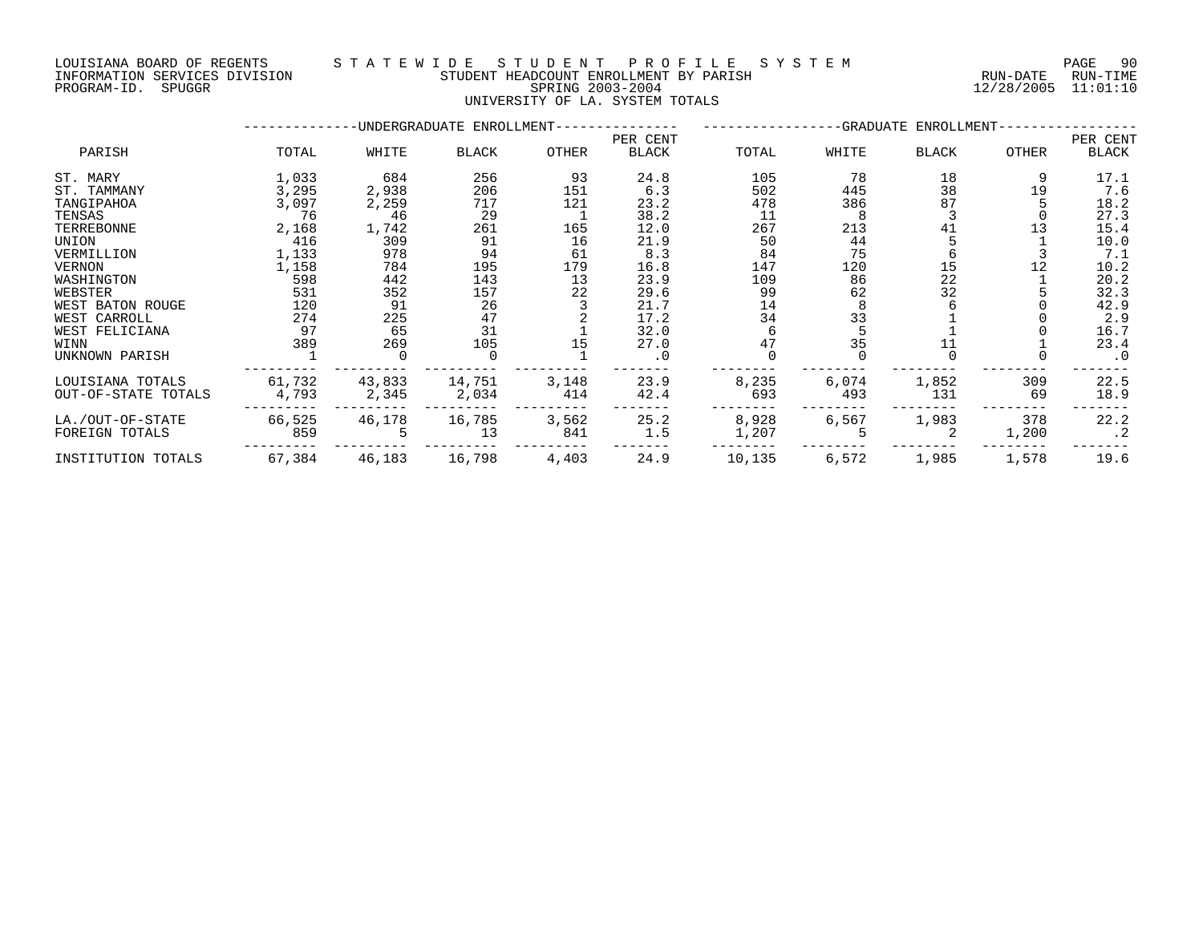LOUISIANA BOARD OF REGENTS — STATEWIDE STUDENT PROFILE SYSTEM
INFORMATION SERVICES DIVISION — STUDENT HEADCOUNT ENROLLMENT BY PARISH — RUN-DATE 12/28/2005 RUN-TIME 11:01:10
PROGRAM-ID. SPUGGR — SPRING 2003-2004

UNIVERSITY OF LA. SYSTEM TOTALS

| | UNDERGRADUATE ENROLLMENT | | | | | GRADUATE ENROLLMENT | | | | |
|---|---|---|---|---|---|---|---|---|---|---|
| PARISH | TOTAL | WHITE | BLACK | OTHER | PER CENT BLACK | TOTAL | WHITE | BLACK | OTHER | PER CENT BLACK |
| ST. MARY | 1,033 | 684 | 256 | 93 | 24.8 | 105 | 78 | 18 | 9 | 17.1 |
| ST. TAMMANY | 3,295 | 2,938 | 206 | 151 | 6.3 | 502 | 445 | 38 | 19 | 7.6 |
| TANGIPAHOA | 3,097 | 2,259 | 717 | 121 | 23.2 | 478 | 386 | 87 | 5 | 18.2 |
| TENSAS | 76 | 46 | 29 | 1 | 38.2 | 11 | 8 | 3 | 0 | 27.3 |
| TERREBONNE | 2,168 | 1,742 | 261 | 165 | 12.0 | 267 | 213 | 41 | 13 | 15.4 |
| UNION | 416 | 309 | 91 | 16 | 21.9 | 50 | 44 | 5 | 1 | 10.0 |
| VERMILLION | 1,133 | 978 | 94 | 61 | 8.3 | 84 | 75 | 6 | 3 | 7.1 |
| VERNON | 1,158 | 784 | 195 | 179 | 16.8 | 147 | 120 | 15 | 12 | 10.2 |
| WASHINGTON | 598 | 442 | 143 | 13 | 23.9 | 109 | 86 | 22 | 1 | 20.2 |
| WEBSTER | 531 | 352 | 157 | 22 | 29.6 | 99 | 62 | 32 | 5 | 32.3 |
| WEST BATON ROUGE | 120 | 91 | 26 | 3 | 21.7 | 14 | 8 | 6 | 0 | 42.9 |
| WEST CARROLL | 274 | 225 | 47 | 2 | 17.2 | 34 | 33 | 1 | 0 | 2.9 |
| WEST FELICIANA | 97 | 65 | 31 | 1 | 32.0 | 6 | 5 | 1 | 0 | 16.7 |
| WINN | 389 | 269 | 105 | 15 | 27.0 | 47 | 35 | 11 | 1 | 23.4 |
| UNKNOWN PARISH | 1 | 0 | 0 | 1 | .0 | 0 | 0 | 0 | 0 | .0 |
| LOUISIANA TOTALS | 61,732 | 43,833 | 14,751 | 3,148 | 23.9 | 8,235 | 6,074 | 1,852 | 309 | 22.5 |
| OUT-OF-STATE TOTALS | 4,793 | 2,345 | 2,034 | 414 | 42.4 | 693 | 493 | 131 | 69 | 18.9 |
| LA./OUT-OF-STATE | 66,525 | 46,178 | 16,785 | 3,562 | 25.2 | 8,928 | 6,567 | 1,983 | 378 | 22.2 |
| FOREIGN TOTALS | 859 | 5 | 13 | 841 | 1.5 | 1,207 | 5 | 2 | 1,200 | .2 |
| INSTITUTION TOTALS | 67,384 | 46,183 | 16,798 | 4,403 | 24.9 | 10,135 | 6,572 | 1,985 | 1,578 | 19.6 |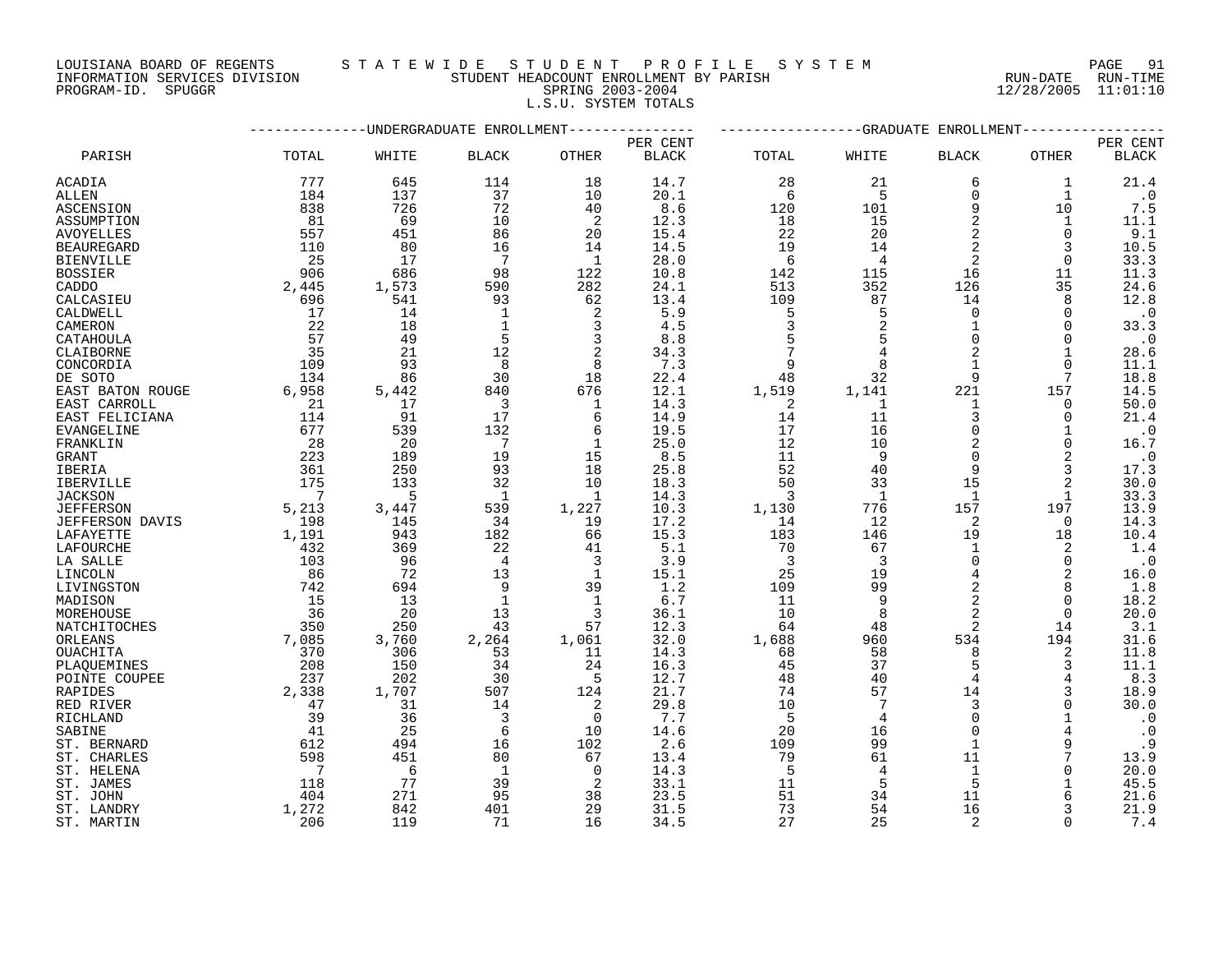LOUISIANA BOARD OF REGENTS — STATEWIDE STUDENT PROFILE SYSTEM
INFORMATION SERVICES DIVISION — STUDENT HEADCOUNT ENROLLMENT BY PARISH — RUN-DATE 12/28/2005 RUN-TIME 11:01:10
PROGRAM-ID. SPUGGR — SPRING 2003-2004

L.S.U. SYSTEM TOTALS

| PARISH | UNDERGRADUATE ENROLLMENT TOTAL | WHITE | BLACK | OTHER | PER CENT BLACK | GRADUATE ENROLLMENT TOTAL | WHITE | BLACK | OTHER | PER CENT BLACK |
|---|---|---|---|---|---|---|---|---|---|---|
| ACADIA | 777 | 645 | 114 | 18 | 14.7 | 28 | 21 | 6 | 1 | 21.4 |
| ALLEN | 184 | 137 | 37 | 10 | 20.1 | 6 | 5 | 0 | 1 | .0 |
| ASCENSION | 838 | 726 | 72 | 40 | 8.6 | 120 | 101 | 9 | 10 | 7.5 |
| ASSUMPTION | 81 | 69 | 10 | 2 | 12.3 | 18 | 15 | 2 | 1 | 11.1 |
| AVOYELLES | 557 | 451 | 86 | 20 | 15.4 | 22 | 20 | 2 | 0 | 9.1 |
| BEAUREGARD | 110 | 80 | 16 | 14 | 14.5 | 19 | 14 | 2 | 3 | 10.5 |
| BIENVILLE | 25 | 17 | 7 | 1 | 28.0 | 6 | 4 | 2 | 0 | 33.3 |
| BOSSIER | 906 | 686 | 98 | 122 | 10.8 | 142 | 115 | 16 | 11 | 11.3 |
| CADDO | 2,445 | 1,573 | 590 | 282 | 24.1 | 513 | 352 | 126 | 35 | 24.6 |
| CALCASIEU | 696 | 541 | 93 | 62 | 13.4 | 109 | 87 | 14 | 8 | 12.8 |
| CALDWELL | 17 | 14 | 1 | 2 | 5.9 | 5 | 5 | 0 | 0 | .0 |
| CAMERON | 22 | 18 | 1 | 3 | 4.5 | 3 | 2 | 1 | 0 | 33.3 |
| CATAHOULA | 57 | 49 | 5 | 3 | 8.8 | 5 | 5 | 0 | 0 | .0 |
| CLAIBORNE | 35 | 21 | 12 | 2 | 34.3 | 7 | 4 | 2 | 1 | 28.6 |
| CONCORDIA | 109 | 93 | 8 | 8 | 7.3 | 9 | 8 | 1 | 0 | 11.1 |
| DE SOTO | 134 | 86 | 30 | 18 | 22.4 | 48 | 32 | 9 | 7 | 18.8 |
| EAST BATON ROUGE | 6,958 | 5,442 | 840 | 676 | 12.1 | 1,519 | 1,141 | 221 | 157 | 14.5 |
| EAST CARROLL | 21 | 17 | 3 | 1 | 14.3 | 2 | 1 | 1 | 0 | 50.0 |
| EAST FELICIANA | 114 | 91 | 17 | 6 | 14.9 | 14 | 11 | 3 | 0 | 21.4 |
| EVANGELINE | 677 | 539 | 132 | 6 | 19.5 | 17 | 16 | 0 | 1 | .0 |
| FRANKLIN | 28 | 20 | 7 | 1 | 25.0 | 12 | 10 | 2 | 0 | 16.7 |
| GRANT | 223 | 189 | 19 | 15 | 8.5 | 11 | 9 | 0 | 2 | .0 |
| IBERIA | 361 | 250 | 93 | 18 | 25.8 | 52 | 40 | 9 | 3 | 17.3 |
| IBERVILLE | 175 | 133 | 32 | 10 | 18.3 | 50 | 33 | 15 | 2 | 30.0 |
| JACKSON | 7 | 5 | 1 | 1 | 14.3 | 3 | 1 | 1 | 1 | 33.3 |
| JEFFERSON | 5,213 | 3,447 | 539 | 1,227 | 10.3 | 1,130 | 776 | 157 | 197 | 13.9 |
| JEFFERSON DAVIS | 198 | 145 | 34 | 19 | 17.2 | 14 | 12 | 2 | 0 | 14.3 |
| LAFAYETTE | 1,191 | 943 | 182 | 66 | 15.3 | 183 | 146 | 19 | 18 | 10.4 |
| LAFOURCHE | 432 | 369 | 22 | 41 | 5.1 | 70 | 67 | 1 | 2 | 1.4 |
| LA SALLE | 103 | 96 | 4 | 3 | 3.9 | 3 | 3 | 0 | 0 | .0 |
| LINCOLN | 86 | 72 | 13 | 1 | 15.1 | 25 | 19 | 4 | 2 | 16.0 |
| LIVINGSTON | 742 | 694 | 9 | 39 | 1.2 | 109 | 99 | 2 | 8 | 1.8 |
| MADISON | 15 | 13 | 1 | 1 | 6.7 | 11 | 9 | 2 | 0 | 18.2 |
| MOREHOUSE | 36 | 20 | 13 | 3 | 36.1 | 10 | 8 | 2 | 0 | 20.0 |
| NATCHITOCHES | 350 | 250 | 43 | 57 | 12.3 | 64 | 48 | 2 | 14 | 3.1 |
| ORLEANS | 7,085 | 3,760 | 2,264 | 1,061 | 32.0 | 1,688 | 960 | 534 | 194 | 31.6 |
| OUACHITA | 370 | 306 | 53 | 11 | 14.3 | 68 | 58 | 8 | 2 | 11.8 |
| PLAQUEMINES | 208 | 150 | 34 | 24 | 16.3 | 45 | 37 | 5 | 3 | 11.1 |
| POINTE COUPEE | 237 | 202 | 30 | 5 | 12.7 | 48 | 40 | 4 | 4 | 8.3 |
| RAPIDES | 2,338 | 1,707 | 507 | 124 | 21.7 | 74 | 57 | 14 | 3 | 18.9 |
| RED RIVER | 47 | 31 | 14 | 2 | 29.8 | 10 | 7 | 3 | 0 | 30.0 |
| RICHLAND | 39 | 36 | 3 | 0 | 7.7 | 5 | 4 | 0 | 1 | .0 |
| SABINE | 41 | 25 | 6 | 10 | 14.6 | 20 | 16 | 0 | 4 | .0 |
| ST. BERNARD | 612 | 494 | 16 | 102 | 2.6 | 109 | 99 | 1 | 9 | .9 |
| ST. CHARLES | 598 | 451 | 80 | 67 | 13.4 | 79 | 61 | 11 | 7 | 13.9 |
| ST. HELENA | 7 | 6 | 1 | 0 | 14.3 | 5 | 4 | 1 | 0 | 20.0 |
| ST. JAMES | 118 | 77 | 39 | 2 | 33.1 | 11 | 5 | 5 | 1 | 45.5 |
| ST. JOHN | 404 | 271 | 95 | 38 | 23.5 | 51 | 34 | 11 | 6 | 21.6 |
| ST. LANDRY | 1,272 | 842 | 401 | 29 | 31.5 | 73 | 54 | 16 | 3 | 21.9 |
| ST. MARTIN | 206 | 119 | 71 | 16 | 34.5 | 27 | 25 | 2 | 0 | 7.4 |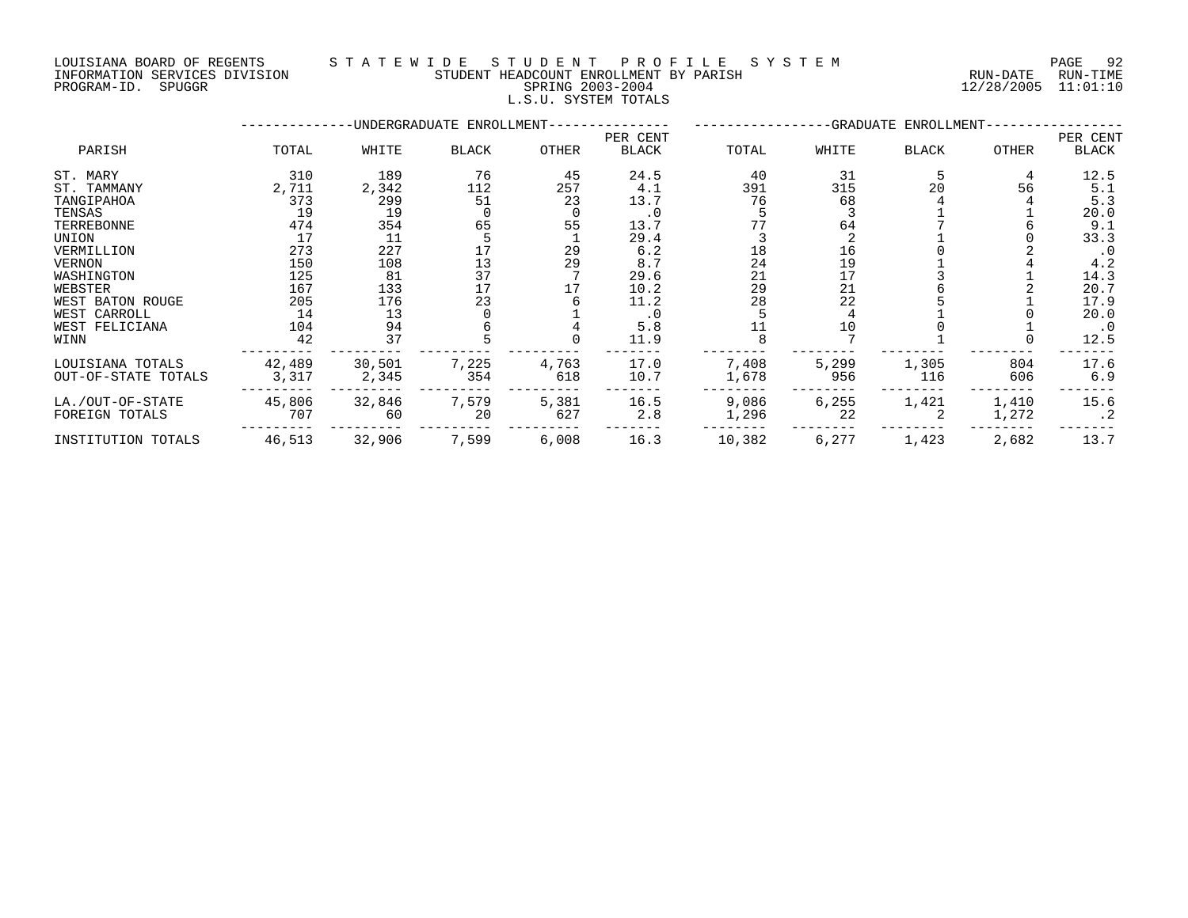LOUISIANA BOARD OF REGENTS — STATEWIDE STUDENT PROFILE SYSTEM
INFORMATION SERVICES DIVISION — STUDENT HEADCOUNT ENROLLMENT BY PARISH — RUN-DATE 12/28/2005 RUN-TIME 11:01:10
PROGRAM-ID. SPUGGR — SPRING 2003-2004

L.S.U. SYSTEM TOTALS

| PARISH | UNDERGRADUATE ENROLLMENT TOTAL | WHITE | BLACK | OTHER | PER CENT BLACK | GRADUATE ENROLLMENT TOTAL | WHITE | BLACK | OTHER | PER CENT BLACK |
|---|---|---|---|---|---|---|---|---|---|---|
| ST. MARY | 310 | 189 | 76 | 45 | 24.5 | 40 | 31 | 5 | 4 | 12.5 |
| ST. TAMMANY | 2,711 | 2,342 | 112 | 257 | 4.1 | 391 | 315 | 20 | 56 | 5.1 |
| TANGIPAHOA | 373 | 299 | 51 | 23 | 13.7 | 76 | 68 | 4 | 4 | 5.3 |
| TENSAS | 19 | 19 | 0 | 0 | .0 | 5 | 3 | 1 | 1 | 20.0 |
| TERREBONNE | 474 | 354 | 65 | 55 | 13.7 | 77 | 64 | 7 | 6 | 9.1 |
| UNION | 17 | 11 | 5 | 1 | 29.4 | 3 | 2 | 1 | 0 | 33.3 |
| VERMILLION | 273 | 227 | 17 | 29 | 6.2 | 18 | 16 | 0 | 2 | .0 |
| VERNON | 150 | 108 | 13 | 29 | 8.7 | 24 | 19 | 1 | 4 | 4.2 |
| WASHINGTON | 125 | 81 | 37 | 7 | 29.6 | 21 | 17 | 3 | 1 | 14.3 |
| WEBSTER | 167 | 133 | 17 | 17 | 10.2 | 29 | 21 | 6 | 2 | 20.7 |
| WEST BATON ROUGE | 205 | 176 | 23 | 6 | 11.2 | 28 | 22 | 5 | 1 | 17.9 |
| WEST CARROLL | 14 | 13 | 0 | 1 | .0 | 5 | 4 | 1 | 0 | 20.0 |
| WEST FELICIANA | 104 | 94 | 6 | 4 | 5.8 | 11 | 10 | 0 | 1 | .0 |
| WINN | 42 | 37 | 5 | 0 | 11.9 | 8 | 7 | 1 | 0 | 12.5 |
| LOUISIANA TOTALS | 42,489 | 30,501 | 7,225 | 4,763 | 17.0 | 7,408 | 5,299 | 1,305 | 804 | 17.6 |
| OUT-OF-STATE TOTALS | 3,317 | 2,345 | 354 | 618 | 10.7 | 1,678 | 956 | 116 | 606 | 6.9 |
| LA./OUT-OF-STATE | 45,806 | 32,846 | 7,579 | 5,381 | 16.5 | 9,086 | 6,255 | 1,421 | 1,410 | 15.6 |
| FOREIGN TOTALS | 707 | 60 | 20 | 627 | 2.8 | 1,296 | 22 | 2 | 1,272 | .2 |
| INSTITUTION TOTALS | 46,513 | 32,906 | 7,599 | 6,008 | 16.3 | 10,382 | 6,277 | 1,423 | 2,682 | 13.7 |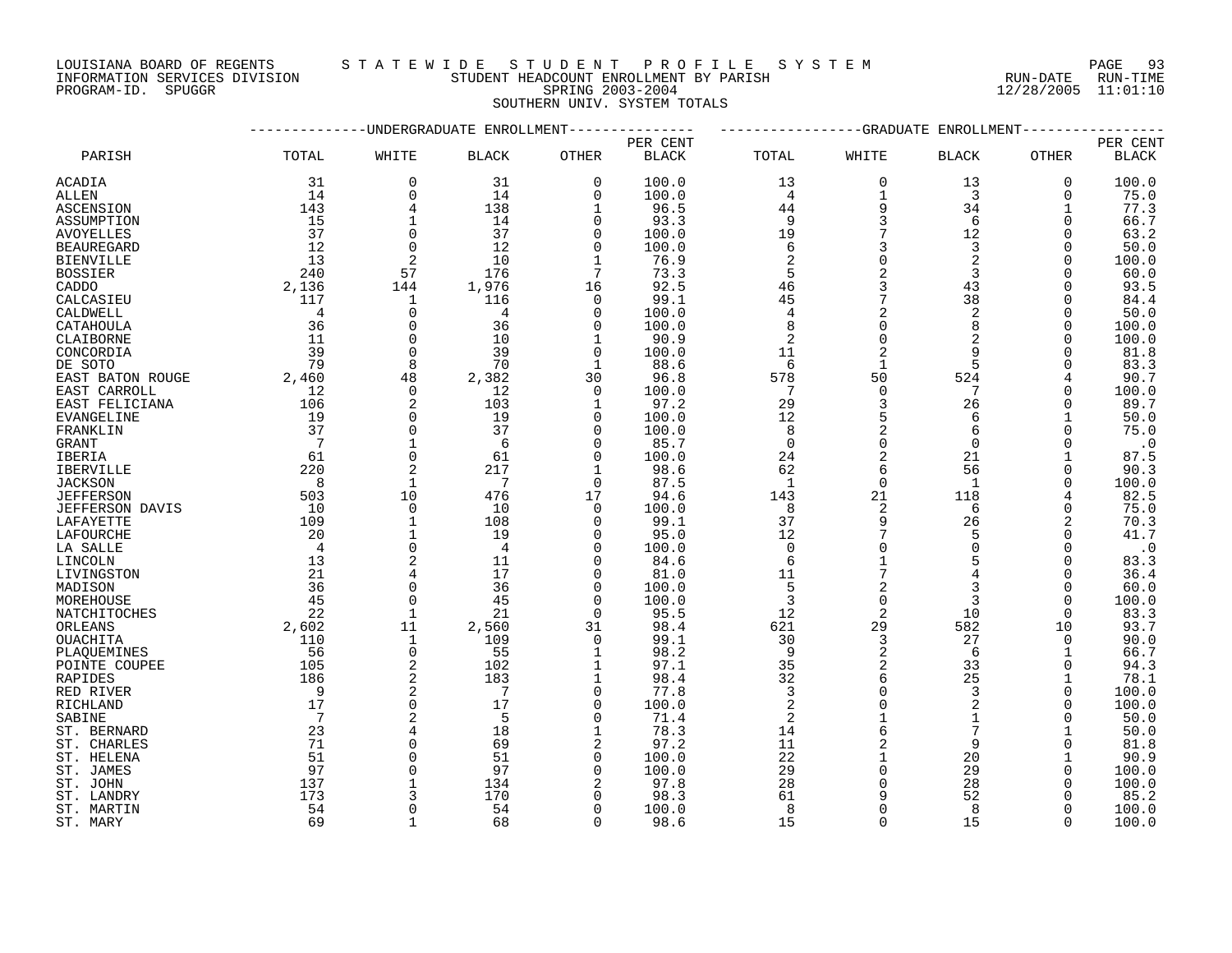LOUISIANA BOARD OF REGENTS — STATEWIDE STUDENT PROFILE SYSTEM
INFORMATION SERVICES DIVISION — STUDENT HEADCOUNT ENROLLMENT BY PARISH — RUN-DATE 12/28/2005 RUN-TIME 11:01:10
PROGRAM-ID. SPUGGR — SPRING 2003-2004

SOUTHERN UNIV. SYSTEM TOTALS

| PARISH | UNDERGRADUATE ENROLLMENT TOTAL | WHITE | BLACK | OTHER | PER CENT BLACK | GRADUATE ENROLLMENT TOTAL | WHITE | BLACK | OTHER | PER CENT BLACK |
|---|---|---|---|---|---|---|---|---|---|---|
| ACADIA | 31 | 0 | 31 | 0 | 100.0 | 13 | 0 | 13 | 0 | 100.0 |
| ALLEN | 14 | 0 | 14 | 0 | 100.0 | 4 | 1 | 3 | 0 | 75.0 |
| ASCENSION | 143 | 4 | 138 | 1 | 96.5 | 44 | 9 | 34 | 1 | 77.3 |
| ASSUMPTION | 15 | 1 | 14 | 0 | 93.3 | 9 | 3 | 6 | 0 | 66.7 |
| AVOYELLES | 37 | 0 | 37 | 0 | 100.0 | 19 | 7 | 12 | 0 | 63.2 |
| BEAUREGARD | 12 | 0 | 12 | 0 | 100.0 | 6 | 3 | 3 | 0 | 50.0 |
| BIENVILLE | 13 | 2 | 10 | 1 | 76.9 | 2 | 0 | 2 | 0 | 100.0 |
| BOSSIER | 240 | 57 | 176 | 7 | 73.3 | 5 | 2 | 3 | 0 | 60.0 |
| CADDO | 2,136 | 144 | 1,976 | 16 | 92.5 | 46 | 3 | 43 | 0 | 93.5 |
| CALCASIEU | 117 | 1 | 116 | 0 | 99.1 | 45 | 7 | 38 | 0 | 84.4 |
| CALDWELL | 4 | 0 | 4 | 0 | 100.0 | 4 | 2 | 2 | 0 | 50.0 |
| CATAHOULA | 36 | 0 | 36 | 0 | 100.0 | 8 | 0 | 8 | 0 | 100.0 |
| CLAIBORNE | 11 | 0 | 10 | 1 | 90.9 | 2 | 0 | 2 | 0 | 100.0 |
| CONCORDIA | 39 | 0 | 39 | 0 | 100.0 | 11 | 2 | 9 | 0 | 81.8 |
| DE SOTO | 79 | 8 | 70 | 1 | 88.6 | 6 | 1 | 5 | 0 | 83.3 |
| EAST BATON ROUGE | 2,460 | 48 | 2,382 | 30 | 96.8 | 578 | 50 | 524 | 4 | 90.7 |
| EAST CARROLL | 12 | 0 | 12 | 0 | 100.0 | 7 | 0 | 7 | 0 | 100.0 |
| EAST FELICIANA | 106 | 2 | 103 | 1 | 97.2 | 29 | 3 | 26 | 0 | 89.7 |
| EVANGELINE | 19 | 0 | 19 | 0 | 100.0 | 12 | 5 | 6 | 1 | 50.0 |
| FRANKLIN | 37 | 0 | 37 | 0 | 100.0 | 8 | 2 | 6 | 0 | 75.0 |
| GRANT | 7 | 1 | 6 | 0 | 85.7 | 0 | 0 | 0 | 0 | .0 |
| IBERIA | 61 | 0 | 61 | 0 | 100.0 | 24 | 2 | 21 | 1 | 87.5 |
| IBERVILLE | 220 | 2 | 217 | 1 | 98.6 | 62 | 6 | 56 | 0 | 90.3 |
| JACKSON | 8 | 1 | 7 | 0 | 87.5 | 1 | 0 | 1 | 0 | 100.0 |
| JEFFERSON | 503 | 10 | 476 | 17 | 94.6 | 143 | 21 | 118 | 4 | 82.5 |
| JEFFERSON DAVIS | 10 | 0 | 10 | 0 | 100.0 | 8 | 2 | 6 | 0 | 75.0 |
| LAFAYETTE | 109 | 1 | 108 | 0 | 99.1 | 37 | 9 | 26 | 2 | 70.3 |
| LAFOURCHE | 20 | 1 | 19 | 0 | 95.0 | 12 | 7 | 5 | 0 | 41.7 |
| LA SALLE | 4 | 0 | 4 | 0 | 100.0 | 0 | 0 | 0 | 0 | .0 |
| LINCOLN | 13 | 2 | 11 | 0 | 84.6 | 6 | 1 | 5 | 0 | 83.3 |
| LIVINGSTON | 21 | 4 | 17 | 0 | 81.0 | 11 | 7 | 4 | 0 | 36.4 |
| MADISON | 36 | 0 | 36 | 0 | 100.0 | 5 | 2 | 3 | 0 | 60.0 |
| MOREHOUSE | 45 | 0 | 45 | 0 | 100.0 | 3 | 0 | 3 | 0 | 100.0 |
| NATCHITOCHES | 22 | 1 | 21 | 0 | 95.5 | 12 | 2 | 10 | 0 | 83.3 |
| ORLEANS | 2,602 | 11 | 2,560 | 31 | 98.4 | 621 | 29 | 582 | 10 | 93.7 |
| OUACHITA | 110 | 1 | 109 | 0 | 99.1 | 30 | 3 | 27 | 0 | 90.0 |
| PLAQUEMINES | 56 | 0 | 55 | 1 | 98.2 | 9 | 2 | 6 | 1 | 66.7 |
| POINTE COUPEE | 105 | 2 | 102 | 1 | 97.1 | 35 | 2 | 33 | 0 | 94.3 |
| RAPIDES | 186 | 2 | 183 | 1 | 98.4 | 32 | 6 | 25 | 1 | 78.1 |
| RED RIVER | 9 | 2 | 7 | 0 | 77.8 | 3 | 0 | 3 | 0 | 100.0 |
| RICHLAND | 17 | 0 | 17 | 0 | 100.0 | 2 | 0 | 2 | 0 | 100.0 |
| SABINE | 7 | 2 | 5 | 0 | 71.4 | 2 | 1 | 1 | 0 | 50.0 |
| ST. BERNARD | 23 | 4 | 18 | 1 | 78.3 | 14 | 6 | 7 | 1 | 50.0 |
| ST. CHARLES | 71 | 0 | 69 | 2 | 97.2 | 11 | 2 | 9 | 0 | 81.8 |
| ST. HELENA | 51 | 0 | 51 | 0 | 100.0 | 22 | 1 | 20 | 1 | 90.9 |
| ST. JAMES | 97 | 0 | 97 | 0 | 100.0 | 29 | 0 | 29 | 0 | 100.0 |
| ST. JOHN | 137 | 1 | 134 | 2 | 97.8 | 28 | 0 | 28 | 0 | 100.0 |
| ST. LANDRY | 173 | 3 | 170 | 0 | 98.3 | 61 | 9 | 52 | 0 | 85.2 |
| ST. MARTIN | 54 | 0 | 54 | 0 | 100.0 | 8 | 0 | 8 | 0 | 100.0 |
| ST. MARY | 69 | 1 | 68 | 0 | 98.6 | 15 | 0 | 15 | 0 | 100.0 |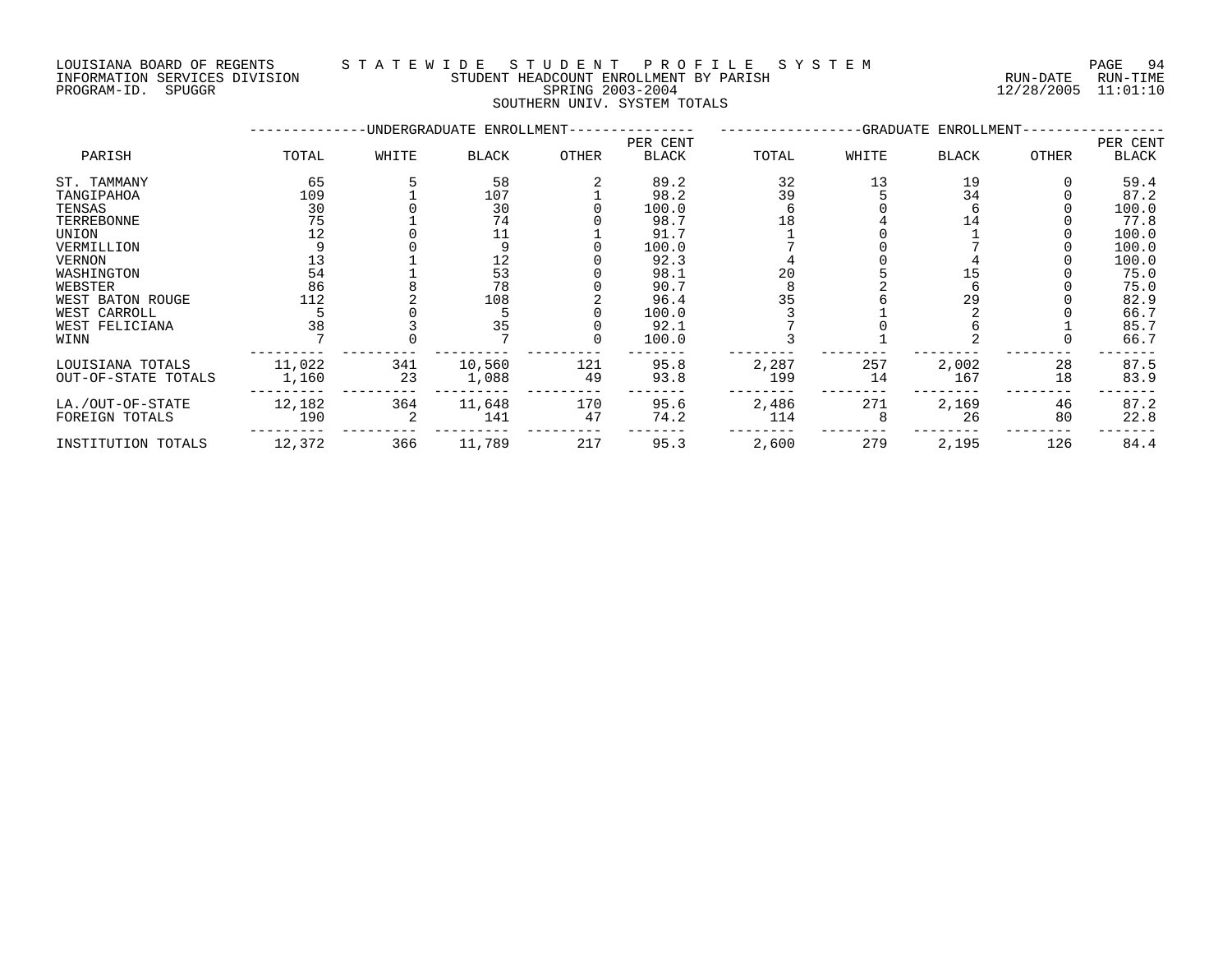LOUISIANA BOARD OF REGENTS — STATEWIDE STUDENT PROFILE SYSTEM
INFORMATION SERVICES DIVISION — STUDENT HEADCOUNT ENROLLMENT BY PARISH — RUN-DATE 12/28/2005 RUN-TIME 11:01:10
PROGRAM-ID. SPUGGR — SPRING 2003-2004

SOUTHERN UNIV. SYSTEM TOTALS

| PARISH | UNDERGRADUATE ENROLLMENT TOTAL | WHITE | BLACK | OTHER | PER CENT BLACK | GRADUATE ENROLLMENT TOTAL | WHITE | BLACK | OTHER | PER CENT BLACK |
|---|---|---|---|---|---|---|---|---|---|---|
| ST. TAMMANY | 65 | 5 | 58 | 2 | 89.2 | 32 | 13 | 19 | 0 | 59.4 |
| TANGIPAHOA | 109 | 1 | 107 | 1 | 98.2 | 39 | 5 | 34 | 0 | 87.2 |
| TENSAS | 30 | 0 | 30 | 0 | 100.0 | 6 | 0 | 6 | 0 | 100.0 |
| TERREBONNE | 75 | 1 | 74 | 0 | 98.7 | 18 | 4 | 14 | 0 | 77.8 |
| UNION | 12 | 0 | 11 | 1 | 91.7 | 1 | 0 | 1 | 0 | 100.0 |
| VERMILLION | 9 | 0 | 9 | 0 | 100.0 | 7 | 0 | 7 | 0 | 100.0 |
| VERNON | 13 | 1 | 12 | 0 | 92.3 | 4 | 0 | 4 | 0 | 100.0 |
| WASHINGTON | 54 | 1 | 53 | 0 | 98.1 | 20 | 5 | 15 | 0 | 75.0 |
| WEBSTER | 86 | 8 | 78 | 0 | 90.7 | 8 | 2 | 6 | 0 | 75.0 |
| WEST BATON ROUGE | 112 | 2 | 108 | 2 | 96.4 | 35 | 6 | 29 | 0 | 82.9 |
| WEST CARROLL | 5 | 0 | 5 | 0 | 100.0 | 3 | 1 | 2 | 0 | 66.7 |
| WEST FELICIANA | 38 | 3 | 35 | 0 | 92.1 | 7 | 0 | 6 | 1 | 85.7 |
| WINN | 7 | 0 | 7 | 0 | 100.0 | 3 | 1 | 2 | 0 | 66.7 |
| LOUISIANA TOTALS | 11,022 | 341 | 10,560 | 121 | 95.8 | 2,287 | 257 | 2,002 | 28 | 87.5 |
| OUT-OF-STATE TOTALS | 1,160 | 23 | 1,088 | 49 | 93.8 | 199 | 14 | 167 | 18 | 83.9 |
| LA./OUT-OF-STATE | 12,182 | 364 | 11,648 | 170 | 95.6 | 2,486 | 271 | 2,169 | 46 | 87.2 |
| FOREIGN TOTALS | 190 | 2 | 141 | 47 | 74.2 | 114 | 8 | 26 | 80 | 22.8 |
| INSTITUTION TOTALS | 12,372 | 366 | 11,789 | 217 | 95.3 | 2,600 | 279 | 2,195 | 126 | 84.4 |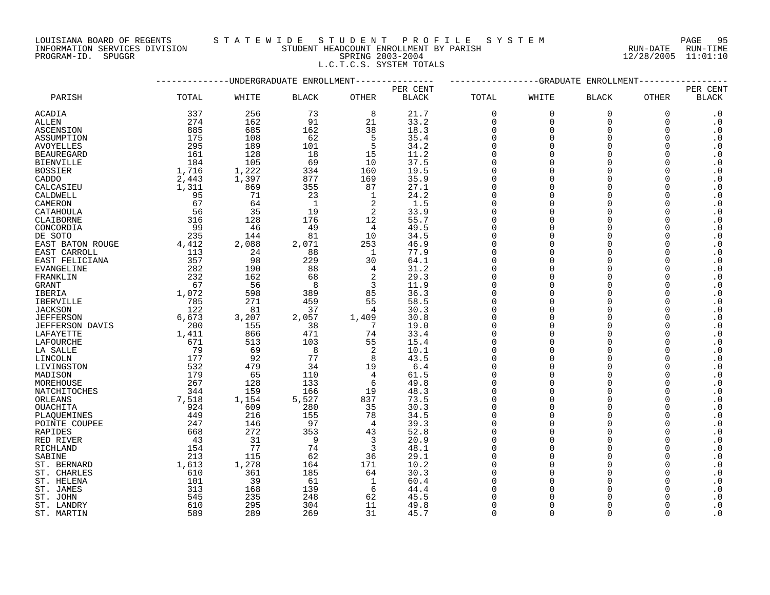LOUISIANA BOARD OF REGENTS — STATEWIDE STUDENT PROFILE SYSTEM
INFORMATION SERVICES DIVISION — STUDENT HEADCOUNT ENROLLMENT BY PARISH — RUN-DATE 12/28/2005 RUN-TIME 11:01:10
PROGRAM-ID. SPUGGR — SPRING 2003-2004

L.C.T.C.S. SYSTEM TOTALS

| PARISH | UNDERGRADUATE ENROLLMENT TOTAL | WHITE | BLACK | OTHER | PER CENT BLACK | GRADUATE ENROLLMENT TOTAL | WHITE | BLACK | OTHER | PER CENT BLACK |
|---|---|---|---|---|---|---|---|---|---|---|
| ACADIA | 337 | 256 | 73 | 8 | 21.7 | 0 | 0 | 0 | 0 | .0 |
| ALLEN | 274 | 162 | 91 | 21 | 33.2 | 0 | 0 | 0 | 0 | .0 |
| ASCENSION | 885 | 685 | 162 | 38 | 18.3 | 0 | 0 | 0 | 0 | .0 |
| ASSUMPTION | 175 | 108 | 62 | 5 | 35.4 | 0 | 0 | 0 | 0 | .0 |
| AVOYELLES | 295 | 189 | 101 | 5 | 34.2 | 0 | 0 | 0 | 0 | .0 |
| BEAUREGARD | 161 | 128 | 18 | 15 | 11.2 | 0 | 0 | 0 | 0 | .0 |
| BIENVILLE | 184 | 105 | 69 | 10 | 37.5 | 0 | 0 | 0 | 0 | .0 |
| BOSSIER | 1,716 | 1,222 | 334 | 160 | 19.5 | 0 | 0 | 0 | 0 | .0 |
| CADDO | 2,443 | 1,397 | 877 | 169 | 35.9 | 0 | 0 | 0 | 0 | .0 |
| CALCASIEU | 1,311 | 869 | 355 | 87 | 27.1 | 0 | 0 | 0 | 0 | .0 |
| CALDWELL | 95 | 71 | 23 | 1 | 24.2 | 0 | 0 | 0 | 0 | .0 |
| CAMERON | 67 | 64 | 1 | 2 | 1.5 | 0 | 0 | 0 | 0 | .0 |
| CATAHOULA | 56 | 35 | 19 | 2 | 33.9 | 0 | 0 | 0 | 0 | .0 |
| CLAIBORNE | 316 | 128 | 176 | 12 | 55.7 | 0 | 0 | 0 | 0 | .0 |
| CONCORDIA | 99 | 46 | 49 | 4 | 49.5 | 0 | 0 | 0 | 0 | .0 |
| DE SOTO | 235 | 144 | 81 | 10 | 34.5 | 0 | 0 | 0 | 0 | .0 |
| EAST BATON ROUGE | 4,412 | 2,088 | 2,071 | 253 | 46.9 | 0 | 0 | 0 | 0 | .0 |
| EAST CARROLL | 113 | 24 | 88 | 1 | 77.9 | 0 | 0 | 0 | 0 | .0 |
| EAST FELICIANA | 357 | 98 | 229 | 30 | 64.1 | 0 | 0 | 0 | 0 | .0 |
| EVANGELINE | 282 | 190 | 88 | 4 | 31.2 | 0 | 0 | 0 | 0 | .0 |
| FRANKLIN | 232 | 162 | 68 | 2 | 29.3 | 0 | 0 | 0 | 0 | .0 |
| GRANT | 67 | 56 | 8 | 3 | 11.9 | 0 | 0 | 0 | 0 | .0 |
| IBERIA | 1,072 | 598 | 389 | 85 | 36.3 | 0 | 0 | 0 | 0 | .0 |
| IBERVILLE | 785 | 271 | 459 | 55 | 58.5 | 0 | 0 | 0 | 0 | .0 |
| JACKSON | 122 | 81 | 37 | 4 | 30.3 | 0 | 0 | 0 | 0 | .0 |
| JEFFERSON | 6,673 | 3,207 | 2,057 | 1,409 | 30.8 | 0 | 0 | 0 | 0 | .0 |
| JEFFERSON DAVIS | 200 | 155 | 38 | 7 | 19.0 | 0 | 0 | 0 | 0 | .0 |
| LAFAYETTE | 1,411 | 866 | 471 | 74 | 33.4 | 0 | 0 | 0 | 0 | .0 |
| LAFOURCHE | 671 | 513 | 103 | 55 | 15.4 | 0 | 0 | 0 | 0 | .0 |
| LA SALLE | 79 | 69 | 8 | 2 | 10.1 | 0 | 0 | 0 | 0 | .0 |
| LINCOLN | 177 | 92 | 77 | 8 | 43.5 | 0 | 0 | 0 | 0 | .0 |
| LIVINGSTON | 532 | 479 | 34 | 19 | 6.4 | 0 | 0 | 0 | 0 | .0 |
| MADISON | 179 | 65 | 110 | 4 | 61.5 | 0 | 0 | 0 | 0 | .0 |
| MOREHOUSE | 267 | 128 | 133 | 6 | 49.8 | 0 | 0 | 0 | 0 | .0 |
| NATCHITOCHES | 344 | 159 | 166 | 19 | 48.3 | 0 | 0 | 0 | 0 | .0 |
| ORLEANS | 7,518 | 1,154 | 5,527 | 837 | 73.5 | 0 | 0 | 0 | 0 | .0 |
| OUACHITA | 924 | 609 | 280 | 35 | 30.3 | 0 | 0 | 0 | 0 | .0 |
| PLAQUEMINES | 449 | 216 | 155 | 78 | 34.5 | 0 | 0 | 0 | 0 | .0 |
| POINTE COUPEE | 247 | 146 | 97 | 4 | 39.3 | 0 | 0 | 0 | 0 | .0 |
| RAPIDES | 668 | 272 | 353 | 43 | 52.8 | 0 | 0 | 0 | 0 | .0 |
| RED RIVER | 43 | 31 | 9 | 3 | 20.9 | 0 | 0 | 0 | 0 | .0 |
| RICHLAND | 154 | 77 | 74 | 3 | 48.1 | 0 | 0 | 0 | 0 | .0 |
| SABINE | 213 | 115 | 62 | 36 | 29.1 | 0 | 0 | 0 | 0 | .0 |
| ST. BERNARD | 1,613 | 1,278 | 164 | 171 | 10.2 | 0 | 0 | 0 | 0 | .0 |
| ST. CHARLES | 610 | 361 | 185 | 64 | 30.3 | 0 | 0 | 0 | 0 | .0 |
| ST. HELENA | 101 | 39 | 61 | 1 | 60.4 | 0 | 0 | 0 | 0 | .0 |
| ST. JAMES | 313 | 168 | 139 | 6 | 44.4 | 0 | 0 | 0 | 0 | .0 |
| ST. JOHN | 545 | 235 | 248 | 62 | 45.5 | 0 | 0 | 0 | 0 | .0 |
| ST. LANDRY | 610 | 295 | 304 | 11 | 49.8 | 0 | 0 | 0 | 0 | .0 |
| ST. MARTIN | 589 | 289 | 269 | 31 | 45.7 | 0 | 0 | 0 | 0 | .0 |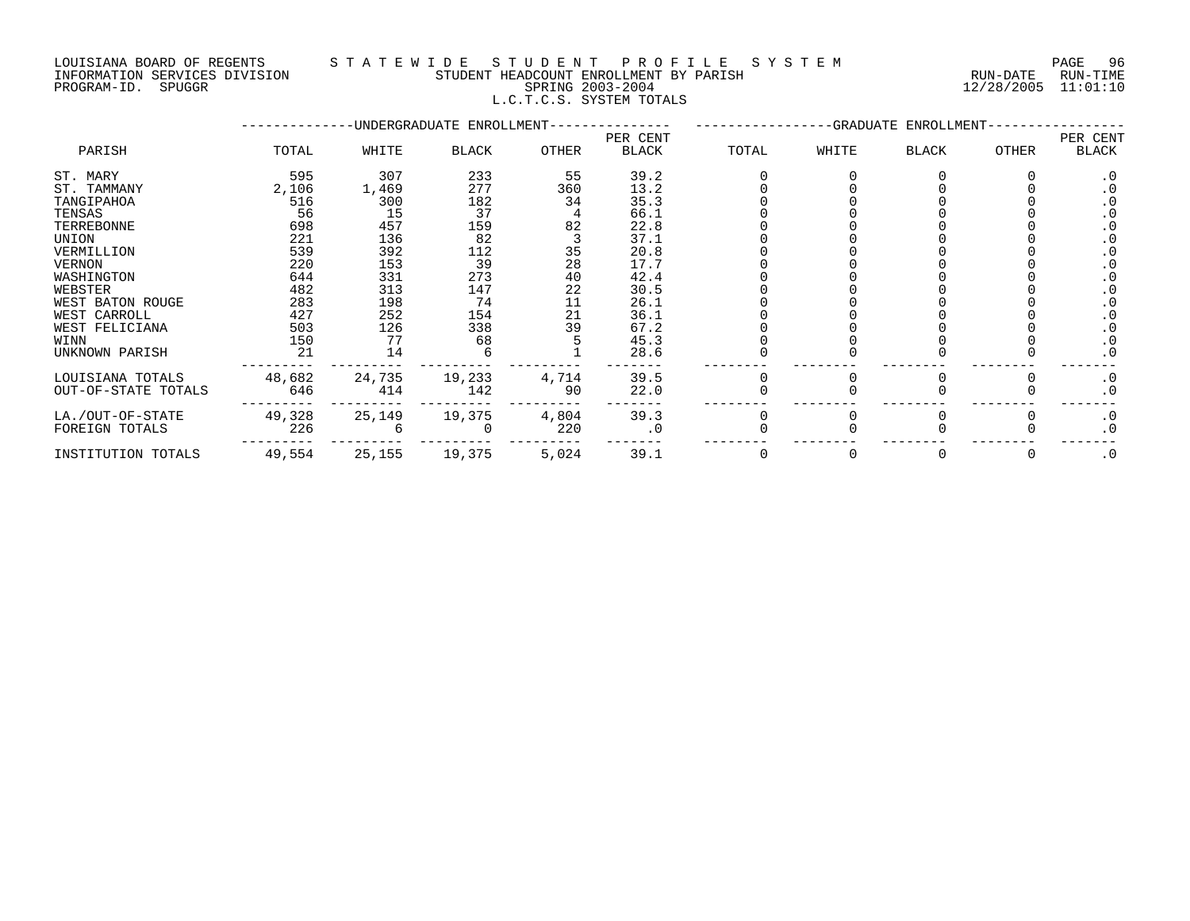LOUISIANA BOARD OF REGENTS — STATEWIDE STUDENT PROFILE SYSTEM
INFORMATION SERVICES DIVISION — STUDENT HEADCOUNT ENROLLMENT BY PARISH — RUN-DATE 12/28/2005 RUN-TIME 11:01:10
PROGRAM-ID. SPUGGR — SPRING 2003-2004

## L.C.T.C.S. SYSTEM TOTALS

| PARISH | UNDERGRADUATE ENROLLMENT TOTAL | WHITE | BLACK | OTHER | PER CENT BLACK | GRADUATE ENROLLMENT TOTAL | WHITE | BLACK | OTHER | PER CENT BLACK |
|---|---|---|---|---|---|---|---|---|---|---|
| ST. MARY | 595 | 307 | 233 | 55 | 39.2 | 0 | 0 | 0 | 0 | .0 |
| ST. TAMMANY | 2,106 | 1,469 | 277 | 360 | 13.2 | 0 | 0 | 0 | 0 | .0 |
| TANGIPAHOA | 516 | 300 | 182 | 34 | 35.3 | 0 | 0 | 0 | 0 | .0 |
| TENSAS | 56 | 15 | 37 | 4 | 66.1 | 0 | 0 | 0 | 0 | .0 |
| TERREBONNE | 698 | 457 | 159 | 82 | 22.8 | 0 | 0 | 0 | 0 | .0 |
| UNION | 221 | 136 | 82 | 3 | 37.1 | 0 | 0 | 0 | 0 | .0 |
| VERMILLION | 539 | 392 | 112 | 35 | 20.8 | 0 | 0 | 0 | 0 | .0 |
| VERNON | 220 | 153 | 39 | 28 | 17.7 | 0 | 0 | 0 | 0 | .0 |
| WASHINGTON | 644 | 331 | 273 | 40 | 42.4 | 0 | 0 | 0 | 0 | .0 |
| WEBSTER | 482 | 313 | 147 | 22 | 30.5 | 0 | 0 | 0 | 0 | .0 |
| WEST BATON ROUGE | 283 | 198 | 74 | 11 | 26.1 | 0 | 0 | 0 | 0 | .0 |
| WEST CARROLL | 427 | 252 | 154 | 21 | 36.1 | 0 | 0 | 0 | 0 | .0 |
| WEST FELICIANA | 503 | 126 | 338 | 39 | 67.2 | 0 | 0 | 0 | 0 | .0 |
| WINN | 150 | 77 | 68 | 5 | 45.3 | 0 | 0 | 0 | 0 | .0 |
| UNKNOWN PARISH | 21 | 14 | 6 | 1 | 28.6 | 0 | 0 | 0 | 0 | .0 |
| LOUISIANA TOTALS | 48,682 | 24,735 | 19,233 | 4,714 | 39.5 | 0 | 0 | 0 | 0 | .0 |
| OUT-OF-STATE TOTALS | 646 | 414 | 142 | 90 | 22.0 | 0 | 0 | 0 | 0 | .0 |
| LA./OUT-OF-STATE | 49,328 | 25,149 | 19,375 | 4,804 | 39.3 | 0 | 0 | 0 | 0 | .0 |
| FOREIGN TOTALS | 226 | 6 | 0 | 220 | .0 | 0 | 0 | 0 | 0 | .0 |
| INSTITUTION TOTALS | 49,554 | 25,155 | 19,375 | 5,024 | 39.1 | 0 | 0 | 0 | 0 | .0 |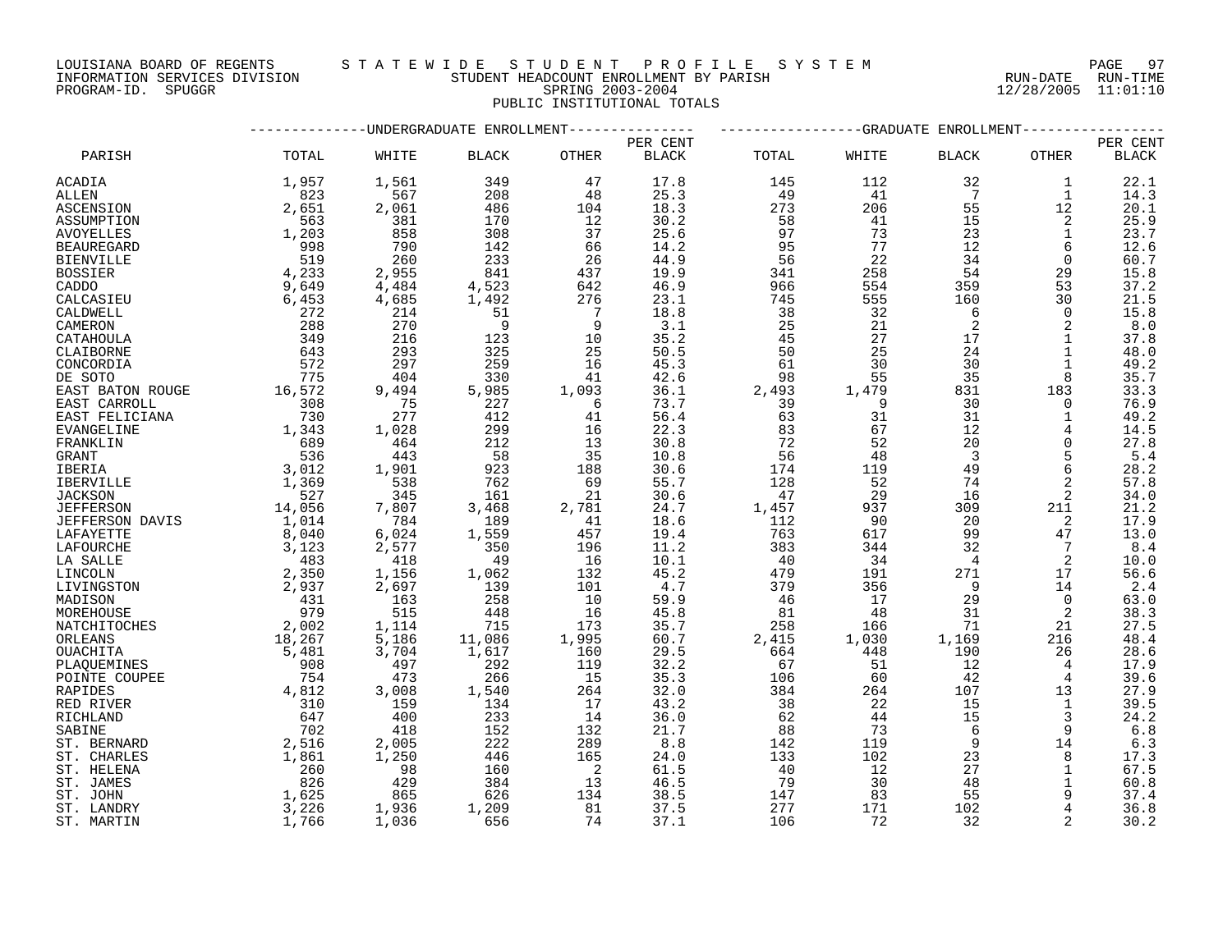LOUISIANA BOARD OF REGENTS — STATEWIDE STUDENT PROFILE SYSTEM
INFORMATION SERVICES DIVISION — STUDENT HEADCOUNT ENROLLMENT BY PARISH — RUN-DATE 12/28/2005 RUN-TIME 11:01:10
PROGRAM-ID. SPUGGR — SPRING 2003-2004

PUBLIC INSTITUTIONAL TOTALS

| PARISH | UNDERGRADUATE ENROLLMENT TOTAL | WHITE | BLACK | OTHER | PER CENT BLACK | GRADUATE ENROLLMENT TOTAL | WHITE | BLACK | OTHER | PER CENT BLACK |
|---|---|---|---|---|---|---|---|---|---|---|
| ACADIA | 1,957 | 1,561 | 349 | 47 | 17.8 | 145 | 112 | 32 | 1 | 22.1 |
| ALLEN | 823 | 567 | 208 | 48 | 25.3 | 49 | 41 | 7 | 1 | 14.3 |
| ASCENSION | 2,651 | 2,061 | 486 | 104 | 18.3 | 273 | 206 | 55 | 12 | 20.1 |
| ASSUMPTION | 563 | 381 | 170 | 12 | 30.2 | 58 | 41 | 15 | 2 | 25.9 |
| AVOYELLES | 1,203 | 858 | 308 | 37 | 25.6 | 97 | 73 | 23 | 1 | 23.7 |
| BEAUREGARD | 998 | 790 | 142 | 66 | 14.2 | 95 | 77 | 12 | 6 | 12.6 |
| BIENVILLE | 519 | 260 | 233 | 26 | 44.9 | 56 | 22 | 34 | 0 | 60.7 |
| BOSSIER | 4,233 | 2,955 | 841 | 437 | 19.9 | 341 | 258 | 54 | 29 | 15.8 |
| CADDO | 9,649 | 4,484 | 4,523 | 642 | 46.9 | 966 | 554 | 359 | 53 | 37.2 |
| CALCASIEU | 6,453 | 4,685 | 1,492 | 276 | 23.1 | 745 | 555 | 160 | 30 | 21.5 |
| CALDWELL | 272 | 214 | 51 | 7 | 18.8 | 38 | 32 | 6 | 0 | 15.8 |
| CAMERON | 288 | 270 | 9 | 9 | 3.1 | 25 | 21 | 2 | 2 | 8.0 |
| CATAHOULA | 349 | 216 | 123 | 10 | 35.2 | 45 | 27 | 17 | 1 | 37.8 |
| CLAIBORNE | 643 | 293 | 325 | 25 | 50.5 | 50 | 25 | 24 | 1 | 48.0 |
| CONCORDIA | 572 | 297 | 259 | 16 | 45.3 | 61 | 30 | 30 | 1 | 49.2 |
| DE SOTO | 775 | 404 | 330 | 41 | 42.6 | 98 | 55 | 35 | 8 | 35.7 |
| EAST BATON ROUGE | 16,572 | 9,494 | 5,985 | 1,093 | 36.1 | 2,493 | 1,479 | 831 | 183 | 33.3 |
| EAST CARROLL | 308 | 75 | 227 | 6 | 73.7 | 39 | 9 | 30 | 0 | 76.9 |
| EAST FELICIANA | 730 | 277 | 412 | 41 | 56.4 | 63 | 31 | 31 | 1 | 49.2 |
| EVANGELINE | 1,343 | 1,028 | 299 | 16 | 22.3 | 83 | 67 | 12 | 4 | 14.5 |
| FRANKLIN | 689 | 464 | 212 | 13 | 30.8 | 72 | 52 | 20 | 0 | 27.8 |
| GRANT | 536 | 443 | 58 | 35 | 10.8 | 56 | 48 | 3 | 5 | 5.4 |
| IBERIA | 3,012 | 1,901 | 923 | 188 | 30.6 | 174 | 119 | 49 | 6 | 28.2 |
| IBERVILLE | 1,369 | 538 | 762 | 69 | 55.7 | 128 | 52 | 74 | 2 | 57.8 |
| JACKSON | 527 | 345 | 161 | 21 | 30.6 | 47 | 29 | 16 | 2 | 34.0 |
| JEFFERSON | 14,056 | 7,807 | 3,468 | 2,781 | 24.7 | 1,457 | 937 | 309 | 211 | 21.2 |
| JEFFERSON DAVIS | 1,014 | 784 | 189 | 41 | 18.6 | 112 | 90 | 20 | 2 | 17.9 |
| LAFAYETTE | 8,040 | 6,024 | 1,559 | 457 | 19.4 | 763 | 617 | 99 | 47 | 13.0 |
| LAFOURCHE | 3,123 | 2,577 | 350 | 196 | 11.2 | 383 | 344 | 32 | 7 | 8.4 |
| LA SALLE | 483 | 418 | 49 | 16 | 10.1 | 40 | 34 | 4 | 2 | 10.0 |
| LINCOLN | 2,350 | 1,156 | 1,062 | 132 | 45.2 | 479 | 191 | 271 | 17 | 56.6 |
| LIVINGSTON | 2,937 | 2,697 | 139 | 101 | 4.7 | 379 | 356 | 9 | 14 | 2.4 |
| MADISON | 431 | 163 | 258 | 10 | 59.9 | 46 | 17 | 29 | 0 | 63.0 |
| MOREHOUSE | 979 | 515 | 448 | 16 | 45.8 | 81 | 48 | 31 | 2 | 38.3 |
| NATCHITOCHES | 2,002 | 1,114 | 715 | 173 | 35.7 | 258 | 166 | 71 | 21 | 27.5 |
| ORLEANS | 18,267 | 5,186 | 11,086 | 1,995 | 60.7 | 2,415 | 1,030 | 1,169 | 216 | 48.4 |
| OUACHITA | 5,481 | 3,704 | 1,617 | 160 | 29.5 | 664 | 448 | 190 | 26 | 28.6 |
| PLAQUEMINES | 908 | 497 | 292 | 119 | 32.2 | 67 | 51 | 12 | 4 | 17.9 |
| POINTE COUPEE | 754 | 473 | 266 | 15 | 35.3 | 106 | 60 | 42 | 4 | 39.6 |
| RAPIDES | 4,812 | 3,008 | 1,540 | 264 | 32.0 | 384 | 264 | 107 | 13 | 27.9 |
| RED RIVER | 310 | 159 | 134 | 17 | 43.2 | 38 | 22 | 15 | 1 | 39.5 |
| RICHLAND | 647 | 400 | 233 | 14 | 36.0 | 62 | 44 | 15 | 3 | 24.2 |
| SABINE | 702 | 418 | 152 | 132 | 21.7 | 88 | 73 | 6 | 9 | 6.8 |
| ST. BERNARD | 2,516 | 2,005 | 222 | 289 | 8.8 | 142 | 119 | 9 | 14 | 6.3 |
| ST. CHARLES | 1,861 | 1,250 | 446 | 165 | 24.0 | 133 | 102 | 23 | 8 | 17.3 |
| ST. HELENA | 260 | 98 | 160 | 2 | 61.5 | 40 | 12 | 27 | 1 | 67.5 |
| ST. JAMES | 826 | 429 | 384 | 13 | 46.5 | 79 | 30 | 48 | 1 | 60.8 |
| ST. JOHN | 1,625 | 865 | 626 | 134 | 38.5 | 147 | 83 | 55 | 9 | 37.4 |
| ST. LANDRY | 3,226 | 1,936 | 1,209 | 81 | 37.5 | 277 | 171 | 102 | 4 | 36.8 |
| ST. MARTIN | 1,766 | 1,036 | 656 | 74 | 37.1 | 106 | 72 | 32 | 2 | 30.2 |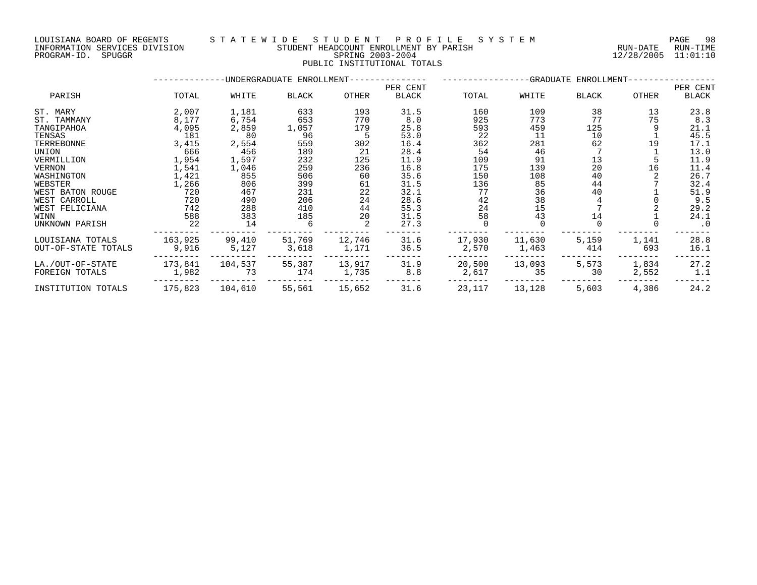LOUISIANA BOARD OF REGENTS — STATEWIDE STUDENT PROFILE SYSTEM
INFORMATION SERVICES DIVISION — STUDENT HEADCOUNT ENROLLMENT BY PARISH — RUN-DATE 12/28/2005 RUN-TIME 11:01:10
PROGRAM-ID. SPUGGR — SPRING 2003-2004

PUBLIC INSTITUTIONAL TOTALS

| | UNDERGRADUATE ENROLLMENT | | | | | GRADUATE ENROLLMENT | | | | |
|---|---|---|---|---|---|---|---|---|---|---|
| PARISH | TOTAL | WHITE | BLACK | OTHER | PER CENT BLACK | TOTAL | WHITE | BLACK | OTHER | PER CENT BLACK |
| ST. MARY | 2,007 | 1,181 | 633 | 193 | 31.5 | 160 | 109 | 38 | 13 | 23.8 |
| ST. TAMMANY | 8,177 | 6,754 | 653 | 770 | 8.0 | 925 | 773 | 77 | 75 | 8.3 |
| TANGIPAHOA | 4,095 | 2,859 | 1,057 | 179 | 25.8 | 593 | 459 | 125 | 9 | 21.1 |
| TENSAS | 181 | 80 | 96 | 5 | 53.0 | 22 | 11 | 10 | 1 | 45.5 |
| TERREBONNE | 3,415 | 2,554 | 559 | 302 | 16.4 | 362 | 281 | 62 | 19 | 17.1 |
| UNION | 666 | 456 | 189 | 21 | 28.4 | 54 | 46 | 7 | 1 | 13.0 |
| VERMILLION | 1,954 | 1,597 | 232 | 125 | 11.9 | 109 | 91 | 13 | 5 | 11.9 |
| VERNON | 1,541 | 1,046 | 259 | 236 | 16.8 | 175 | 139 | 20 | 16 | 11.4 |
| WASHINGTON | 1,421 | 855 | 506 | 60 | 35.6 | 150 | 108 | 40 | 2 | 26.7 |
| WEBSTER | 1,266 | 806 | 399 | 61 | 31.5 | 136 | 85 | 44 | 7 | 32.4 |
| WEST BATON ROUGE | 720 | 467 | 231 | 22 | 32.1 | 77 | 36 | 40 | 1 | 51.9 |
| WEST CARROLL | 720 | 490 | 206 | 24 | 28.6 | 42 | 38 | 4 | 0 | 9.5 |
| WEST FELICIANA | 742 | 288 | 410 | 44 | 55.3 | 24 | 15 | 7 | 2 | 29.2 |
| WINN | 588 | 383 | 185 | 20 | 31.5 | 58 | 43 | 14 | 1 | 24.1 |
| UNKNOWN PARISH | 22 | 14 | 6 | 2 | 27.3 | 0 | 0 | 0 | 0 | .0 |
| LOUISIANA TOTALS | 163,925 | 99,410 | 51,769 | 12,746 | 31.6 | 17,930 | 11,630 | 5,159 | 1,141 | 28.8 |
| OUT-OF-STATE TOTALS | 9,916 | 5,127 | 3,618 | 1,171 | 36.5 | 2,570 | 1,463 | 414 | 693 | 16.1 |
| LA./OUT-OF-STATE | 173,841 | 104,537 | 55,387 | 13,917 | 31.9 | 20,500 | 13,093 | 5,573 | 1,834 | 27.2 |
| FOREIGN TOTALS | 1,982 | 73 | 174 | 1,735 | 8.8 | 2,617 | 35 | 30 | 2,552 | 1.1 |
| INSTITUTION TOTALS | 175,823 | 104,610 | 55,561 | 15,652 | 31.6 | 23,117 | 13,128 | 5,603 | 4,386 | 24.2 |